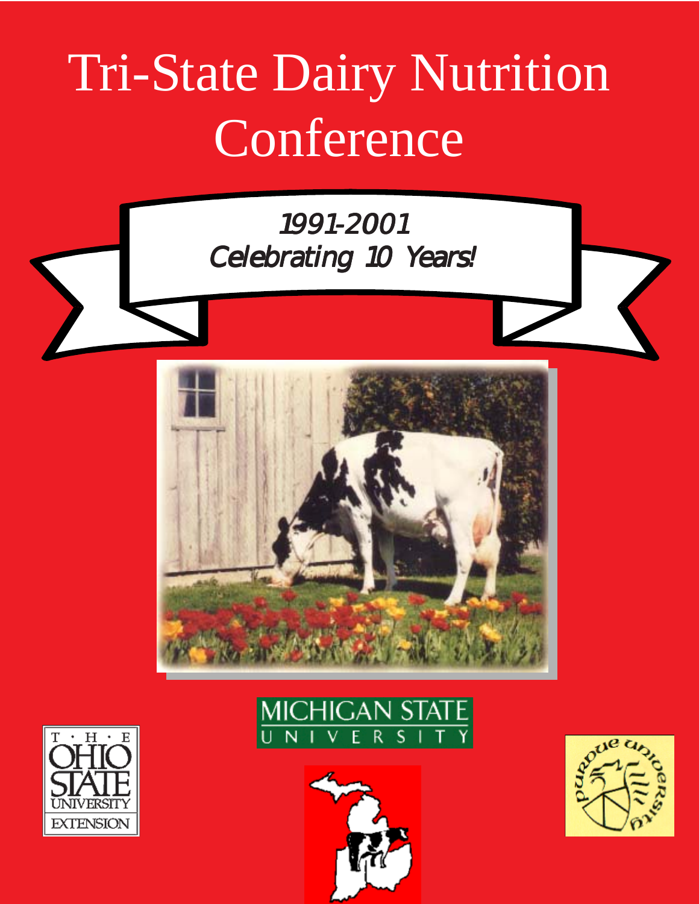# Tri-State Dairy Nutrition Conference

*1991-2001*
*Celebrating 10 Years!*

THE OHIO STATE UNIVERSITY EXTENSION

MICHIGAN STATE UNIVERSITY

PURDUE UNIVERSITY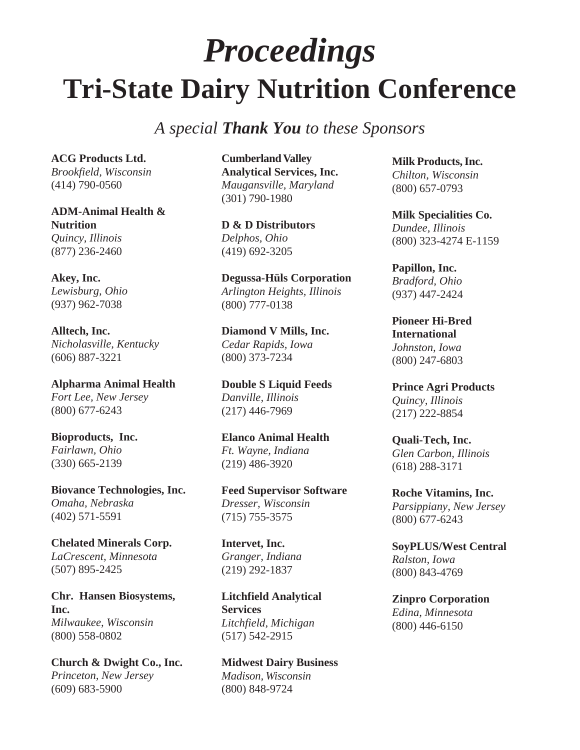# *Proceedings*

# Tri-State Dairy Nutrition Conference

*A special* ***Thank You*** *to these Sponsors*

**ACG Products Ltd.**
*Brookfield, Wisconsin*
(414) 790-0560

**ADM-Animal Health & Nutrition**
*Quincy, Illinois*
(877) 236-2460

**Akey, Inc.**
*Lewisburg, Ohio*
(937) 962-7038

**Alltech, Inc.**
*Nicholasville, Kentucky*
(606) 887-3221

**Alpharma Animal Health**
*Fort Lee, New Jersey*
(800) 677-6243

**Bioproducts, Inc.**
*Fairlawn, Ohio*
(330) 665-2139

**Biovance Technologies, Inc.**
*Omaha, Nebraska*
(402) 571-5591

**Chelated Minerals Corp.**
*LaCrescent, Minnesota*
(507) 895-2425

**Chr. Hansen Biosystems, Inc.**
*Milwaukee, Wisconsin*
(800) 558-0802

**Church & Dwight Co., Inc.**
*Princeton, New Jersey*
(609) 683-5900

**Cumberland Valley Analytical Services, Inc.**
*Maugansville, Maryland*
(301) 790-1980

**D & D Distributors**
*Delphos, Ohio*
(419) 692-3205

**Degussa-Hüls Corporation**
*Arlington Heights, Illinois*
(800) 777-0138

**Diamond V Mills, Inc.**
*Cedar Rapids, Iowa*
(800) 373-7234

**Double S Liquid Feeds**
*Danville, Illinois*
(217) 446-7969

**Elanco Animal Health**
*Ft. Wayne, Indiana*
(219) 486-3920

**Feed Supervisor Software**
*Dresser, Wisconsin*
(715) 755-3575

**Intervet, Inc.**
*Granger, Indiana*
(219) 292-1837

**Litchfield Analytical Services**
*Litchfield, Michigan*
(517) 542-2915

**Midwest Dairy Business**
*Madison, Wisconsin*
(800) 848-9724

**Milk Products, Inc.**
*Chilton, Wisconsin*
(800) 657-0793

**Milk Specialities Co.**
*Dundee, Illinois*
(800) 323-4274 E-1159

**Papillon, Inc.**
*Bradford, Ohio*
(937) 447-2424

**Pioneer Hi-Bred International**
*Johnston, Iowa*
(800) 247-6803

**Prince Agri Products**
*Quincy, Illinois*
(217) 222-8854

**Quali-Tech, Inc.**
*Glen Carbon, Illinois*
(618) 288-3171

**Roche Vitamins, Inc.**
*Parsippiany, New Jersey*
(800) 677-6243

**SoyPLUS/West Central**
*Ralston, Iowa*
(800) 843-4769

**Zinpro Corporation**
*Edina, Minnesota*
(800) 446-6150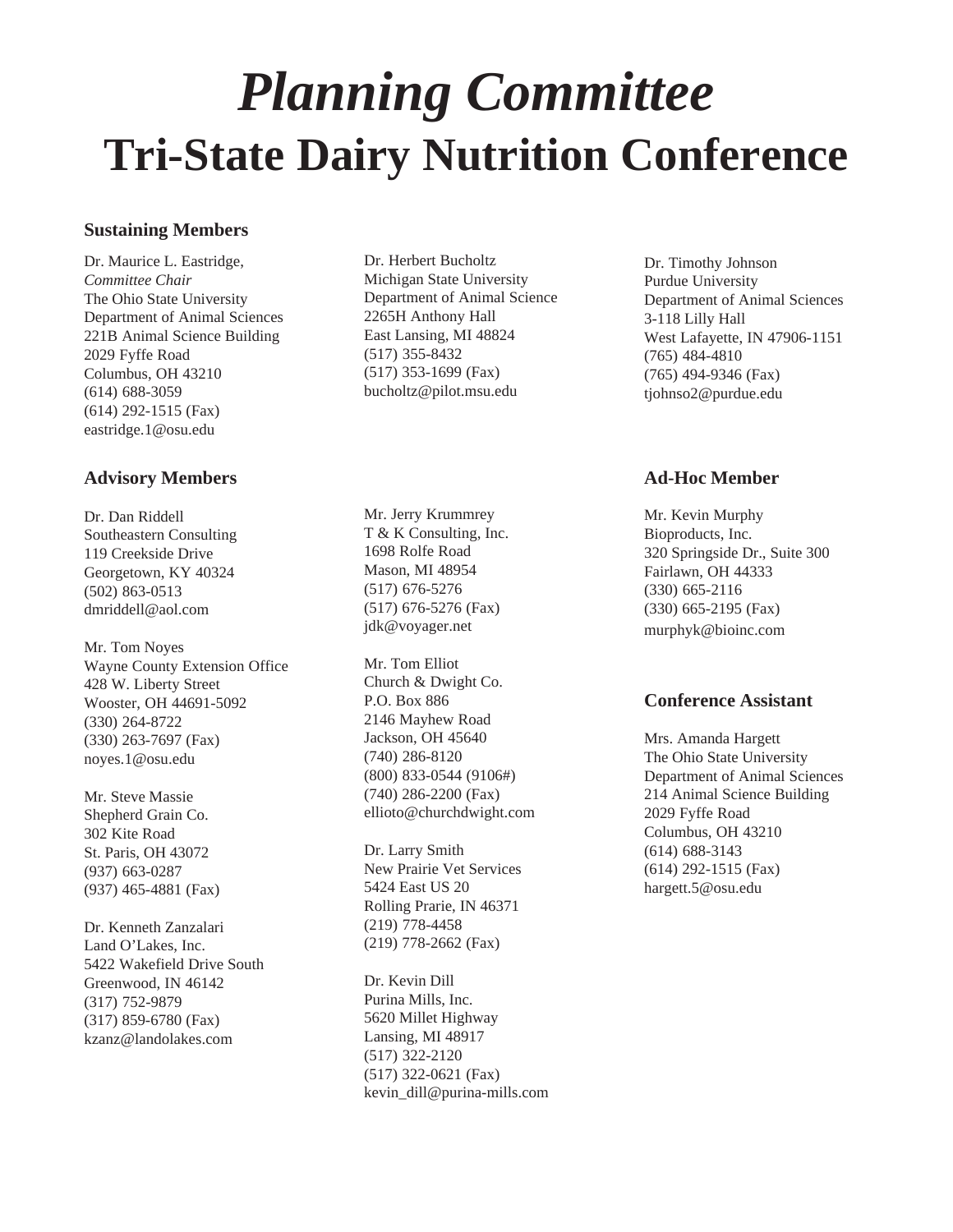# *Planning Committee*

# Tri-State Dairy Nutrition Conference

### Sustaining Members

Dr. Maurice L. Eastridge,
*Committee Chair*
The Ohio State University
Department of Animal Sciences
221B Animal Science Building
2029 Fyffe Road
Columbus, OH 43210
(614) 688-3059
(614) 292-1515 (Fax)
eastridge.1@osu.edu

Dr. Herbert Bucholtz
Michigan State University
Department of Animal Science
2265H Anthony Hall
East Lansing, MI 48824
(517) 355-8432
(517) 353-1699 (Fax)
bucholtz@pilot.msu.edu

Dr. Timothy Johnson
Purdue University
Department of Animal Sciences
3-118 Lilly Hall
West Lafayette, IN 47906-1151
(765) 484-4810
(765) 494-9346 (Fax)
tjohnso2@purdue.edu

### Advisory Members

Dr. Dan Riddell
Southeastern Consulting
119 Creekside Drive
Georgetown, KY 40324
(502) 863-0513
dmriddell@aol.com

Mr. Tom Noyes
Wayne County Extension Office
428 W. Liberty Street
Wooster, OH 44691-5092
(330) 264-8722
(330) 263-7697 (Fax)
noyes.1@osu.edu

Mr. Steve Massie
Shepherd Grain Co.
302 Kite Road
St. Paris, OH 43072
(937) 663-0287
(937) 465-4881 (Fax)

Dr. Kenneth Zanzalari
Land O'Lakes, Inc.
5422 Wakefield Drive South
Greenwood, IN 46142
(317) 752-9879
(317) 859-6780 (Fax)
kzanz@landolakes.com

Mr. Jerry Krummrey
T & K Consulting, Inc.
1698 Rolfe Road
Mason, MI 48954
(517) 676-5276
(517) 676-5276 (Fax)
jdk@voyager.net

Mr. Tom Elliot
Church & Dwight Co.
P.O. Box 886
2146 Mayhew Road
Jackson, OH 45640
(740) 286-8120
(800) 833-0544 (9106#)
(740) 286-2200 (Fax)
ellioto@churchdwight.com

Dr. Larry Smith
New Prairie Vet Services
5424 East US 20
Rolling Prarie, IN 46371
(219) 778-4458
(219) 778-2662 (Fax)

Dr. Kevin Dill
Purina Mills, Inc.
5620 Millet Highway
Lansing, MI 48917
(517) 322-2120
(517) 322-0621 (Fax)
kevin_dill@purina-mills.com

### Ad-Hoc Member

Mr. Kevin Murphy
Bioproducts, Inc.
320 Springside Dr., Suite 300
Fairlawn, OH 44333
(330) 665-2116
(330) 665-2195 (Fax)
murphyk@bioinc.com

### Conference Assistant

Mrs. Amanda Hargett
The Ohio State University
Department of Animal Sciences
214 Animal Science Building
2029 Fyffe Road
Columbus, OH 43210
(614) 688-3143
(614) 292-1515 (Fax)
hargett.5@osu.edu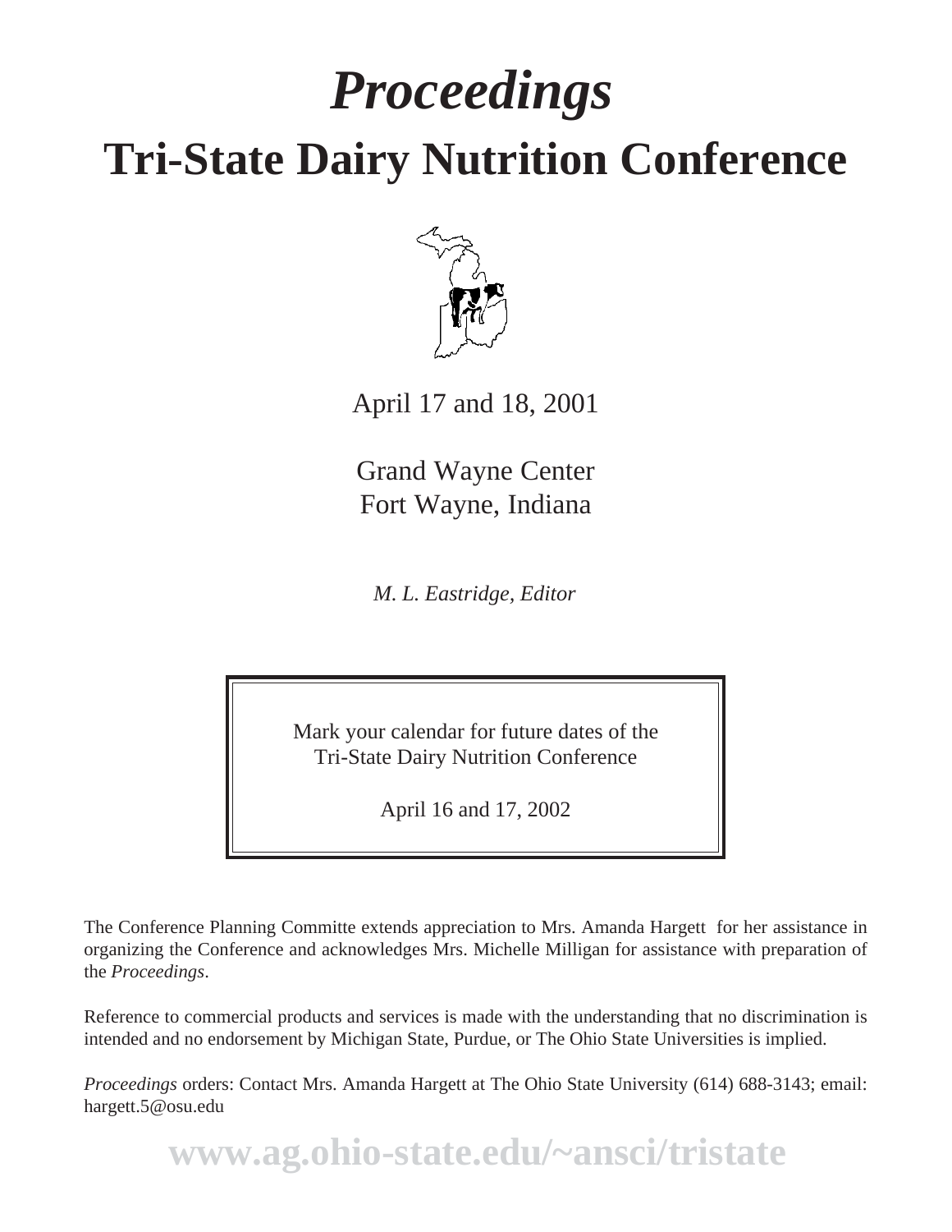# *Proceedings*

# Tri-State Dairy Nutrition Conference

April 17 and 18, 2001

Grand Wayne Center
Fort Wayne, Indiana

*M. L. Eastridge, Editor*

> Mark your calendar for future dates of the
> Tri-State Dairy Nutrition Conference
>
> April 16 and 17, 2002

The Conference Planning Committe extends appreciation to Mrs. Amanda Hargett for her assistance in organizing the Conference and acknowledges Mrs. Michelle Milligan for assistance with preparation of the *Proceedings*.

Reference to commercial products and services is made with the understanding that no discrimination is intended and no endorsement by Michigan State, Purdue, or The Ohio State Universities is implied.

*Proceedings* orders: Contact Mrs. Amanda Hargett at The Ohio State University (614) 688-3143; email: hargett.5@osu.edu

**www.ag.ohio-state.edu/~ansci/tristate**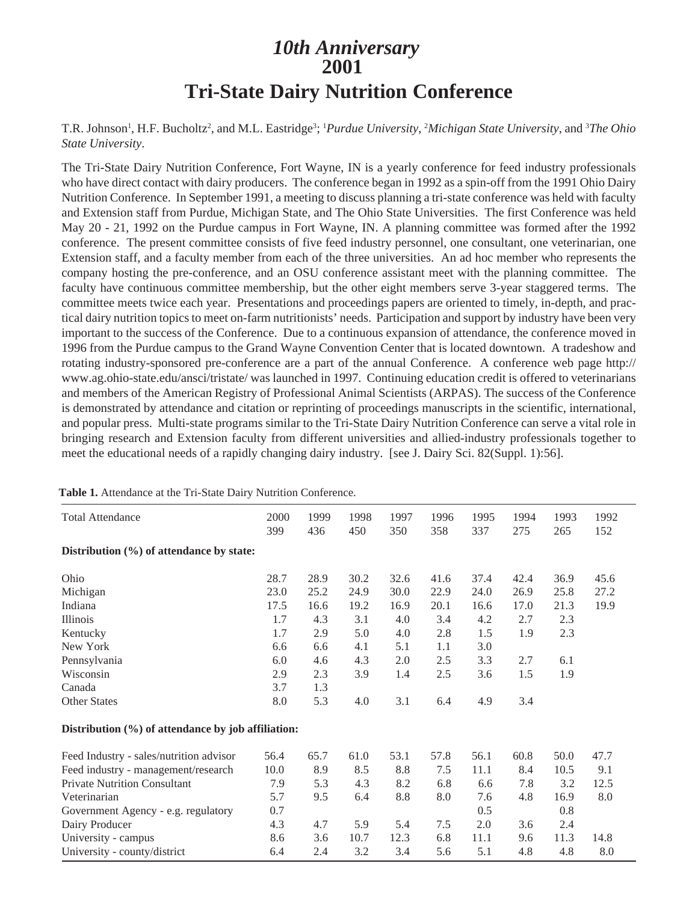# *10th Anniversary*
# 2001
# Tri-State Dairy Nutrition Conference

T.R. Johnson[1], H.F. Bucholtz[2], and M.L. Eastridge[3]; [1]*Purdue University*, [2]*Michigan State University*, and [3]*The Ohio State University*.

The Tri-State Dairy Nutrition Conference, Fort Wayne, IN is a yearly conference for feed industry professionals who have direct contact with dairy producers. The conference began in 1992 as a spin-off from the 1991 Ohio Dairy Nutrition Conference. In September 1991, a meeting to discuss planning a tri-state conference was held with faculty and Extension staff from Purdue, Michigan State, and The Ohio State Universities. The first Conference was held May 20 - 21, 1992 on the Purdue campus in Fort Wayne, IN. A planning committee was formed after the 1992 conference. The present committee consists of five feed industry personnel, one consultant, one veterinarian, one Extension staff, and a faculty member from each of the three universities. An ad hoc member who represents the company hosting the pre-conference, and an OSU conference assistant meet with the planning committee. The faculty have continuous committee membership, but the other eight members serve 3-year staggered terms. The committee meets twice each year. Presentations and proceedings papers are oriented to timely, in-depth, and practical dairy nutrition topics to meet on-farm nutritionists' needs. Participation and support by industry have been very important to the success of the Conference. Due to a continuous expansion of attendance, the conference moved in 1996 from the Purdue campus to the Grand Wayne Convention Center that is located downtown. A tradeshow and rotating industry-sponsored pre-conference are a part of the annual Conference. A conference web page http://www.ag.ohio-state.edu/ansci/tristate/ was launched in 1997. Continuing education credit is offered to veterinarians and members of the American Registry of Professional Animal Scientists (ARPAS). The success of the Conference is demonstrated by attendance and citation or reprinting of proceedings manuscripts in the scientific, international, and popular press. Multi-state programs similar to the Tri-State Dairy Nutrition Conference can serve a vital role in bringing research and Extension faculty from different universities and allied-industry professionals together to meet the educational needs of a rapidly changing dairy industry. [see J. Dairy Sci. 82(Suppl. 1):56].

**Table 1.** Attendance at the Tri-State Dairy Nutrition Conference.

| | 2000 | 1999 | 1998 | 1997 | 1996 | 1995 | 1994 | 1993 | 1992 |
|---|---|---|---|---|---|---|---|---|---|
| Total Attendance | 399 | 436 | 450 | 350 | 358 | 337 | 275 | 265 | 152 |
| **Distribution (%) of attendance by state:** | | | | | | | | | |
| Ohio | 28.7 | 28.9 | 30.2 | 32.6 | 41.6 | 37.4 | 42.4 | 36.9 | 45.6 |
| Michigan | 23.0 | 25.2 | 24.9 | 30.0 | 22.9 | 24.0 | 26.9 | 25.8 | 27.2 |
| Indiana | 17.5 | 16.6 | 19.2 | 16.9 | 20.1 | 16.6 | 17.0 | 21.3 | 19.9 |
| Illinois | 1.7 | 4.3 | 3.1 | 4.0 | 3.4 | 4.2 | 2.7 | 2.3 | |
| Kentucky | 1.7 | 2.9 | 5.0 | 4.0 | 2.8 | 1.5 | 1.9 | 2.3 | |
| New York | 6.6 | 6.6 | 4.1 | 5.1 | 1.1 | 3.0 | | | |
| Pennsylvania | 6.0 | 4.6 | 4.3 | 2.0 | 2.5 | 3.3 | 2.7 | 6.1 | |
| Wisconsin | 2.9 | 2.3 | 3.9 | 1.4 | 2.5 | 3.6 | 1.5 | 1.9 | |
| Canada | 3.7 | 1.3 | | | | | | | |
| Other States | 8.0 | 5.3 | 4.0 | 3.1 | 6.4 | 4.9 | 3.4 | | |
| **Distribution (%) of attendance by job affiliation:** | | | | | | | | | |
| Feed Industry - sales/nutrition advisor | 56.4 | 65.7 | 61.0 | 53.1 | 57.8 | 56.1 | 60.8 | 50.0 | 47.7 |
| Feed industry - management/research | 10.0 | 8.9 | 8.5 | 8.8 | 7.5 | 11.1 | 8.4 | 10.5 | 9.1 |
| Private Nutrition Consultant | 7.9 | 5.3 | 4.3 | 8.2 | 6.8 | 6.6 | 7.8 | 3.2 | 12.5 |
| Veterinarian | 5.7 | 9.5 | 6.4 | 8.8 | 8.0 | 7.6 | 4.8 | 16.9 | 8.0 |
| Government Agency - e.g. regulatory | 0.7 | | | | | 0.5 | | 0.8 | |
| Dairy Producer | 4.3 | 4.7 | 5.9 | 5.4 | 7.5 | 2.0 | 3.6 | 2.4 | |
| University - campus | 8.6 | 3.6 | 10.7 | 12.3 | 6.8 | 11.1 | 9.6 | 11.3 | 14.8 |
| University - county/district | 6.4 | 2.4 | 3.2 | 3.4 | 5.6 | 5.1 | 4.8 | 4.8 | 8.0 |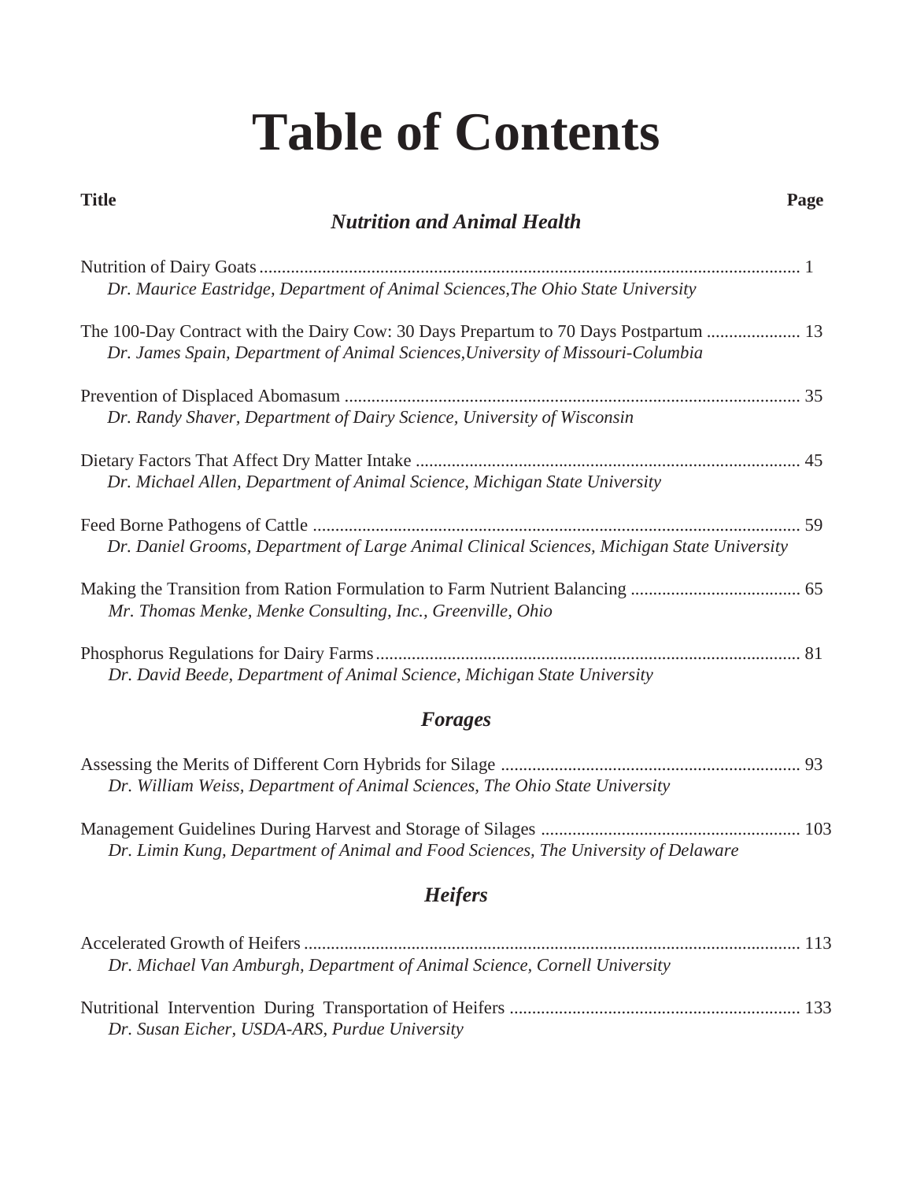# Table of Contents

**Title** **Page**

## *Nutrition and Animal Health*

Nutrition of Dairy Goats ........................................................................................................................ 1
*Dr. Maurice Eastridge, Department of Animal Sciences,The Ohio State University*

The 100-Day Contract with the Dairy Cow: 30 Days Prepartum to 70 Days Postpartum ..................... 13
*Dr. James Spain, Department of Animal Sciences,University of Missouri-Columbia*

Prevention of Displaced Abomasum ..................................................................................................... 35
*Dr. Randy Shaver, Department of Dairy Science, University of Wisconsin*

Dietary Factors That Affect Dry Matter Intake ..................................................................................... 45
*Dr. Michael Allen, Department of Animal Science, Michigan State University*

Feed Borne Pathogens of Cattle ............................................................................................................ 59
*Dr. Daniel Grooms, Department of Large Animal Clinical Sciences, Michigan State University*

Making the Transition from Ration Formulation to Farm Nutrient Balancing ...................................... 65
*Mr. Thomas Menke, Menke Consulting, Inc., Greenville, Ohio*

Phosphorus Regulations for Dairy Farms .............................................................................................. 81
*Dr. David Beede, Department of Animal Science, Michigan State University*

## *Forages*

Assessing the Merits of Different Corn Hybrids for Silage ................................................................... 93
*Dr. William Weiss, Department of Animal Sciences, The Ohio State University*

Management Guidelines During Harvest and Storage of Silages .......................................................... 103
*Dr. Limin Kung, Department of Animal and Food Sciences, The University of Delaware*

## *Heifers*

Accelerated Growth of Heifers ............................................................................................................... 113
*Dr. Michael Van Amburgh, Department of Animal Science, Cornell University*

Nutritional Intervention During Transportation of Heifers ................................................................. 133
*Dr. Susan Eicher, USDA-ARS, Purdue University*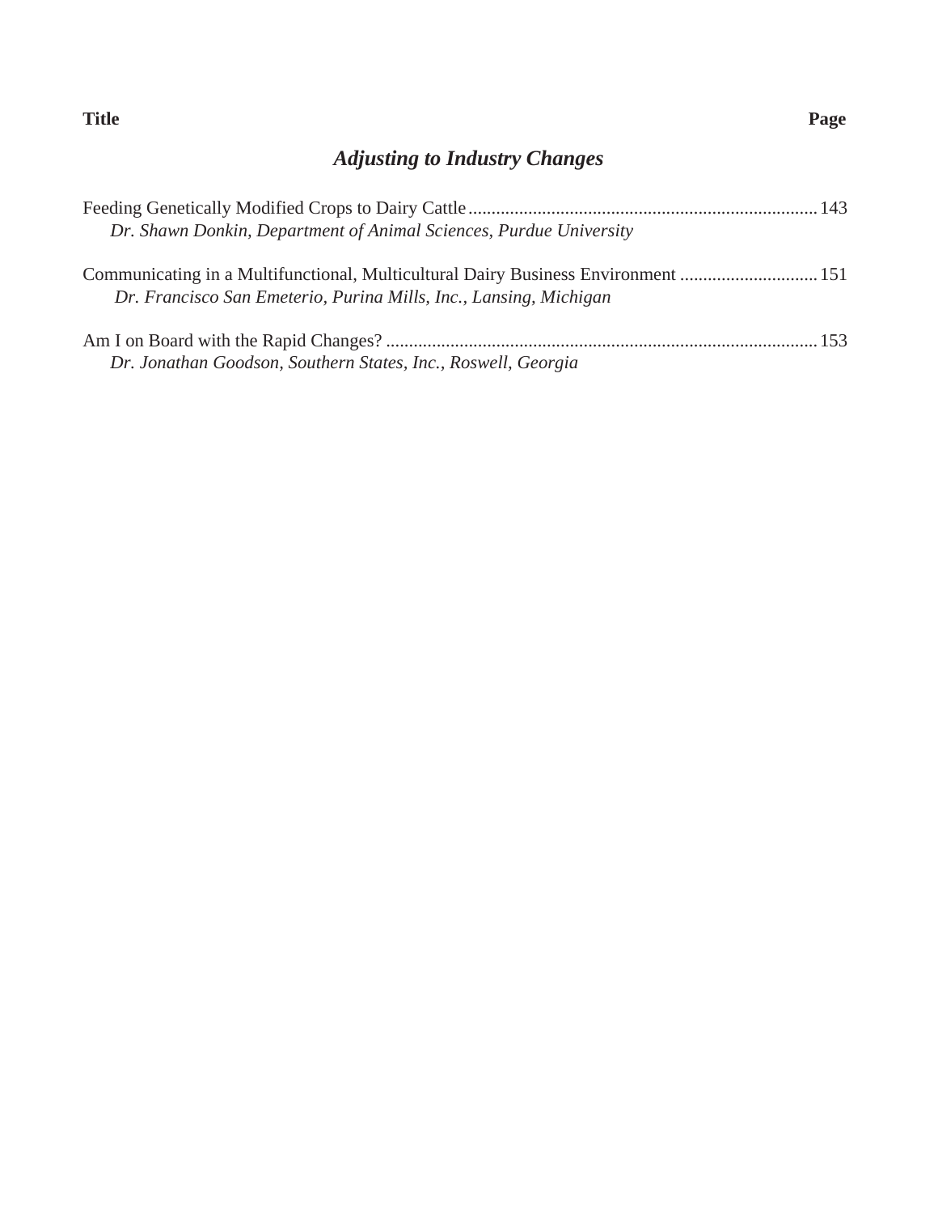**Title** **Page**

## *Adjusting to Industry Changes*

Feeding Genetically Modified Crops to Dairy Cattle ............................................................................ 143
*Dr. Shawn Donkin, Department of Animal Sciences, Purdue University*

Communicating in a Multifunctional, Multicultural Dairy Business Environment .............................. 151
*Dr. Francisco San Emeterio, Purina Mills, Inc., Lansing, Michigan*

Am I on Board with the Rapid Changes? ............................................................................................. 153
*Dr. Jonathan Goodson, Southern States, Inc., Roswell, Georgia*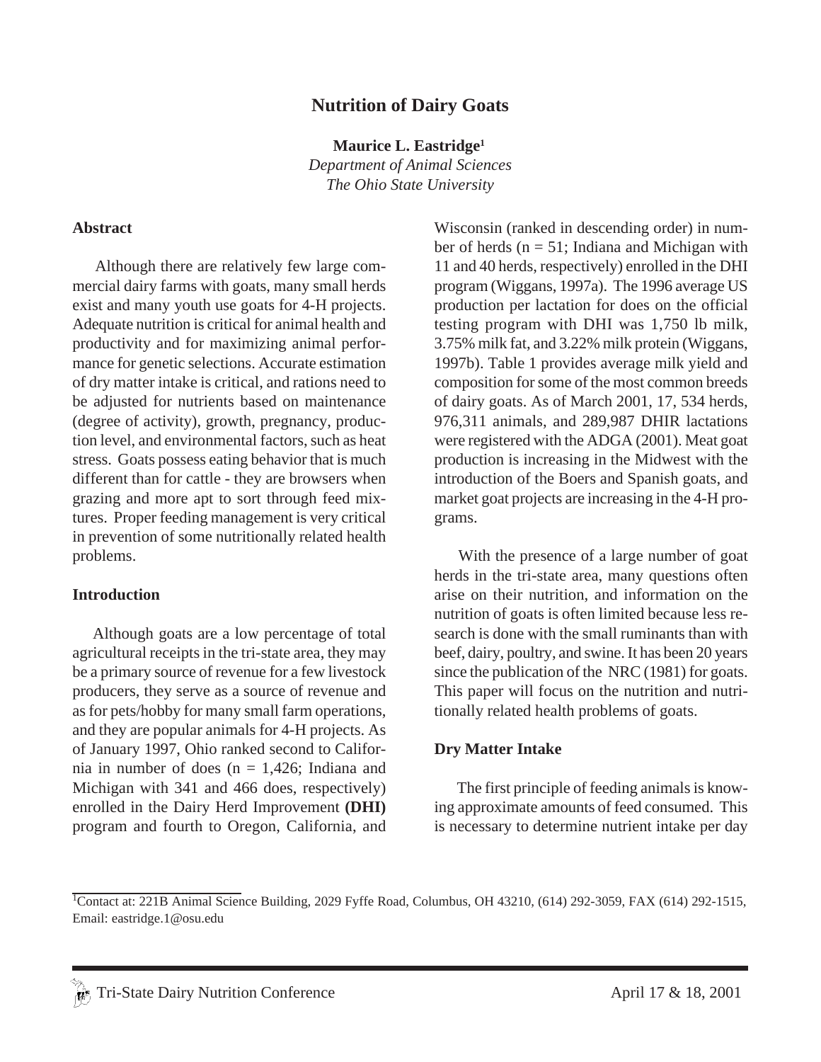# Nutrition of Dairy Goats

**Maurice L. Eastridge**[1]

*Department of Animal Sciences*
*The Ohio State University*

## Abstract

Although there are relatively few large commercial dairy farms with goats, many small herds exist and many youth use goats for 4-H projects. Adequate nutrition is critical for animal health and productivity and for maximizing animal performance for genetic selections. Accurate estimation of dry matter intake is critical, and rations need to be adjusted for nutrients based on maintenance (degree of activity), growth, pregnancy, production level, and environmental factors, such as heat stress. Goats possess eating behavior that is much different than for cattle - they are browsers when grazing and more apt to sort through feed mixtures. Proper feeding management is very critical in prevention of some nutritionally related health problems.

## Introduction

Although goats are a low percentage of total agricultural receipts in the tri-state area, they may be a primary source of revenue for a few livestock producers, they serve as a source of revenue and as for pets/hobby for many small farm operations, and they are popular animals for 4-H projects. As of January 1997, Ohio ranked second to California in number of does (n = 1,426; Indiana and Michigan with 341 and 466 does, respectively) enrolled in the Dairy Herd Improvement **(DHI)** program and fourth to Oregon, California, and Wisconsin (ranked in descending order) in number of herds (n = 51; Indiana and Michigan with 11 and 40 herds, respectively) enrolled in the DHI program (Wiggans, 1997a). The 1996 average US production per lactation for does on the official testing program with DHI was 1,750 lb milk, 3.75% milk fat, and 3.22% milk protein (Wiggans, 1997b). Table 1 provides average milk yield and composition for some of the most common breeds of dairy goats. As of March 2001, 17, 534 herds, 976,311 animals, and 289,987 DHIR lactations were registered with the ADGA (2001). Meat goat production is increasing in the Midwest with the introduction of the Boers and Spanish goats, and market goat projects are increasing in the 4-H programs.

With the presence of a large number of goat herds in the tri-state area, many questions often arise on their nutrition, and information on the nutrition of goats is often limited because less research is done with the small ruminants than with beef, dairy, poultry, and swine. It has been 20 years since the publication of the NRC (1981) for goats. This paper will focus on the nutrition and nutritionally related health problems of goats.

## Dry Matter Intake

The first principle of feeding animals is knowing approximate amounts of feed consumed. This is necessary to determine nutrient intake per day

[1]Contact at: 221B Animal Science Building, 2029 Fyffe Road, Columbus, OH 43210, (614) 292-3059, FAX (614) 292-1515, Email: eastridge.1@osu.edu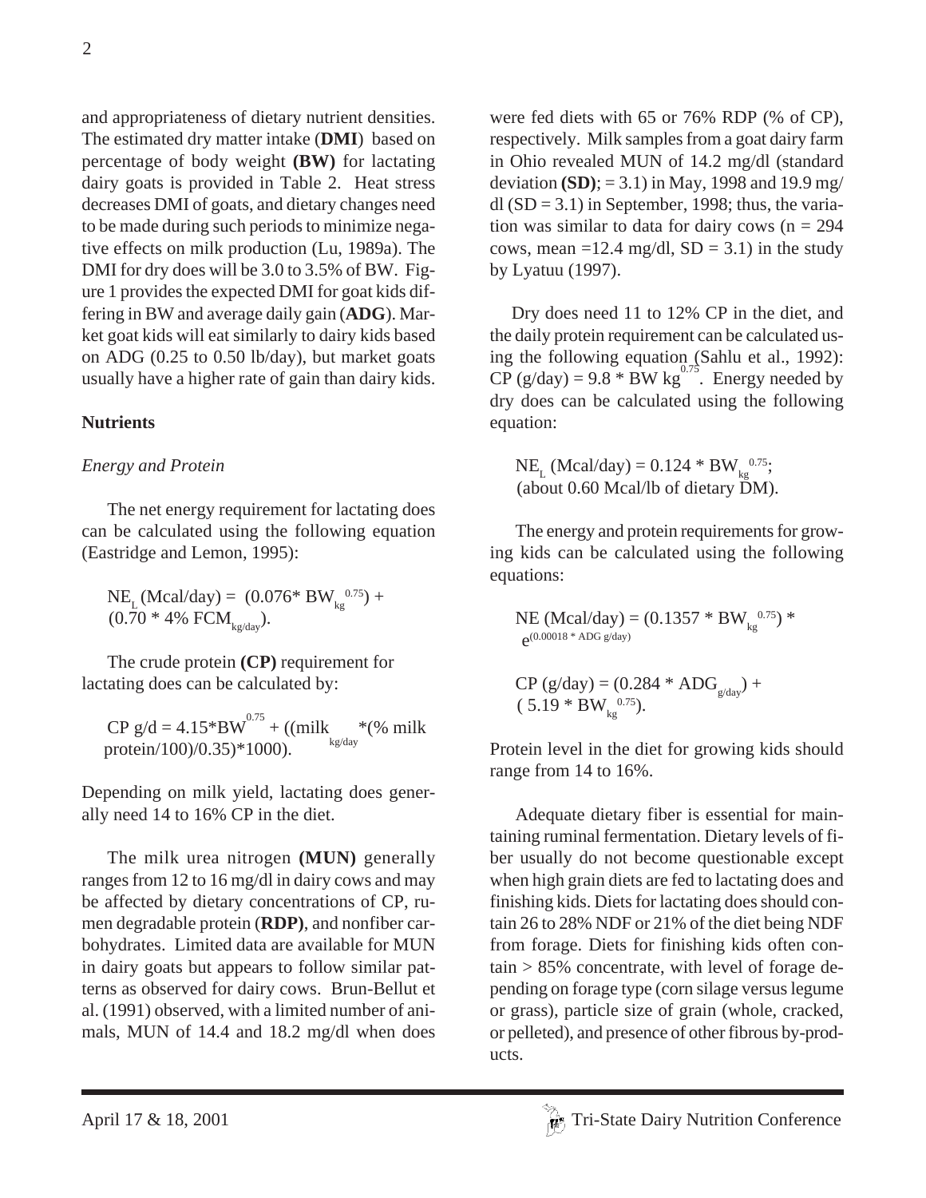and appropriateness of dietary nutrient densities. The estimated dry matter intake (**DMI**) based on percentage of body weight **(BW)** for lactating dairy goats is provided in Table 2. Heat stress decreases DMI of goats, and dietary changes need to be made during such periods to minimize negative effects on milk production (Lu, 1989a). The DMI for dry does will be 3.0 to 3.5% of BW. Figure 1 provides the expected DMI for goat kids differing in BW and average daily gain (**ADG**). Market goat kids will eat similarly to dairy kids based on ADG (0.25 to 0.50 lb/day), but market goats usually have a higher rate of gain than dairy kids.

## Nutrients

### *Energy and Protein*

The net energy requirement for lactating does can be calculated using the following equation (Eastridge and Lemon, 1995):

$$NE_L\ (\text{Mcal/day}) = (0.076 * BW_{kg}^{0.75}) + (0.70 * 4\%\ FCM_{kg/day}).$$

The crude protein **(CP)** requirement for lactating does can be calculated by:

$$CP\ g/d = 4.15 * BW^{0.75} + ((milk_{kg/day} * (\%\ milk\ protein/100)/0.35) * 1000).$$

Depending on milk yield, lactating does generally need 14 to 16% CP in the diet.

The milk urea nitrogen **(MUN)** generally ranges from 12 to 16 mg/dl in dairy cows and may be affected by dietary concentrations of CP, rumen degradable protein (**RDP**), and nonfiber carbohydrates. Limited data are available for MUN in dairy goats but appears to follow similar patterns as observed for dairy cows. Brun-Bellut et al. (1991) observed, with a limited number of animals, MUN of 14.4 and 18.2 mg/dl when does were fed diets with 65 or 76% RDP (% of CP), respectively. Milk samples from a goat dairy farm in Ohio revealed MUN of 14.2 mg/dl (standard deviation **(SD)**; = 3.1) in May, 1998 and 19.9 mg/dl (SD = 3.1) in September, 1998; thus, the variation was similar to data for dairy cows (n = 294 cows, mean =12.4 mg/dl, SD = 3.1) in the study by Lyatuu (1997).

Dry does need 11 to 12% CP in the diet, and the daily protein requirement can be calculated using the following equation (Sahlu et al., 1992): $CP\ (g/day) = 9.8 * BW\ kg^{0.75}$. Energy needed by dry does can be calculated using the following equation:

$$NE_L\ (\text{Mcal/day}) = 0.124 * BW_{kg}^{0.75};$$
(about 0.60 Mcal/lb of dietary DM).

The energy and protein requirements for growing kids can be calculated using the following equations:

$$NE\ (\text{Mcal/day}) = (0.1357 * BW_{kg}^{0.75}) * e^{(0.00018 * ADG\ g/day)}$$

$$CP\ (g/day) = (0.284 * ADG_{g/day}) + (5.19 * BW_{kg}^{0.75}).$$

Protein level in the diet for growing kids should range from 14 to 16%.

Adequate dietary fiber is essential for maintaining ruminal fermentation. Dietary levels of fiber usually do not become questionable except when high grain diets are fed to lactating does and finishing kids. Diets for lactating does should contain 26 to 28% NDF or 21% of the diet being NDF from forage. Diets for finishing kids often contain > 85% concentrate, with level of forage depending on forage type (corn silage versus legume or grass), particle size of grain (whole, cracked, or pelleted), and presence of other fibrous by-products.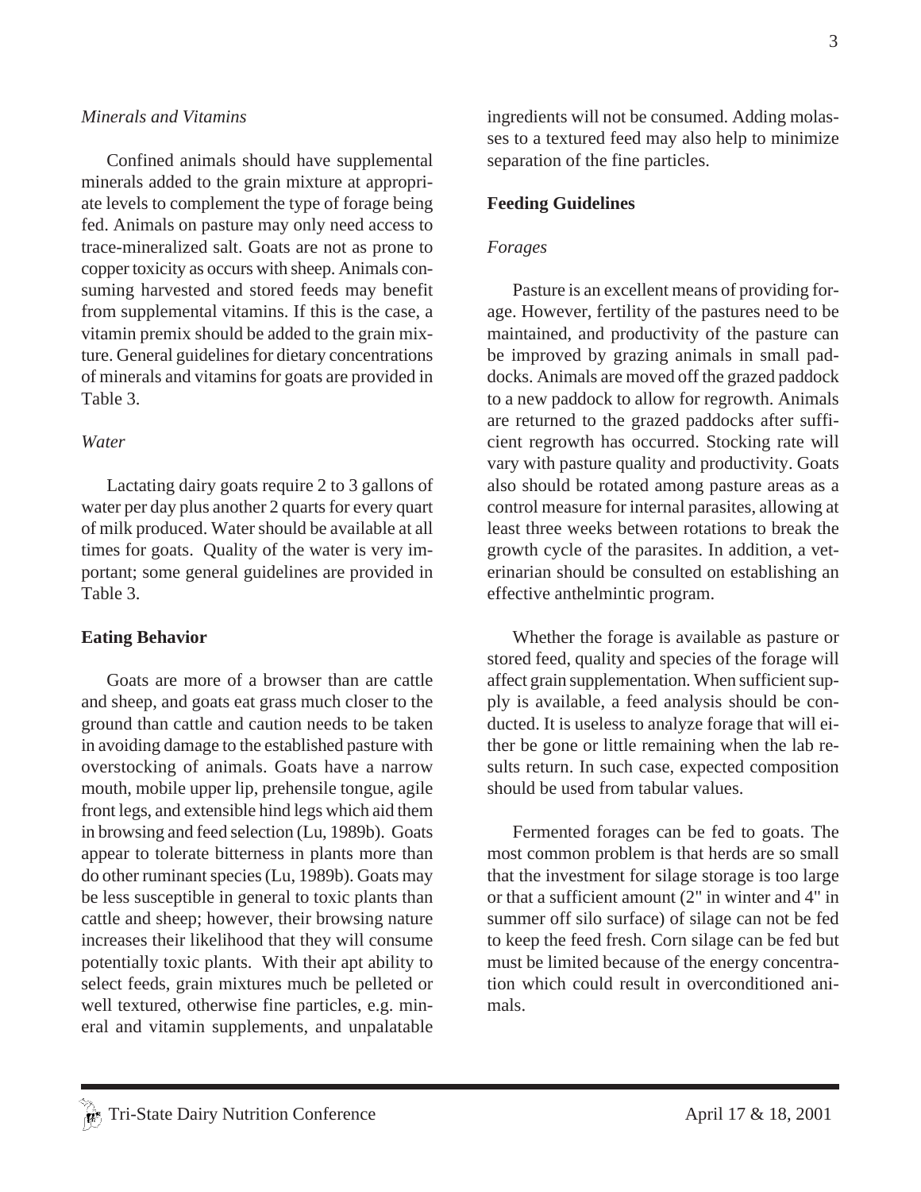*Minerals and Vitamins*

Confined animals should have supplemental minerals added to the grain mixture at appropriate levels to complement the type of forage being fed. Animals on pasture may only need access to trace-mineralized salt. Goats are not as prone to copper toxicity as occurs with sheep. Animals consuming harvested and stored feeds may benefit from supplemental vitamins. If this is the case, a vitamin premix should be added to the grain mixture. General guidelines for dietary concentrations of minerals and vitamins for goats are provided in Table 3.

*Water*

Lactating dairy goats require 2 to 3 gallons of water per day plus another 2 quarts for every quart of milk produced. Water should be available at all times for goats. Quality of the water is very important; some general guidelines are provided in Table 3.

**Eating Behavior**

Goats are more of a browser than are cattle and sheep, and goats eat grass much closer to the ground than cattle and caution needs to be taken in avoiding damage to the established pasture with overstocking of animals. Goats have a narrow mouth, mobile upper lip, prehensile tongue, agile front legs, and extensible hind legs which aid them in browsing and feed selection (Lu, 1989b). Goats appear to tolerate bitterness in plants more than do other ruminant species (Lu, 1989b). Goats may be less susceptible in general to toxic plants than cattle and sheep; however, their browsing nature increases their likelihood that they will consume potentially toxic plants. With their apt ability to select feeds, grain mixtures much be pelleted or well textured, otherwise fine particles, e.g. mineral and vitamin supplements, and unpalatable ingredients will not be consumed. Adding molasses to a textured feed may also help to minimize separation of the fine particles.

**Feeding Guidelines**

*Forages*

Pasture is an excellent means of providing forage. However, fertility of the pastures need to be maintained, and productivity of the pasture can be improved by grazing animals in small paddocks. Animals are moved off the grazed paddock to a new paddock to allow for regrowth. Animals are returned to the grazed paddocks after sufficient regrowth has occurred. Stocking rate will vary with pasture quality and productivity. Goats also should be rotated among pasture areas as a control measure for internal parasites, allowing at least three weeks between rotations to break the growth cycle of the parasites. In addition, a veterinarian should be consulted on establishing an effective anthelmintic program.

Whether the forage is available as pasture or stored feed, quality and species of the forage will affect grain supplementation. When sufficient supply is available, a feed analysis should be conducted. It is useless to analyze forage that will either be gone or little remaining when the lab results return. In such case, expected composition should be used from tabular values.

Fermented forages can be fed to goats. The most common problem is that herds are so small that the investment for silage storage is too large or that a sufficient amount (2" in winter and 4" in summer off silo surface) of silage can not be fed to keep the feed fresh. Corn silage can be fed but must be limited because of the energy concentration which could result in overconditioned animals.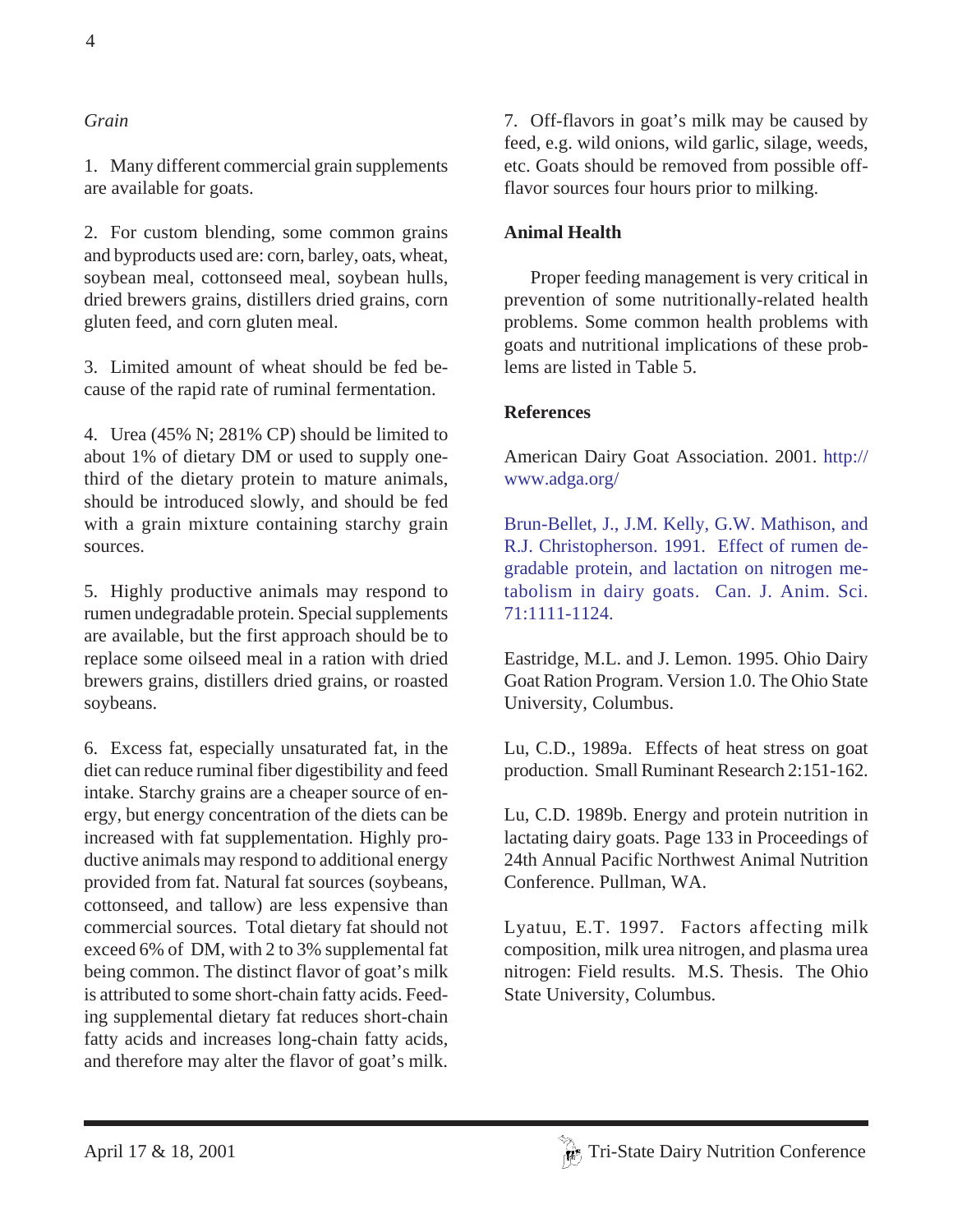*Grain*

1. Many different commercial grain supplements are available for goats.

2. For custom blending, some common grains and byproducts used are: corn, barley, oats, wheat, soybean meal, cottonseed meal, soybean hulls, dried brewers grains, distillers dried grains, corn gluten feed, and corn gluten meal.

3. Limited amount of wheat should be fed because of the rapid rate of ruminal fermentation.

4. Urea (45% N; 281% CP) should be limited to about 1% of dietary DM or used to supply one-third of the dietary protein to mature animals, should be introduced slowly, and should be fed with a grain mixture containing starchy grain sources.

5. Highly productive animals may respond to rumen undegradable protein. Special supplements are available, but the first approach should be to replace some oilseed meal in a ration with dried brewers grains, distillers dried grains, or roasted soybeans.

6. Excess fat, especially unsaturated fat, in the diet can reduce ruminal fiber digestibility and feed intake. Starchy grains are a cheaper source of energy, but energy concentration of the diets can be increased with fat supplementation. Highly productive animals may respond to additional energy provided from fat. Natural fat sources (soybeans, cottonseed, and tallow) are less expensive than commercial sources. Total dietary fat should not exceed 6% of DM, with 2 to 3% supplemental fat being common. The distinct flavor of goat's milk is attributed to some short-chain fatty acids. Feeding supplemental dietary fat reduces short-chain fatty acids and increases long-chain fatty acids, and therefore may alter the flavor of goat's milk.

7. Off-flavors in goat's milk may be caused by feed, e.g. wild onions, wild garlic, silage, weeds, etc. Goats should be removed from possible off-flavor sources four hours prior to milking.

## Animal Health

Proper feeding management is very critical in prevention of some nutritionally-related health problems. Some common health problems with goats and nutritional implications of these problems are listed in Table 5.

## References

American Dairy Goat Association. 2001. http://www.adga.org/

Brun-Bellet, J., J.M. Kelly, G.W. Mathison, and R.J. Christopherson. 1991. Effect of rumen degradable protein, and lactation on nitrogen metabolism in dairy goats. Can. J. Anim. Sci. 71:1111-1124.

Eastridge, M.L. and J. Lemon. 1995. Ohio Dairy Goat Ration Program. Version 1.0. The Ohio State University, Columbus.

Lu, C.D., 1989a. Effects of heat stress on goat production. Small Ruminant Research 2:151-162.

Lu, C.D. 1989b. Energy and protein nutrition in lactating dairy goats. Page 133 in Proceedings of 24th Annual Pacific Northwest Animal Nutrition Conference. Pullman, WA.

Lyatuu, E.T. 1997. Factors affecting milk composition, milk urea nitrogen, and plasma urea nitrogen: Field results. M.S. Thesis. The Ohio State University, Columbus.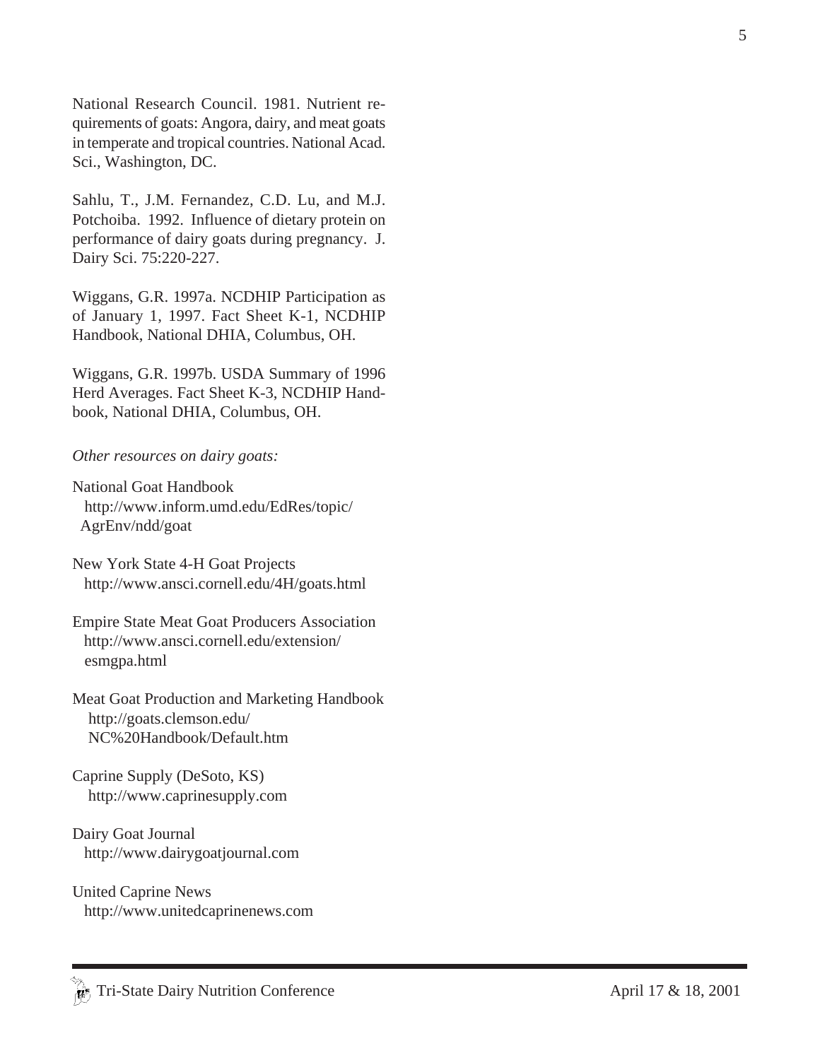National Research Council. 1981. Nutrient requirements of goats: Angora, dairy, and meat goats in temperate and tropical countries. National Acad. Sci., Washington, DC.

Sahlu, T., J.M. Fernandez, C.D. Lu, and M.J. Potchoiba. 1992. Influence of dietary protein on performance of dairy goats during pregnancy. J. Dairy Sci. 75:220-227.

Wiggans, G.R. 1997a. NCDHIP Participation as of January 1, 1997. Fact Sheet K-1, NCDHIP Handbook, National DHIA, Columbus, OH.

Wiggans, G.R. 1997b. USDA Summary of 1996 Herd Averages. Fact Sheet K-3, NCDHIP Handbook, National DHIA, Columbus, OH.

*Other resources on dairy goats:*

National Goat Handbook
http://www.inform.umd.edu/EdRes/topic/AgrEnv/ndd/goat

New York State 4-H Goat Projects
http://www.ansci.cornell.edu/4H/goats.html

Empire State Meat Goat Producers Association
http://www.ansci.cornell.edu/extension/esmgpa.html

Meat Goat Production and Marketing Handbook
http://goats.clemson.edu/NC%20Handbook/Default.htm

Caprine Supply (DeSoto, KS)
http://www.caprinesupply.com

Dairy Goat Journal
http://www.dairygoatjournal.com

United Caprine News
http://www.unitedcaprinenews.com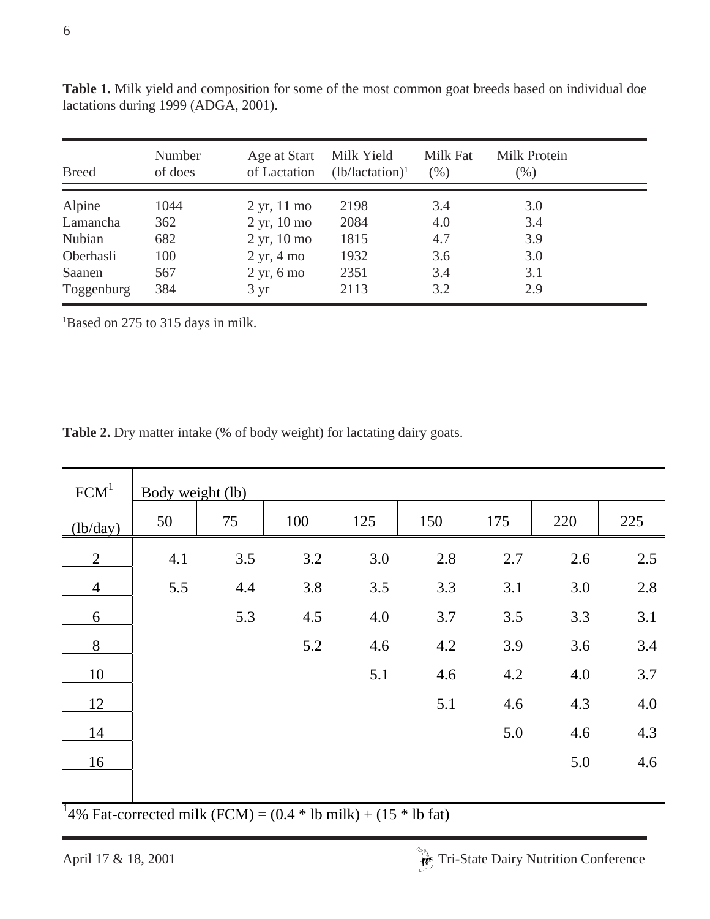**Table 1.** Milk yield and composition for some of the most common goat breeds based on individual doe lactations during 1999 (ADGA, 2001).

| Breed | Number of does | Age at Start of Lactation | Milk Yield (lb/lactation)[1] | Milk Fat (%) | Milk Protein (%) |
|---|---|---|---|---|---|
| Alpine | 1044 | 2 yr, 11 mo | 2198 | 3.4 | 3.0 |
| Lamancha | 362 | 2 yr, 10 mo | 2084 | 4.0 | 3.4 |
| Nubian | 682 | 2 yr, 10 mo | 1815 | 4.7 | 3.9 |
| Oberhasli | 100 | 2 yr, 4 mo | 1932 | 3.6 | 3.0 |
| Saanen | 567 | 2 yr, 6 mo | 2351 | 3.4 | 3.1 |
| Toggenburg | 384 | 3 yr | 2113 | 3.2 | 2.9 |

[1]Based on 275 to 315 days in milk.

**Table 2.** Dry matter intake (% of body weight) for lactating dairy goats.

| FCM[1] | Body weight (lb) | | | | | | | |
|---|---|---|---|---|---|---|---|---|
| (lb/day) | 50 | 75 | 100 | 125 | 150 | 175 | 220 | 225 |
| 2 | 4.1 | 3.5 | 3.2 | 3.0 | 2.8 | 2.7 | 2.6 | 2.5 |
| 4 | 5.5 | 4.4 | 3.8 | 3.5 | 3.3 | 3.1 | 3.0 | 2.8 |
| 6 | | 5.3 | 4.5 | 4.0 | 3.7 | 3.5 | 3.3 | 3.1 |
| 8 | | | 5.2 | 4.6 | 4.2 | 3.9 | 3.6 | 3.4 |
| 10 | | | | 5.1 | 4.6 | 4.2 | 4.0 | 3.7 |
| 12 | | | | | 5.1 | 4.6 | 4.3 | 4.0 |
| 14 | | | | | | 5.0 | 4.6 | 4.3 |
| 16 | | | | | | | 5.0 | 4.6 |

[1]4% Fat-corrected milk (FCM) = (0.4 * lb milk) + (15 * lb fat)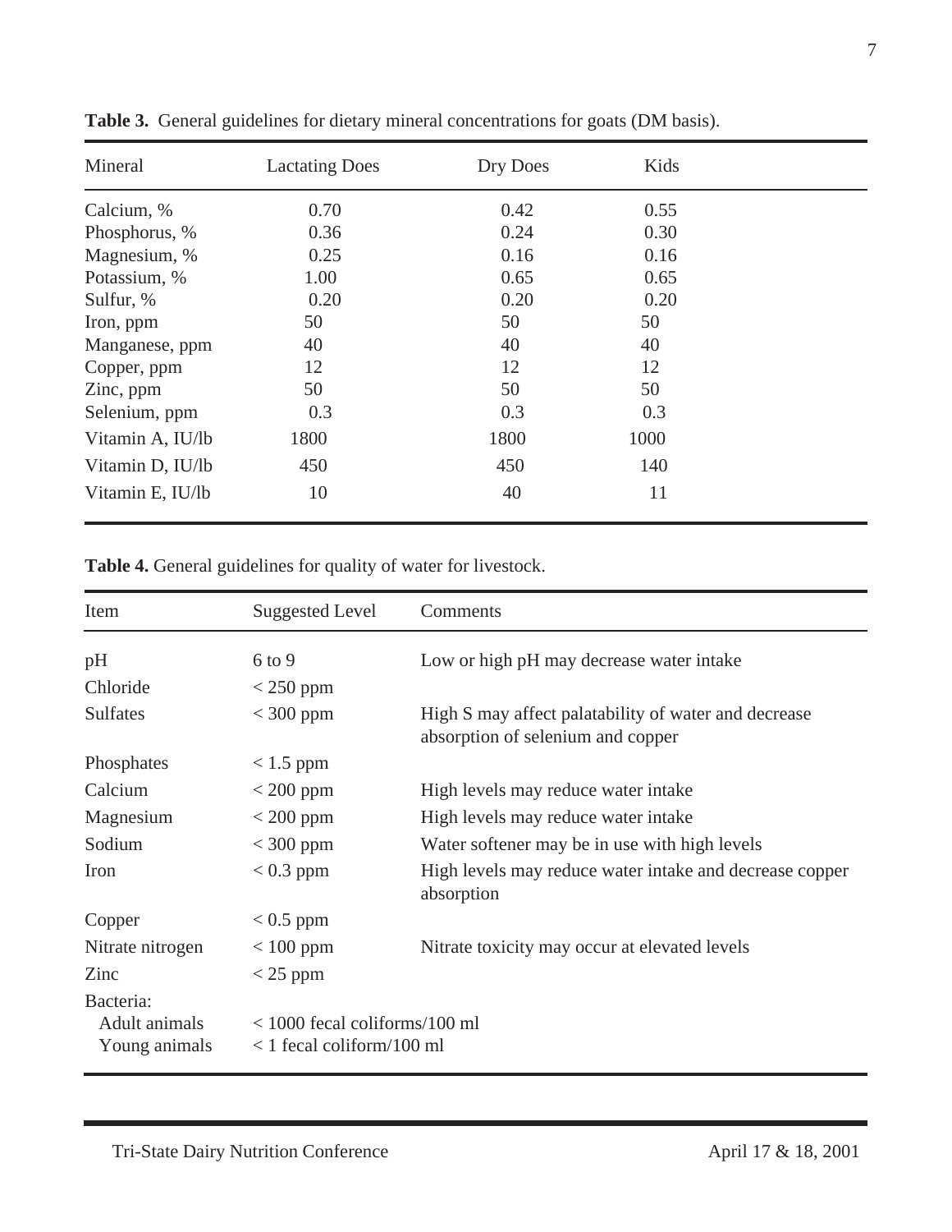**Table 3.** General guidelines for dietary mineral concentrations for goats (DM basis).

| Mineral | Lactating Does | Dry Does | Kids |
|---|---|---|---|
| Calcium, % | 0.70 | 0.42 | 0.55 |
| Phosphorus, % | 0.36 | 0.24 | 0.30 |
| Magnesium, % | 0.25 | 0.16 | 0.16 |
| Potassium, % | 1.00 | 0.65 | 0.65 |
| Sulfur, % | 0.20 | 0.20 | 0.20 |
| Iron, ppm | 50 | 50 | 50 |
| Manganese, ppm | 40 | 40 | 40 |
| Copper, ppm | 12 | 12 | 12 |
| Zinc, ppm | 50 | 50 | 50 |
| Selenium, ppm | 0.3 | 0.3 | 0.3 |
| Vitamin A, IU/lb | 1800 | 1800 | 1000 |
| Vitamin D, IU/lb | 450 | 450 | 140 |
| Vitamin E, IU/lb | 10 | 40 | 11 |

**Table 4.** General guidelines for quality of water for livestock.

| Item | Suggested Level | Comments |
|---|---|---|
| pH | 6 to 9 | Low or high pH may decrease water intake |
| Chloride | < 250 ppm | |
| Sulfates | < 300 ppm | High S may affect palatability of water and decrease absorption of selenium and copper |
| Phosphates | < 1.5 ppm | |
| Calcium | < 200 ppm | High levels may reduce water intake |
| Magnesium | < 200 ppm | High levels may reduce water intake |
| Sodium | < 300 ppm | Water softener may be in use with high levels |
| Iron | < 0.3 ppm | High levels may reduce water intake and decrease copper absorption |
| Copper | < 0.5 ppm | |
| Nitrate nitrogen | < 100 ppm | Nitrate toxicity may occur at elevated levels |
| Zinc | < 25 ppm | |
| Bacteria: | | |
| Adult animals | < 1000 fecal coliforms/100 ml | |
| Young animals | < 1 fecal coliform/100 ml | |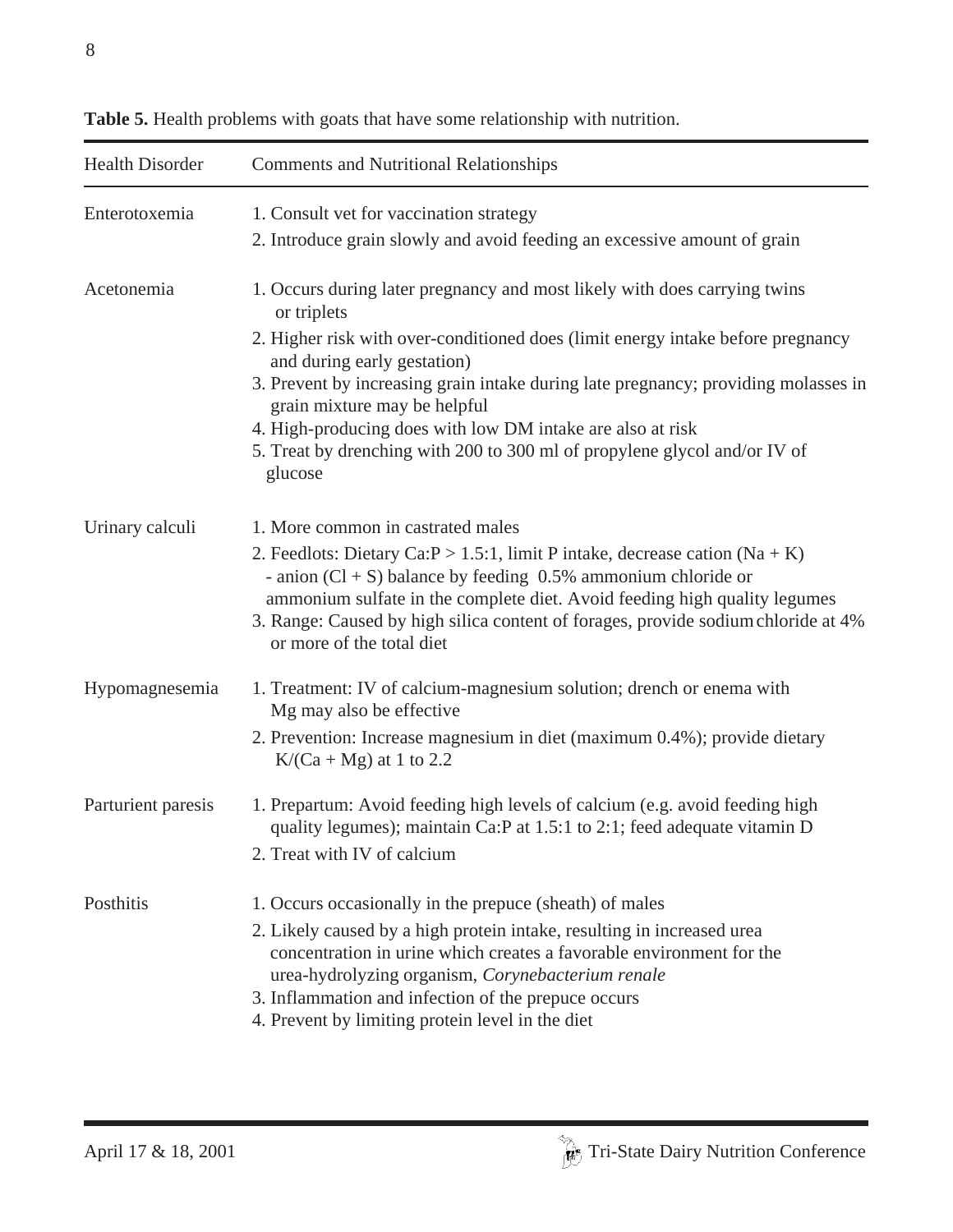**Table 5.** Health problems with goats that have some relationship with nutrition.

| Health Disorder | Comments and Nutritional Relationships |
|---|---|
| Enterotoxemia | 1. Consult vet for vaccination strategy<br>2. Introduce grain slowly and avoid feeding an excessive amount of grain |
| Acetonemia | 1. Occurs during later pregnancy and most likely with does carrying twins or triplets<br>2. Higher risk with over-conditioned does (limit energy intake before pregnancy and during early gestation)<br>3. Prevent by increasing grain intake during late pregnancy; providing molasses in grain mixture may be helpful<br>4. High-producing does with low DM intake are also at risk<br>5. Treat by drenching with 200 to 300 ml of propylene glycol and/or IV of glucose |
| Urinary calculi | 1. More common in castrated males<br>2. Feedlots: Dietary Ca:P > 1.5:1, limit P intake, decrease cation (Na + K) - anion (Cl + S) balance by feeding 0.5% ammonium chloride or ammonium sulfate in the complete diet. Avoid feeding high quality legumes<br>3. Range: Caused by high silica content of forages, provide sodium chloride at 4% or more of the total diet |
| Hypomagnesemia | 1. Treatment: IV of calcium-magnesium solution; drench or enema with Mg may also be effective<br>2. Prevention: Increase magnesium in diet (maximum 0.4%); provide dietary K/(Ca + Mg) at 1 to 2.2 |
| Parturient paresis | 1. Prepartum: Avoid feeding high levels of calcium (e.g. avoid feeding high quality legumes); maintain Ca:P at 1.5:1 to 2:1; feed adequate vitamin D<br>2. Treat with IV of calcium |
| Posthitis | 1. Occurs occasionally in the prepuce (sheath) of males<br>2. Likely caused by a high protein intake, resulting in increased urea concentration in urine which creates a favorable environment for the urea-hydrolyzing organism, *Corynebacterium renale*<br>3. Inflammation and infection of the prepuce occurs<br>4. Prevent by limiting protein level in the diet |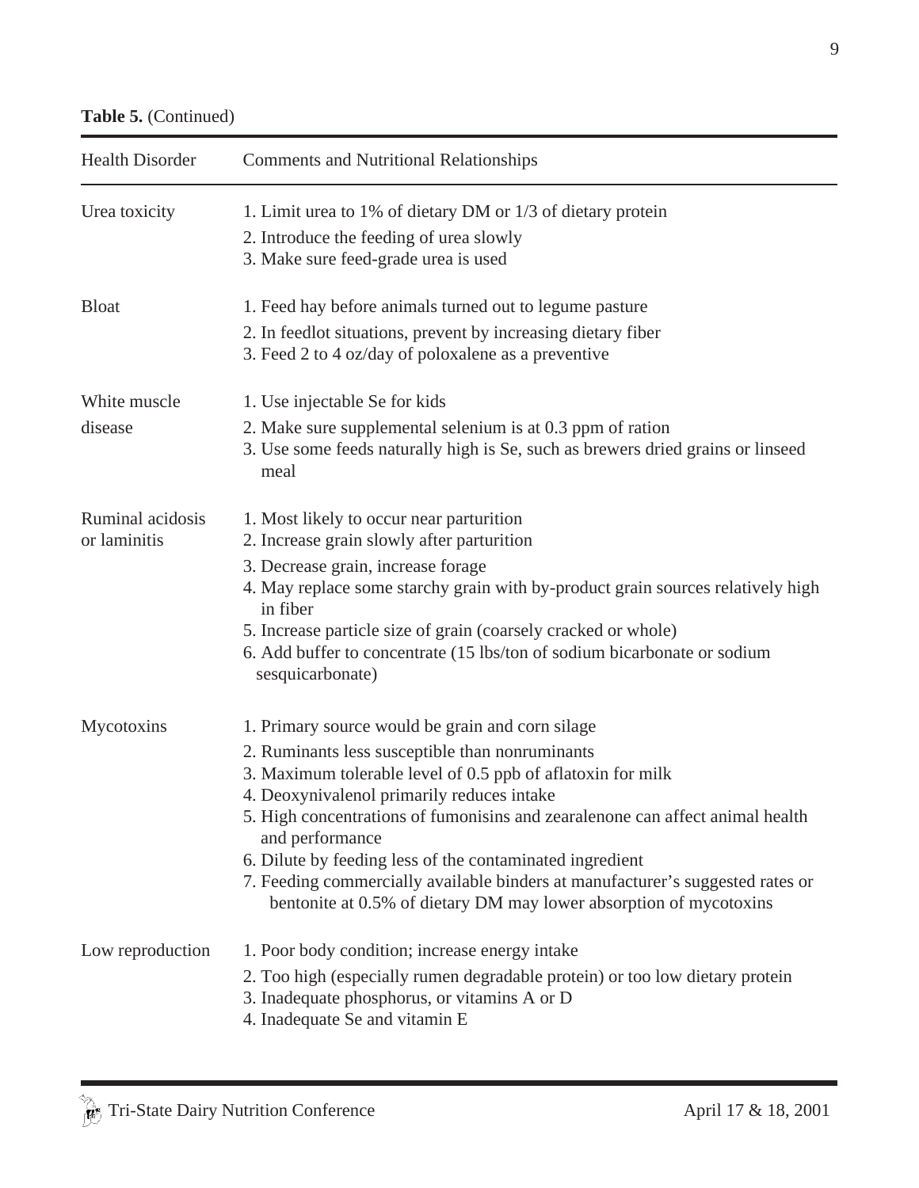**Table 5.** (Continued)

| Health Disorder | Comments and Nutritional Relationships |
|---|---|
| Urea toxicity | 1. Limit urea to 1% of dietary DM or 1/3 of dietary protein<br>2. Introduce the feeding of urea slowly<br>3. Make sure feed-grade urea is used |
| Bloat | 1. Feed hay before animals turned out to legume pasture<br>2. In feedlot situations, prevent by increasing dietary fiber<br>3. Feed 2 to 4 oz/day of poloxalene as a preventive |
| White muscle disease | 1. Use injectable Se for kids<br>2. Make sure supplemental selenium is at 0.3 ppm of ration<br>3. Use some feeds naturally high is Se, such as brewers dried grains or linseed meal |
| Ruminal acidosis or laminitis | 1. Most likely to occur near parturition<br>2. Increase grain slowly after parturition<br>3. Decrease grain, increase forage<br>4. May replace some starchy grain with by-product grain sources relatively high in fiber<br>5. Increase particle size of grain (coarsely cracked or whole)<br>6. Add buffer to concentrate (15 lbs/ton of sodium bicarbonate or sodium sesquicarbonate) |
| Mycotoxins | 1. Primary source would be grain and corn silage<br>2. Ruminants less susceptible than nonruminants<br>3. Maximum tolerable level of 0.5 ppb of aflatoxin for milk<br>4. Deoxynivalenol primarily reduces intake<br>5. High concentrations of fumonisins and zearalenone can affect animal health and performance<br>6. Dilute by feeding less of the contaminated ingredient<br>7. Feeding commercially available binders at manufacturer's suggested rates or bentonite at 0.5% of dietary DM may lower absorption of mycotoxins |
| Low reproduction | 1. Poor body condition; increase energy intake<br>2. Too high (especially rumen degradable protein) or too low dietary protein<br>3. Inadequate phosphorus, or vitamins A or D<br>4. Inadequate Se and vitamin E |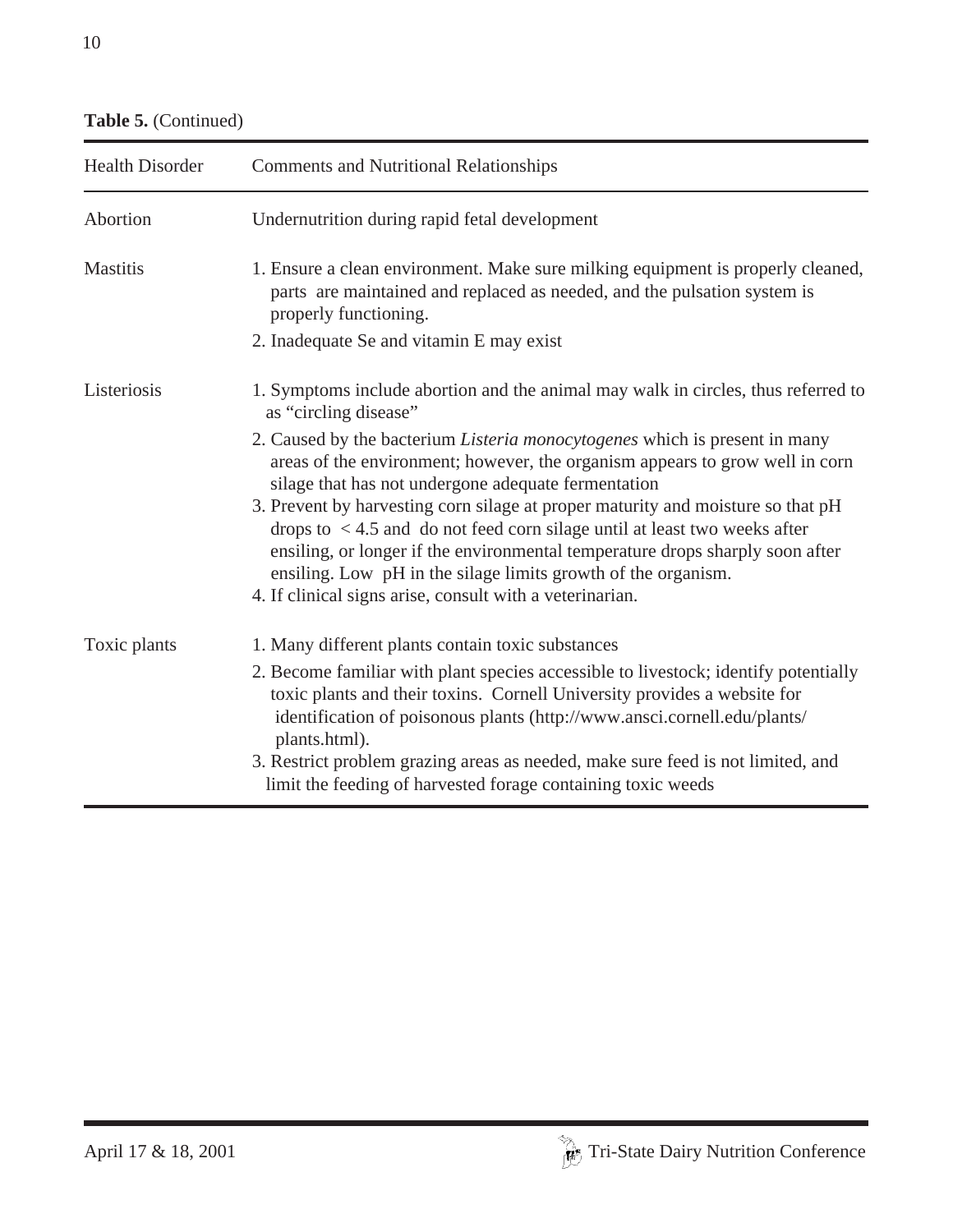**Table 5.** (Continued)

| Health Disorder | Comments and Nutritional Relationships |
|---|---|
| Abortion | Undernutrition during rapid fetal development |
| Mastitis | 1. Ensure a clean environment. Make sure milking equipment is properly cleaned, parts are maintained and replaced as needed, and the pulsation system is properly functioning.<br>2. Inadequate Se and vitamin E may exist |
| Listeriosis | 1. Symptoms include abortion and the animal may walk in circles, thus referred to as "circling disease"<br>2. Caused by the bacterium *Listeria monocytogenes* which is present in many areas of the environment; however, the organism appears to grow well in corn silage that has not undergone adequate fermentation<br>3. Prevent by harvesting corn silage at proper maturity and moisture so that pH drops to < 4.5 and do not feed corn silage until at least two weeks after ensiling, or longer if the environmental temperature drops sharply soon after ensiling. Low pH in the silage limits growth of the organism.<br>4. If clinical signs arise, consult with a veterinarian. |
| Toxic plants | 1. Many different plants contain toxic substances<br>2. Become familiar with plant species accessible to livestock; identify potentially toxic plants and their toxins. Cornell University provides a website for identification of poisonous plants (http://www.ansci.cornell.edu/plants/plants.html).<br>3. Restrict problem grazing areas as needed, make sure feed is not limited, and limit the feeding of harvested forage containing toxic weeds |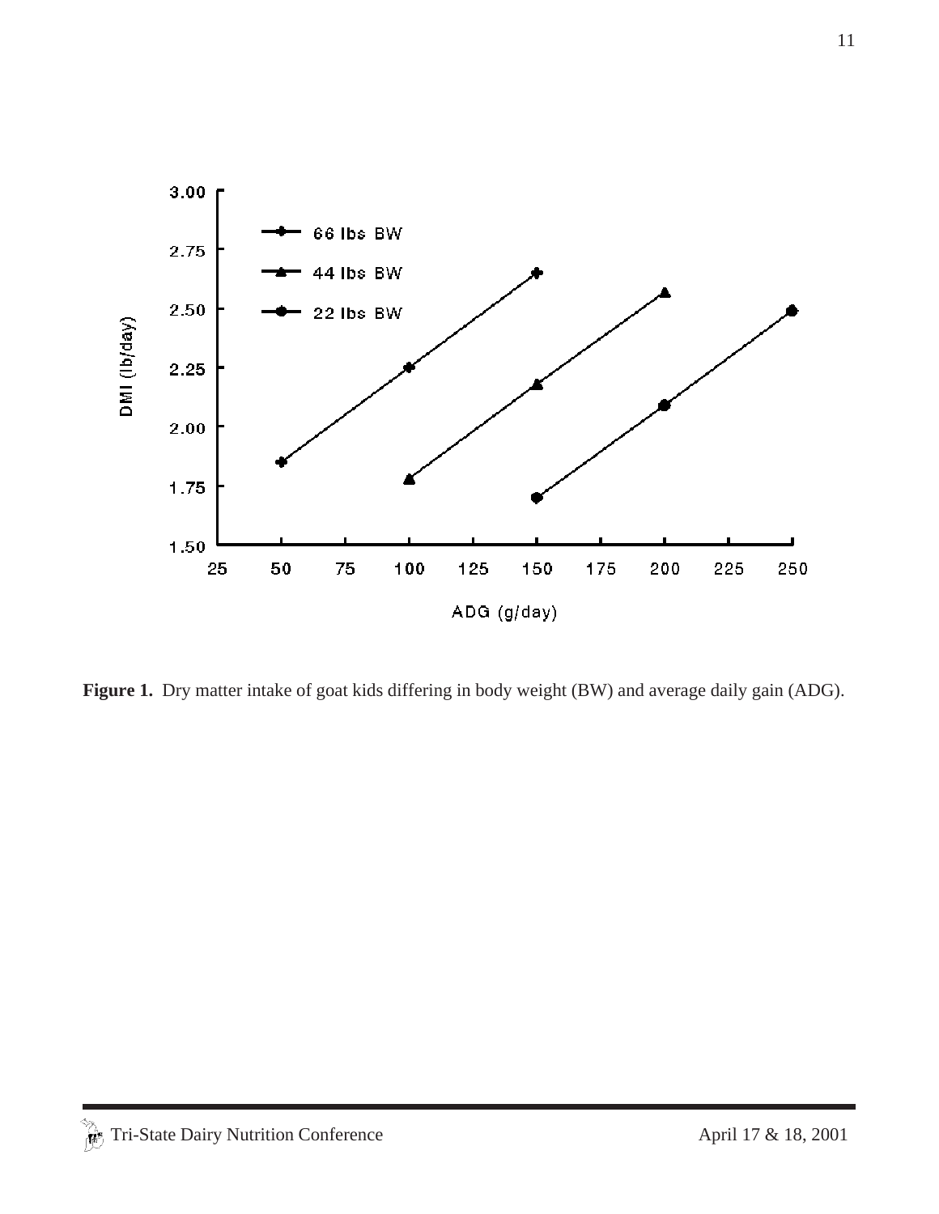Figure 1. Dry matter intake of goat kids differing in body weight (BW) and average daily gain (ADG).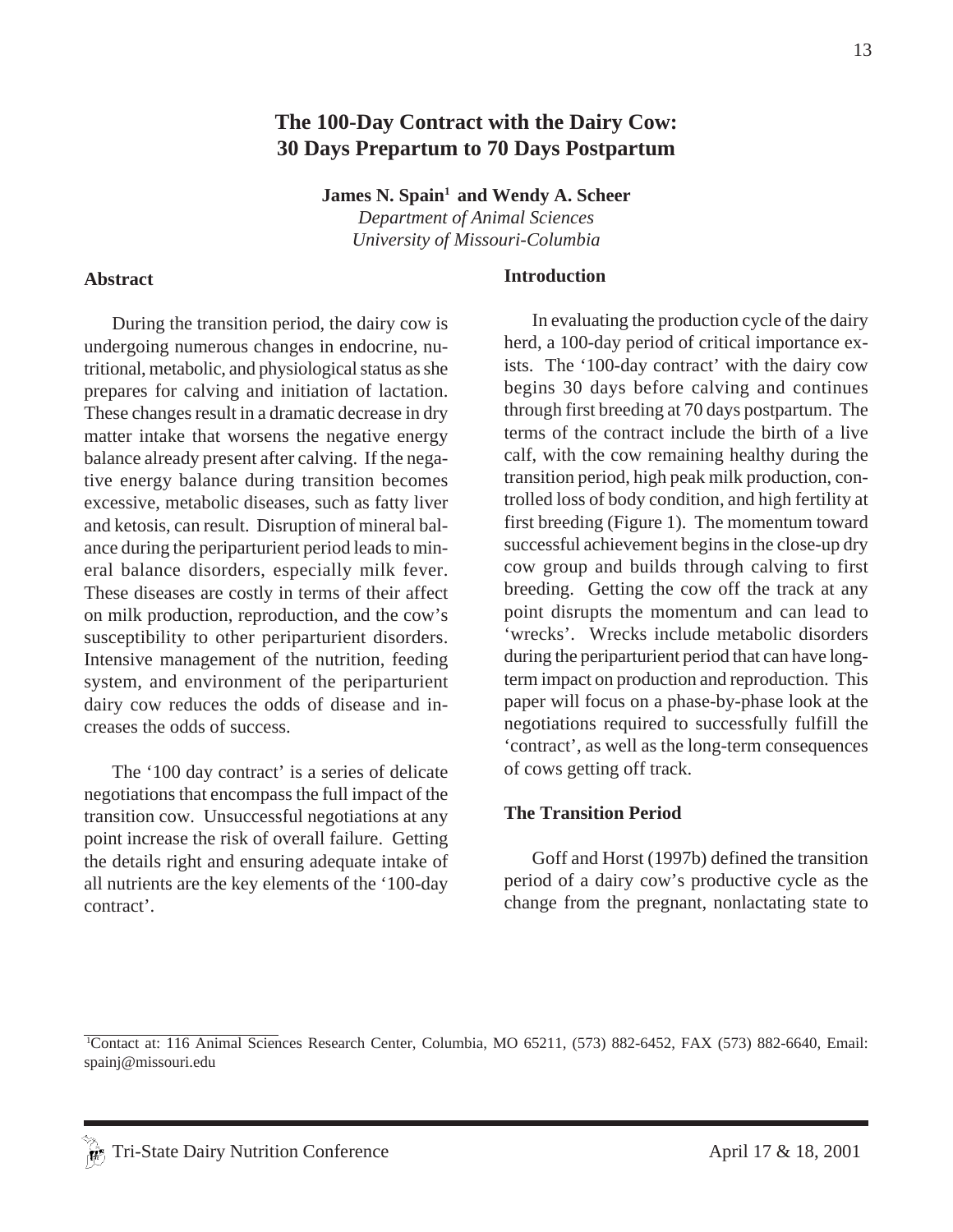# The 100-Day Contract with the Dairy Cow: 30 Days Prepartum to 70 Days Postpartum

**James N. Spain[1] and Wendy A. Scheer**

*Department of Animal Sciences*
*University of Missouri-Columbia*

## Abstract

During the transition period, the dairy cow is undergoing numerous changes in endocrine, nutritional, metabolic, and physiological status as she prepares for calving and initiation of lactation. These changes result in a dramatic decrease in dry matter intake that worsens the negative energy balance already present after calving. If the negative energy balance during transition becomes excessive, metabolic diseases, such as fatty liver and ketosis, can result. Disruption of mineral balance during the periparturient period leads to mineral balance disorders, especially milk fever. These diseases are costly in terms of their affect on milk production, reproduction, and the cow's susceptibility to other periparturient disorders. Intensive management of the nutrition, feeding system, and environment of the periparturient dairy cow reduces the odds of disease and increases the odds of success.

The '100 day contract' is a series of delicate negotiations that encompass the full impact of the transition cow. Unsuccessful negotiations at any point increase the risk of overall failure. Getting the details right and ensuring adequate intake of all nutrients are the key elements of the '100-day contract'.

## Introduction

In evaluating the production cycle of the dairy herd, a 100-day period of critical importance exists. The '100-day contract' with the dairy cow begins 30 days before calving and continues through first breeding at 70 days postpartum. The terms of the contract include the birth of a live calf, with the cow remaining healthy during the transition period, high peak milk production, controlled loss of body condition, and high fertility at first breeding (Figure 1). The momentum toward successful achievement begins in the close-up dry cow group and builds through calving to first breeding. Getting the cow off the track at any point disrupts the momentum and can lead to 'wrecks'. Wrecks include metabolic disorders during the periparturient period that can have long-term impact on production and reproduction. This paper will focus on a phase-by-phase look at the negotiations required to successfully fulfill the 'contract', as well as the long-term consequences of cows getting off track.

## The Transition Period

Goff and Horst (1997b) defined the transition period of a dairy cow's productive cycle as the change from the pregnant, nonlactating state to

[1]Contact at: 116 Animal Sciences Research Center, Columbia, MO 65211, (573) 882-6452, FAX (573) 882-6640, Email: spainj@missouri.edu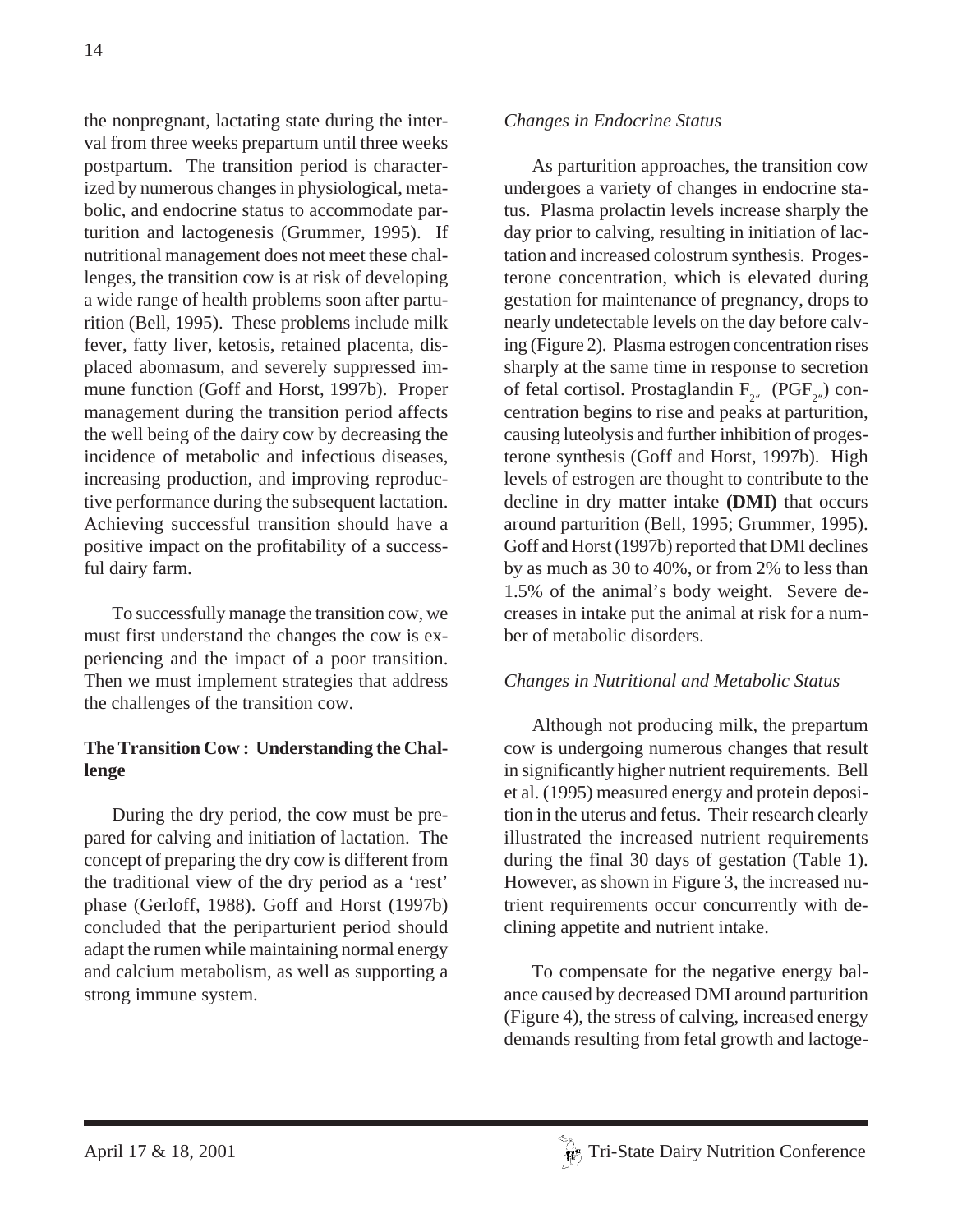the nonpregnant, lactating state during the interval from three weeks prepartum until three weeks postpartum. The transition period is characterized by numerous changes in physiological, metabolic, and endocrine status to accommodate parturition and lactogenesis (Grummer, 1995). If nutritional management does not meet these challenges, the transition cow is at risk of developing a wide range of health problems soon after parturition (Bell, 1995). These problems include milk fever, fatty liver, ketosis, retained placenta, displaced abomasum, and severely suppressed immune function (Goff and Horst, 1997b). Proper management during the transition period affects the well being of the dairy cow by decreasing the incidence of metabolic and infectious diseases, increasing production, and improving reproductive performance during the subsequent lactation. Achieving successful transition should have a positive impact on the profitability of a successful dairy farm.

To successfully manage the transition cow, we must first understand the changes the cow is experiencing and the impact of a poor transition. Then we must implement strategies that address the challenges of the transition cow.

**The Transition Cow : Understanding the Challenge**

During the dry period, the cow must be prepared for calving and initiation of lactation. The concept of preparing the dry cow is different from the traditional view of the dry period as a 'rest' phase (Gerloff, 1988). Goff and Horst (1997b) concluded that the periparturient period should adapt the rumen while maintaining normal energy and calcium metabolism, as well as supporting a strong immune system.

*Changes in Endocrine Status*

As parturition approaches, the transition cow undergoes a variety of changes in endocrine status. Plasma prolactin levels increase sharply the day prior to calving, resulting in initiation of lactation and increased colostrum synthesis. Progesterone concentration, which is elevated during gestation for maintenance of pregnancy, drops to nearly undetectable levels on the day before calving (Figure 2). Plasma estrogen concentration rises sharply at the same time in response to secretion of fetal cortisol. Prostaglandin $F_{2''}$ ($PGF_{2''}$) concentration begins to rise and peaks at parturition, causing luteolysis and further inhibition of progesterone synthesis (Goff and Horst, 1997b). High levels of estrogen are thought to contribute to the decline in dry matter intake **(DMI)** that occurs around parturition (Bell, 1995; Grummer, 1995). Goff and Horst (1997b) reported that DMI declines by as much as 30 to 40%, or from 2% to less than 1.5% of the animal's body weight. Severe decreases in intake put the animal at risk for a number of metabolic disorders.

*Changes in Nutritional and Metabolic Status*

Although not producing milk, the prepartum cow is undergoing numerous changes that result in significantly higher nutrient requirements. Bell et al. (1995) measured energy and protein deposition in the uterus and fetus. Their research clearly illustrated the increased nutrient requirements during the final 30 days of gestation (Table 1). However, as shown in Figure 3, the increased nutrient requirements occur concurrently with declining appetite and nutrient intake.

To compensate for the negative energy balance caused by decreased DMI around parturition (Figure 4), the stress of calving, increased energy demands resulting from fetal growth and lactoge-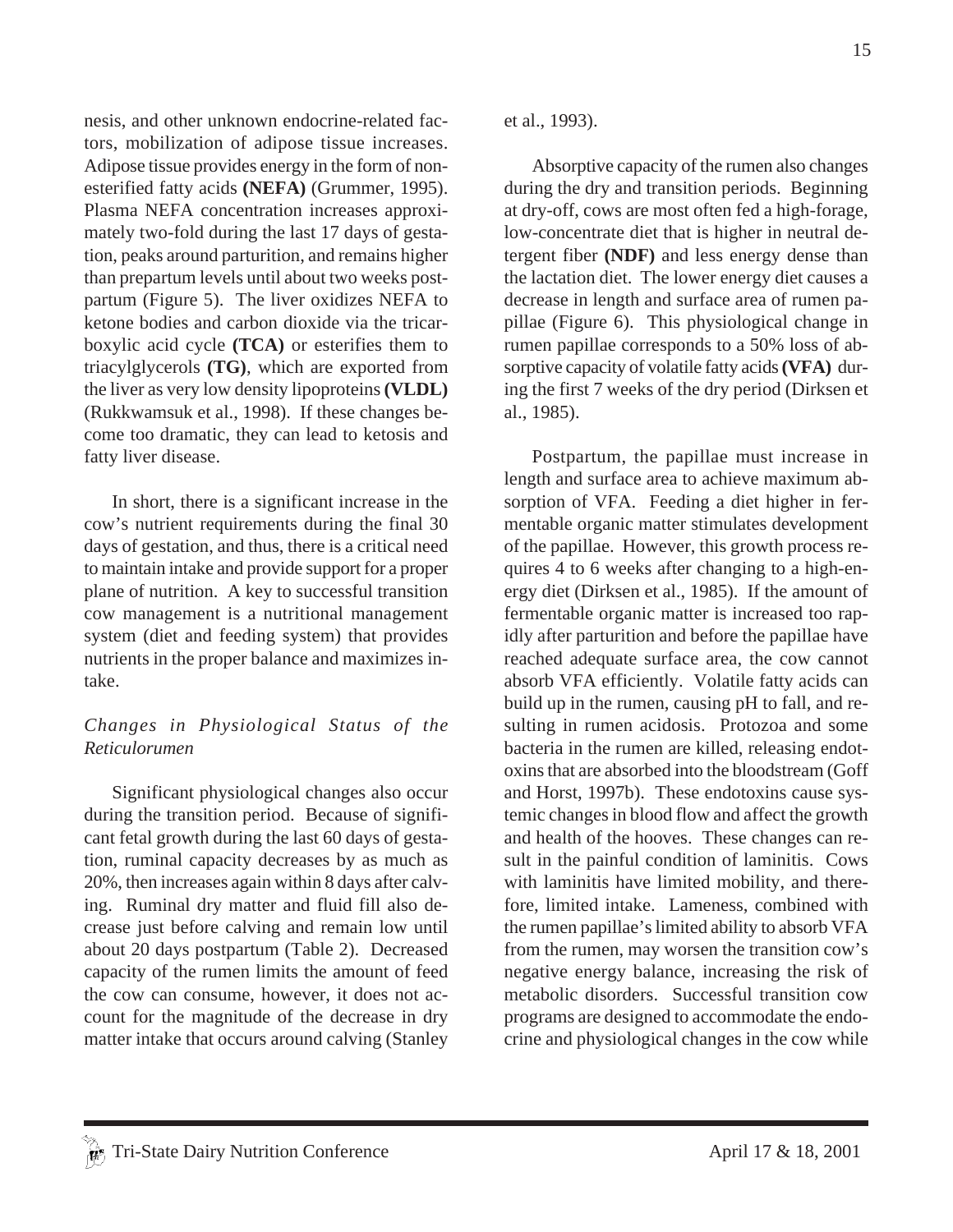nesis, and other unknown endocrine-related factors, mobilization of adipose tissue increases. Adipose tissue provides energy in the form of nonesterified fatty acids **(NEFA)** (Grummer, 1995). Plasma NEFA concentration increases approximately two-fold during the last 17 days of gestation, peaks around parturition, and remains higher than prepartum levels until about two weeks postpartum (Figure 5). The liver oxidizes NEFA to ketone bodies and carbon dioxide via the tricarboxylic acid cycle **(TCA)** or esterifies them to triacylglycerols **(TG)**, which are exported from the liver as very low density lipoproteins **(VLDL)** (Rukkwamsuk et al., 1998). If these changes become too dramatic, they can lead to ketosis and fatty liver disease.

In short, there is a significant increase in the cow's nutrient requirements during the final 30 days of gestation, and thus, there is a critical need to maintain intake and provide support for a proper plane of nutrition. A key to successful transition cow management is a nutritional management system (diet and feeding system) that provides nutrients in the proper balance and maximizes intake.

### *Changes in Physiological Status of the Reticulorumen*

Significant physiological changes also occur during the transition period. Because of significant fetal growth during the last 60 days of gestation, ruminal capacity decreases by as much as 20%, then increases again within 8 days after calving. Ruminal dry matter and fluid fill also decrease just before calving and remain low until about 20 days postpartum (Table 2). Decreased capacity of the rumen limits the amount of feed the cow can consume, however, it does not account for the magnitude of the decrease in dry matter intake that occurs around calving (Stanley et al., 1993).

Absorptive capacity of the rumen also changes during the dry and transition periods. Beginning at dry-off, cows are most often fed a high-forage, low-concentrate diet that is higher in neutral detergent fiber **(NDF)** and less energy dense than the lactation diet. The lower energy diet causes a decrease in length and surface area of rumen papillae (Figure 6). This physiological change in rumen papillae corresponds to a 50% loss of absorptive capacity of volatile fatty acids **(VFA)** during the first 7 weeks of the dry period (Dirksen et al., 1985).

Postpartum, the papillae must increase in length and surface area to achieve maximum absorption of VFA. Feeding a diet higher in fermentable organic matter stimulates development of the papillae. However, this growth process requires 4 to 6 weeks after changing to a high-energy diet (Dirksen et al., 1985). If the amount of fermentable organic matter is increased too rapidly after parturition and before the papillae have reached adequate surface area, the cow cannot absorb VFA efficiently. Volatile fatty acids can build up in the rumen, causing pH to fall, and resulting in rumen acidosis. Protozoa and some bacteria in the rumen are killed, releasing endotoxins that are absorbed into the bloodstream (Goff and Horst, 1997b). These endotoxins cause systemic changes in blood flow and affect the growth and health of the hooves. These changes can result in the painful condition of laminitis. Cows with laminitis have limited mobility, and therefore, limited intake. Lameness, combined with the rumen papillae's limited ability to absorb VFA from the rumen, may worsen the transition cow's negative energy balance, increasing the risk of metabolic disorders. Successful transition cow programs are designed to accommodate the endocrine and physiological changes in the cow while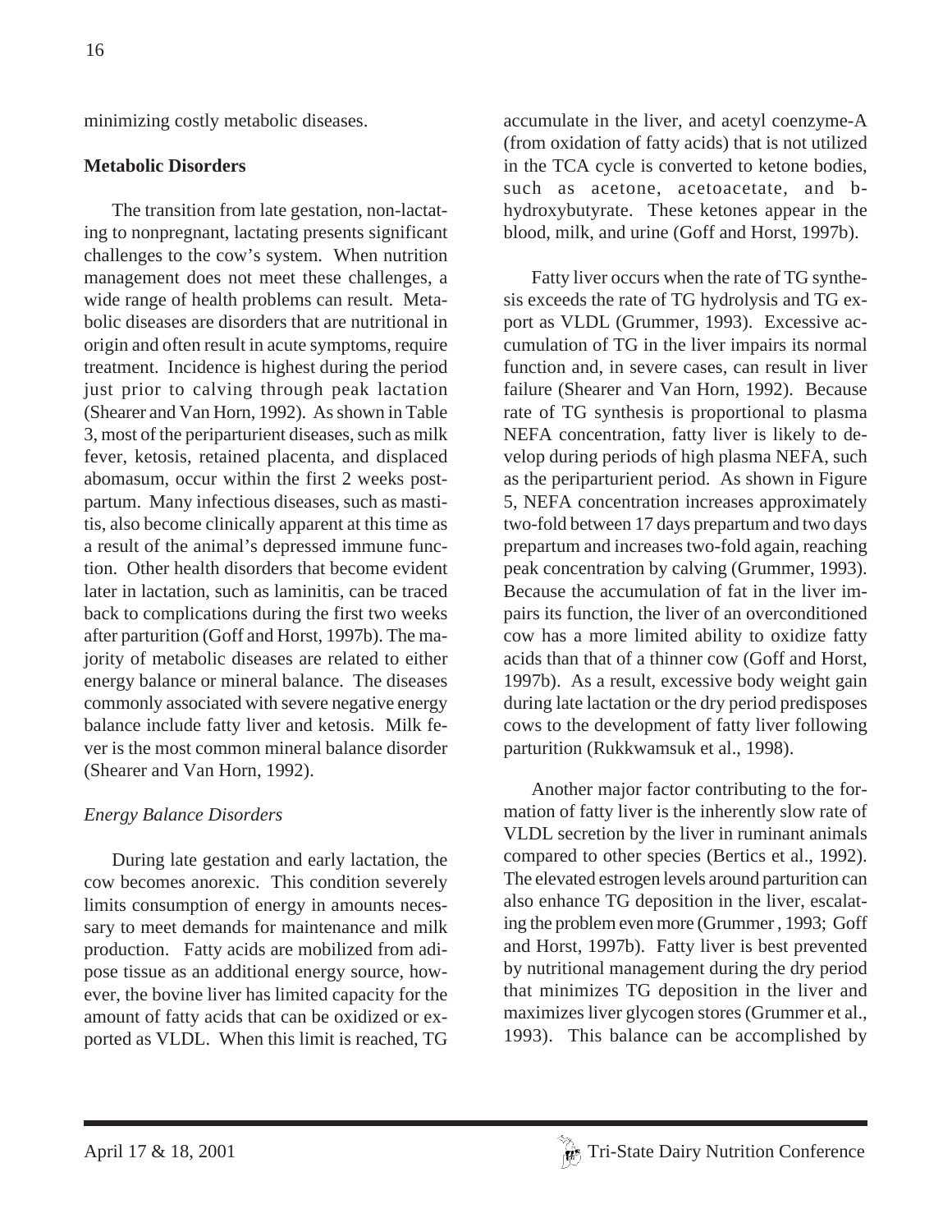minimizing costly metabolic diseases.

## Metabolic Disorders

The transition from late gestation, non-lactating to nonpregnant, lactating presents significant challenges to the cow's system. When nutrition management does not meet these challenges, a wide range of health problems can result. Metabolic diseases are disorders that are nutritional in origin and often result in acute symptoms, require treatment. Incidence is highest during the period just prior to calving through peak lactation (Shearer and Van Horn, 1992). As shown in Table 3, most of the periparturient diseases, such as milk fever, ketosis, retained placenta, and displaced abomasum, occur within the first 2 weeks postpartum. Many infectious diseases, such as mastitis, also become clinically apparent at this time as a result of the animal's depressed immune function. Other health disorders that become evident later in lactation, such as laminitis, can be traced back to complications during the first two weeks after parturition (Goff and Horst, 1997b). The majority of metabolic diseases are related to either energy balance or mineral balance. The diseases commonly associated with severe negative energy balance include fatty liver and ketosis. Milk fever is the most common mineral balance disorder (Shearer and Van Horn, 1992).

### *Energy Balance Disorders*

During late gestation and early lactation, the cow becomes anorexic. This condition severely limits consumption of energy in amounts necessary to meet demands for maintenance and milk production. Fatty acids are mobilized from adipose tissue as an additional energy source, however, the bovine liver has limited capacity for the amount of fatty acids that can be oxidized or exported as VLDL. When this limit is reached, TG accumulate in the liver, and acetyl coenzyme-A (from oxidation of fatty acids) that is not utilized in the TCA cycle is converted to ketone bodies, such as acetone, acetoacetate, and b-hydroxybutyrate. These ketones appear in the blood, milk, and urine (Goff and Horst, 1997b).

Fatty liver occurs when the rate of TG synthesis exceeds the rate of TG hydrolysis and TG export as VLDL (Grummer, 1993). Excessive accumulation of TG in the liver impairs its normal function and, in severe cases, can result in liver failure (Shearer and Van Horn, 1992). Because rate of TG synthesis is proportional to plasma NEFA concentration, fatty liver is likely to develop during periods of high plasma NEFA, such as the periparturient period. As shown in Figure 5, NEFA concentration increases approximately two-fold between 17 days prepartum and two days prepartum and increases two-fold again, reaching peak concentration by calving (Grummer, 1993). Because the accumulation of fat in the liver impairs its function, the liver of an overconditioned cow has a more limited ability to oxidize fatty acids than that of a thinner cow (Goff and Horst, 1997b). As a result, excessive body weight gain during late lactation or the dry period predisposes cows to the development of fatty liver following parturition (Rukkwamsuk et al., 1998).

Another major factor contributing to the formation of fatty liver is the inherently slow rate of VLDL secretion by the liver in ruminant animals compared to other species (Bertics et al., 1992). The elevated estrogen levels around parturition can also enhance TG deposition in the liver, escalating the problem even more (Grummer , 1993; Goff and Horst, 1997b). Fatty liver is best prevented by nutritional management during the dry period that minimizes TG deposition in the liver and maximizes liver glycogen stores (Grummer et al., 1993). This balance can be accomplished by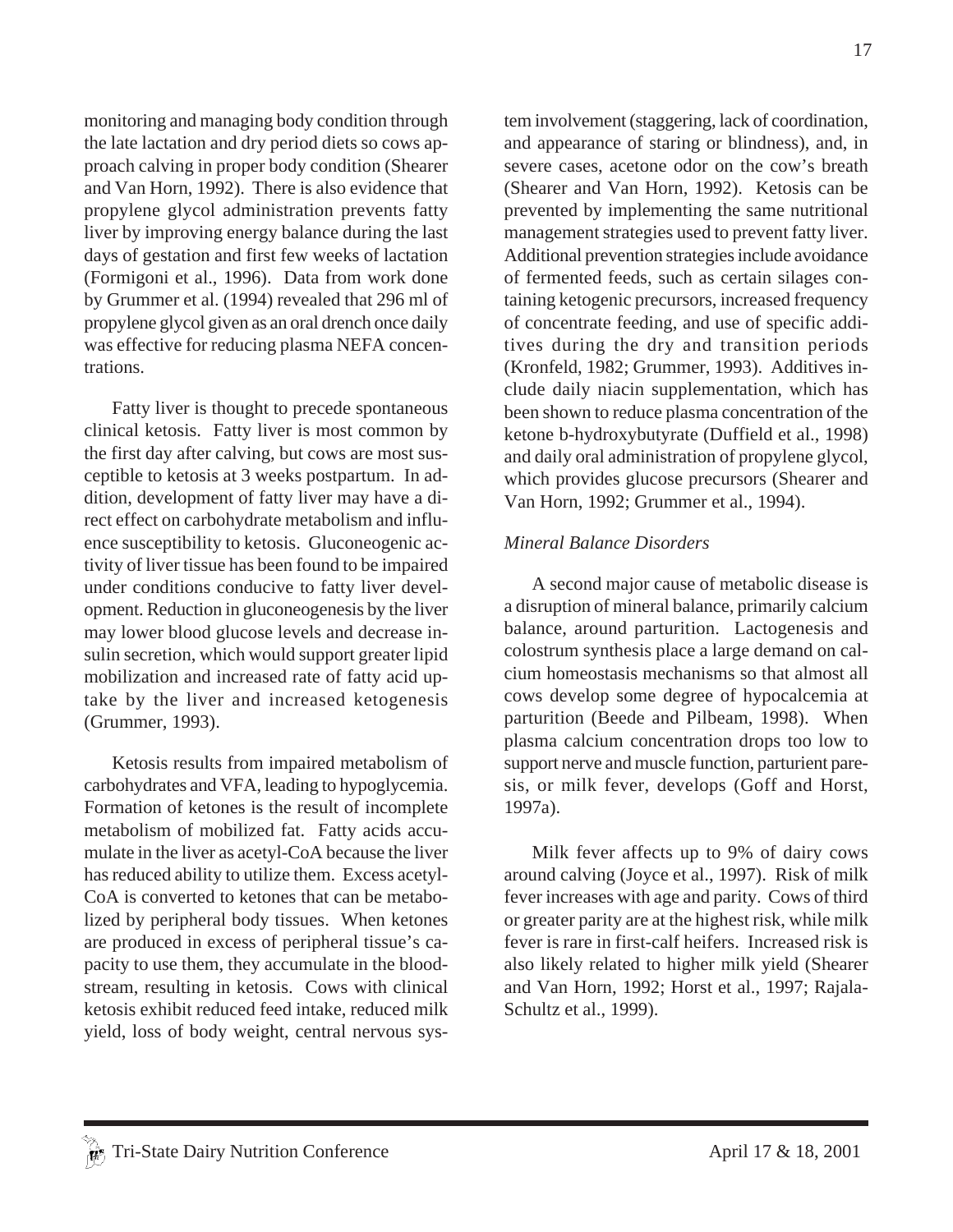monitoring and managing body condition through the late lactation and dry period diets so cows approach calving in proper body condition (Shearer and Van Horn, 1992). There is also evidence that propylene glycol administration prevents fatty liver by improving energy balance during the last days of gestation and first few weeks of lactation (Formigoni et al., 1996). Data from work done by Grummer et al. (1994) revealed that 296 ml of propylene glycol given as an oral drench once daily was effective for reducing plasma NEFA concentrations.

Fatty liver is thought to precede spontaneous clinical ketosis. Fatty liver is most common by the first day after calving, but cows are most susceptible to ketosis at 3 weeks postpartum. In addition, development of fatty liver may have a direct effect on carbohydrate metabolism and influence susceptibility to ketosis. Gluconeogenic activity of liver tissue has been found to be impaired under conditions conducive to fatty liver development. Reduction in gluconeogenesis by the liver may lower blood glucose levels and decrease insulin secretion, which would support greater lipid mobilization and increased rate of fatty acid uptake by the liver and increased ketogenesis (Grummer, 1993).

Ketosis results from impaired metabolism of carbohydrates and VFA, leading to hypoglycemia. Formation of ketones is the result of incomplete metabolism of mobilized fat. Fatty acids accumulate in the liver as acetyl-CoA because the liver has reduced ability to utilize them. Excess acetyl-CoA is converted to ketones that can be metabolized by peripheral body tissues. When ketones are produced in excess of peripheral tissue's capacity to use them, they accumulate in the bloodstream, resulting in ketosis. Cows with clinical ketosis exhibit reduced feed intake, reduced milk yield, loss of body weight, central nervous system involvement (staggering, lack of coordination, and appearance of staring or blindness), and, in severe cases, acetone odor on the cow's breath (Shearer and Van Horn, 1992). Ketosis can be prevented by implementing the same nutritional management strategies used to prevent fatty liver. Additional prevention strategies include avoidance of fermented feeds, such as certain silages containing ketogenic precursors, increased frequency of concentrate feeding, and use of specific additives during the dry and transition periods (Kronfeld, 1982; Grummer, 1993). Additives include daily niacin supplementation, which has been shown to reduce plasma concentration of the ketone b-hydroxybutyrate (Duffield et al., 1998) and daily oral administration of propylene glycol, which provides glucose precursors (Shearer and Van Horn, 1992; Grummer et al., 1994).

*Mineral Balance Disorders*

A second major cause of metabolic disease is a disruption of mineral balance, primarily calcium balance, around parturition. Lactogenesis and colostrum synthesis place a large demand on calcium homeostasis mechanisms so that almost all cows develop some degree of hypocalcemia at parturition (Beede and Pilbeam, 1998). When plasma calcium concentration drops too low to support nerve and muscle function, parturient paresis, or milk fever, develops (Goff and Horst, 1997a).

Milk fever affects up to 9% of dairy cows around calving (Joyce et al., 1997). Risk of milk fever increases with age and parity. Cows of third or greater parity are at the highest risk, while milk fever is rare in first-calf heifers. Increased risk is also likely related to higher milk yield (Shearer and Van Horn, 1992; Horst et al., 1997; Rajala-Schultz et al., 1999).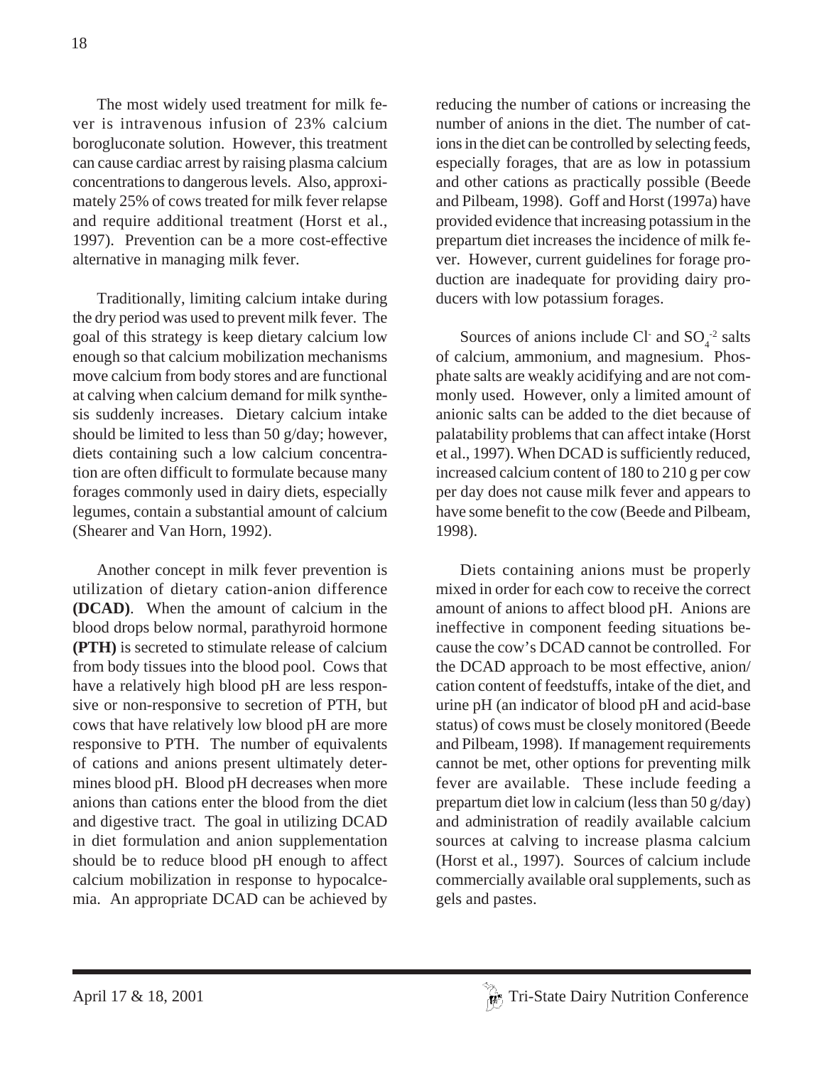The most widely used treatment for milk fever is intravenous infusion of 23% calcium borogluconate solution. However, this treatment can cause cardiac arrest by raising plasma calcium concentrations to dangerous levels. Also, approximately 25% of cows treated for milk fever relapse and require additional treatment (Horst et al., 1997). Prevention can be a more cost-effective alternative in managing milk fever.

Traditionally, limiting calcium intake during the dry period was used to prevent milk fever. The goal of this strategy is keep dietary calcium low enough so that calcium mobilization mechanisms move calcium from body stores and are functional at calving when calcium demand for milk synthesis suddenly increases. Dietary calcium intake should be limited to less than 50 g/day; however, diets containing such a low calcium concentration are often difficult to formulate because many forages commonly used in dairy diets, especially legumes, contain a substantial amount of calcium (Shearer and Van Horn, 1992).

Another concept in milk fever prevention is utilization of dietary cation-anion difference **(DCAD)**. When the amount of calcium in the blood drops below normal, parathyroid hormone **(PTH)** is secreted to stimulate release of calcium from body tissues into the blood pool. Cows that have a relatively high blood pH are less responsive or non-responsive to secretion of PTH, but cows that have relatively low blood pH are more responsive to PTH. The number of equivalents of cations and anions present ultimately determines blood pH. Blood pH decreases when more anions than cations enter the blood from the diet and digestive tract. The goal in utilizing DCAD in diet formulation and anion supplementation should be to reduce blood pH enough to affect calcium mobilization in response to hypocalcemia. An appropriate DCAD can be achieved by reducing the number of cations or increasing the number of anions in the diet. The number of cations in the diet can be controlled by selecting feeds, especially forages, that are as low in potassium and other cations as practically possible (Beede and Pilbeam, 1998). Goff and Horst (1997a) have provided evidence that increasing potassium in the prepartum diet increases the incidence of milk fever. However, current guidelines for forage production are inadequate for providing dairy producers with low potassium forages.

Sources of anions include $Cl^-$ and $SO_4^{-2}$ salts of calcium, ammonium, and magnesium. Phosphate salts are weakly acidifying and are not commonly used. However, only a limited amount of anionic salts can be added to the diet because of palatability problems that can affect intake (Horst et al., 1997). When DCAD is sufficiently reduced, increased calcium content of 180 to 210 g per cow per day does not cause milk fever and appears to have some benefit to the cow (Beede and Pilbeam, 1998).

Diets containing anions must be properly mixed in order for each cow to receive the correct amount of anions to affect blood pH. Anions are ineffective in component feeding situations because the cow's DCAD cannot be controlled. For the DCAD approach to be most effective, anion/cation content of feedstuffs, intake of the diet, and urine pH (an indicator of blood pH and acid-base status) of cows must be closely monitored (Beede and Pilbeam, 1998). If management requirements cannot be met, other options for preventing milk fever are available. These include feeding a prepartum diet low in calcium (less than 50 g/day) and administration of readily available calcium sources at calving to increase plasma calcium (Horst et al., 1997). Sources of calcium include commercially available oral supplements, such as gels and pastes.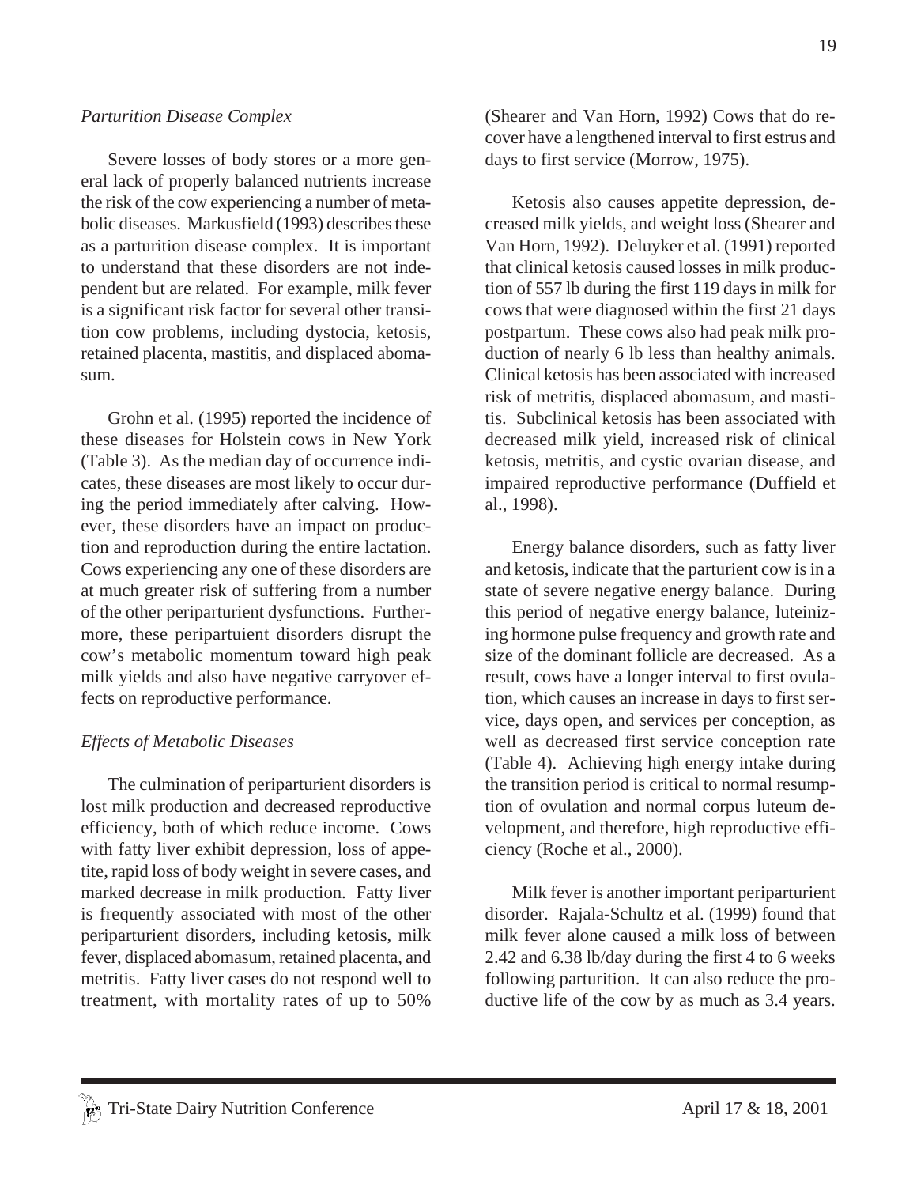### *Parturition Disease Complex*

Severe losses of body stores or a more general lack of properly balanced nutrients increase the risk of the cow experiencing a number of metabolic diseases. Markusfield (1993) describes these as a parturition disease complex. It is important to understand that these disorders are not independent but are related. For example, milk fever is a significant risk factor for several other transition cow problems, including dystocia, ketosis, retained placenta, mastitis, and displaced abomasum.

Grohn et al. (1995) reported the incidence of these diseases for Holstein cows in New York (Table 3). As the median day of occurrence indicates, these diseases are most likely to occur during the period immediately after calving. However, these disorders have an impact on production and reproduction during the entire lactation. Cows experiencing any one of these disorders are at much greater risk of suffering from a number of the other periparturient dysfunctions. Furthermore, these peripartuient disorders disrupt the cow's metabolic momentum toward high peak milk yields and also have negative carryover effects on reproductive performance.

### *Effects of Metabolic Diseases*

The culmination of periparturient disorders is lost milk production and decreased reproductive efficiency, both of which reduce income. Cows with fatty liver exhibit depression, loss of appetite, rapid loss of body weight in severe cases, and marked decrease in milk production. Fatty liver is frequently associated with most of the other periparturient disorders, including ketosis, milk fever, displaced abomasum, retained placenta, and metritis. Fatty liver cases do not respond well to treatment, with mortality rates of up to 50% (Shearer and Van Horn, 1992) Cows that do recover have a lengthened interval to first estrus and days to first service (Morrow, 1975).

Ketosis also causes appetite depression, decreased milk yields, and weight loss (Shearer and Van Horn, 1992). Deluyker et al. (1991) reported that clinical ketosis caused losses in milk production of 557 lb during the first 119 days in milk for cows that were diagnosed within the first 21 days postpartum. These cows also had peak milk production of nearly 6 lb less than healthy animals. Clinical ketosis has been associated with increased risk of metritis, displaced abomasum, and mastitis. Subclinical ketosis has been associated with decreased milk yield, increased risk of clinical ketosis, metritis, and cystic ovarian disease, and impaired reproductive performance (Duffield et al., 1998).

Energy balance disorders, such as fatty liver and ketosis, indicate that the parturient cow is in a state of severe negative energy balance. During this period of negative energy balance, luteinizing hormone pulse frequency and growth rate and size of the dominant follicle are decreased. As a result, cows have a longer interval to first ovulation, which causes an increase in days to first service, days open, and services per conception, as well as decreased first service conception rate (Table 4). Achieving high energy intake during the transition period is critical to normal resumption of ovulation and normal corpus luteum development, and therefore, high reproductive efficiency (Roche et al., 2000).

Milk fever is another important periparturient disorder. Rajala-Schultz et al. (1999) found that milk fever alone caused a milk loss of between 2.42 and 6.38 lb/day during the first 4 to 6 weeks following parturition. It can also reduce the productive life of the cow by as much as 3.4 years.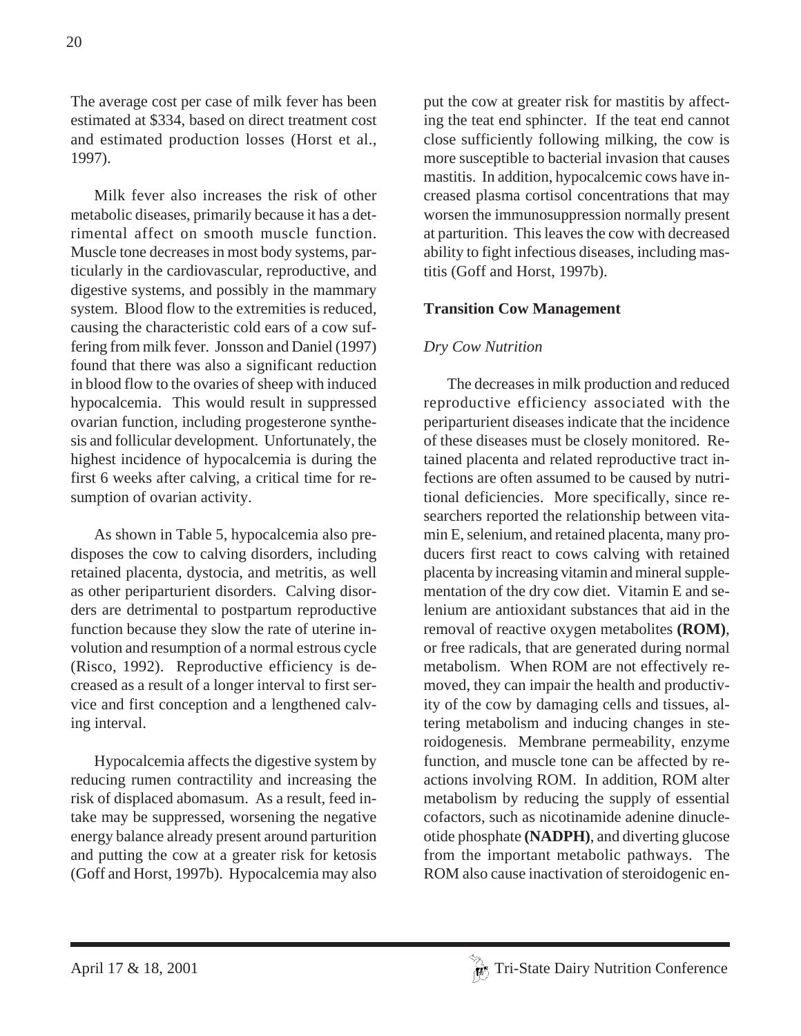The average cost per case of milk fever has been estimated at $334, based on direct treatment cost and estimated production losses (Horst et al., 1997).

Milk fever also increases the risk of other metabolic diseases, primarily because it has a detrimental affect on smooth muscle function. Muscle tone decreases in most body systems, particularly in the cardiovascular, reproductive, and digestive systems, and possibly in the mammary system. Blood flow to the extremities is reduced, causing the characteristic cold ears of a cow suffering from milk fever. Jonsson and Daniel (1997) found that there was also a significant reduction in blood flow to the ovaries of sheep with induced hypocalcemia. This would result in suppressed ovarian function, including progesterone synthesis and follicular development. Unfortunately, the highest incidence of hypocalcemia is during the first 6 weeks after calving, a critical time for resumption of ovarian activity.

As shown in Table 5, hypocalcemia also predisposes the cow to calving disorders, including retained placenta, dystocia, and metritis, as well as other periparturient disorders. Calving disorders are detrimental to postpartum reproductive function because they slow the rate of uterine involution and resumption of a normal estrous cycle (Risco, 1992). Reproductive efficiency is decreased as a result of a longer interval to first service and first conception and a lengthened calving interval.

Hypocalcemia affects the digestive system by reducing rumen contractility and increasing the risk of displaced abomasum. As a result, feed intake may be suppressed, worsening the negative energy balance already present around parturition and putting the cow at a greater risk for ketosis (Goff and Horst, 1997b). Hypocalcemia may also put the cow at greater risk for mastitis by affecting the teat end sphincter. If the teat end cannot close sufficiently following milking, the cow is more susceptible to bacterial invasion that causes mastitis. In addition, hypocalcemic cows have increased plasma cortisol concentrations that may worsen the immunosuppression normally present at parturition. This leaves the cow with decreased ability to fight infectious diseases, including mastitis (Goff and Horst, 1997b).

## Transition Cow Management

### *Dry Cow Nutrition*

The decreases in milk production and reduced reproductive efficiency associated with the periparturient diseases indicate that the incidence of these diseases must be closely monitored. Retained placenta and related reproductive tract infections are often assumed to be caused by nutritional deficiencies. More specifically, since researchers reported the relationship between vitamin E, selenium, and retained placenta, many producers first react to cows calving with retained placenta by increasing vitamin and mineral supplementation of the dry cow diet. Vitamin E and selenium are antioxidant substances that aid in the removal of reactive oxygen metabolites **(ROM)**, or free radicals, that are generated during normal metabolism. When ROM are not effectively removed, they can impair the health and productivity of the cow by damaging cells and tissues, altering metabolism and inducing changes in steroidogenesis. Membrane permeability, enzyme function, and muscle tone can be affected by reactions involving ROM. In addition, ROM alter metabolism by reducing the supply of essential cofactors, such as nicotinamide adenine dinucleotide phosphate **(NADPH)**, and diverting glucose from the important metabolic pathways. The ROM also cause inactivation of steroidogenic en-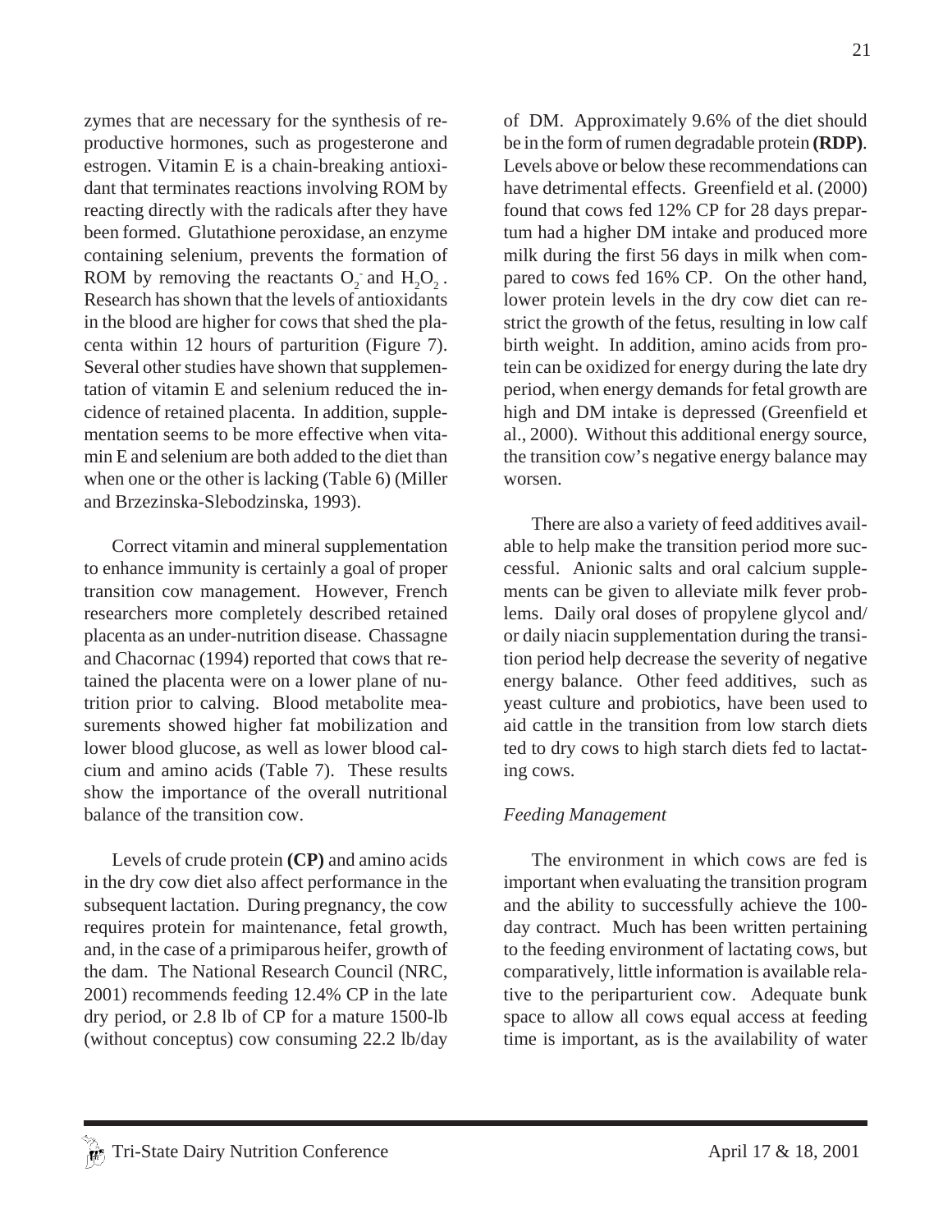zymes that are necessary for the synthesis of reproductive hormones, such as progesterone and estrogen. Vitamin E is a chain-breaking antioxidant that terminates reactions involving ROM by reacting directly with the radicals after they have been formed. Glutathione peroxidase, an enzyme containing selenium, prevents the formation of ROM by removing the reactants $O_2^-$ and $H_2O_2$. Research has shown that the levels of antioxidants in the blood are higher for cows that shed the placenta within 12 hours of parturition (Figure 7). Several other studies have shown that supplementation of vitamin E and selenium reduced the incidence of retained placenta. In addition, supplementation seems to be more effective when vitamin E and selenium are both added to the diet than when one or the other is lacking (Table 6) (Miller and Brzezinska-Slebodzinska, 1993).

Correct vitamin and mineral supplementation to enhance immunity is certainly a goal of proper transition cow management. However, French researchers more completely described retained placenta as an under-nutrition disease. Chassagne and Chacornac (1994) reported that cows that retained the placenta were on a lower plane of nutrition prior to calving. Blood metabolite measurements showed higher fat mobilization and lower blood glucose, as well as lower blood calcium and amino acids (Table 7). These results show the importance of the overall nutritional balance of the transition cow.

Levels of crude protein **(CP)** and amino acids in the dry cow diet also affect performance in the subsequent lactation. During pregnancy, the cow requires protein for maintenance, fetal growth, and, in the case of a primiparous heifer, growth of the dam. The National Research Council (NRC, 2001) recommends feeding 12.4% CP in the late dry period, or 2.8 lb of CP for a mature 1500-lb (without conceptus) cow consuming 22.2 lb/day of DM. Approximately 9.6% of the diet should be in the form of rumen degradable protein **(RDP)**. Levels above or below these recommendations can have detrimental effects. Greenfield et al. (2000) found that cows fed 12% CP for 28 days prepartum had a higher DM intake and produced more milk during the first 56 days in milk when compared to cows fed 16% CP. On the other hand, lower protein levels in the dry cow diet can restrict the growth of the fetus, resulting in low calf birth weight. In addition, amino acids from protein can be oxidized for energy during the late dry period, when energy demands for fetal growth are high and DM intake is depressed (Greenfield et al., 2000). Without this additional energy source, the transition cow's negative energy balance may worsen.

There are also a variety of feed additives available to help make the transition period more successful. Anionic salts and oral calcium supplements can be given to alleviate milk fever problems. Daily oral doses of propylene glycol and/or daily niacin supplementation during the transition period help decrease the severity of negative energy balance. Other feed additives, such as yeast culture and probiotics, have been used to aid cattle in the transition from low starch diets fed to dry cows to high starch diets fed to lactating cows.

### *Feeding Management*

The environment in which cows are fed is important when evaluating the transition program and the ability to successfully achieve the 100-day contract. Much has been written pertaining to the feeding environment of lactating cows, but comparatively, little information is available relative to the periparturient cow. Adequate bunk space to allow all cows equal access at feeding time is important, as is the availability of water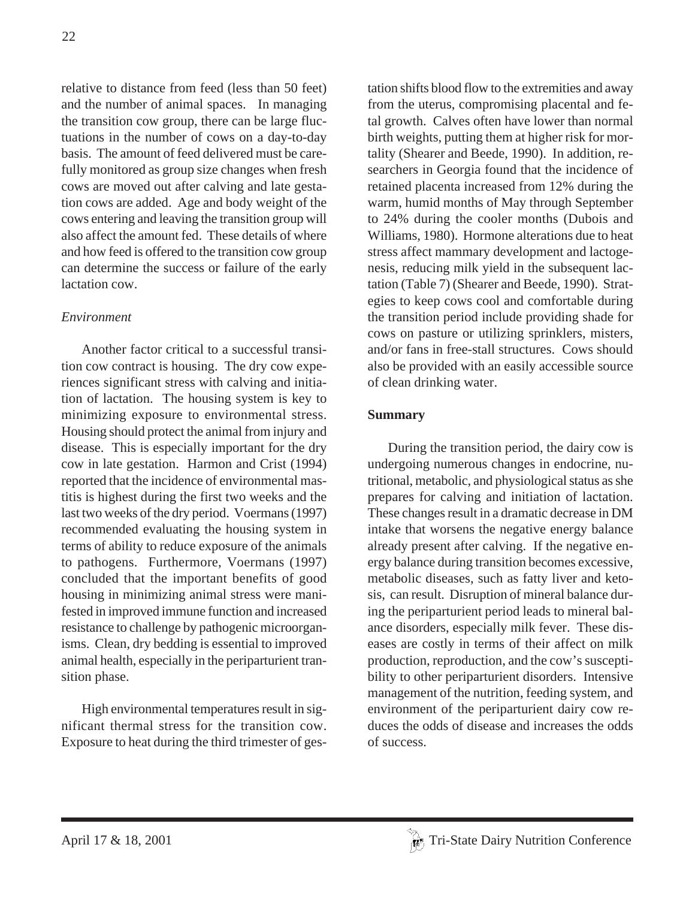relative to distance from feed (less than 50 feet) and the number of animal spaces. In managing the transition cow group, there can be large fluctuations in the number of cows on a day-to-day basis. The amount of feed delivered must be carefully monitored as group size changes when fresh cows are moved out after calving and late gestation cows are added. Age and body weight of the cows entering and leaving the transition group will also affect the amount fed. These details of where and how feed is offered to the transition cow group can determine the success or failure of the early lactation cow.

### *Environment*

Another factor critical to a successful transition cow contract is housing. The dry cow experiences significant stress with calving and initiation of lactation. The housing system is key to minimizing exposure to environmental stress. Housing should protect the animal from injury and disease. This is especially important for the dry cow in late gestation. Harmon and Crist (1994) reported that the incidence of environmental mastitis is highest during the first two weeks and the last two weeks of the dry period. Voermans (1997) recommended evaluating the housing system in terms of ability to reduce exposure of the animals to pathogens. Furthermore, Voermans (1997) concluded that the important benefits of good housing in minimizing animal stress were manifested in improved immune function and increased resistance to challenge by pathogenic microorganisms. Clean, dry bedding is essential to improved animal health, especially in the periparturient transition phase.

High environmental temperatures result in significant thermal stress for the transition cow. Exposure to heat during the third trimester of gestation shifts blood flow to the extremities and away from the uterus, compromising placental and fetal growth. Calves often have lower than normal birth weights, putting them at higher risk for mortality (Shearer and Beede, 1990). In addition, researchers in Georgia found that the incidence of retained placenta increased from 12% during the warm, humid months of May through September to 24% during the cooler months (Dubois and Williams, 1980). Hormone alterations due to heat stress affect mammary development and lactogenesis, reducing milk yield in the subsequent lactation (Table 7) (Shearer and Beede, 1990). Strategies to keep cows cool and comfortable during the transition period include providing shade for cows on pasture or utilizing sprinklers, misters, and/or fans in free-stall structures. Cows should also be provided with an easily accessible source of clean drinking water.

### **Summary**

During the transition period, the dairy cow is undergoing numerous changes in endocrine, nutritional, metabolic, and physiological status as she prepares for calving and initiation of lactation. These changes result in a dramatic decrease in DM intake that worsens the negative energy balance already present after calving. If the negative energy balance during transition becomes excessive, metabolic diseases, such as fatty liver and ketosis, can result. Disruption of mineral balance during the periparturient period leads to mineral balance disorders, especially milk fever. These diseases are costly in terms of their affect on milk production, reproduction, and the cow's susceptibility to other periparturient disorders. Intensive management of the nutrition, feeding system, and environment of the periparturient dairy cow reduces the odds of disease and increases the odds of success.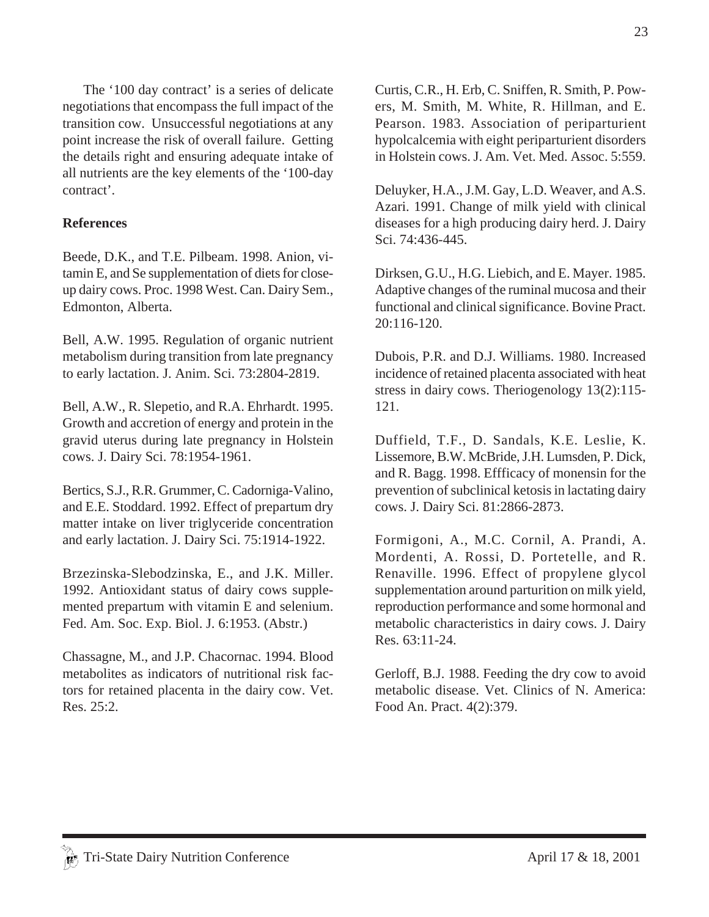The '100 day contract' is a series of delicate negotiations that encompass the full impact of the transition cow. Unsuccessful negotiations at any point increase the risk of overall failure. Getting the details right and ensuring adequate intake of all nutrients are the key elements of the '100-day contract'.

**References**

Beede, D.K., and T.E. Pilbeam. 1998. Anion, vitamin E, and Se supplementation of diets for close-up dairy cows. Proc. 1998 West. Can. Dairy Sem., Edmonton, Alberta.

Bell, A.W. 1995. Regulation of organic nutrient metabolism during transition from late pregnancy to early lactation. J. Anim. Sci. 73:2804-2819.

Bell, A.W., R. Slepetio, and R.A. Ehrhardt. 1995. Growth and accretion of energy and protein in the gravid uterus during late pregnancy in Holstein cows. J. Dairy Sci. 78:1954-1961.

Bertics, S.J., R.R. Grummer, C. Cadorniga-Valino, and E.E. Stoddard. 1992. Effect of prepartum dry matter intake on liver triglyceride concentration and early lactation. J. Dairy Sci. 75:1914-1922.

Brzezinska-Slebodzinska, E., and J.K. Miller. 1992. Antioxidant status of dairy cows supplemented prepartum with vitamin E and selenium. Fed. Am. Soc. Exp. Biol. J. 6:1953. (Abstr.)

Chassagne, M., and J.P. Chacornac. 1994. Blood metabolites as indicators of nutritional risk factors for retained placenta in the dairy cow. Vet. Res. 25:2.

Curtis, C.R., H. Erb, C. Sniffen, R. Smith, P. Powers, M. Smith, M. White, R. Hillman, and E. Pearson. 1983. Association of periparturient hypolcalcemia with eight periparturient disorders in Holstein cows. J. Am. Vet. Med. Assoc. 5:559.

Deluyker, H.A., J.M. Gay, L.D. Weaver, and A.S. Azari. 1991. Change of milk yield with clinical diseases for a high producing dairy herd. J. Dairy Sci. 74:436-445.

Dirksen, G.U., H.G. Liebich, and E. Mayer. 1985. Adaptive changes of the ruminal mucosa and their functional and clinical significance. Bovine Pract. 20:116-120.

Dubois, P.R. and D.J. Williams. 1980. Increased incidence of retained placenta associated with heat stress in dairy cows. Theriogenology 13(2):115-121.

Duffield, T.F., D. Sandals, K.E. Leslie, K. Lissemore, B.W. McBride, J.H. Lumsden, P. Dick, and R. Bagg. 1998. Effficacy of monensin for the prevention of subclinical ketosis in lactating dairy cows. J. Dairy Sci. 81:2866-2873.

Formigoni, A., M.C. Cornil, A. Prandi, A. Mordenti, A. Rossi, D. Portetelle, and R. Renaville. 1996. Effect of propylene glycol supplementation around parturition on milk yield, reproduction performance and some hormonal and metabolic characteristics in dairy cows. J. Dairy Res. 63:11-24.

Gerloff, B.J. 1988. Feeding the dry cow to avoid metabolic disease. Vet. Clinics of N. America: Food An. Pract. 4(2):379.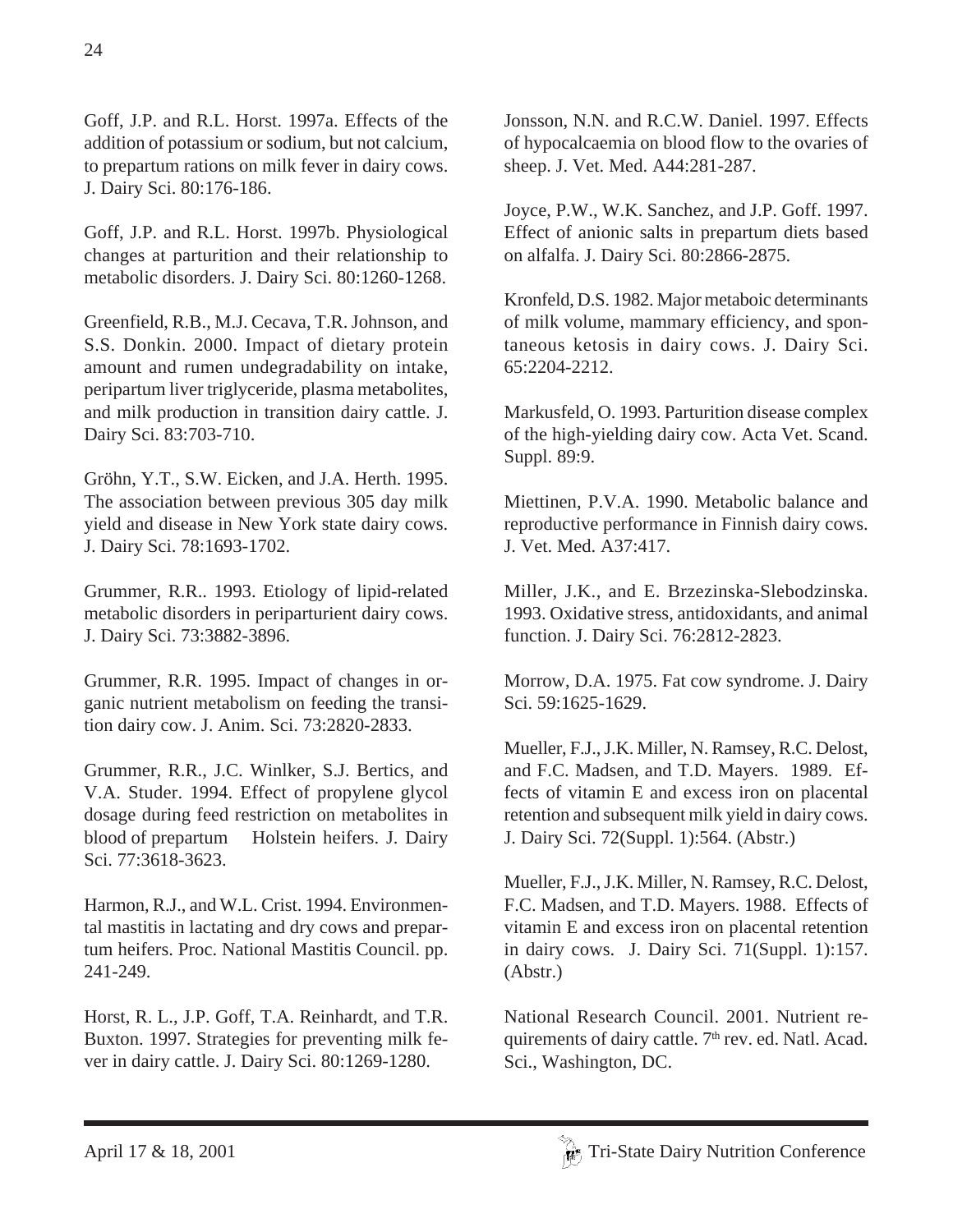Goff, J.P. and R.L. Horst. 1997a. Effects of the addition of potassium or sodium, but not calcium, to prepartum rations on milk fever in dairy cows. J. Dairy Sci. 80:176-186.

Goff, J.P. and R.L. Horst. 1997b. Physiological changes at parturition and their relationship to metabolic disorders. J. Dairy Sci. 80:1260-1268.

Greenfield, R.B., M.J. Cecava, T.R. Johnson, and S.S. Donkin. 2000. Impact of dietary protein amount and rumen undegradability on intake, peripartum liver triglyceride, plasma metabolites, and milk production in transition dairy cattle. J. Dairy Sci. 83:703-710.

Gröhn, Y.T., S.W. Eicken, and J.A. Herth. 1995. The association between previous 305 day milk yield and disease in New York state dairy cows. J. Dairy Sci. 78:1693-1702.

Grummer, R.R.. 1993. Etiology of lipid-related metabolic disorders in periparturient dairy cows. J. Dairy Sci. 73:3882-3896.

Grummer, R.R. 1995. Impact of changes in organic nutrient metabolism on feeding the transition dairy cow. J. Anim. Sci. 73:2820-2833.

Grummer, R.R., J.C. Winlker, S.J. Bertics, and V.A. Studer. 1994. Effect of propylene glycol dosage during feed restriction on metabolites in blood of prepartum Holstein heifers. J. Dairy Sci. 77:3618-3623.

Harmon, R.J., and W.L. Crist. 1994. Environmental mastitis in lactating and dry cows and prepartum heifers. Proc. National Mastitis Council. pp. 241-249.

Horst, R. L., J.P. Goff, T.A. Reinhardt, and T.R. Buxton. 1997. Strategies for preventing milk fever in dairy cattle. J. Dairy Sci. 80:1269-1280.

Jonsson, N.N. and R.C.W. Daniel. 1997. Effects of hypocalcaemia on blood flow to the ovaries of sheep. J. Vet. Med. A44:281-287.

Joyce, P.W., W.K. Sanchez, and J.P. Goff. 1997. Effect of anionic salts in prepartum diets based on alfalfa. J. Dairy Sci. 80:2866-2875.

Kronfeld, D.S. 1982. Major metaboic determinants of milk volume, mammary efficiency, and spontaneous ketosis in dairy cows. J. Dairy Sci. 65:2204-2212.

Markusfeld, O. 1993. Parturition disease complex of the high-yielding dairy cow. Acta Vet. Scand. Suppl. 89:9.

Miettinen, P.V.A. 1990. Metabolic balance and reproductive performance in Finnish dairy cows. J. Vet. Med. A37:417.

Miller, J.K., and E. Brzezinska-Slebodzinska. 1993. Oxidative stress, antidoxidants, and animal function. J. Dairy Sci. 76:2812-2823.

Morrow, D.A. 1975. Fat cow syndrome. J. Dairy Sci. 59:1625-1629.

Mueller, F.J., J.K. Miller, N. Ramsey, R.C. Delost, and F.C. Madsen, and T.D. Mayers. 1989. Effects of vitamin E and excess iron on placental retention and subsequent milk yield in dairy cows. J. Dairy Sci. 72(Suppl. 1):564. (Abstr.)

Mueller, F.J., J.K. Miller, N. Ramsey, R.C. Delost, F.C. Madsen, and T.D. Mayers. 1988. Effects of vitamin E and excess iron on placental retention in dairy cows. J. Dairy Sci. 71(Suppl. 1):157. (Abstr.)

National Research Council. 2001. Nutrient requirements of dairy cattle. 7th rev. ed. Natl. Acad. Sci., Washington, DC.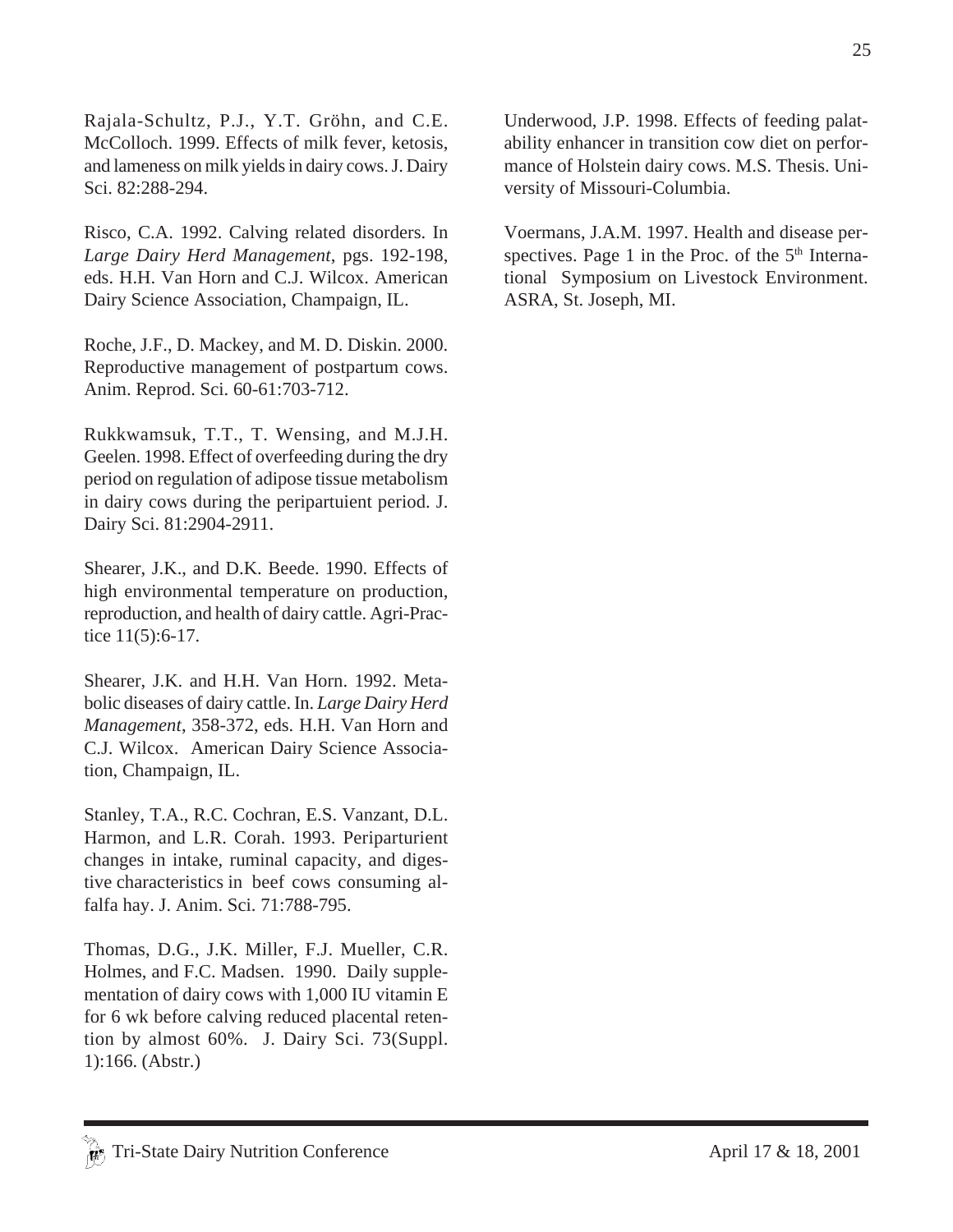Rajala-Schultz, P.J., Y.T. Gröhn, and C.E. McColloch. 1999. Effects of milk fever, ketosis, and lameness on milk yields in dairy cows. J. Dairy Sci. 82:288-294.

Risco, C.A. 1992. Calving related disorders. In *Large Dairy Herd Management*, pgs. 192-198, eds. H.H. Van Horn and C.J. Wilcox. American Dairy Science Association, Champaign, IL.

Roche, J.F., D. Mackey, and M. D. Diskin. 2000. Reproductive management of postpartum cows. Anim. Reprod. Sci. 60-61:703-712.

Rukkwamsuk, T.T., T. Wensing, and M.J.H. Geelen. 1998. Effect of overfeeding during the dry period on regulation of adipose tissue metabolism in dairy cows during the peripartuient period. J. Dairy Sci. 81:2904-2911.

Shearer, J.K., and D.K. Beede. 1990. Effects of high environmental temperature on production, reproduction, and health of dairy cattle. Agri-Practice 11(5):6-17.

Shearer, J.K. and H.H. Van Horn. 1992. Metabolic diseases of dairy cattle. In. *Large Dairy Herd Management*, 358-372, eds. H.H. Van Horn and C.J. Wilcox. American Dairy Science Association, Champaign, IL.

Stanley, T.A., R.C. Cochran, E.S. Vanzant, D.L. Harmon, and L.R. Corah. 1993. Periparturient changes in intake, ruminal capacity, and digestive characteristics in beef cows consuming alfalfa hay. J. Anim. Sci. 71:788-795.

Thomas, D.G., J.K. Miller, F.J. Mueller, C.R. Holmes, and F.C. Madsen. 1990. Daily supplementation of dairy cows with 1,000 IU vitamin E for 6 wk before calving reduced placental retention by almost 60%. J. Dairy Sci. 73(Suppl. 1):166. (Abstr.)

Underwood, J.P. 1998. Effects of feeding palatability enhancer in transition cow diet on performance of Holstein dairy cows. M.S. Thesis. University of Missouri-Columbia.

Voermans, J.A.M. 1997. Health and disease perspectives. Page 1 in the Proc. of the 5th International Symposium on Livestock Environment. ASRA, St. Joseph, MI.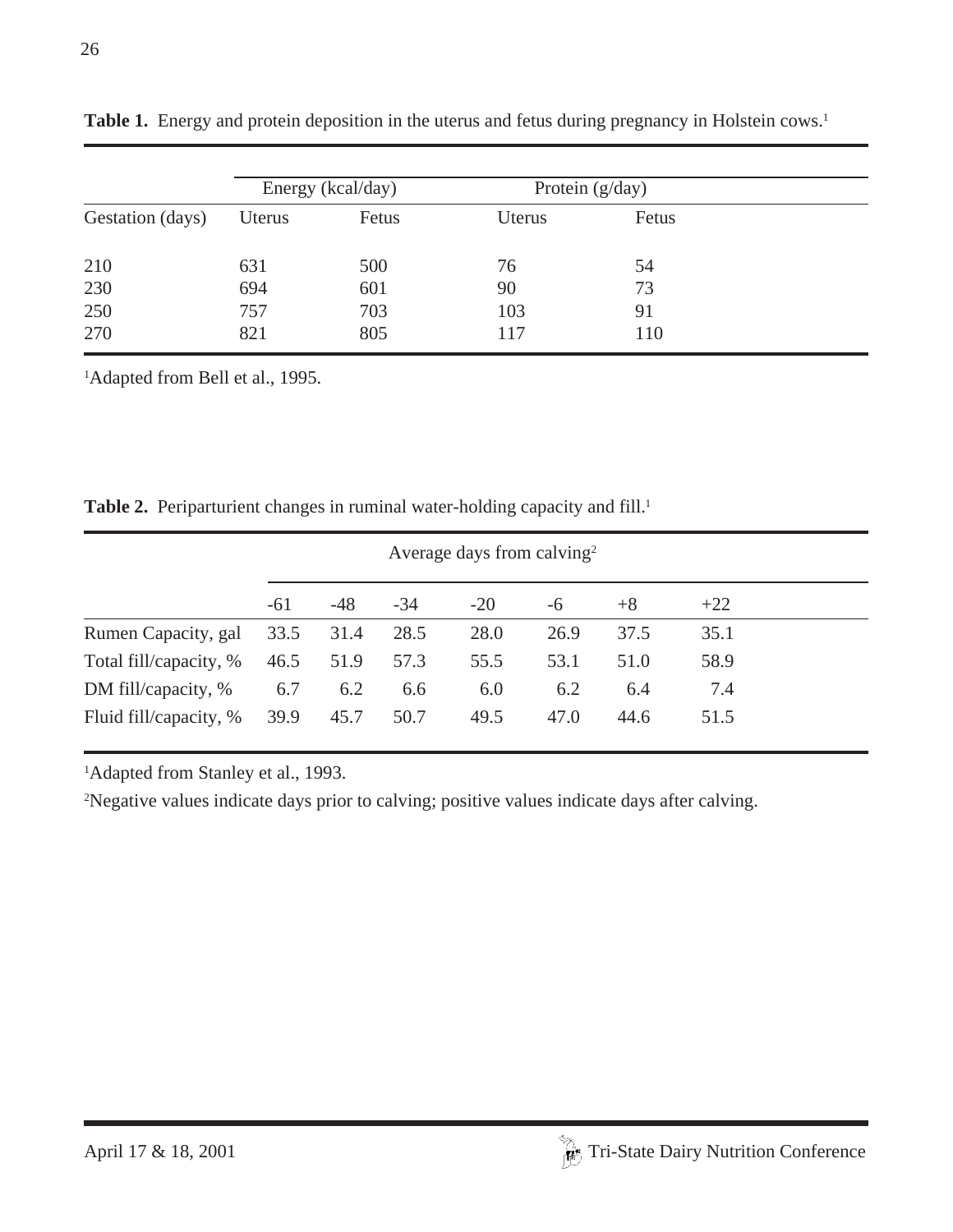**Table 1.** Energy and protein deposition in the uterus and fetus during pregnancy in Holstein cows.[1]

| | Energy (kcal/day) | | Protein (g/day) | |
|---|---|---|---|---|
| Gestation (days) | Uterus | Fetus | Uterus | Fetus |
| 210 | 631 | 500 | 76 | 54 |
| 230 | 694 | 601 | 90 | 73 |
| 250 | 757 | 703 | 103 | 91 |
| 270 | 821 | 805 | 117 | 110 |

[1]Adapted from Bell et al., 1995.

**Table 2.** Periparturient changes in ruminal water-holding capacity and fill.[1]

| | Average days from calving[2] | | | | | | |
|---|---|---|---|---|---|---|---|
| | -61 | -48 | -34 | -20 | -6 | +8 | +22 |
| Rumen Capacity, gal | 33.5 | 31.4 | 28.5 | 28.0 | 26.9 | 37.5 | 35.1 |
| Total fill/capacity, % | 46.5 | 51.9 | 57.3 | 55.5 | 53.1 | 51.0 | 58.9 |
| DM fill/capacity, % | 6.7 | 6.2 | 6.6 | 6.0 | 6.2 | 6.4 | 7.4 |
| Fluid fill/capacity, % | 39.9 | 45.7 | 50.7 | 49.5 | 47.0 | 44.6 | 51.5 |

[1]Adapted from Stanley et al., 1993.

[2]Negative values indicate days prior to calving; positive values indicate days after calving.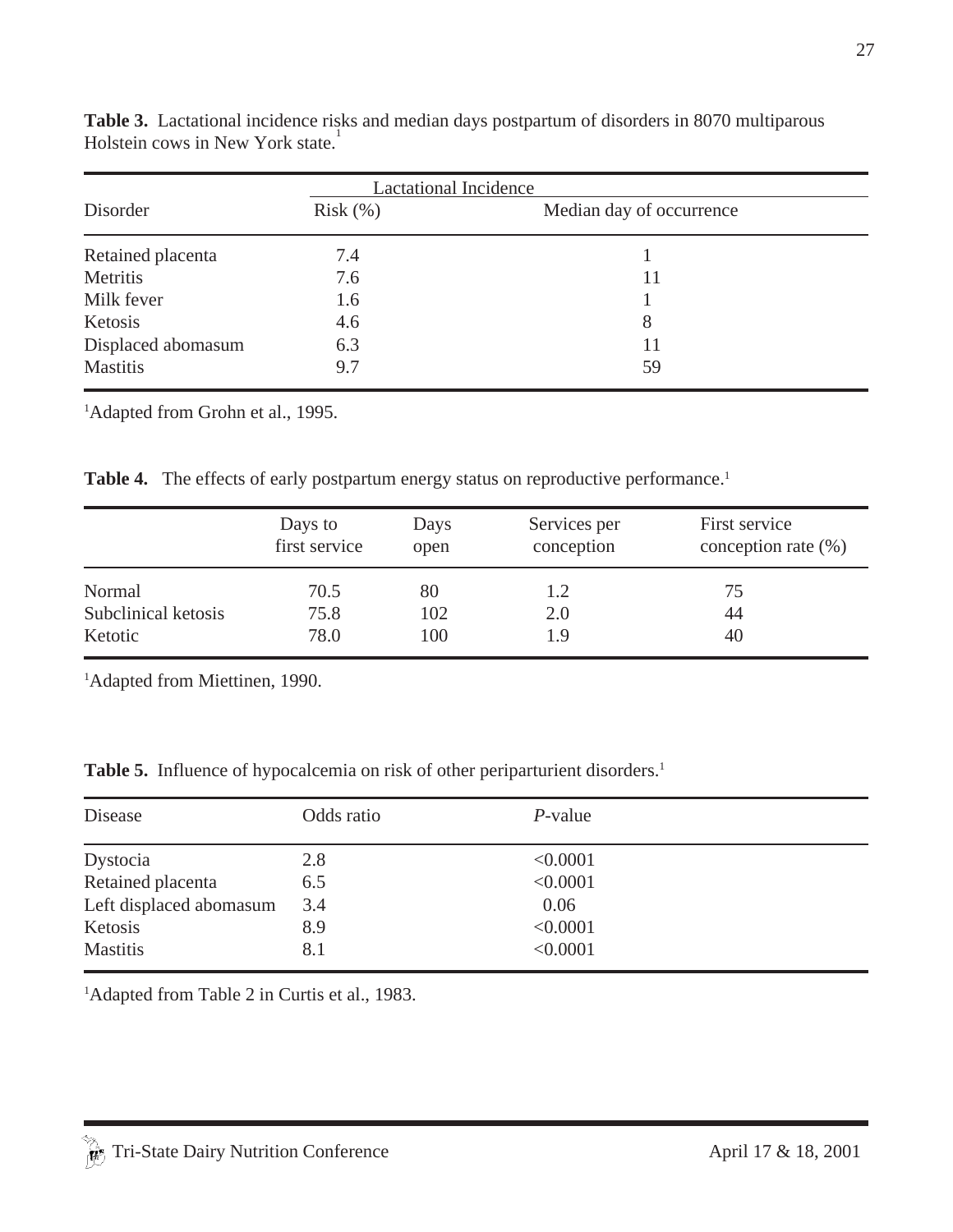**Table 3.** Lactational incidence risks and median days postpartum of disorders in 8070 multiparous Holstein cows in New York state.[1]

| Disorder | Lactational Incidence | |
|---|---|---|
| | Risk (%) | Median day of occurrence |
| Retained placenta | 7.4 | 1 |
| Metritis | 7.6 | 11 |
| Milk fever | 1.6 | 1 |
| Ketosis | 4.6 | 8 |
| Displaced abomasum | 6.3 | 11 |
| Mastitis | 9.7 | 59 |

[1]Adapted from Grohn et al., 1995.

**Table 4.** The effects of early postpartum energy status on reproductive performance.[1]

| | Days to first service | Days open | Services per conception | First service conception rate (%) |
|---|---|---|---|---|
| Normal | 70.5 | 80 | 1.2 | 75 |
| Subclinical ketosis | 75.8 | 102 | 2.0 | 44 |
| Ketotic | 78.0 | 100 | 1.9 | 40 |

[1]Adapted from Miettinen, 1990.

**Table 5.** Influence of hypocalcemia on risk of other periparturient disorders.[1]

| Disease | Odds ratio | *P*-value |
|---|---|---|
| Dystocia | 2.8 | <0.0001 |
| Retained placenta | 6.5 | <0.0001 |
| Left displaced abomasum | 3.4 | 0.06 |
| Ketosis | 8.9 | <0.0001 |
| Mastitis | 8.1 | <0.0001 |

[1]Adapted from Table 2 in Curtis et al., 1983.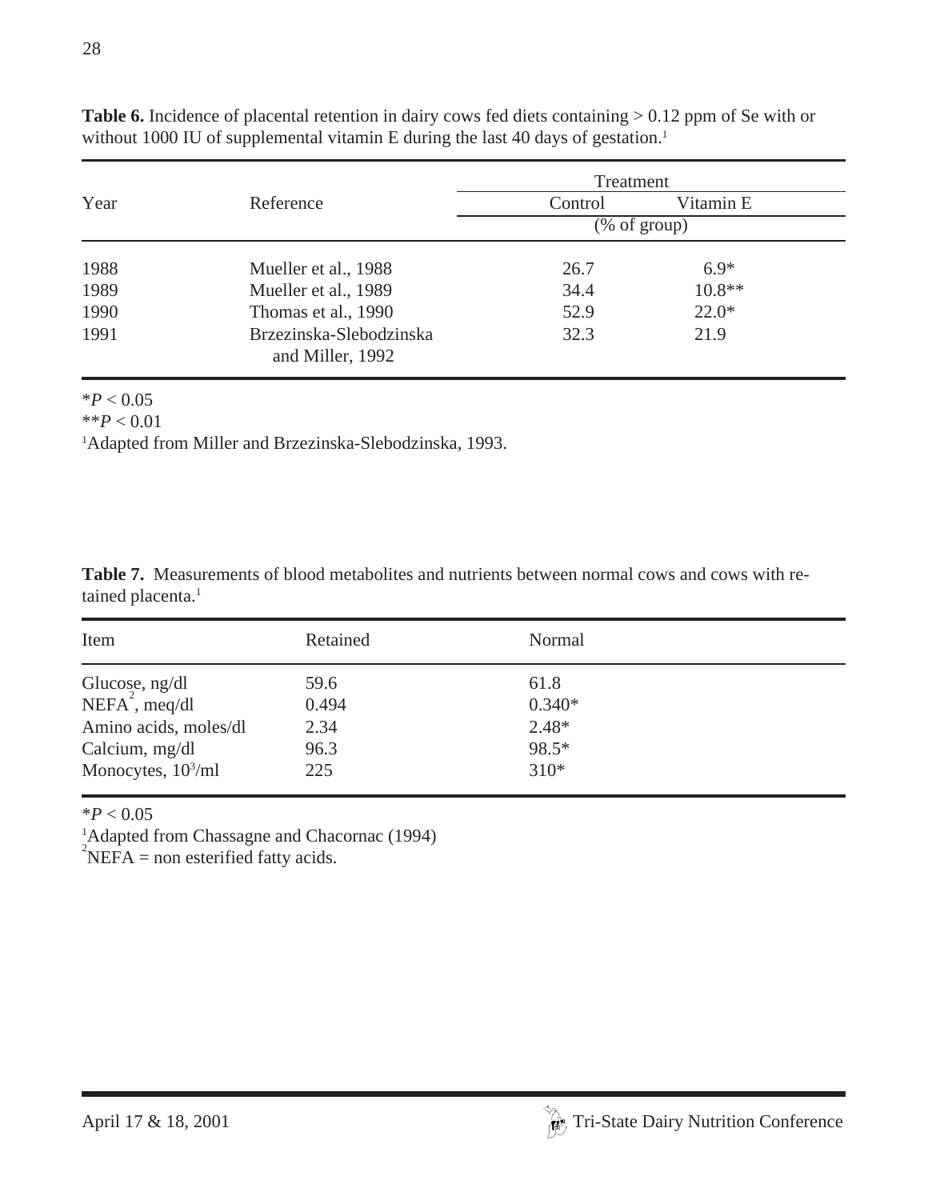**Table 6.** Incidence of placental retention in dairy cows fed diets containing > 0.12 ppm of Se with or without 1000 IU of supplemental vitamin E during the last 40 days of gestation.[1]

| Year | Reference | Treatment | |
|---|---|---|---|
| | | Control | Vitamin E |
| | | (% of group) | |
| 1988 | Mueller et al., 1988 | 26.7 | 6.9* |
| 1989 | Mueller et al., 1989 | 34.4 | 10.8** |
| 1990 | Thomas et al., 1990 | 52.9 | 22.0* |
| 1991 | Brzezinska-Slebodzinska and Miller, 1992 | 32.3 | 21.9 |

*$P < 0.05$

**$P < 0.01$

[1]Adapted from Miller and Brzezinska-Slebodzinska, 1993.

**Table 7.** Measurements of blood metabolites and nutrients between normal cows and cows with retained placenta.[1]

| Item | Retained | Normal |
|---|---|---|
| Glucose, ng/dl | 59.6 | 61.8 |
| NEFA[2], meq/dl | 0.494 | 0.340* |
| Amino acids, moles/dl | 2.34 | 2.48* |
| Calcium, mg/dl | 96.3 | 98.5* |
| Monocytes, $10^3$/ml | 225 | 310* |

*$P < 0.05$

[1]Adapted from Chassagne and Chacornac (1994)

[2]NEFA = non esterified fatty acids.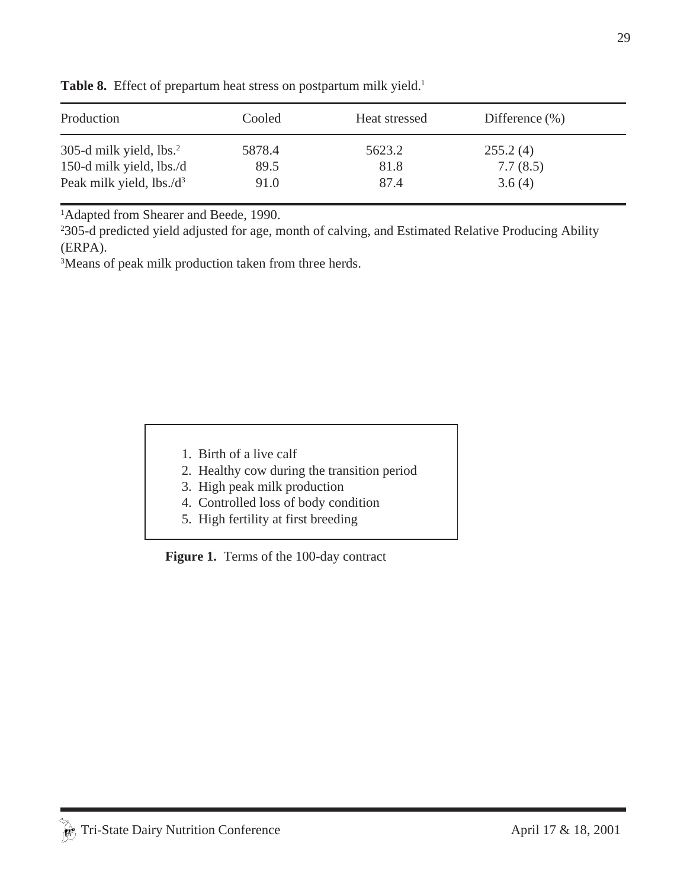**Table 8.** Effect of prepartum heat stress on postpartum milk yield.[1]

| Production | Cooled | Heat stressed | Difference (%) |
|---|---|---|---|
| 305-d milk yield, lbs.[2] | 5878.4 | 5623.2 | 255.2 (4) |
| 150-d milk yield, lbs./d | 89.5 | 81.8 | 7.7 (8.5) |
| Peak milk yield, lbs./d[3] | 91.0 | 87.4 | 3.6 (4) |

[1]Adapted from Shearer and Beede, 1990.
[2]305-d predicted yield adjusted for age, month of calving, and Estimated Relative Producing Ability (ERPA).
[3]Means of peak milk production taken from three herds.

1. Birth of a live calf
2. Healthy cow during the transition period
3. High peak milk production
4. Controlled loss of body condition
5. High fertility at first breeding

**Figure 1.** Terms of the 100-day contract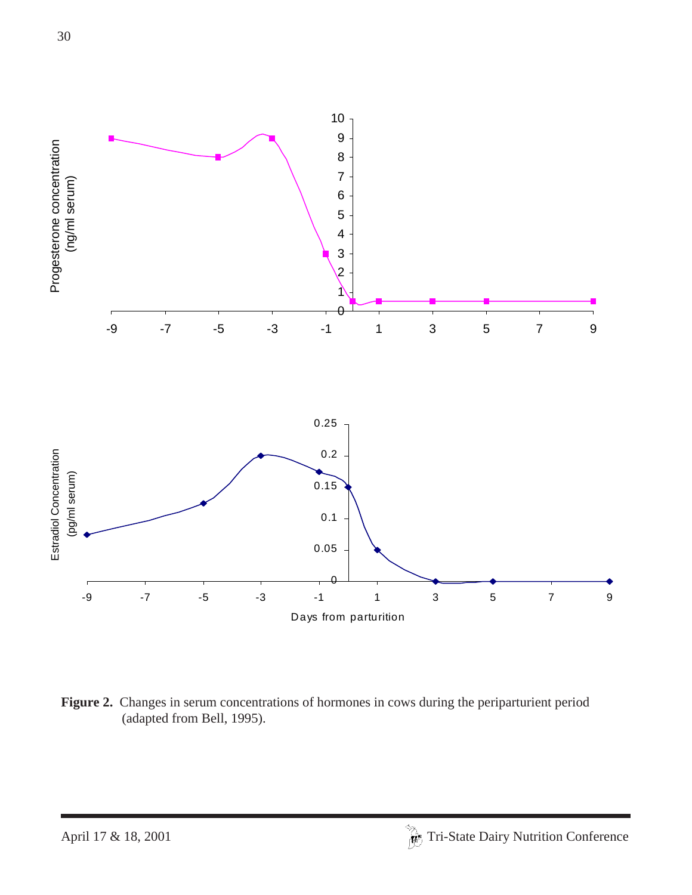**Figure 2.** Changes in serum concentrations of hormones in cows during the periparturient period (adapted from Bell, 1995).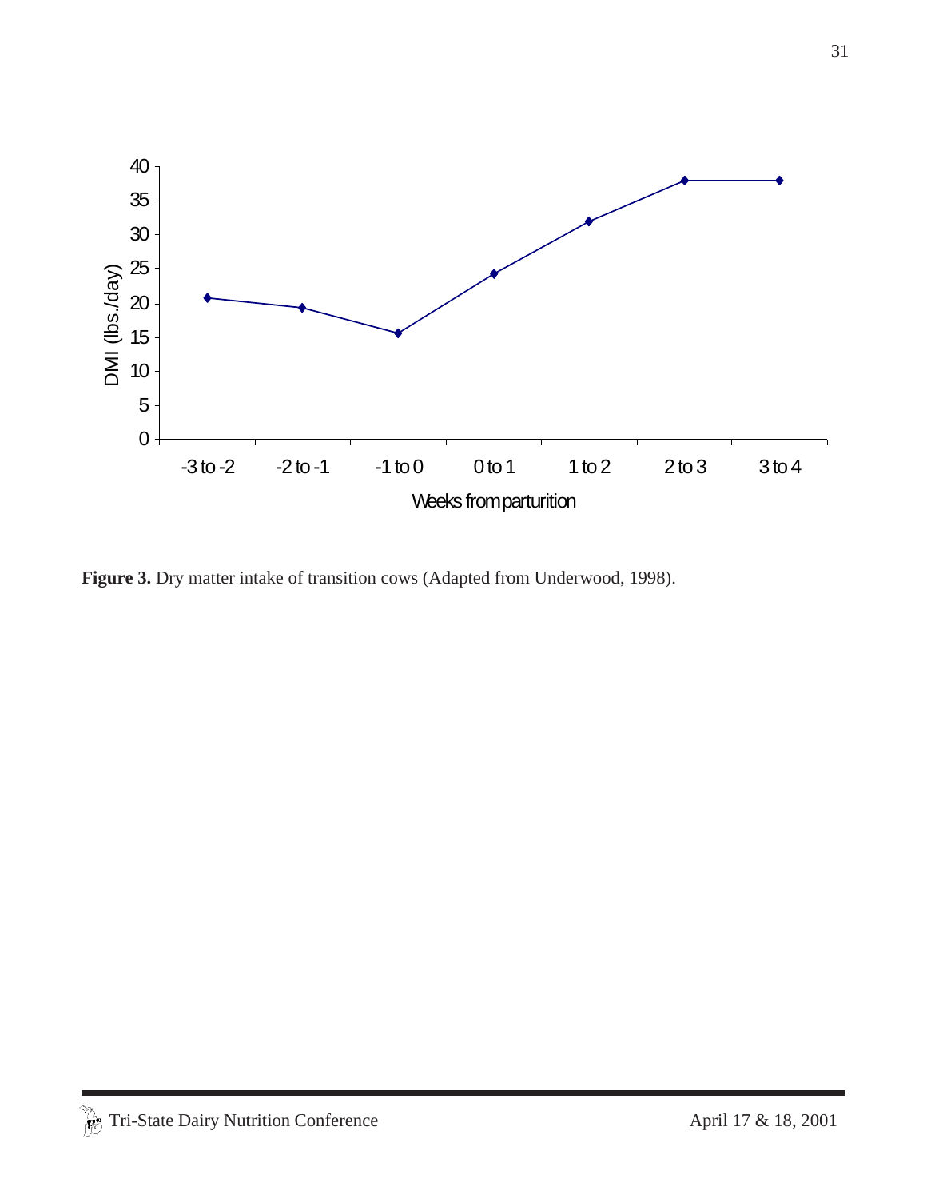**Figure 3.** Dry matter intake of transition cows (Adapted from Underwood, 1998).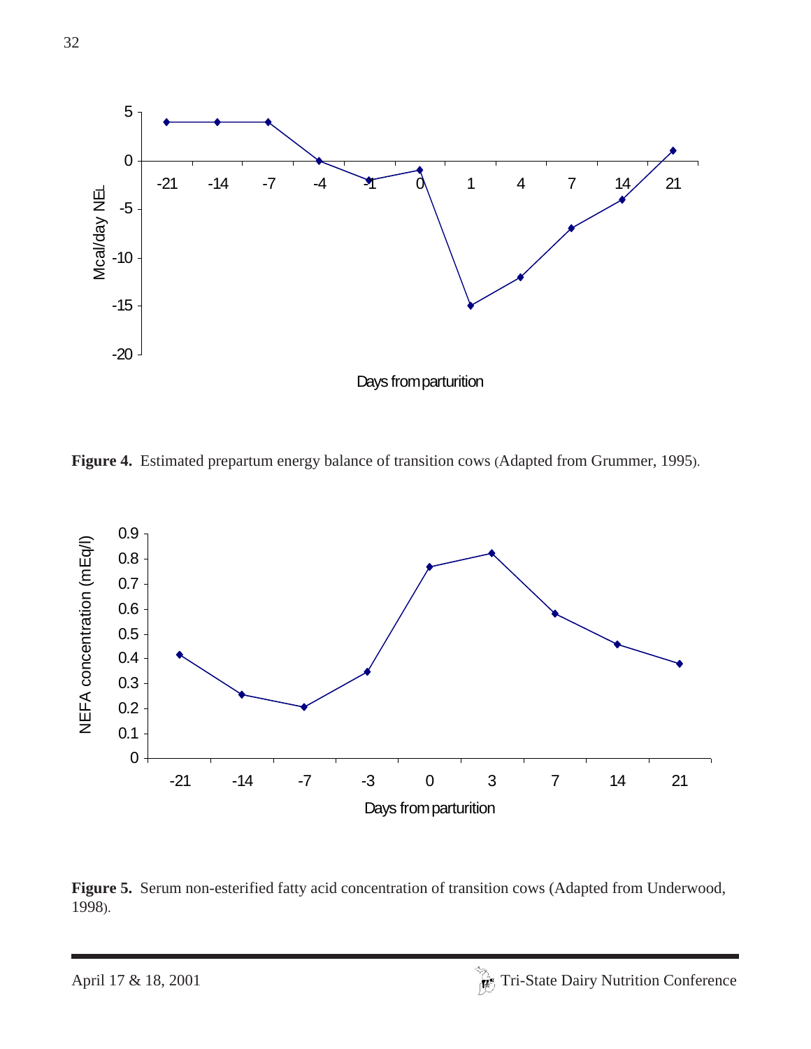**Figure 4.** Estimated prepartum energy balance of transition cows (Adapted from Grummer, 1995).

**Figure 5.** Serum non-esterified fatty acid concentration of transition cows (Adapted from Underwood, 1998).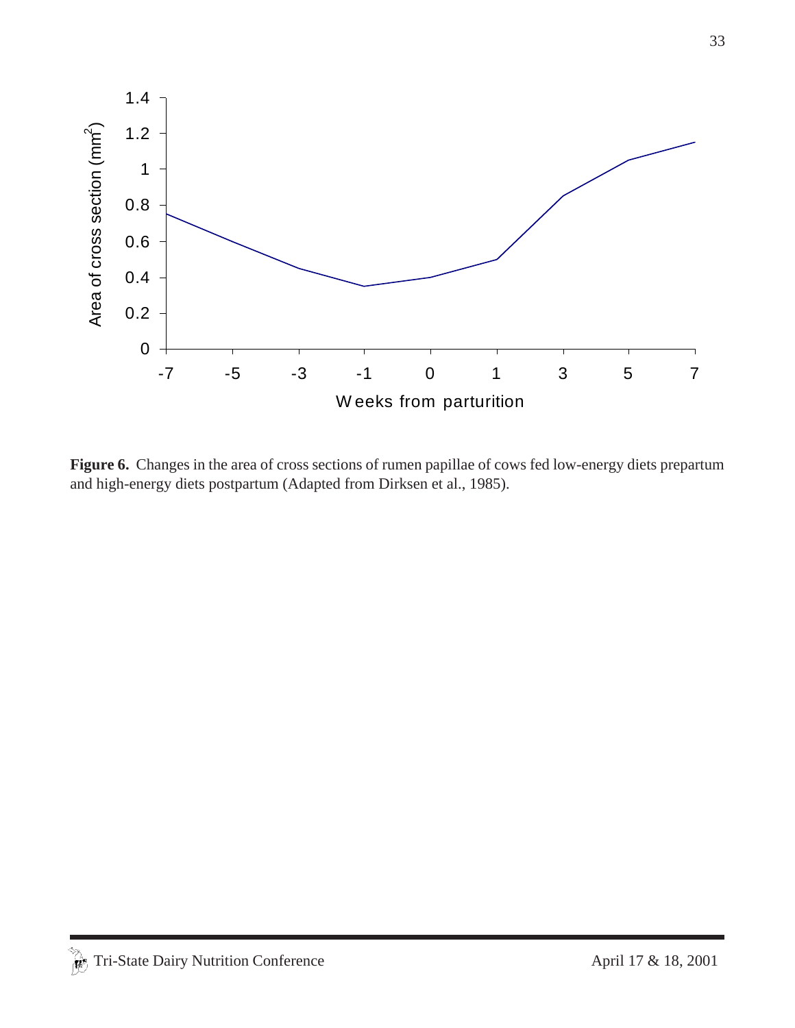**Figure 6.** Changes in the area of cross sections of rumen papillae of cows fed low-energy diets prepartum and high-energy diets postpartum (Adapted from Dirksen et al., 1985).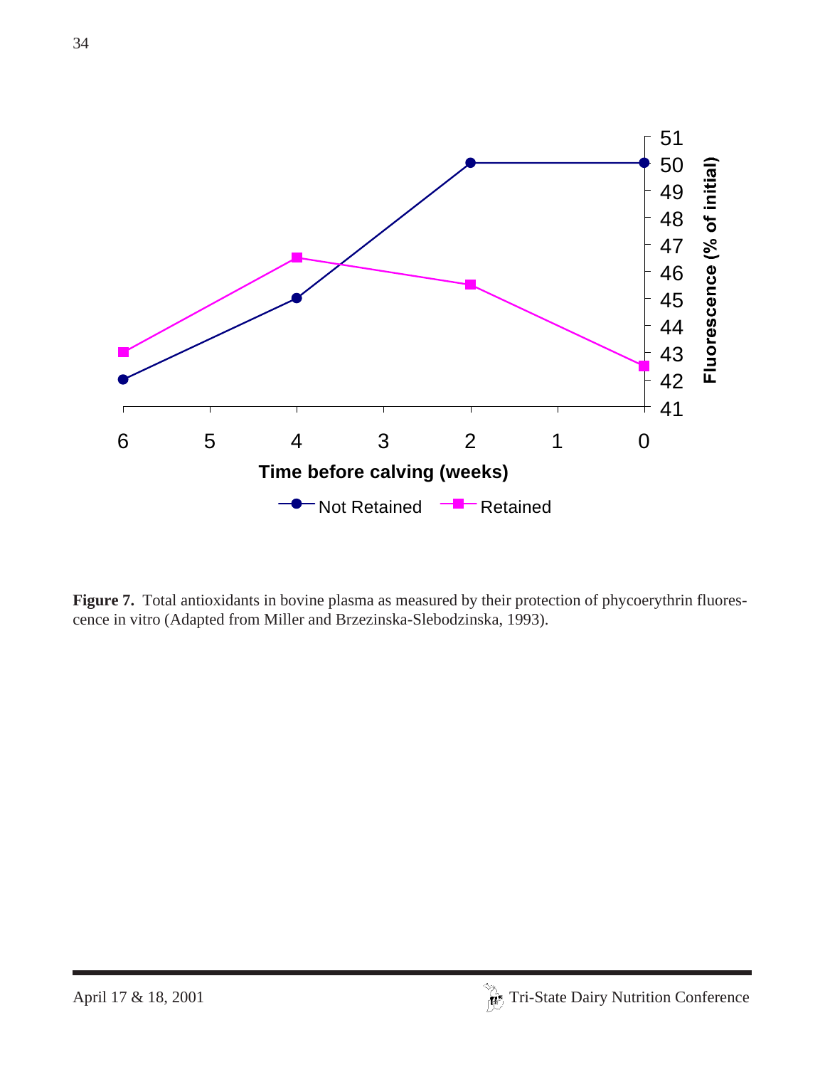**Figure 7.** Total antioxidants in bovine plasma as measured by their protection of phycoerythrin fluorescence in vitro (Adapted from Miller and Brzezinska-Slebodzinska, 1993).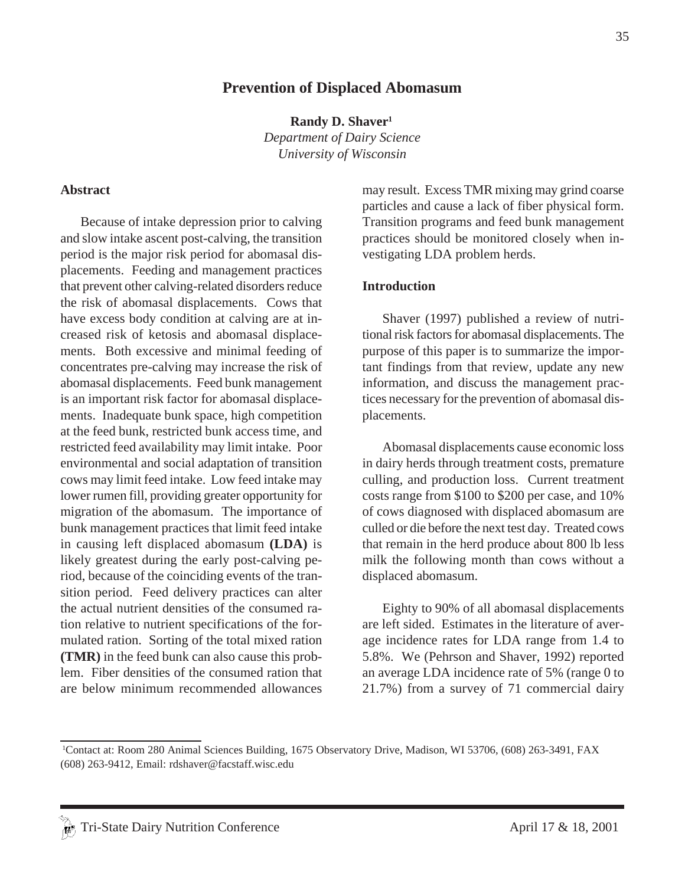# Prevention of Displaced Abomasum

**Randy D. Shaver**[1]

*Department of Dairy Science*
*University of Wisconsin*

## Abstract

Because of intake depression prior to calving and slow intake ascent post-calving, the transition period is the major risk period for abomasal displacements. Feeding and management practices that prevent other calving-related disorders reduce the risk of abomasal displacements. Cows that have excess body condition at calving are at increased risk of ketosis and abomasal displacements. Both excessive and minimal feeding of concentrates pre-calving may increase the risk of abomasal displacements. Feed bunk management is an important risk factor for abomasal displacements. Inadequate bunk space, high competition at the feed bunk, restricted bunk access time, and restricted feed availability may limit intake. Poor environmental and social adaptation of transition cows may limit feed intake. Low feed intake may lower rumen fill, providing greater opportunity for migration of the abomasum. The importance of bunk management practices that limit feed intake in causing left displaced abomasum **(LDA)** is likely greatest during the early post-calving period, because of the coinciding events of the transition period. Feed delivery practices can alter the actual nutrient densities of the consumed ration relative to nutrient specifications of the formulated ration. Sorting of the total mixed ration **(TMR)** in the feed bunk can also cause this problem. Fiber densities of the consumed ration that are below minimum recommended allowances may result. Excess TMR mixing may grind coarse particles and cause a lack of fiber physical form. Transition programs and feed bunk management practices should be monitored closely when investigating LDA problem herds.

## Introduction

Shaver (1997) published a review of nutritional risk factors for abomasal displacements. The purpose of this paper is to summarize the important findings from that review, update any new information, and discuss the management practices necessary for the prevention of abomasal displacements.

Abomasal displacements cause economic loss in dairy herds through treatment costs, premature culling, and production loss. Current treatment costs range from $100 to $200 per case, and 10% of cows diagnosed with displaced abomasum are culled or die before the next test day. Treated cows that remain in the herd produce about 800 lb less milk the following month than cows without a displaced abomasum.

Eighty to 90% of all abomasal displacements are left sided. Estimates in the literature of average incidence rates for LDA range from 1.4 to 5.8%. We (Pehrson and Shaver, 1992) reported an average LDA incidence rate of 5% (range 0 to 21.7%) from a survey of 71 commercial dairy

---

[1]Contact at: Room 280 Animal Sciences Building, 1675 Observatory Drive, Madison, WI 53706, (608) 263-3491, FAX (608) 263-9412, Email: rdshaver@facstaff.wisc.edu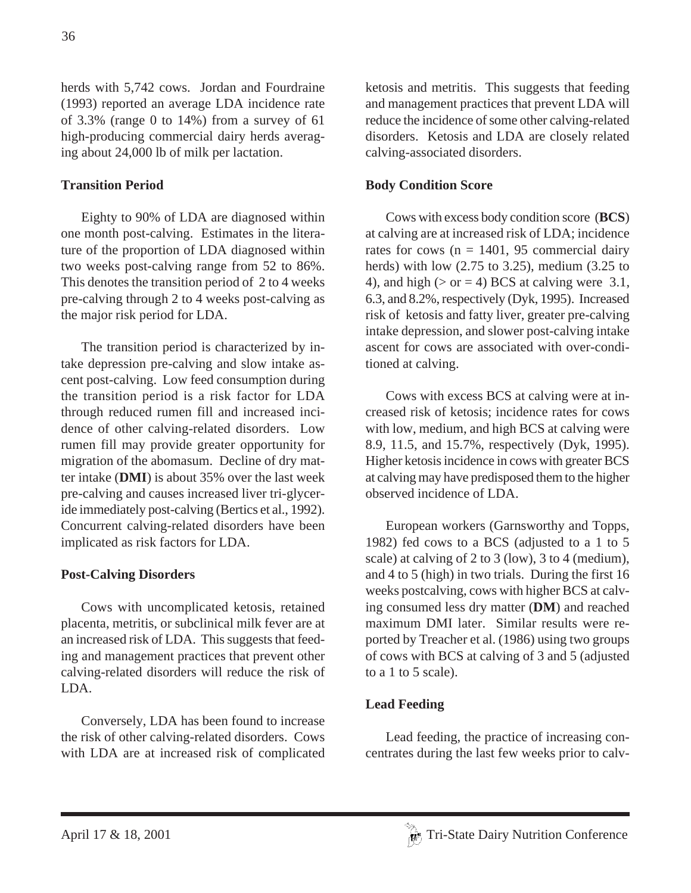herds with 5,742 cows. Jordan and Fourdraine (1993) reported an average LDA incidence rate of 3.3% (range 0 to 14%) from a survey of 61 high-producing commercial dairy herds averaging about 24,000 lb of milk per lactation.

### Transition Period

Eighty to 90% of LDA are diagnosed within one month post-calving. Estimates in the literature of the proportion of LDA diagnosed within two weeks post-calving range from 52 to 86%. This denotes the transition period of 2 to 4 weeks pre-calving through 2 to 4 weeks post-calving as the major risk period for LDA.

The transition period is characterized by intake depression pre-calving and slow intake ascent post-calving. Low feed consumption during the transition period is a risk factor for LDA through reduced rumen fill and increased incidence of other calving-related disorders. Low rumen fill may provide greater opportunity for migration of the abomasum. Decline of dry matter intake (**DMI**) is about 35% over the last week pre-calving and causes increased liver tri-glyceride immediately post-calving (Bertics et al., 1992). Concurrent calving-related disorders have been implicated as risk factors for LDA.

### Post-Calving Disorders

Cows with uncomplicated ketosis, retained placenta, metritis, or subclinical milk fever are at an increased risk of LDA. This suggests that feeding and management practices that prevent other calving-related disorders will reduce the risk of LDA.

Conversely, LDA has been found to increase the risk of other calving-related disorders. Cows with LDA are at increased risk of complicated ketosis and metritis. This suggests that feeding and management practices that prevent LDA will reduce the incidence of some other calving-related disorders. Ketosis and LDA are closely related calving-associated disorders.

### Body Condition Score

Cows with excess body condition score (**BCS**) at calving are at increased risk of LDA; incidence rates for cows (n = 1401, 95 commercial dairy herds) with low (2.75 to 3.25), medium (3.25 to 4), and high (> or = 4) BCS at calving were 3.1, 6.3, and 8.2%, respectively (Dyk, 1995). Increased risk of ketosis and fatty liver, greater pre-calving intake depression, and slower post-calving intake ascent for cows are associated with over-conditioned at calving.

Cows with excess BCS at calving were at increased risk of ketosis; incidence rates for cows with low, medium, and high BCS at calving were 8.9, 11.5, and 15.7%, respectively (Dyk, 1995). Higher ketosis incidence in cows with greater BCS at calving may have predisposed them to the higher observed incidence of LDA.

European workers (Garnsworthy and Topps, 1982) fed cows to a BCS (adjusted to a 1 to 5 scale) at calving of 2 to 3 (low), 3 to 4 (medium), and 4 to 5 (high) in two trials. During the first 16 weeks postcalving, cows with higher BCS at calving consumed less dry matter (**DM**) and reached maximum DMI later. Similar results were reported by Treacher et al. (1986) using two groups of cows with BCS at calving of 3 and 5 (adjusted to a 1 to 5 scale).

### Lead Feeding

Lead feeding, the practice of increasing concentrates during the last few weeks prior to calv-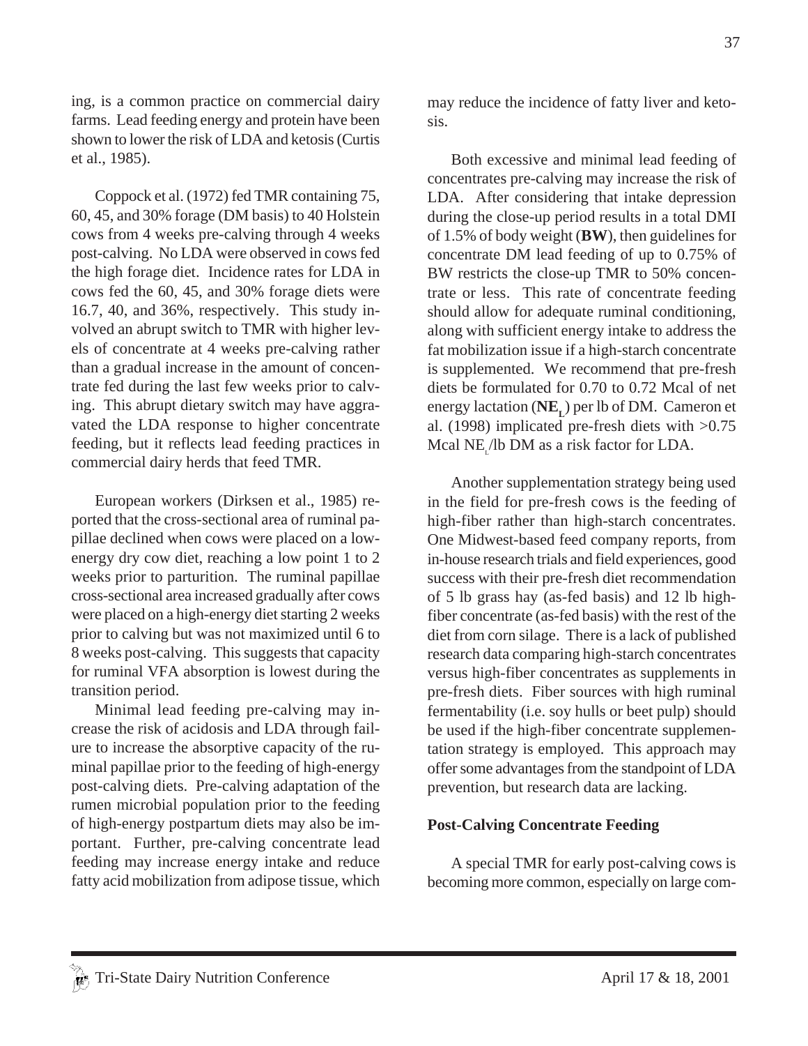ing, is a common practice on commercial dairy farms. Lead feeding energy and protein have been shown to lower the risk of LDA and ketosis (Curtis et al., 1985).

Coppock et al. (1972) fed TMR containing 75, 60, 45, and 30% forage (DM basis) to 40 Holstein cows from 4 weeks pre-calving through 4 weeks post-calving. No LDA were observed in cows fed the high forage diet. Incidence rates for LDA in cows fed the 60, 45, and 30% forage diets were 16.7, 40, and 36%, respectively. This study involved an abrupt switch to TMR with higher levels of concentrate at 4 weeks pre-calving rather than a gradual increase in the amount of concentrate fed during the last few weeks prior to calving. This abrupt dietary switch may have aggravated the LDA response to higher concentrate feeding, but it reflects lead feeding practices in commercial dairy herds that feed TMR.

European workers (Dirksen et al., 1985) reported that the cross-sectional area of ruminal papillae declined when cows were placed on a low-energy dry cow diet, reaching a low point 1 to 2 weeks prior to parturition. The ruminal papillae cross-sectional area increased gradually after cows were placed on a high-energy diet starting 2 weeks prior to calving but was not maximized until 6 to 8 weeks post-calving. This suggests that capacity for ruminal VFA absorption is lowest during the transition period.

Minimal lead feeding pre-calving may increase the risk of acidosis and LDA through failure to increase the absorptive capacity of the ruminal papillae prior to the feeding of high-energy post-calving diets. Pre-calving adaptation of the rumen microbial population prior to the feeding of high-energy postpartum diets may also be important. Further, pre-calving concentrate lead feeding may increase energy intake and reduce fatty acid mobilization from adipose tissue, which may reduce the incidence of fatty liver and ketosis.

Both excessive and minimal lead feeding of concentrates pre-calving may increase the risk of LDA. After considering that intake depression during the close-up period results in a total DMI of 1.5% of body weight (**BW**), then guidelines for concentrate DM lead feeding of up to 0.75% of BW restricts the close-up TMR to 50% concentrate or less. This rate of concentrate feeding should allow for adequate ruminal conditioning, along with sufficient energy intake to address the fat mobilization issue if a high-starch concentrate is supplemented. We recommend that pre-fresh diets be formulated for 0.70 to 0.72 Mcal of net energy lactation (**$NE_L$**) per lb of DM. Cameron et al. (1998) implicated pre-fresh diets with >0.75 Mcal $NE_L$/lb DM as a risk factor for LDA.

Another supplementation strategy being used in the field for pre-fresh cows is the feeding of high-fiber rather than high-starch concentrates. One Midwest-based feed company reports, from in-house research trials and field experiences, good success with their pre-fresh diet recommendation of 5 lb grass hay (as-fed basis) and 12 lb high-fiber concentrate (as-fed basis) with the rest of the diet from corn silage. There is a lack of published research data comparing high-starch concentrates versus high-fiber concentrates as supplements in pre-fresh diets. Fiber sources with high ruminal fermentability (i.e. soy hulls or beet pulp) should be used if the high-fiber concentrate supplementation strategy is employed. This approach may offer some advantages from the standpoint of LDA prevention, but research data are lacking.

**Post-Calving Concentrate Feeding**

A special TMR for early post-calving cows is becoming more common, especially on large com-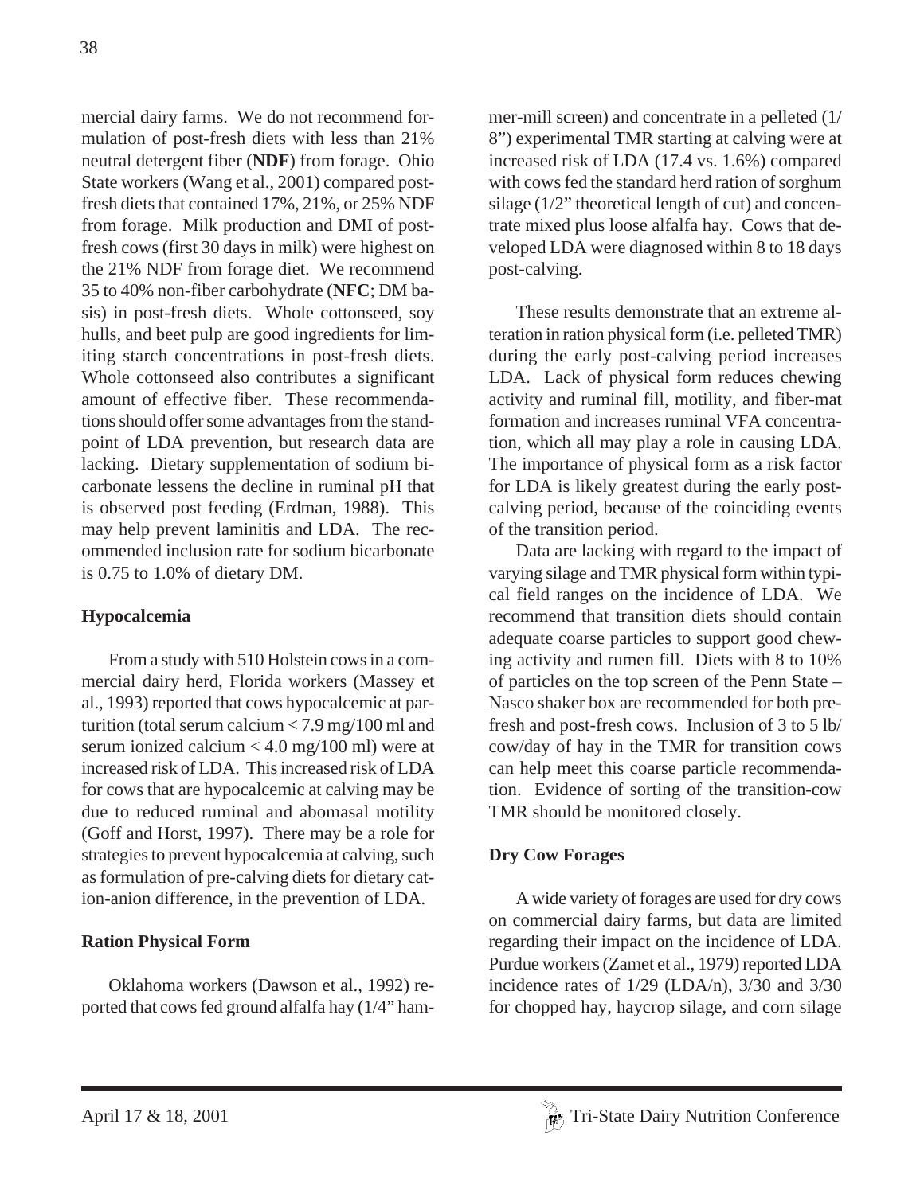mercial dairy farms. We do not recommend formulation of post-fresh diets with less than 21% neutral detergent fiber (**NDF**) from forage. Ohio State workers (Wang et al., 2001) compared post-fresh diets that contained 17%, 21%, or 25% NDF from forage. Milk production and DMI of post-fresh cows (first 30 days in milk) were highest on the 21% NDF from forage diet. We recommend 35 to 40% non-fiber carbohydrate (**NFC**; DM basis) in post-fresh diets. Whole cottonseed, soy hulls, and beet pulp are good ingredients for limiting starch concentrations in post-fresh diets. Whole cottonseed also contributes a significant amount of effective fiber. These recommendations should offer some advantages from the standpoint of LDA prevention, but research data are lacking. Dietary supplementation of sodium bicarbonate lessens the decline in ruminal pH that is observed post feeding (Erdman, 1988). This may help prevent laminitis and LDA. The recommended inclusion rate for sodium bicarbonate is 0.75 to 1.0% of dietary DM.

### Hypocalcemia

From a study with 510 Holstein cows in a commercial dairy herd, Florida workers (Massey et al., 1993) reported that cows hypocalcemic at parturition (total serum calcium < 7.9 mg/100 ml and serum ionized calcium < 4.0 mg/100 ml) were at increased risk of LDA. This increased risk of LDA for cows that are hypocalcemic at calving may be due to reduced ruminal and abomasal motility (Goff and Horst, 1997). There may be a role for strategies to prevent hypocalcemia at calving, such as formulation of pre-calving diets for dietary cation-anion difference, in the prevention of LDA.

### Ration Physical Form

Oklahoma workers (Dawson et al., 1992) reported that cows fed ground alfalfa hay (1/4" hammer-mill screen) and concentrate in a pelleted (1/8") experimental TMR starting at calving were at increased risk of LDA (17.4 vs. 1.6%) compared with cows fed the standard herd ration of sorghum silage (1/2" theoretical length of cut) and concentrate mixed plus loose alfalfa hay. Cows that developed LDA were diagnosed within 8 to 18 days post-calving.

These results demonstrate that an extreme alteration in ration physical form (i.e. pelleted TMR) during the early post-calving period increases LDA. Lack of physical form reduces chewing activity and ruminal fill, motility, and fiber-mat formation and increases ruminal VFA concentration, which all may play a role in causing LDA. The importance of physical form as a risk factor for LDA is likely greatest during the early post-calving period, because of the coinciding events of the transition period.

Data are lacking with regard to the impact of varying silage and TMR physical form within typical field ranges on the incidence of LDA. We recommend that transition diets should contain adequate coarse particles to support good chewing activity and rumen fill. Diets with 8 to 10% of particles on the top screen of the Penn State – Nasco shaker box are recommended for both pre-fresh and post-fresh cows. Inclusion of 3 to 5 lb/cow/day of hay in the TMR for transition cows can help meet this coarse particle recommendation. Evidence of sorting of the transition-cow TMR should be monitored closely.

### Dry Cow Forages

A wide variety of forages are used for dry cows on commercial dairy farms, but data are limited regarding their impact on the incidence of LDA. Purdue workers (Zamet et al., 1979) reported LDA incidence rates of 1/29 (LDA/n), 3/30 and 3/30 for chopped hay, haycrop silage, and corn silage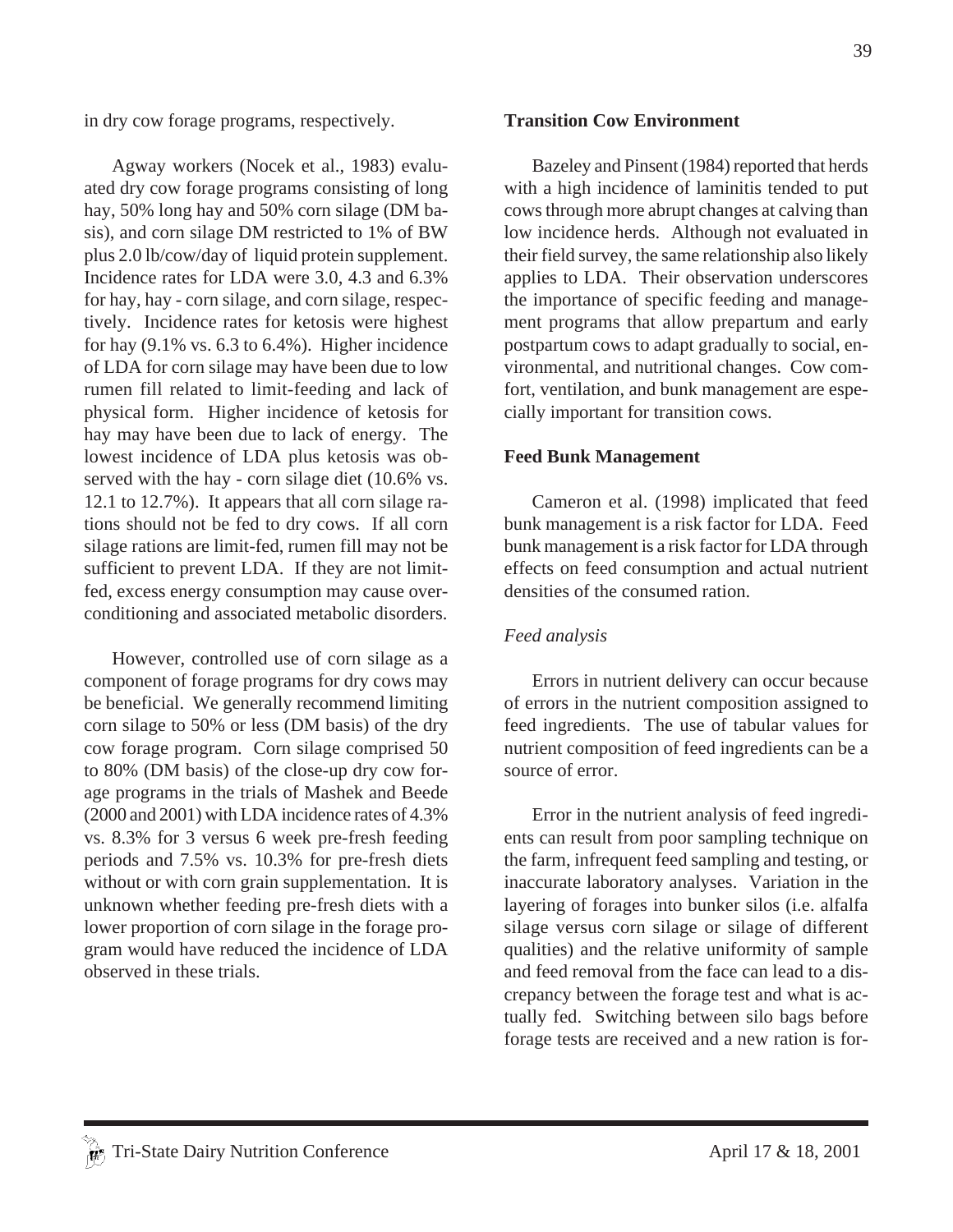in dry cow forage programs, respectively.

Agway workers (Nocek et al., 1983) evaluated dry cow forage programs consisting of long hay, 50% long hay and 50% corn silage (DM basis), and corn silage DM restricted to 1% of BW plus 2.0 lb/cow/day of liquid protein supplement. Incidence rates for LDA were 3.0, 4.3 and 6.3% for hay, hay - corn silage, and corn silage, respectively. Incidence rates for ketosis were highest for hay (9.1% vs. 6.3 to 6.4%). Higher incidence of LDA for corn silage may have been due to low rumen fill related to limit-feeding and lack of physical form. Higher incidence of ketosis for hay may have been due to lack of energy. The lowest incidence of LDA plus ketosis was observed with the hay - corn silage diet (10.6% vs. 12.1 to 12.7%). It appears that all corn silage rations should not be fed to dry cows. If all corn silage rations are limit-fed, rumen fill may not be sufficient to prevent LDA. If they are not limit-fed, excess energy consumption may cause overconditioning and associated metabolic disorders.

However, controlled use of corn silage as a component of forage programs for dry cows may be beneficial. We generally recommend limiting corn silage to 50% or less (DM basis) of the dry cow forage program. Corn silage comprised 50 to 80% (DM basis) of the close-up dry cow forage programs in the trials of Mashek and Beede (2000 and 2001) with LDA incidence rates of 4.3% vs. 8.3% for 3 versus 6 week pre-fresh feeding periods and 7.5% vs. 10.3% for pre-fresh diets without or with corn grain supplementation. It is unknown whether feeding pre-fresh diets with a lower proportion of corn silage in the forage program would have reduced the incidence of LDA observed in these trials.

**Transition Cow Environment**

Bazeley and Pinsent (1984) reported that herds with a high incidence of laminitis tended to put cows through more abrupt changes at calving than low incidence herds. Although not evaluated in their field survey, the same relationship also likely applies to LDA. Their observation underscores the importance of specific feeding and management programs that allow prepartum and early postpartum cows to adapt gradually to social, environmental, and nutritional changes. Cow comfort, ventilation, and bunk management are especially important for transition cows.

**Feed Bunk Management**

Cameron et al. (1998) implicated that feed bunk management is a risk factor for LDA. Feed bunk management is a risk factor for LDA through effects on feed consumption and actual nutrient densities of the consumed ration.

*Feed analysis*

Errors in nutrient delivery can occur because of errors in the nutrient composition assigned to feed ingredients. The use of tabular values for nutrient composition of feed ingredients can be a source of error.

Error in the nutrient analysis of feed ingredients can result from poor sampling technique on the farm, infrequent feed sampling and testing, or inaccurate laboratory analyses. Variation in the layering of forages into bunker silos (i.e. alfalfa silage versus corn silage or silage of different qualities) and the relative uniformity of sample and feed removal from the face can lead to a discrepancy between the forage test and what is actually fed. Switching between silo bags before forage tests are received and a new ration is for-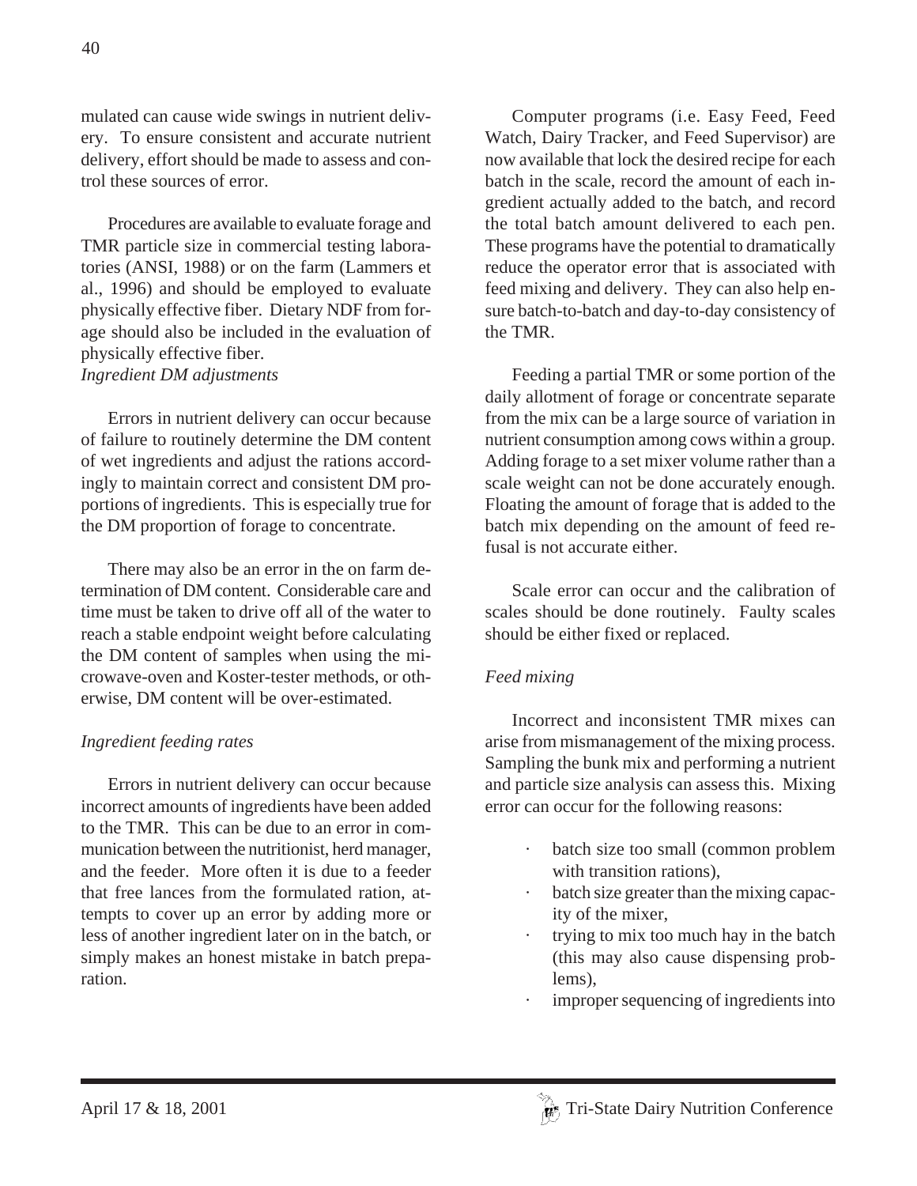mulated can cause wide swings in nutrient delivery. To ensure consistent and accurate nutrient delivery, effort should be made to assess and control these sources of error.

Procedures are available to evaluate forage and TMR particle size in commercial testing laboratories (ANSI, 1988) or on the farm (Lammers et al., 1996) and should be employed to evaluate physically effective fiber. Dietary NDF from forage should also be included in the evaluation of physically effective fiber.

*Ingredient DM adjustments*

Errors in nutrient delivery can occur because of failure to routinely determine the DM content of wet ingredients and adjust the rations accordingly to maintain correct and consistent DM proportions of ingredients. This is especially true for the DM proportion of forage to concentrate.

There may also be an error in the on farm determination of DM content. Considerable care and time must be taken to drive off all of the water to reach a stable endpoint weight before calculating the DM content of samples when using the microwave-oven and Koster-tester methods, or otherwise, DM content will be over-estimated.

*Ingredient feeding rates*

Errors in nutrient delivery can occur because incorrect amounts of ingredients have been added to the TMR. This can be due to an error in communication between the nutritionist, herd manager, and the feeder. More often it is due to a feeder that free lances from the formulated ration, attempts to cover up an error by adding more or less of another ingredient later on in the batch, or simply makes an honest mistake in batch preparation.

Computer programs (i.e. Easy Feed, Feed Watch, Dairy Tracker, and Feed Supervisor) are now available that lock the desired recipe for each batch in the scale, record the amount of each ingredient actually added to the batch, and record the total batch amount delivered to each pen. These programs have the potential to dramatically reduce the operator error that is associated with feed mixing and delivery. They can also help ensure batch-to-batch and day-to-day consistency of the TMR.

Feeding a partial TMR or some portion of the daily allotment of forage or concentrate separate from the mix can be a large source of variation in nutrient consumption among cows within a group. Adding forage to a set mixer volume rather than a scale weight can not be done accurately enough. Floating the amount of forage that is added to the batch mix depending on the amount of feed refusal is not accurate either.

Scale error can occur and the calibration of scales should be done routinely. Faulty scales should be either fixed or replaced.

*Feed mixing*

Incorrect and inconsistent TMR mixes can arise from mismanagement of the mixing process. Sampling the bunk mix and performing a nutrient and particle size analysis can assess this. Mixing error can occur for the following reasons:

- batch size too small (common problem with transition rations),
- batch size greater than the mixing capacity of the mixer,
- trying to mix too much hay in the batch (this may also cause dispensing problems),
- improper sequencing of ingredients into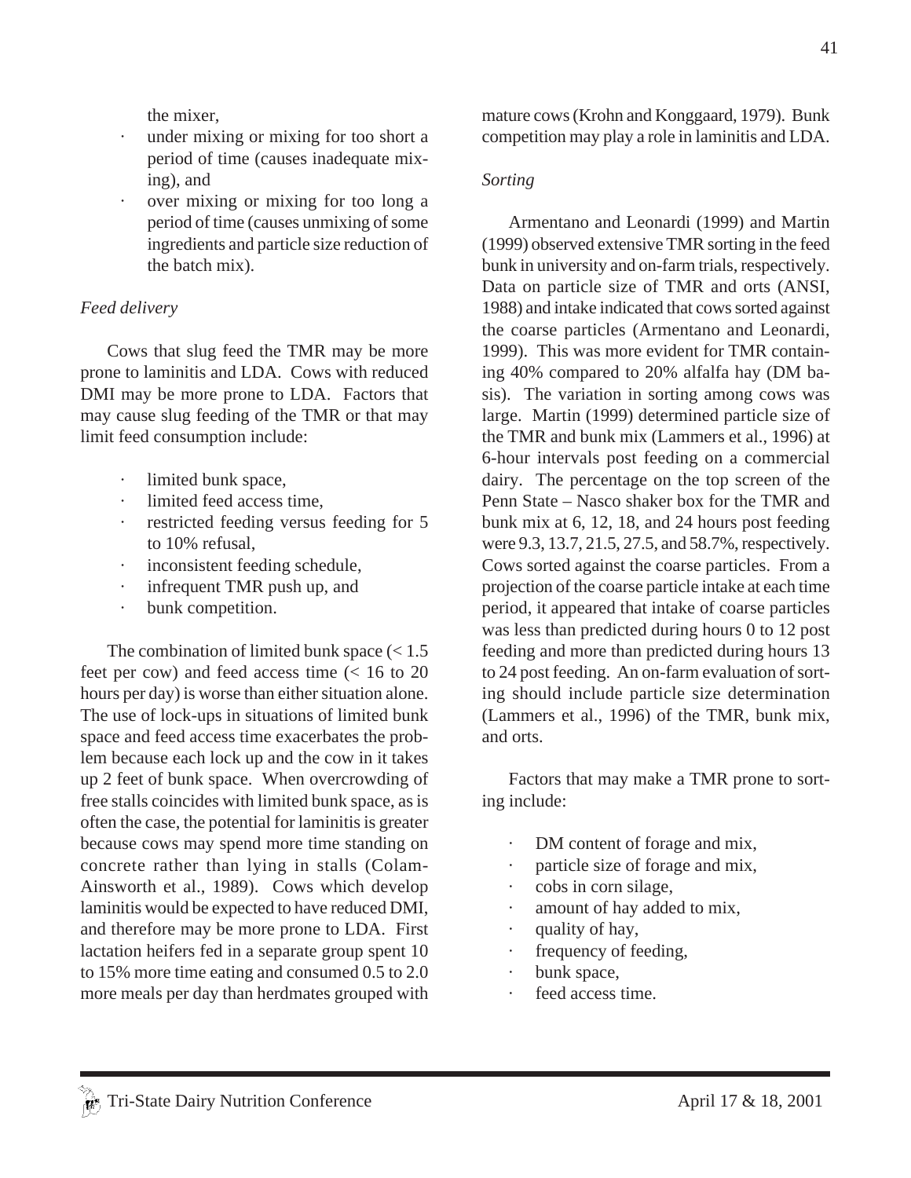the mixer,

- under mixing or mixing for too short a period of time (causes inadequate mixing), and
- over mixing or mixing for too long a period of time (causes unmixing of some ingredients and particle size reduction of the batch mix).

*Feed delivery*

Cows that slug feed the TMR may be more prone to laminitis and LDA. Cows with reduced DMI may be more prone to LDA. Factors that may cause slug feeding of the TMR or that may limit feed consumption include:

- limited bunk space,
- limited feed access time,
- restricted feeding versus feeding for 5 to 10% refusal,
- inconsistent feeding schedule,
- infrequent TMR push up, and
- bunk competition.

The combination of limited bunk space (< 1.5 feet per cow) and feed access time (< 16 to 20 hours per day) is worse than either situation alone. The use of lock-ups in situations of limited bunk space and feed access time exacerbates the problem because each lock up and the cow in it takes up 2 feet of bunk space. When overcrowding of free stalls coincides with limited bunk space, as is often the case, the potential for laminitis is greater because cows may spend more time standing on concrete rather than lying in stalls (Colam-Ainsworth et al., 1989). Cows which develop laminitis would be expected to have reduced DMI, and therefore may be more prone to LDA. First lactation heifers fed in a separate group spent 10 to 15% more time eating and consumed 0.5 to 2.0 more meals per day than herdmates grouped with mature cows (Krohn and Konggaard, 1979). Bunk competition may play a role in laminitis and LDA.

*Sorting*

Armentano and Leonardi (1999) and Martin (1999) observed extensive TMR sorting in the feed bunk in university and on-farm trials, respectively. Data on particle size of TMR and orts (ANSI, 1988) and intake indicated that cows sorted against the coarse particles (Armentano and Leonardi, 1999). This was more evident for TMR containing 40% compared to 20% alfalfa hay (DM basis). The variation in sorting among cows was large. Martin (1999) determined particle size of the TMR and bunk mix (Lammers et al., 1996) at 6-hour intervals post feeding on a commercial dairy. The percentage on the top screen of the Penn State – Nasco shaker box for the TMR and bunk mix at 6, 12, 18, and 24 hours post feeding were 9.3, 13.7, 21.5, 27.5, and 58.7%, respectively. Cows sorted against the coarse particles. From a projection of the coarse particle intake at each time period, it appeared that intake of coarse particles was less than predicted during hours 0 to 12 post feeding and more than predicted during hours 13 to 24 post feeding. An on-farm evaluation of sorting should include particle size determination (Lammers et al., 1996) of the TMR, bunk mix, and orts.

Factors that may make a TMR prone to sorting include:

- DM content of forage and mix,
- particle size of forage and mix,
- cobs in corn silage,
- amount of hay added to mix,
- quality of hay,
- frequency of feeding,
- bunk space,
- feed access time.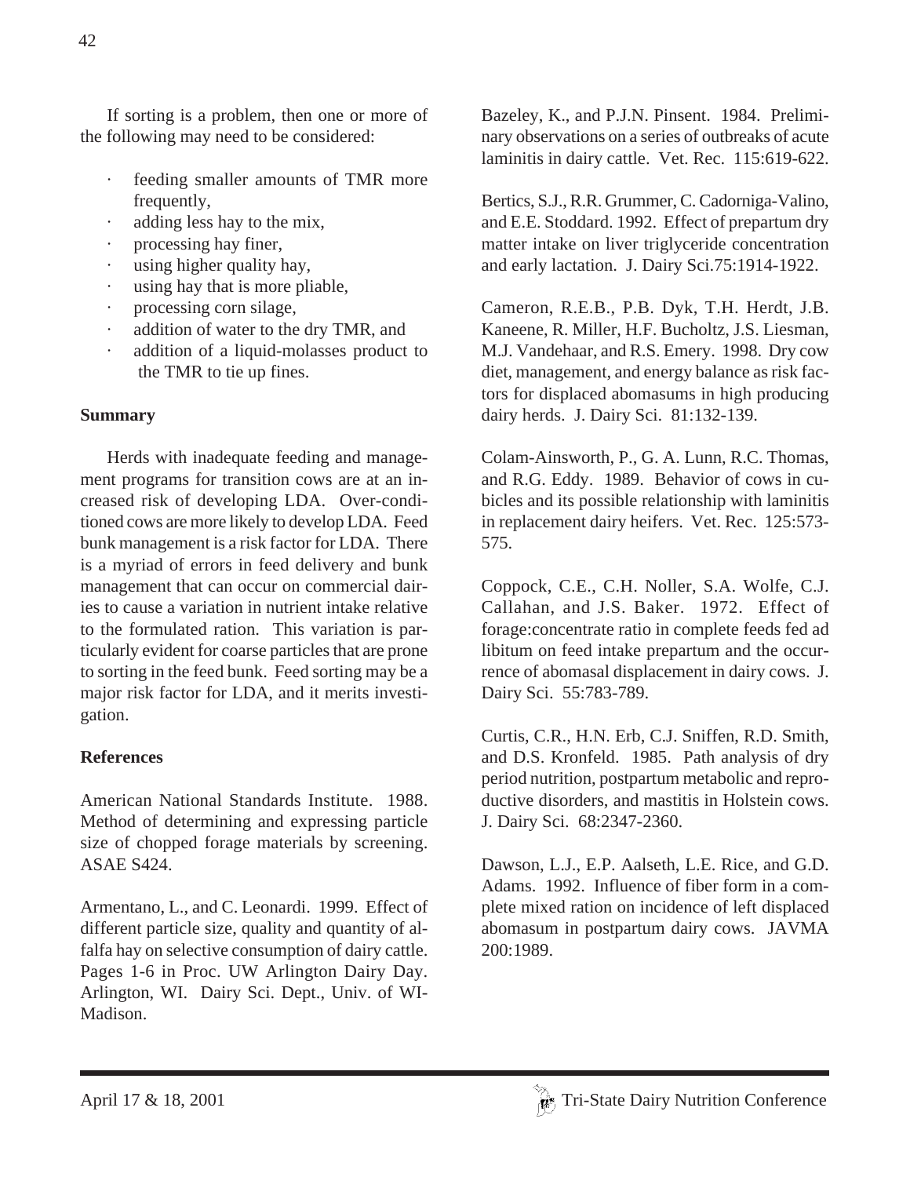If sorting is a problem, then one or more of the following may need to be considered:

- feeding smaller amounts of TMR more frequently,
- adding less hay to the mix,
- processing hay finer,
- using higher quality hay,
- using hay that is more pliable,
- processing corn silage,
- addition of water to the dry TMR, and
- addition of a liquid-molasses product to the TMR to tie up fines.

## Summary

Herds with inadequate feeding and management programs for transition cows are at an increased risk of developing LDA. Over-conditioned cows are more likely to develop LDA. Feed bunk management is a risk factor for LDA. There is a myriad of errors in feed delivery and bunk management that can occur on commercial dairies to cause a variation in nutrient intake relative to the formulated ration. This variation is particularly evident for coarse particles that are prone to sorting in the feed bunk. Feed sorting may be a major risk factor for LDA, and it merits investigation.

## References

American National Standards Institute. 1988. Method of determining and expressing particle size of chopped forage materials by screening. ASAE S424.

Armentano, L., and C. Leonardi. 1999. Effect of different particle size, quality and quantity of alfalfa hay on selective consumption of dairy cattle. Pages 1-6 in Proc. UW Arlington Dairy Day. Arlington, WI. Dairy Sci. Dept., Univ. of WI-Madison.

Bazeley, K., and P.J.N. Pinsent. 1984. Preliminary observations on a series of outbreaks of acute laminitis in dairy cattle. Vet. Rec. 115:619-622.

Bertics, S.J., R.R. Grummer, C. Cadorniga-Valino, and E.E. Stoddard. 1992. Effect of prepartum dry matter intake on liver triglyceride concentration and early lactation. J. Dairy Sci.75:1914-1922.

Cameron, R.E.B., P.B. Dyk, T.H. Herdt, J.B. Kaneene, R. Miller, H.F. Bucholtz, J.S. Liesman, M.J. Vandehaar, and R.S. Emery. 1998. Dry cow diet, management, and energy balance as risk factors for displaced abomasums in high producing dairy herds. J. Dairy Sci. 81:132-139.

Colam-Ainsworth, P., G. A. Lunn, R.C. Thomas, and R.G. Eddy. 1989. Behavior of cows in cubicles and its possible relationship with laminitis in replacement dairy heifers. Vet. Rec. 125:573-575.

Coppock, C.E., C.H. Noller, S.A. Wolfe, C.J. Callahan, and J.S. Baker. 1972. Effect of forage:concentrate ratio in complete feeds fed ad libitum on feed intake prepartum and the occurrence of abomasal displacement in dairy cows. J. Dairy Sci. 55:783-789.

Curtis, C.R., H.N. Erb, C.J. Sniffen, R.D. Smith, and D.S. Kronfeld. 1985. Path analysis of dry period nutrition, postpartum metabolic and reproductive disorders, and mastitis in Holstein cows. J. Dairy Sci. 68:2347-2360.

Dawson, L.J., E.P. Aalseth, L.E. Rice, and G.D. Adams. 1992. Influence of fiber form in a complete mixed ration on incidence of left displaced abomasum in postpartum dairy cows. JAVMA 200:1989.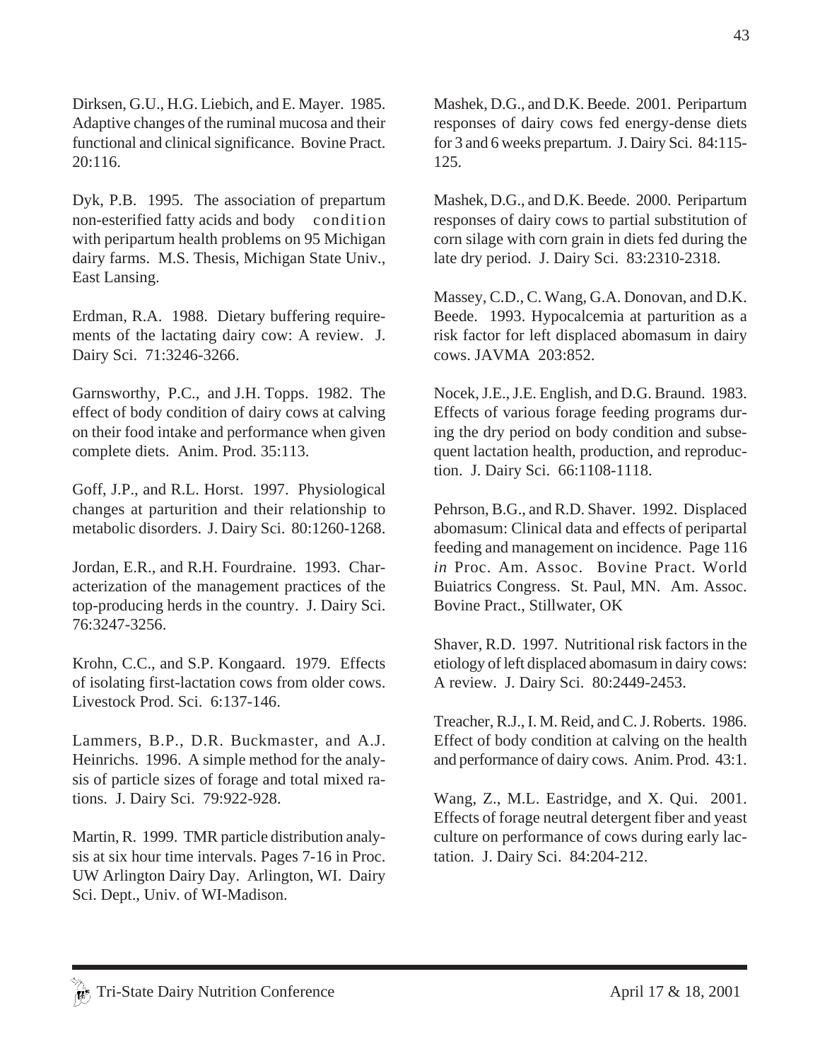Dirksen, G.U., H.G. Liebich, and E. Mayer. 1985. Adaptive changes of the ruminal mucosa and their functional and clinical significance. Bovine Pract. 20:116.

Dyk, P.B. 1995. The association of prepartum non-esterified fatty acids and body condition with peripartum health problems on 95 Michigan dairy farms. M.S. Thesis, Michigan State Univ., East Lansing.

Erdman, R.A. 1988. Dietary buffering requirements of the lactating dairy cow: A review. J. Dairy Sci. 71:3246-3266.

Garnsworthy, P.C., and J.H. Topps. 1982. The effect of body condition of dairy cows at calving on their food intake and performance when given complete diets. Anim. Prod. 35:113.

Goff, J.P., and R.L. Horst. 1997. Physiological changes at parturition and their relationship to metabolic disorders. J. Dairy Sci. 80:1260-1268.

Jordan, E.R., and R.H. Fourdraine. 1993. Characterization of the management practices of the top-producing herds in the country. J. Dairy Sci. 76:3247-3256.

Krohn, C.C., and S.P. Kongaard. 1979. Effects of isolating first-lactation cows from older cows. Livestock Prod. Sci. 6:137-146.

Lammers, B.P., D.R. Buckmaster, and A.J. Heinrichs. 1996. A simple method for the analysis of particle sizes of forage and total mixed rations. J. Dairy Sci. 79:922-928.

Martin, R. 1999. TMR particle distribution analysis at six hour time intervals. Pages 7-16 in Proc. UW Arlington Dairy Day. Arlington, WI. Dairy Sci. Dept., Univ. of WI-Madison.

Mashek, D.G., and D.K. Beede. 2001. Peripartum responses of dairy cows fed energy-dense diets for 3 and 6 weeks prepartum. J. Dairy Sci. 84:115-125.

Mashek, D.G., and D.K. Beede. 2000. Peripartum responses of dairy cows to partial substitution of corn silage with corn grain in diets fed during the late dry period. J. Dairy Sci. 83:2310-2318.

Massey, C.D., C. Wang, G.A. Donovan, and D.K. Beede. 1993. Hypocalcemia at parturition as a risk factor for left displaced abomasum in dairy cows. JAVMA 203:852.

Nocek, J.E., J.E. English, and D.G. Braund. 1983. Effects of various forage feeding programs during the dry period on body condition and subsequent lactation health, production, and reproduction. J. Dairy Sci. 66:1108-1118.

Pehrson, B.G., and R.D. Shaver. 1992. Displaced abomasum: Clinical data and effects of peripartal feeding and management on incidence. Page 116 *in* Proc. Am. Assoc. Bovine Pract. World Buiatrics Congress. St. Paul, MN. Am. Assoc. Bovine Pract., Stillwater, OK

Shaver, R.D. 1997. Nutritional risk factors in the etiology of left displaced abomasum in dairy cows: A review. J. Dairy Sci. 80:2449-2453.

Treacher, R.J., I. M. Reid, and C. J. Roberts. 1986. Effect of body condition at calving on the health and performance of dairy cows. Anim. Prod. 43:1.

Wang, Z., M.L. Eastridge, and X. Qui. 2001. Effects of forage neutral detergent fiber and yeast culture on performance of cows during early lactation. J. Dairy Sci. 84:204-212.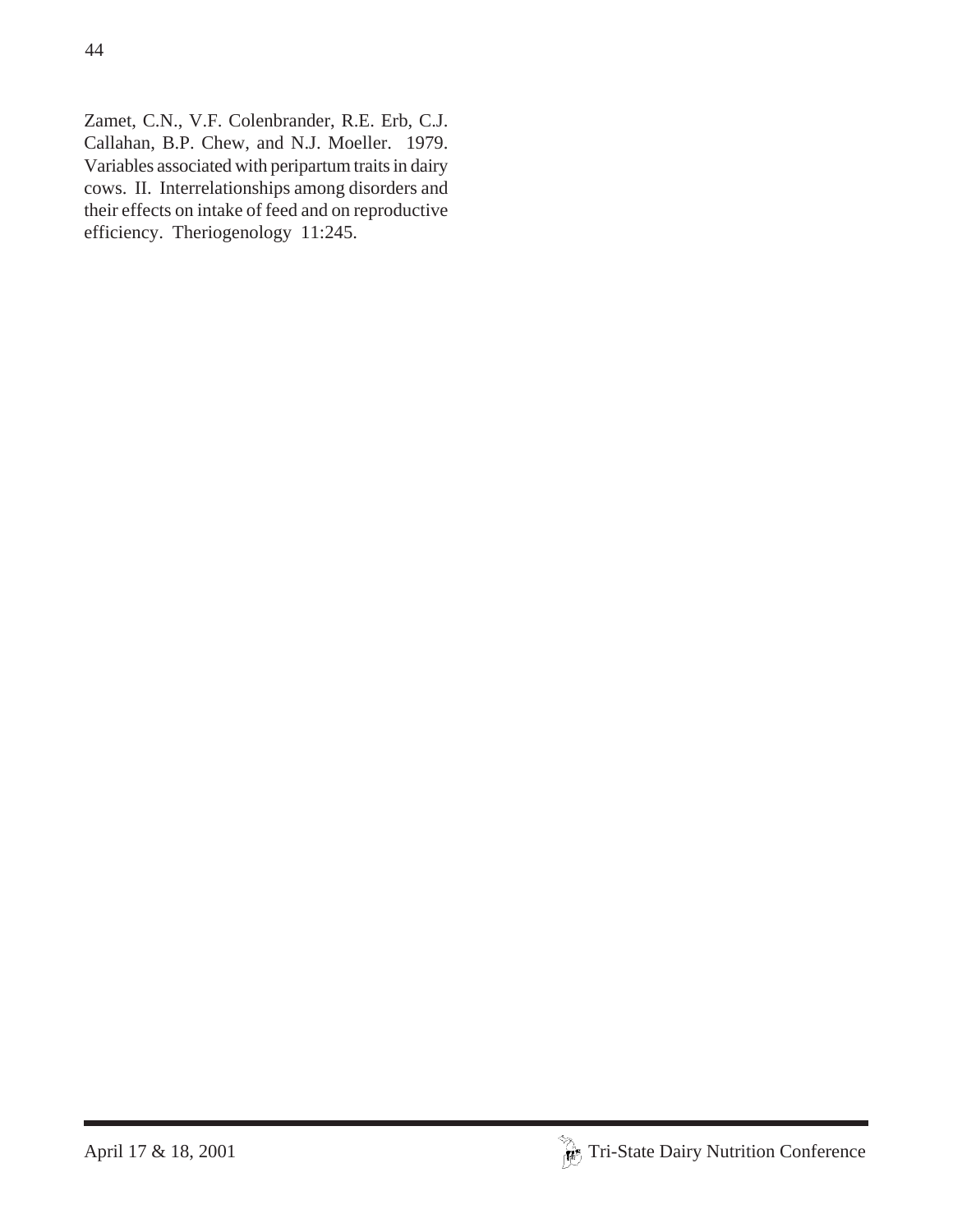Zamet, C.N., V.F. Colenbrander, R.E. Erb, C.J. Callahan, B.P. Chew, and N.J. Moeller. 1979. Variables associated with peripartum traits in dairy cows. II. Interrelationships among disorders and their effects on intake of feed and on reproductive efficiency. Theriogenology 11:245.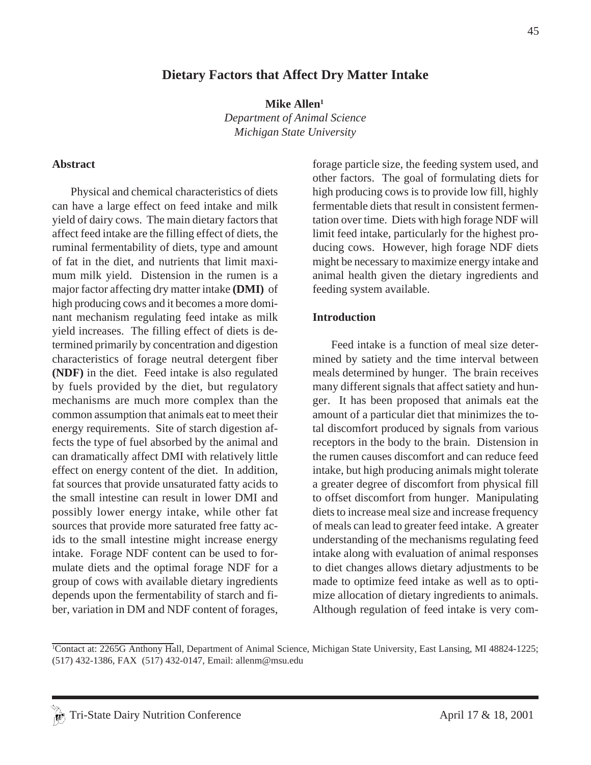# Dietary Factors that Affect Dry Matter Intake

**Mike Allen**[1]

*Department of Animal Science*
*Michigan State University*

## Abstract

Physical and chemical characteristics of diets can have a large effect on feed intake and milk yield of dairy cows. The main dietary factors that affect feed intake are the filling effect of diets, the ruminal fermentability of diets, type and amount of fat in the diet, and nutrients that limit maximum milk yield. Distension in the rumen is a major factor affecting dry matter intake **(DMI)** of high producing cows and it becomes a more dominant mechanism regulating feed intake as milk yield increases. The filling effect of diets is determined primarily by concentration and digestion characteristics of forage neutral detergent fiber **(NDF)** in the diet. Feed intake is also regulated by fuels provided by the diet, but regulatory mechanisms are much more complex than the common assumption that animals eat to meet their energy requirements. Site of starch digestion affects the type of fuel absorbed by the animal and can dramatically affect DMI with relatively little effect on energy content of the diet. In addition, fat sources that provide unsaturated fatty acids to the small intestine can result in lower DMI and possibly lower energy intake, while other fat sources that provide more saturated free fatty acids to the small intestine might increase energy intake. Forage NDF content can be used to formulate diets and the optimal forage NDF for a group of cows with available dietary ingredients depends upon the fermentability of starch and fiber, variation in DM and NDF content of forages, forage particle size, the feeding system used, and other factors. The goal of formulating diets for high producing cows is to provide low fill, highly fermentable diets that result in consistent fermentation over time. Diets with high forage NDF will limit feed intake, particularly for the highest producing cows. However, high forage NDF diets might be necessary to maximize energy intake and animal health given the dietary ingredients and feeding system available.

## Introduction

Feed intake is a function of meal size determined by satiety and the time interval between meals determined by hunger. The brain receives many different signals that affect satiety and hunger. It has been proposed that animals eat the amount of a particular diet that minimizes the total discomfort produced by signals from various receptors in the body to the brain. Distension in the rumen causes discomfort and can reduce feed intake, but high producing animals might tolerate a greater degree of discomfort from physical fill to offset discomfort from hunger. Manipulating diets to increase meal size and increase frequency of meals can lead to greater feed intake. A greater understanding of the mechanisms regulating feed intake along with evaluation of animal responses to diet changes allows dietary adjustments to be made to optimize feed intake as well as to optimize allocation of dietary ingredients to animals. Although regulation of feed intake is very com-

[1]Contact at: 2265G Anthony Hall, Department of Animal Science, Michigan State University, East Lansing, MI 48824-1225; (517) 432-1386, FAX (517) 432-0147, Email: allenm@msu.edu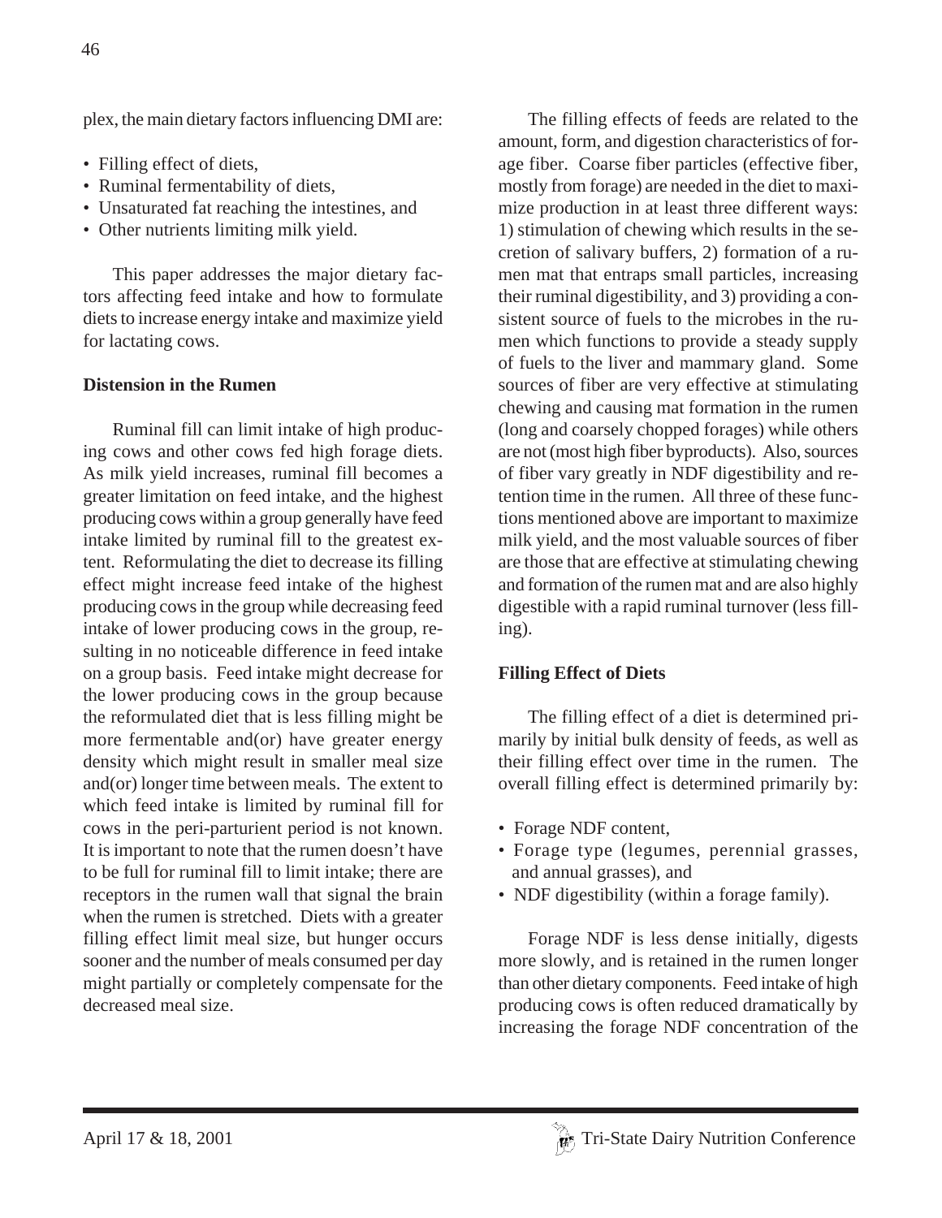plex, the main dietary factors influencing DMI are:

- Filling effect of diets,
- Ruminal fermentability of diets,
- Unsaturated fat reaching the intestines, and
- Other nutrients limiting milk yield.

This paper addresses the major dietary factors affecting feed intake and how to formulate diets to increase energy intake and maximize yield for lactating cows.

**Distension in the Rumen**

Ruminal fill can limit intake of high producing cows and other cows fed high forage diets. As milk yield increases, ruminal fill becomes a greater limitation on feed intake, and the highest producing cows within a group generally have feed intake limited by ruminal fill to the greatest extent. Reformulating the diet to decrease its filling effect might increase feed intake of the highest producing cows in the group while decreasing feed intake of lower producing cows in the group, resulting in no noticeable difference in feed intake on a group basis. Feed intake might decrease for the lower producing cows in the group because the reformulated diet that is less filling might be more fermentable and(or) have greater energy density which might result in smaller meal size and(or) longer time between meals. The extent to which feed intake is limited by ruminal fill for cows in the peri-parturient period is not known. It is important to note that the rumen doesn't have to be full for ruminal fill to limit intake; there are receptors in the rumen wall that signal the brain when the rumen is stretched. Diets with a greater filling effect limit meal size, but hunger occurs sooner and the number of meals consumed per day might partially or completely compensate for the decreased meal size.

The filling effects of feeds are related to the amount, form, and digestion characteristics of forage fiber. Coarse fiber particles (effective fiber, mostly from forage) are needed in the diet to maximize production in at least three different ways: 1) stimulation of chewing which results in the secretion of salivary buffers, 2) formation of a rumen mat that entraps small particles, increasing their ruminal digestibility, and 3) providing a consistent source of fuels to the microbes in the rumen which functions to provide a steady supply of fuels to the liver and mammary gland. Some sources of fiber are very effective at stimulating chewing and causing mat formation in the rumen (long and coarsely chopped forages) while others are not (most high fiber byproducts). Also, sources of fiber vary greatly in NDF digestibility and retention time in the rumen. All three of these functions mentioned above are important to maximize milk yield, and the most valuable sources of fiber are those that are effective at stimulating chewing and formation of the rumen mat and are also highly digestible with a rapid ruminal turnover (less filling).

**Filling Effect of Diets**

The filling effect of a diet is determined primarily by initial bulk density of feeds, as well as their filling effect over time in the rumen. The overall filling effect is determined primarily by:

- Forage NDF content,
- Forage type (legumes, perennial grasses, and annual grasses), and
- NDF digestibility (within a forage family).

Forage NDF is less dense initially, digests more slowly, and is retained in the rumen longer than other dietary components. Feed intake of high producing cows is often reduced dramatically by increasing the forage NDF concentration of the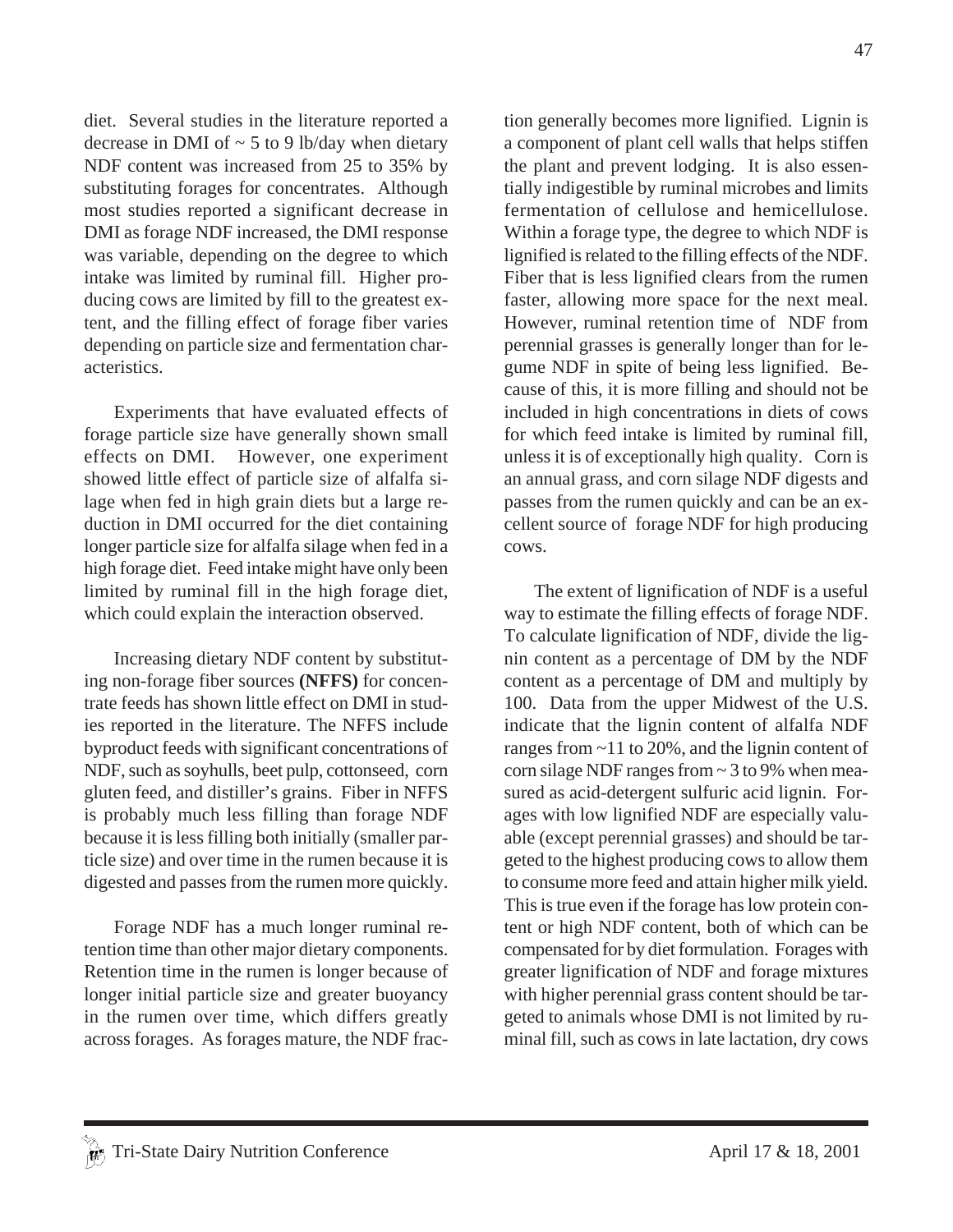diet. Several studies in the literature reported a decrease in DMI of ~ 5 to 9 lb/day when dietary NDF content was increased from 25 to 35% by substituting forages for concentrates. Although most studies reported a significant decrease in DMI as forage NDF increased, the DMI response was variable, depending on the degree to which intake was limited by ruminal fill. Higher producing cows are limited by fill to the greatest extent, and the filling effect of forage fiber varies depending on particle size and fermentation characteristics.

Experiments that have evaluated effects of forage particle size have generally shown small effects on DMI. However, one experiment showed little effect of particle size of alfalfa silage when fed in high grain diets but a large reduction in DMI occurred for the diet containing longer particle size for alfalfa silage when fed in a high forage diet. Feed intake might have only been limited by ruminal fill in the high forage diet, which could explain the interaction observed.

Increasing dietary NDF content by substituting non-forage fiber sources **(NFFS)** for concentrate feeds has shown little effect on DMI in studies reported in the literature. The NFFS include byproduct feeds with significant concentrations of NDF, such as soyhulls, beet pulp, cottonseed, corn gluten feed, and distiller's grains. Fiber in NFFS is probably much less filling than forage NDF because it is less filling both initially (smaller particle size) and over time in the rumen because it is digested and passes from the rumen more quickly.

Forage NDF has a much longer ruminal retention time than other major dietary components. Retention time in the rumen is longer because of longer initial particle size and greater buoyancy in the rumen over time, which differs greatly across forages. As forages mature, the NDF fraction generally becomes more lignified. Lignin is a component of plant cell walls that helps stiffen the plant and prevent lodging. It is also essentially indigestible by ruminal microbes and limits fermentation of cellulose and hemicellulose. Within a forage type, the degree to which NDF is lignified is related to the filling effects of the NDF. Fiber that is less lignified clears from the rumen faster, allowing more space for the next meal. However, ruminal retention time of NDF from perennial grasses is generally longer than for legume NDF in spite of being less lignified. Because of this, it is more filling and should not be included in high concentrations in diets of cows for which feed intake is limited by ruminal fill, unless it is of exceptionally high quality. Corn is an annual grass, and corn silage NDF digests and passes from the rumen quickly and can be an excellent source of forage NDF for high producing cows.

The extent of lignification of NDF is a useful way to estimate the filling effects of forage NDF. To calculate lignification of NDF, divide the lignin content as a percentage of DM by the NDF content as a percentage of DM and multiply by 100. Data from the upper Midwest of the U.S. indicate that the lignin content of alfalfa NDF ranges from ~11 to 20%, and the lignin content of corn silage NDF ranges from ~ 3 to 9% when measured as acid-detergent sulfuric acid lignin. Forages with low lignified NDF are especially valuable (except perennial grasses) and should be targeted to the highest producing cows to allow them to consume more feed and attain higher milk yield. This is true even if the forage has low protein content or high NDF content, both of which can be compensated for by diet formulation. Forages with greater lignification of NDF and forage mixtures with higher perennial grass content should be targeted to animals whose DMI is not limited by ruminal fill, such as cows in late lactation, dry cows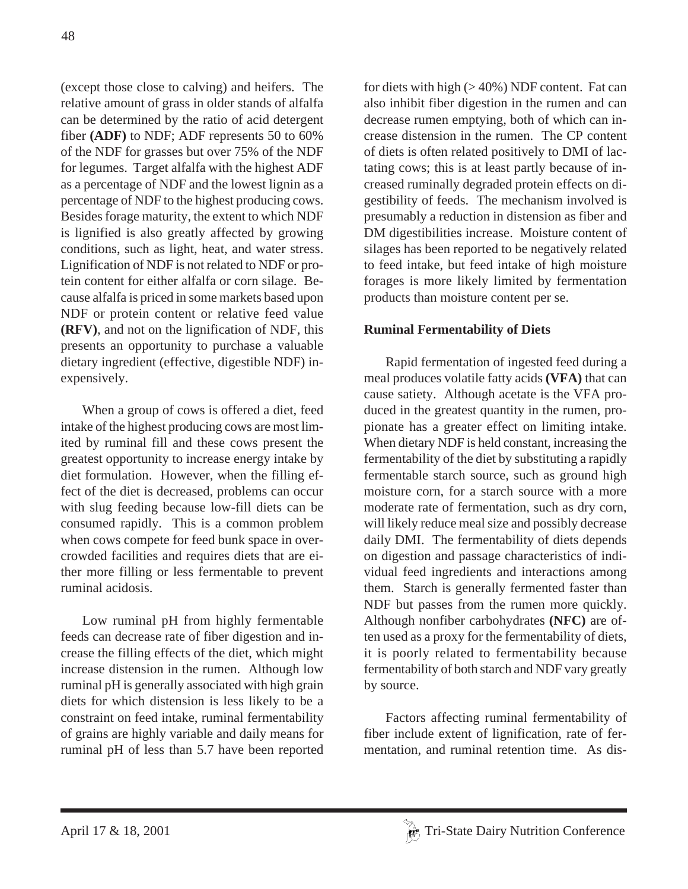(except those close to calving) and heifers. The relative amount of grass in older stands of alfalfa can be determined by the ratio of acid detergent fiber **(ADF)** to NDF; ADF represents 50 to 60% of the NDF for grasses but over 75% of the NDF for legumes. Target alfalfa with the highest ADF as a percentage of NDF and the lowest lignin as a percentage of NDF to the highest producing cows. Besides forage maturity, the extent to which NDF is lignified is also greatly affected by growing conditions, such as light, heat, and water stress. Lignification of NDF is not related to NDF or protein content for either alfalfa or corn silage. Because alfalfa is priced in some markets based upon NDF or protein content or relative feed value **(RFV)**, and not on the lignification of NDF, this presents an opportunity to purchase a valuable dietary ingredient (effective, digestible NDF) inexpensively.

When a group of cows is offered a diet, feed intake of the highest producing cows are most limited by ruminal fill and these cows present the greatest opportunity to increase energy intake by diet formulation. However, when the filling effect of the diet is decreased, problems can occur with slug feeding because low-fill diets can be consumed rapidly. This is a common problem when cows compete for feed bunk space in overcrowded facilities and requires diets that are either more filling or less fermentable to prevent ruminal acidosis.

Low ruminal pH from highly fermentable feeds can decrease rate of fiber digestion and increase the filling effects of the diet, which might increase distension in the rumen. Although low ruminal pH is generally associated with high grain diets for which distension is less likely to be a constraint on feed intake, ruminal fermentability of grains are highly variable and daily means for ruminal pH of less than 5.7 have been reported for diets with high (> 40%) NDF content. Fat can also inhibit fiber digestion in the rumen and can decrease rumen emptying, both of which can increase distension in the rumen. The CP content of diets is often related positively to DMI of lactating cows; this is at least partly because of increased ruminally degraded protein effects on digestibility of feeds. The mechanism involved is presumably a reduction in distension as fiber and DM digestibilities increase. Moisture content of silages has been reported to be negatively related to feed intake, but feed intake of high moisture forages is more likely limited by fermentation products than moisture content per se.

**Ruminal Fermentability of Diets**

Rapid fermentation of ingested feed during a meal produces volatile fatty acids **(VFA)** that can cause satiety. Although acetate is the VFA produced in the greatest quantity in the rumen, propionate has a greater effect on limiting intake. When dietary NDF is held constant, increasing the fermentability of the diet by substituting a rapidly fermentable starch source, such as ground high moisture corn, for a starch source with a more moderate rate of fermentation, such as dry corn, will likely reduce meal size and possibly decrease daily DMI. The fermentability of diets depends on digestion and passage characteristics of individual feed ingredients and interactions among them. Starch is generally fermented faster than NDF but passes from the rumen more quickly. Although nonfiber carbohydrates **(NFC)** are often used as a proxy for the fermentability of diets, it is poorly related to fermentability because fermentability of both starch and NDF vary greatly by source.

Factors affecting ruminal fermentability of fiber include extent of lignification, rate of fermentation, and ruminal retention time. As dis-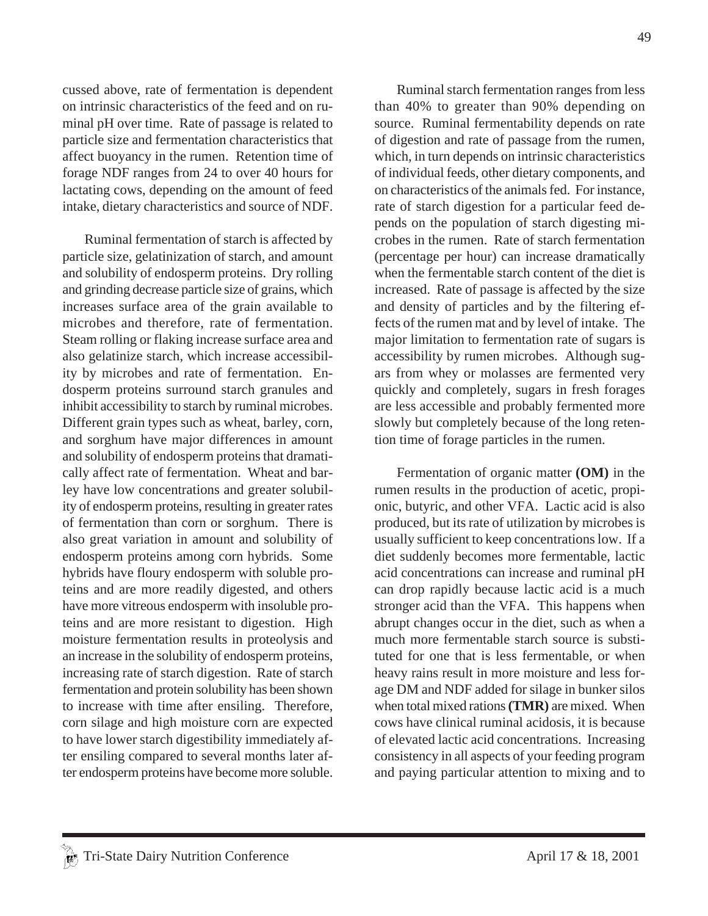cussed above, rate of fermentation is dependent on intrinsic characteristics of the feed and on ruminal pH over time. Rate of passage is related to particle size and fermentation characteristics that affect buoyancy in the rumen. Retention time of forage NDF ranges from 24 to over 40 hours for lactating cows, depending on the amount of feed intake, dietary characteristics and source of NDF.

Ruminal fermentation of starch is affected by particle size, gelatinization of starch, and amount and solubility of endosperm proteins. Dry rolling and grinding decrease particle size of grains, which increases surface area of the grain available to microbes and therefore, rate of fermentation. Steam rolling or flaking increase surface area and also gelatinize starch, which increase accessibility by microbes and rate of fermentation. Endosperm proteins surround starch granules and inhibit accessibility to starch by ruminal microbes. Different grain types such as wheat, barley, corn, and sorghum have major differences in amount and solubility of endosperm proteins that dramatically affect rate of fermentation. Wheat and barley have low concentrations and greater solubility of endosperm proteins, resulting in greater rates of fermentation than corn or sorghum. There is also great variation in amount and solubility of endosperm proteins among corn hybrids. Some hybrids have floury endosperm with soluble proteins and are more readily digested, and others have more vitreous endosperm with insoluble proteins and are more resistant to digestion. High moisture fermentation results in proteolysis and an increase in the solubility of endosperm proteins, increasing rate of starch digestion. Rate of starch fermentation and protein solubility has been shown to increase with time after ensiling. Therefore, corn silage and high moisture corn are expected to have lower starch digestibility immediately after ensiling compared to several months later after endosperm proteins have become more soluble.

Ruminal starch fermentation ranges from less than 40% to greater than 90% depending on source. Ruminal fermentability depends on rate of digestion and rate of passage from the rumen, which, in turn depends on intrinsic characteristics of individual feeds, other dietary components, and on characteristics of the animals fed. For instance, rate of starch digestion for a particular feed depends on the population of starch digesting microbes in the rumen. Rate of starch fermentation (percentage per hour) can increase dramatically when the fermentable starch content of the diet is increased. Rate of passage is affected by the size and density of particles and by the filtering effects of the rumen mat and by level of intake. The major limitation to fermentation rate of sugars is accessibility by rumen microbes. Although sugars from whey or molasses are fermented very quickly and completely, sugars in fresh forages are less accessible and probably fermented more slowly but completely because of the long retention time of forage particles in the rumen.

Fermentation of organic matter **(OM)** in the rumen results in the production of acetic, propionic, butyric, and other VFA. Lactic acid is also produced, but its rate of utilization by microbes is usually sufficient to keep concentrations low. If a diet suddenly becomes more fermentable, lactic acid concentrations can increase and ruminal pH can drop rapidly because lactic acid is a much stronger acid than the VFA. This happens when abrupt changes occur in the diet, such as when a much more fermentable starch source is substituted for one that is less fermentable, or when heavy rains result in more moisture and less forage DM and NDF added for silage in bunker silos when total mixed rations **(TMR)** are mixed. When cows have clinical ruminal acidosis, it is because of elevated lactic acid concentrations. Increasing consistency in all aspects of your feeding program and paying particular attention to mixing and to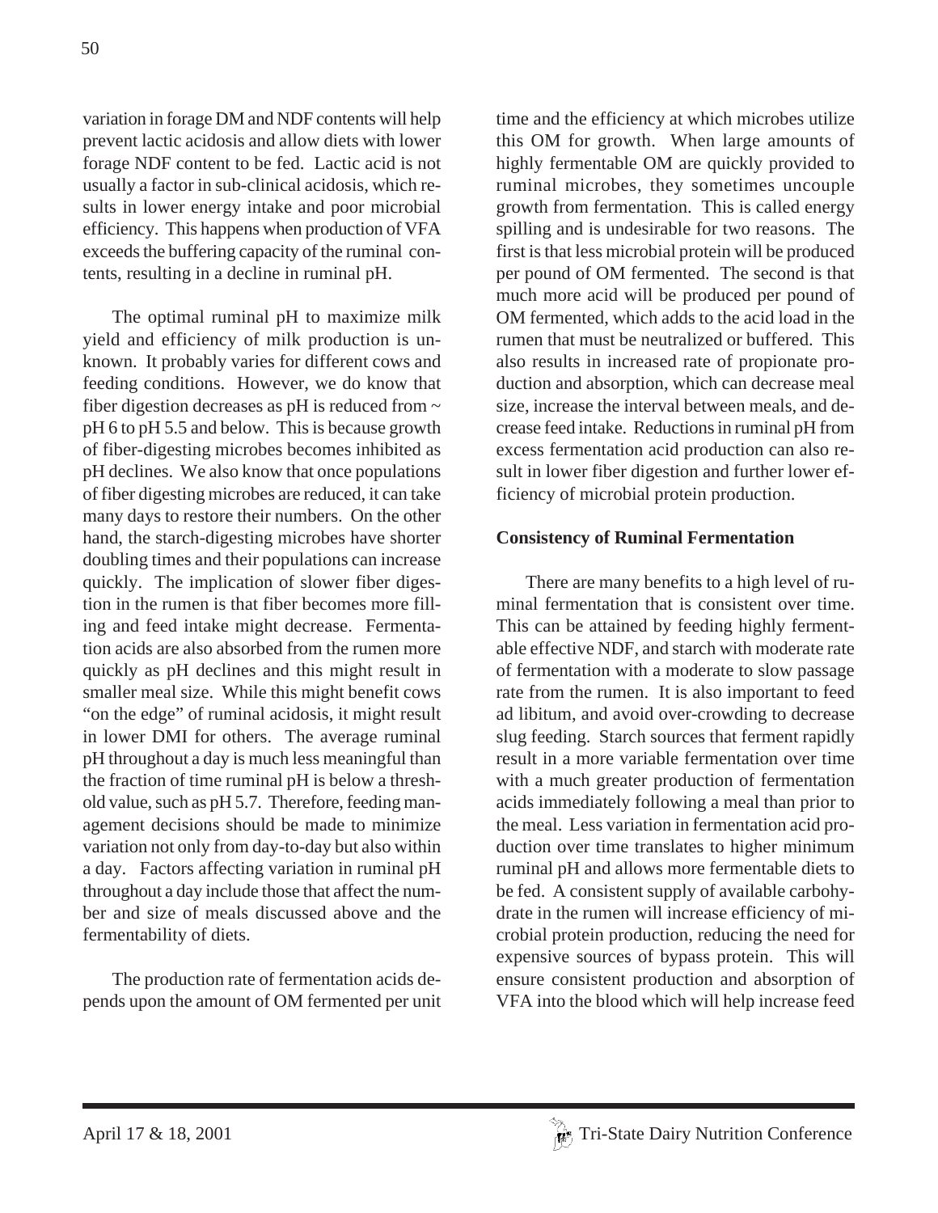variation in forage DM and NDF contents will help prevent lactic acidosis and allow diets with lower forage NDF content to be fed. Lactic acid is not usually a factor in sub-clinical acidosis, which results in lower energy intake and poor microbial efficiency. This happens when production of VFA exceeds the buffering capacity of the ruminal contents, resulting in a decline in ruminal pH.

The optimal ruminal pH to maximize milk yield and efficiency of milk production is unknown. It probably varies for different cows and feeding conditions. However, we do know that fiber digestion decreases as pH is reduced from ~ pH 6 to pH 5.5 and below. This is because growth of fiber-digesting microbes becomes inhibited as pH declines. We also know that once populations of fiber digesting microbes are reduced, it can take many days to restore their numbers. On the other hand, the starch-digesting microbes have shorter doubling times and their populations can increase quickly. The implication of slower fiber digestion in the rumen is that fiber becomes more filling and feed intake might decrease. Fermentation acids are also absorbed from the rumen more quickly as pH declines and this might result in smaller meal size. While this might benefit cows "on the edge" of ruminal acidosis, it might result in lower DMI for others. The average ruminal pH throughout a day is much less meaningful than the fraction of time ruminal pH is below a threshold value, such as pH 5.7. Therefore, feeding management decisions should be made to minimize variation not only from day-to-day but also within a day. Factors affecting variation in ruminal pH throughout a day include those that affect the number and size of meals discussed above and the fermentability of diets.

The production rate of fermentation acids depends upon the amount of OM fermented per unit time and the efficiency at which microbes utilize this OM for growth. When large amounts of highly fermentable OM are quickly provided to ruminal microbes, they sometimes uncouple growth from fermentation. This is called energy spilling and is undesirable for two reasons. The first is that less microbial protein will be produced per pound of OM fermented. The second is that much more acid will be produced per pound of OM fermented, which adds to the acid load in the rumen that must be neutralized or buffered. This also results in increased rate of propionate production and absorption, which can decrease meal size, increase the interval between meals, and decrease feed intake. Reductions in ruminal pH from excess fermentation acid production can also result in lower fiber digestion and further lower efficiency of microbial protein production.

**Consistency of Ruminal Fermentation**

There are many benefits to a high level of ruminal fermentation that is consistent over time. This can be attained by feeding highly fermentable effective NDF, and starch with moderate rate of fermentation with a moderate to slow passage rate from the rumen. It is also important to feed ad libitum, and avoid over-crowding to decrease slug feeding. Starch sources that ferment rapidly result in a more variable fermentation over time with a much greater production of fermentation acids immediately following a meal than prior to the meal. Less variation in fermentation acid production over time translates to higher minimum ruminal pH and allows more fermentable diets to be fed. A consistent supply of available carbohydrate in the rumen will increase efficiency of microbial protein production, reducing the need for expensive sources of bypass protein. This will ensure consistent production and absorption of VFA into the blood which will help increase feed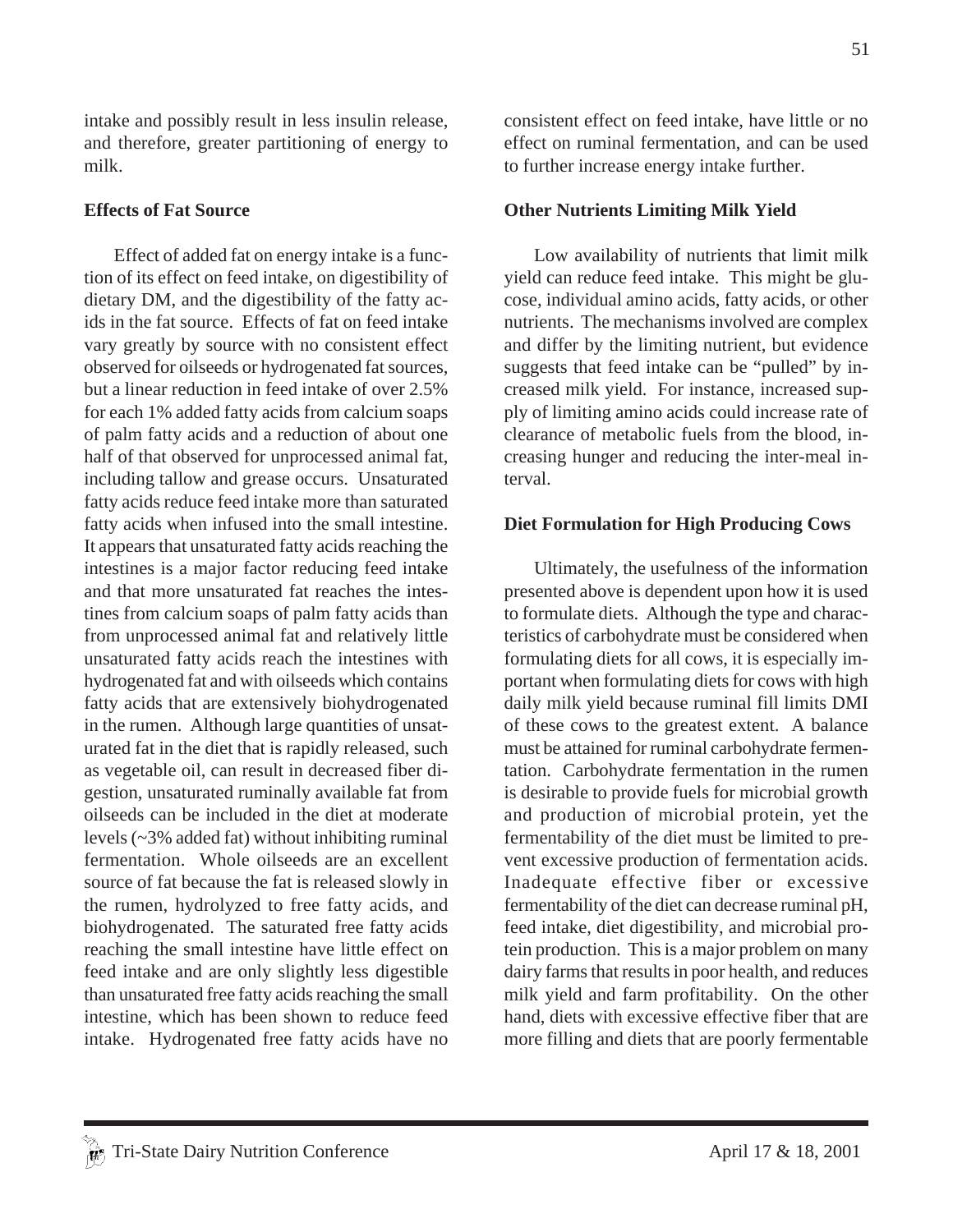intake and possibly result in less insulin release, and therefore, greater partitioning of energy to milk.

**Effects of Fat Source**

Effect of added fat on energy intake is a function of its effect on feed intake, on digestibility of dietary DM, and the digestibility of the fatty acids in the fat source. Effects of fat on feed intake vary greatly by source with no consistent effect observed for oilseeds or hydrogenated fat sources, but a linear reduction in feed intake of over 2.5% for each 1% added fatty acids from calcium soaps of palm fatty acids and a reduction of about one half of that observed for unprocessed animal fat, including tallow and grease occurs. Unsaturated fatty acids reduce feed intake more than saturated fatty acids when infused into the small intestine. It appears that unsaturated fatty acids reaching the intestines is a major factor reducing feed intake and that more unsaturated fat reaches the intestines from calcium soaps of palm fatty acids than from unprocessed animal fat and relatively little unsaturated fatty acids reach the intestines with hydrogenated fat and with oilseeds which contains fatty acids that are extensively biohydrogenated in the rumen. Although large quantities of unsaturated fat in the diet that is rapidly released, such as vegetable oil, can result in decreased fiber digestion, unsaturated ruminally available fat from oilseeds can be included in the diet at moderate levels (~3% added fat) without inhibiting ruminal fermentation. Whole oilseeds are an excellent source of fat because the fat is released slowly in the rumen, hydrolyzed to free fatty acids, and biohydrogenated. The saturated free fatty acids reaching the small intestine have little effect on feed intake and are only slightly less digestible than unsaturated free fatty acids reaching the small intestine, which has been shown to reduce feed intake. Hydrogenated free fatty acids have no consistent effect on feed intake, have little or no effect on ruminal fermentation, and can be used to further increase energy intake further.

**Other Nutrients Limiting Milk Yield**

Low availability of nutrients that limit milk yield can reduce feed intake. This might be glucose, individual amino acids, fatty acids, or other nutrients. The mechanisms involved are complex and differ by the limiting nutrient, but evidence suggests that feed intake can be "pulled" by increased milk yield. For instance, increased supply of limiting amino acids could increase rate of clearance of metabolic fuels from the blood, increasing hunger and reducing the inter-meal interval.

**Diet Formulation for High Producing Cows**

Ultimately, the usefulness of the information presented above is dependent upon how it is used to formulate diets. Although the type and characteristics of carbohydrate must be considered when formulating diets for all cows, it is especially important when formulating diets for cows with high daily milk yield because ruminal fill limits DMI of these cows to the greatest extent. A balance must be attained for ruminal carbohydrate fermentation. Carbohydrate fermentation in the rumen is desirable to provide fuels for microbial growth and production of microbial protein, yet the fermentability of the diet must be limited to prevent excessive production of fermentation acids. Inadequate effective fiber or excessive fermentability of the diet can decrease ruminal pH, feed intake, diet digestibility, and microbial protein production. This is a major problem on many dairy farms that results in poor health, and reduces milk yield and farm profitability. On the other hand, diets with excessive effective fiber that are more filling and diets that are poorly fermentable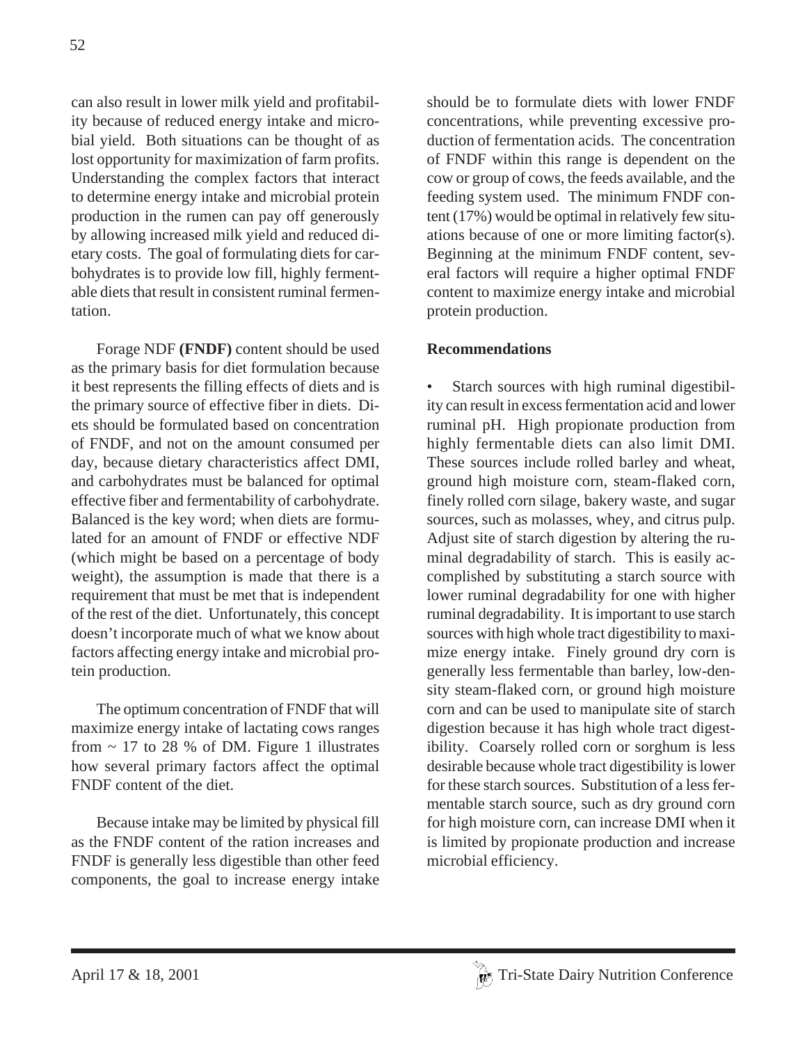can also result in lower milk yield and profitability because of reduced energy intake and microbial yield. Both situations can be thought of as lost opportunity for maximization of farm profits. Understanding the complex factors that interact to determine energy intake and microbial protein production in the rumen can pay off generously by allowing increased milk yield and reduced dietary costs. The goal of formulating diets for carbohydrates is to provide low fill, highly fermentable diets that result in consistent ruminal fermentation.

Forage NDF **(FNDF)** content should be used as the primary basis for diet formulation because it best represents the filling effects of diets and is the primary source of effective fiber in diets. Diets should be formulated based on concentration of FNDF, and not on the amount consumed per day, because dietary characteristics affect DMI, and carbohydrates must be balanced for optimal effective fiber and fermentability of carbohydrate. Balanced is the key word; when diets are formulated for an amount of FNDF or effective NDF (which might be based on a percentage of body weight), the assumption is made that there is a requirement that must be met that is independent of the rest of the diet. Unfortunately, this concept doesn't incorporate much of what we know about factors affecting energy intake and microbial protein production.

The optimum concentration of FNDF that will maximize energy intake of lactating cows ranges from ~ 17 to 28 % of DM. Figure 1 illustrates how several primary factors affect the optimal FNDF content of the diet.

Because intake may be limited by physical fill as the FNDF content of the ration increases and FNDF is generally less digestible than other feed components, the goal to increase energy intake should be to formulate diets with lower FNDF concentrations, while preventing excessive production of fermentation acids. The concentration of FNDF within this range is dependent on the cow or group of cows, the feeds available, and the feeding system used. The minimum FNDF content (17%) would be optimal in relatively few situations because of one or more limiting factor(s). Beginning at the minimum FNDF content, several factors will require a higher optimal FNDF content to maximize energy intake and microbial protein production.

**Recommendations**

- Starch sources with high ruminal digestibility can result in excess fermentation acid and lower ruminal pH. High propionate production from highly fermentable diets can also limit DMI. These sources include rolled barley and wheat, ground high moisture corn, steam-flaked corn, finely rolled corn silage, bakery waste, and sugar sources, such as molasses, whey, and citrus pulp. Adjust site of starch digestion by altering the ruminal degradability of starch. This is easily accomplished by substituting a starch source with lower ruminal degradability for one with higher ruminal degradability. It is important to use starch sources with high whole tract digestibility to maximize energy intake. Finely ground dry corn is generally less fermentable than barley, low-density steam-flaked corn, or ground high moisture corn and can be used to manipulate site of starch digestion because it has high whole tract digestibility. Coarsely rolled corn or sorghum is less desirable because whole tract digestibility is lower for these starch sources. Substitution of a less fermentable starch source, such as dry ground corn for high moisture corn, can increase DMI when it is limited by propionate production and increase microbial efficiency.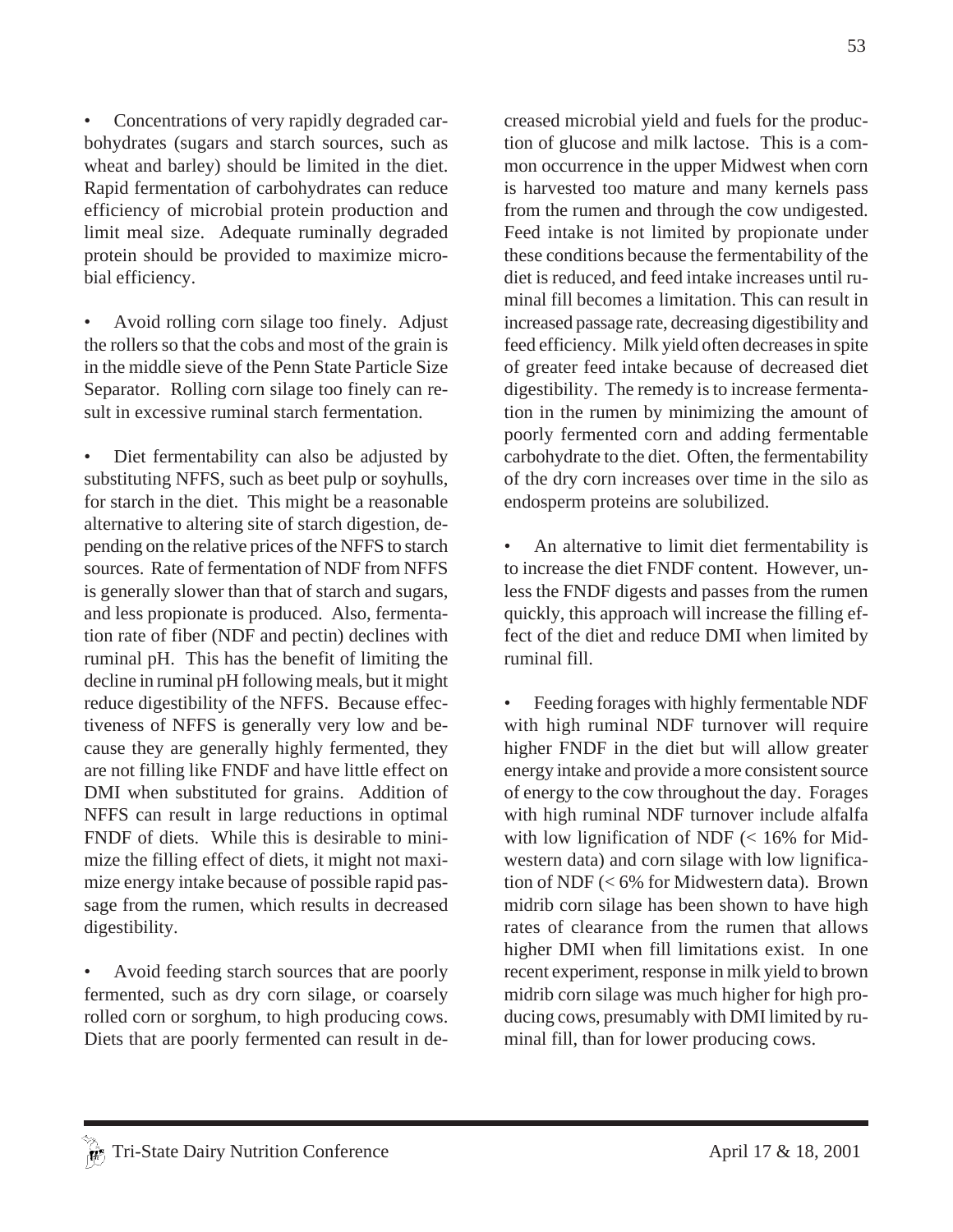- Concentrations of very rapidly degraded carbohydrates (sugars and starch sources, such as wheat and barley) should be limited in the diet. Rapid fermentation of carbohydrates can reduce efficiency of microbial protein production and limit meal size. Adequate ruminally degraded protein should be provided to maximize microbial efficiency.

- Avoid rolling corn silage too finely. Adjust the rollers so that the cobs and most of the grain is in the middle sieve of the Penn State Particle Size Separator. Rolling corn silage too finely can result in excessive ruminal starch fermentation.

- Diet fermentability can also be adjusted by substituting NFFS, such as beet pulp or soyhulls, for starch in the diet. This might be a reasonable alternative to altering site of starch digestion, depending on the relative prices of the NFFS to starch sources. Rate of fermentation of NDF from NFFS is generally slower than that of starch and sugars, and less propionate is produced. Also, fermentation rate of fiber (NDF and pectin) declines with ruminal pH. This has the benefit of limiting the decline in ruminal pH following meals, but it might reduce digestibility of the NFFS. Because effectiveness of NFFS is generally very low and because they are generally highly fermented, they are not filling like FNDF and have little effect on DMI when substituted for grains. Addition of NFFS can result in large reductions in optimal FNDF of diets. While this is desirable to minimize the filling effect of diets, it might not maximize energy intake because of possible rapid passage from the rumen, which results in decreased digestibility.

- Avoid feeding starch sources that are poorly fermented, such as dry corn silage, or coarsely rolled corn or sorghum, to high producing cows. Diets that are poorly fermented can result in decreased microbial yield and fuels for the production of glucose and milk lactose. This is a common occurrence in the upper Midwest when corn is harvested too mature and many kernels pass from the rumen and through the cow undigested. Feed intake is not limited by propionate under these conditions because the fermentability of the diet is reduced, and feed intake increases until ruminal fill becomes a limitation. This can result in increased passage rate, decreasing digestibility and feed efficiency. Milk yield often decreases in spite of greater feed intake because of decreased diet digestibility. The remedy is to increase fermentation in the rumen by minimizing the amount of poorly fermented corn and adding fermentable carbohydrate to the diet. Often, the fermentability of the dry corn increases over time in the silo as endosperm proteins are solubilized.

- An alternative to limit diet fermentability is to increase the diet FNDF content. However, unless the FNDF digests and passes from the rumen quickly, this approach will increase the filling effect of the diet and reduce DMI when limited by ruminal fill.

- Feeding forages with highly fermentable NDF with high ruminal NDF turnover will require higher FNDF in the diet but will allow greater energy intake and provide a more consistent source of energy to the cow throughout the day. Forages with high ruminal NDF turnover include alfalfa with low lignification of NDF (< 16% for Midwestern data) and corn silage with low lignification of NDF (< 6% for Midwestern data). Brown midrib corn silage has been shown to have high rates of clearance from the rumen that allows higher DMI when fill limitations exist. In one recent experiment, response in milk yield to brown midrib corn silage was much higher for high producing cows, presumably with DMI limited by ruminal fill, than for lower producing cows.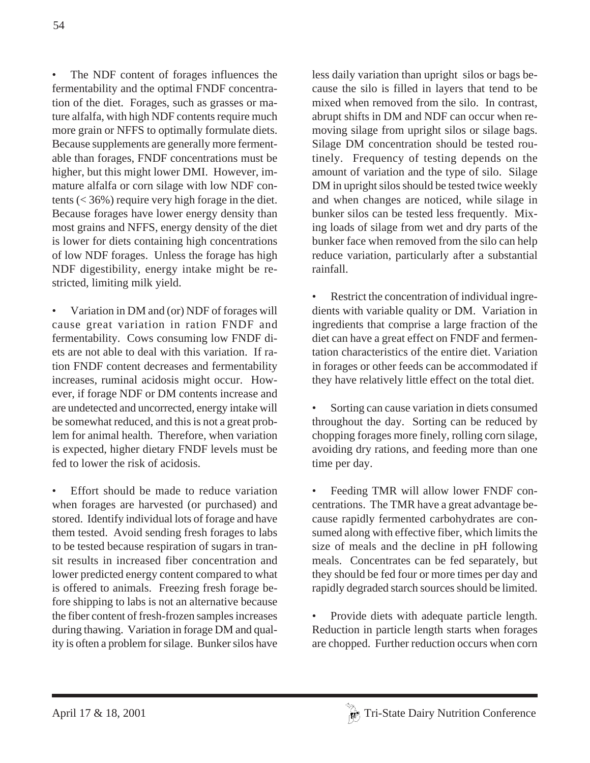- The NDF content of forages influences the fermentability and the optimal FNDF concentration of the diet. Forages, such as grasses or mature alfalfa, with high NDF contents require much more grain or NFFS to optimally formulate diets. Because supplements are generally more fermentable than forages, FNDF concentrations must be higher, but this might lower DMI. However, immature alfalfa or corn silage with low NDF contents (< 36%) require very high forage in the diet. Because forages have lower energy density than most grains and NFFS, energy density of the diet is lower for diets containing high concentrations of low NDF forages. Unless the forage has high NDF digestibility, energy intake might be restricted, limiting milk yield.

- Variation in DM and (or) NDF of forages will cause great variation in ration FNDF and fermentability. Cows consuming low FNDF diets are not able to deal with this variation. If ration FNDF content decreases and fermentability increases, ruminal acidosis might occur. However, if forage NDF or DM contents increase and are undetected and uncorrected, energy intake will be somewhat reduced, and this is not a great problem for animal health. Therefore, when variation is expected, higher dietary FNDF levels must be fed to lower the risk of acidosis.

- Effort should be made to reduce variation when forages are harvested (or purchased) and stored. Identify individual lots of forage and have them tested. Avoid sending fresh forages to labs to be tested because respiration of sugars in transit results in increased fiber concentration and lower predicted energy content compared to what is offered to animals. Freezing fresh forage before shipping to labs is not an alternative because the fiber content of fresh-frozen samples increases during thawing. Variation in forage DM and quality is often a problem for silage. Bunker silos have less daily variation than upright silos or bags because the silo is filled in layers that tend to be mixed when removed from the silo. In contrast, abrupt shifts in DM and NDF can occur when removing silage from upright silos or silage bags. Silage DM concentration should be tested routinely. Frequency of testing depends on the amount of variation and the type of silo. Silage DM in upright silos should be tested twice weekly and when changes are noticed, while silage in bunker silos can be tested less frequently. Mixing loads of silage from wet and dry parts of the bunker face when removed from the silo can help reduce variation, particularly after a substantial rainfall.

- Restrict the concentration of individual ingredients with variable quality or DM. Variation in ingredients that comprise a large fraction of the diet can have a great effect on FNDF and fermentation characteristics of the entire diet. Variation in forages or other feeds can be accommodated if they have relatively little effect on the total diet.

- Sorting can cause variation in diets consumed throughout the day. Sorting can be reduced by chopping forages more finely, rolling corn silage, avoiding dry rations, and feeding more than one time per day.

- Feeding TMR will allow lower FNDF concentrations. The TMR have a great advantage because rapidly fermented carbohydrates are consumed along with effective fiber, which limits the size of meals and the decline in pH following meals. Concentrates can be fed separately, but they should be fed four or more times per day and rapidly degraded starch sources should be limited.

- Provide diets with adequate particle length. Reduction in particle length starts when forages are chopped. Further reduction occurs when corn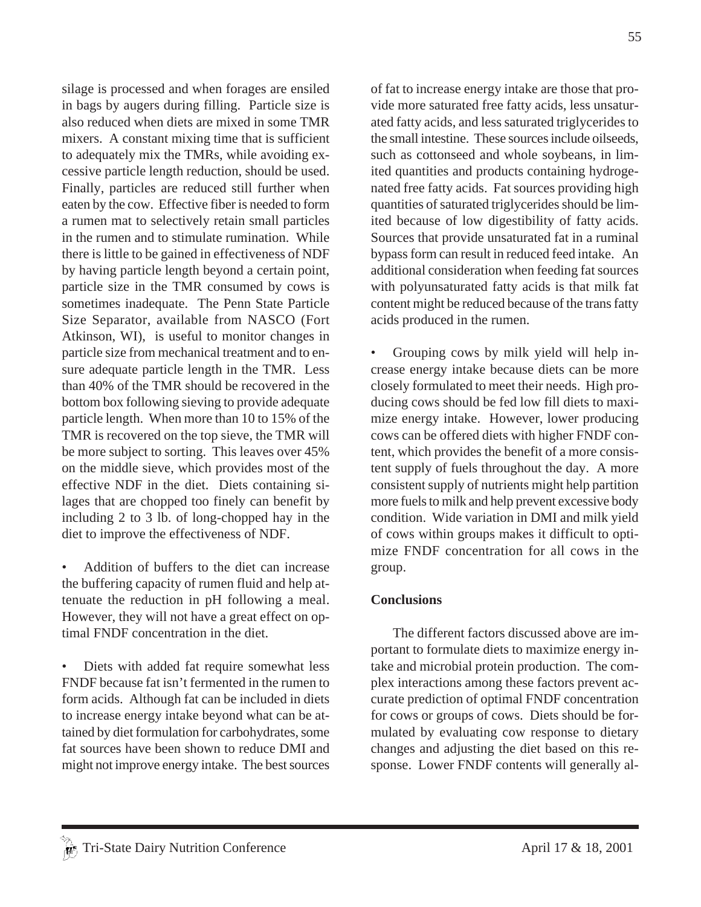silage is processed and when forages are ensiled in bags by augers during filling. Particle size is also reduced when diets are mixed in some TMR mixers. A constant mixing time that is sufficient to adequately mix the TMRs, while avoiding excessive particle length reduction, should be used. Finally, particles are reduced still further when eaten by the cow. Effective fiber is needed to form a rumen mat to selectively retain small particles in the rumen and to stimulate rumination. While there is little to be gained in effectiveness of NDF by having particle length beyond a certain point, particle size in the TMR consumed by cows is sometimes inadequate. The Penn State Particle Size Separator, available from NASCO (Fort Atkinson, WI), is useful to monitor changes in particle size from mechanical treatment and to ensure adequate particle length in the TMR. Less than 40% of the TMR should be recovered in the bottom box following sieving to provide adequate particle length. When more than 10 to 15% of the TMR is recovered on the top sieve, the TMR will be more subject to sorting. This leaves over 45% on the middle sieve, which provides most of the effective NDF in the diet. Diets containing silages that are chopped too finely can benefit by including 2 to 3 lb. of long-chopped hay in the diet to improve the effectiveness of NDF.

- Addition of buffers to the diet can increase the buffering capacity of rumen fluid and help attenuate the reduction in pH following a meal. However, they will not have a great effect on optimal FNDF concentration in the diet.

- Diets with added fat require somewhat less FNDF because fat isn't fermented in the rumen to form acids. Although fat can be included in diets to increase energy intake beyond what can be attained by diet formulation for carbohydrates, some fat sources have been shown to reduce DMI and might not improve energy intake. The best sources of fat to increase energy intake are those that provide more saturated free fatty acids, less unsaturated fatty acids, and less saturated triglycerides to the small intestine. These sources include oilseeds, such as cottonseed and whole soybeans, in limited quantities and products containing hydrogenated free fatty acids. Fat sources providing high quantities of saturated triglycerides should be limited because of low digestibility of fatty acids. Sources that provide unsaturated fat in a ruminal bypass form can result in reduced feed intake. An additional consideration when feeding fat sources with polyunsaturated fatty acids is that milk fat content might be reduced because of the trans fatty acids produced in the rumen.

- Grouping cows by milk yield will help increase energy intake because diets can be more closely formulated to meet their needs. High producing cows should be fed low fill diets to maximize energy intake. However, lower producing cows can be offered diets with higher FNDF content, which provides the benefit of a more consistent supply of fuels throughout the day. A more consistent supply of nutrients might help partition more fuels to milk and help prevent excessive body condition. Wide variation in DMI and milk yield of cows within groups makes it difficult to optimize FNDF concentration for all cows in the group.

## Conclusions

The different factors discussed above are important to formulate diets to maximize energy intake and microbial protein production. The complex interactions among these factors prevent accurate prediction of optimal FNDF concentration for cows or groups of cows. Diets should be formulated by evaluating cow response to dietary changes and adjusting the diet based on this response. Lower FNDF contents will generally al-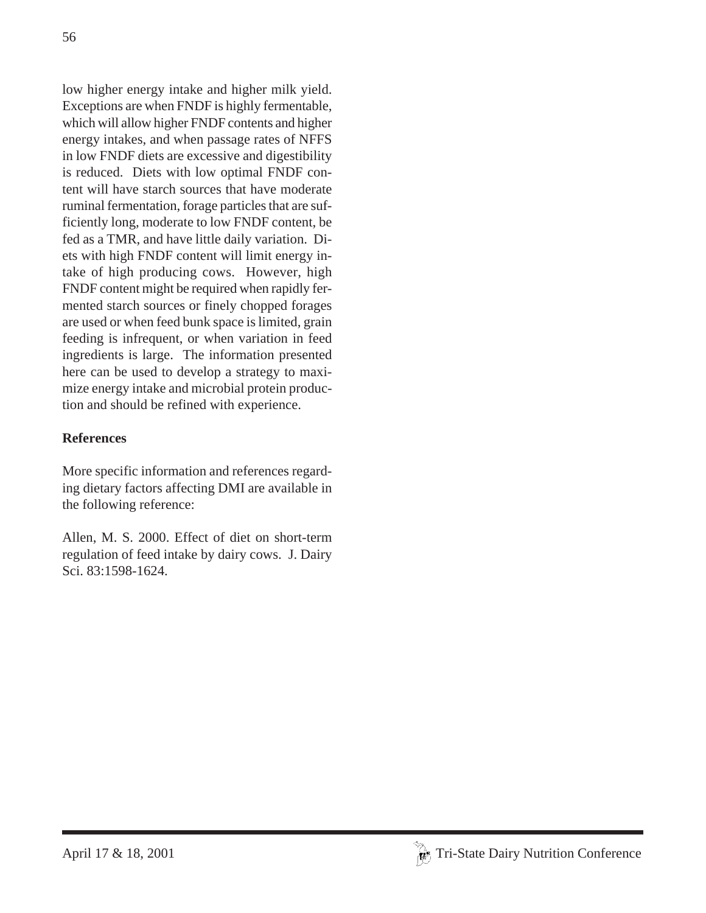low higher energy intake and higher milk yield. Exceptions are when FNDF is highly fermentable, which will allow higher FNDF contents and higher energy intakes, and when passage rates of NFFS in low FNDF diets are excessive and digestibility is reduced. Diets with low optimal FNDF content will have starch sources that have moderate ruminal fermentation, forage particles that are sufficiently long, moderate to low FNDF content, be fed as a TMR, and have little daily variation. Diets with high FNDF content will limit energy intake of high producing cows. However, high FNDF content might be required when rapidly fermented starch sources or finely chopped forages are used or when feed bunk space is limited, grain feeding is infrequent, or when variation in feed ingredients is large. The information presented here can be used to develop a strategy to maximize energy intake and microbial protein production and should be refined with experience.

**References**

More specific information and references regarding dietary factors affecting DMI are available in the following reference:

Allen, M. S. 2000. Effect of diet on short-term regulation of feed intake by dairy cows. J. Dairy Sci. 83:1598-1624.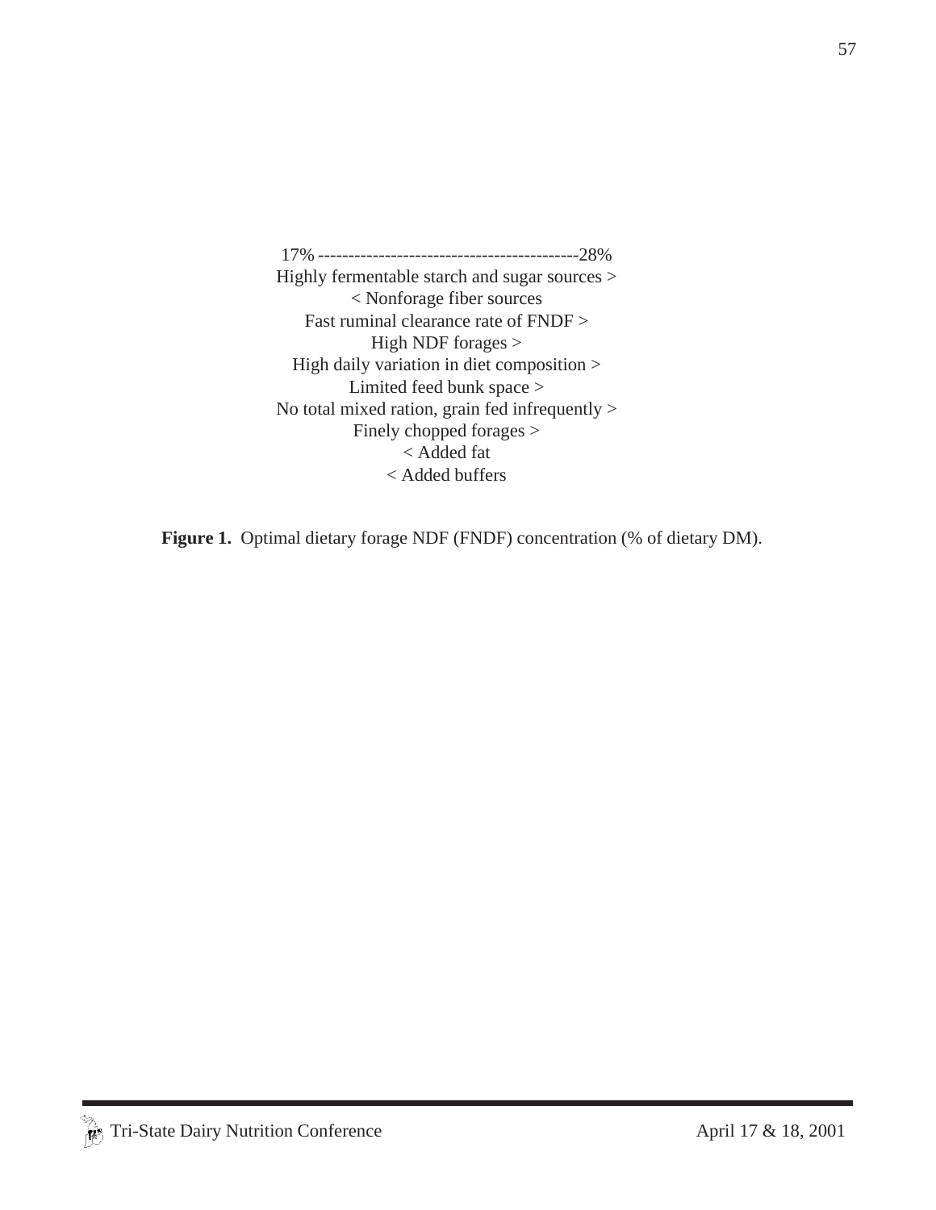17% -------------------------------------------28%

Highly fermentable starch and sugar sources >

< Nonforage fiber sources

Fast ruminal clearance rate of FNDF >

High NDF forages >

High daily variation in diet composition >

Limited feed bunk space >

No total mixed ration, grain fed infrequently >

Finely chopped forages >

< Added fat

< Added buffers

**Figure 1.** Optimal dietary forage NDF (FNDF) concentration (% of dietary DM).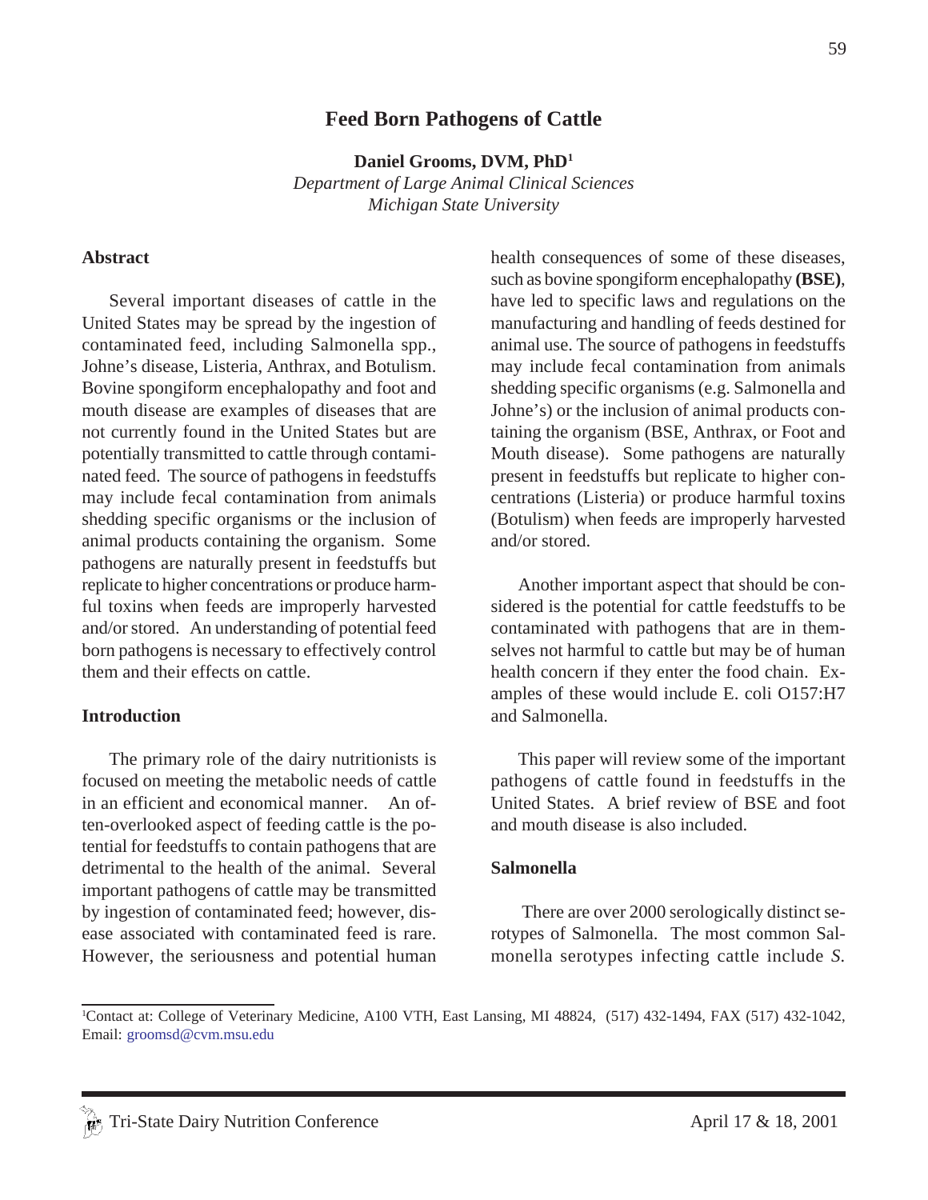// Feed Born Pathogens of Cattle

**Daniel Grooms, DVM, PhD[1]**

*Department of Large Animal Clinical Sciences*
*Michigan State University*

## Abstract

Several important diseases of cattle in the United States may be spread by the ingestion of contaminated feed, including Salmonella spp., Johne's disease, Listeria, Anthrax, and Botulism. Bovine spongiform encephalopathy and foot and mouth disease are examples of diseases that are not currently found in the United States but are potentially transmitted to cattle through contaminated feed. The source of pathogens in feedstuffs may include fecal contamination from animals shedding specific organisms or the inclusion of animal products containing the organism. Some pathogens are naturally present in feedstuffs but replicate to higher concentrations or produce harmful toxins when feeds are improperly harvested and/or stored. An understanding of potential feed born pathogens is necessary to effectively control them and their effects on cattle.

## Introduction

The primary role of the dairy nutritionists is focused on meeting the metabolic needs of cattle in an efficient and economical manner. An often-overlooked aspect of feeding cattle is the potential for feedstuffs to contain pathogens that are detrimental to the health of the animal. Several important pathogens of cattle may be transmitted by ingestion of contaminated feed; however, disease associated with contaminated feed is rare. However, the seriousness and potential human health consequences of some of these diseases, such as bovine spongiform encephalopathy **(BSE)**, have led to specific laws and regulations on the manufacturing and handling of feeds destined for animal use. The source of pathogens in feedstuffs may include fecal contamination from animals shedding specific organisms (e.g. Salmonella and Johne's) or the inclusion of animal products containing the organism (BSE, Anthrax, or Foot and Mouth disease). Some pathogens are naturally present in feedstuffs but replicate to higher concentrations (Listeria) or produce harmful toxins (Botulism) when feeds are improperly harvested and/or stored.

Another important aspect that should be considered is the potential for cattle feedstuffs to be contaminated with pathogens that are in themselves not harmful to cattle but may be of human health concern if they enter the food chain. Examples of these would include E. coli O157:H7 and Salmonella.

This paper will review some of the important pathogens of cattle found in feedstuffs in the United States. A brief review of BSE and foot and mouth disease is also included.

## Salmonella

There are over 2000 serologically distinct serotypes of Salmonella. The most common Salmonella serotypes infecting cattle include *S.*

[1]Contact at: College of Veterinary Medicine, A100 VTH, East Lansing, MI 48824, (517) 432-1494, FAX (517) 432-1042, Email: groomsd@cvm.msu.edu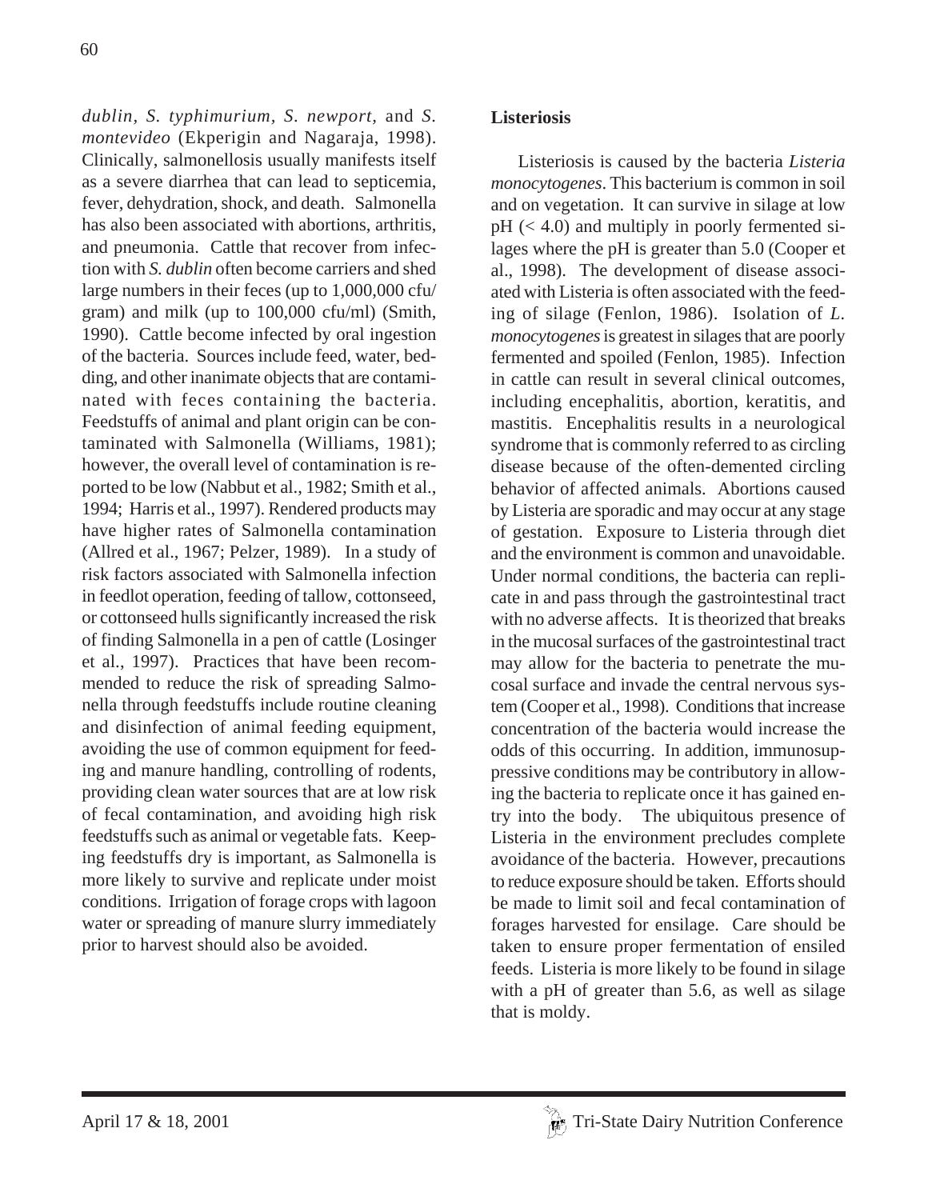*dublin*, *S. typhimurium*, *S. newport*, and *S. montevideo* (Ekperigin and Nagaraja, 1998). Clinically, salmonellosis usually manifests itself as a severe diarrhea that can lead to septicemia, fever, dehydration, shock, and death. Salmonella has also been associated with abortions, arthritis, and pneumonia. Cattle that recover from infection with *S. dublin* often become carriers and shed large numbers in their feces (up to 1,000,000 cfu/gram) and milk (up to 100,000 cfu/ml) (Smith, 1990). Cattle become infected by oral ingestion of the bacteria. Sources include feed, water, bedding, and other inanimate objects that are contaminated with feces containing the bacteria. Feedstuffs of animal and plant origin can be contaminated with Salmonella (Williams, 1981); however, the overall level of contamination is reported to be low (Nabbut et al., 1982; Smith et al., 1994; Harris et al., 1997). Rendered products may have higher rates of Salmonella contamination (Allred et al., 1967; Pelzer, 1989). In a study of risk factors associated with Salmonella infection in feedlot operation, feeding of tallow, cottonseed, or cottonseed hulls significantly increased the risk of finding Salmonella in a pen of cattle (Losinger et al., 1997). Practices that have been recommended to reduce the risk of spreading Salmonella through feedstuffs include routine cleaning and disinfection of animal feeding equipment, avoiding the use of common equipment for feeding and manure handling, controlling of rodents, providing clean water sources that are at low risk of fecal contamination, and avoiding high risk feedstuffs such as animal or vegetable fats. Keeping feedstuffs dry is important, as Salmonella is more likely to survive and replicate under moist conditions. Irrigation of forage crops with lagoon water or spreading of manure slurry immediately prior to harvest should also be avoided.

**Listeriosis**

Listeriosis is caused by the bacteria *Listeria monocytogenes*. This bacterium is common in soil and on vegetation. It can survive in silage at low pH (< 4.0) and multiply in poorly fermented silages where the pH is greater than 5.0 (Cooper et al., 1998). The development of disease associated with Listeria is often associated with the feeding of silage (Fenlon, 1986). Isolation of *L. monocytogenes* is greatest in silages that are poorly fermented and spoiled (Fenlon, 1985). Infection in cattle can result in several clinical outcomes, including encephalitis, abortion, keratitis, and mastitis. Encephalitis results in a neurological syndrome that is commonly referred to as circling disease because of the often-demented circling behavior of affected animals. Abortions caused by Listeria are sporadic and may occur at any stage of gestation. Exposure to Listeria through diet and the environment is common and unavoidable. Under normal conditions, the bacteria can replicate in and pass through the gastrointestinal tract with no adverse affects. It is theorized that breaks in the mucosal surfaces of the gastrointestinal tract may allow for the bacteria to penetrate the mucosal surface and invade the central nervous system (Cooper et al., 1998). Conditions that increase concentration of the bacteria would increase the odds of this occurring. In addition, immunosuppressive conditions may be contributory in allowing the bacteria to replicate once it has gained entry into the body. The ubiquitous presence of Listeria in the environment precludes complete avoidance of the bacteria. However, precautions to reduce exposure should be taken. Efforts should be made to limit soil and fecal contamination of forages harvested for ensilage. Care should be taken to ensure proper fermentation of ensiled feeds. Listeria is more likely to be found in silage with a pH of greater than 5.6, as well as silage that is moldy.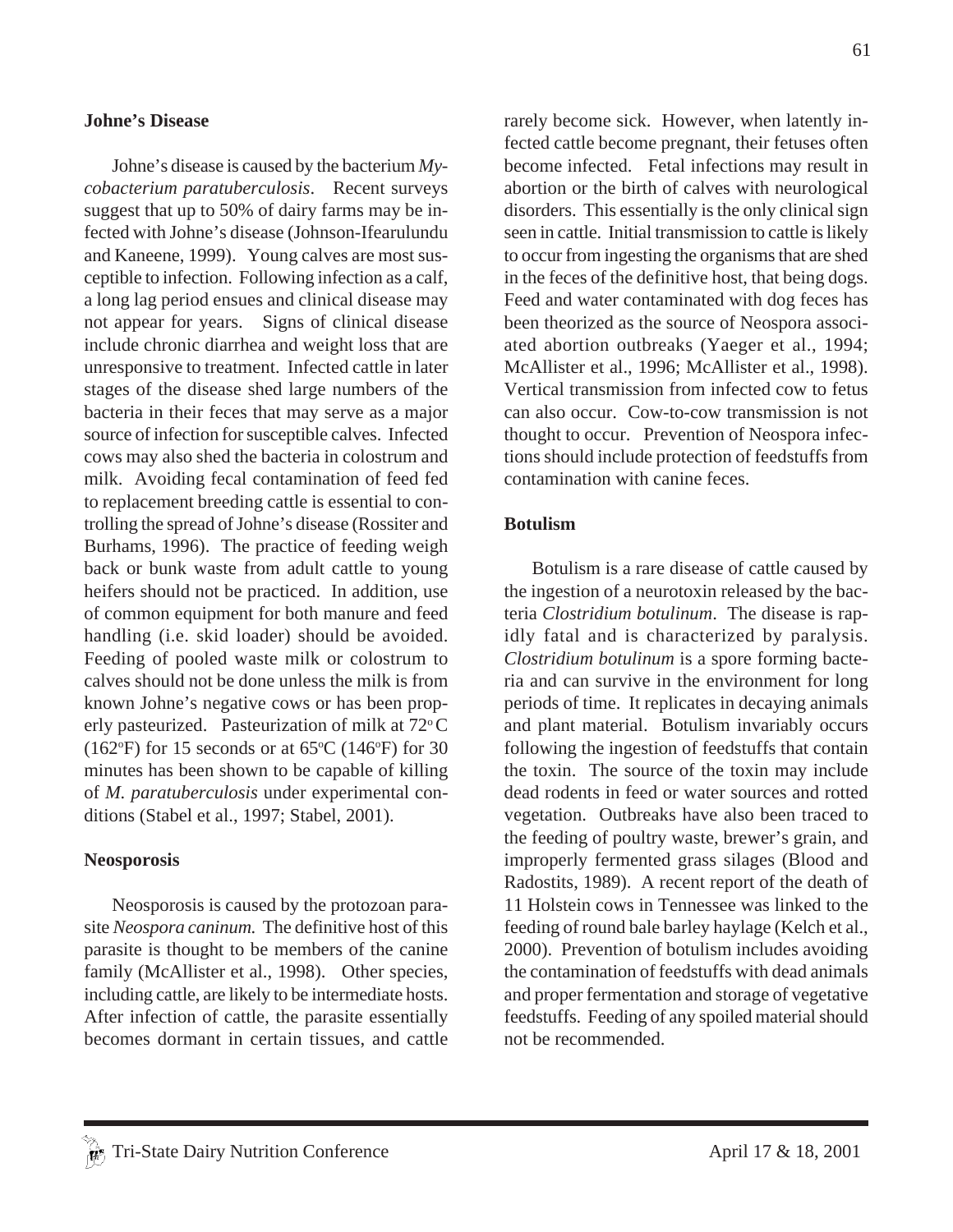## Johne's Disease

Johne's disease is caused by the bacterium *Mycobacterium paratuberculosis*. Recent surveys suggest that up to 50% of dairy farms may be infected with Johne's disease (Johnson-Ifearulundu and Kaneene, 1999). Young calves are most susceptible to infection. Following infection as a calf, a long lag period ensues and clinical disease may not appear for years. Signs of clinical disease include chronic diarrhea and weight loss that are unresponsive to treatment. Infected cattle in later stages of the disease shed large numbers of the bacteria in their feces that may serve as a major source of infection for susceptible calves. Infected cows may also shed the bacteria in colostrum and milk. Avoiding fecal contamination of feed fed to replacement breeding cattle is essential to controlling the spread of Johne's disease (Rossiter and Burhams, 1996). The practice of feeding weigh back or bunk waste from adult cattle to young heifers should not be practiced. In addition, use of common equipment for both manure and feed handling (i.e. skid loader) should be avoided. Feeding of pooled waste milk or colostrum to calves should not be done unless the milk is from known Johne's negative cows or has been properly pasteurized. Pasteurization of milk at 72° C (162°F) for 15 seconds or at 65°C (146°F) for 30 minutes has been shown to be capable of killing of *M. paratuberculosis* under experimental conditions (Stabel et al., 1997; Stabel, 2001).

## Neosporosis

Neosporosis is caused by the protozoan parasite *Neospora caninum.* The definitive host of this parasite is thought to be members of the canine family (McAllister et al., 1998). Other species, including cattle, are likely to be intermediate hosts. After infection of cattle, the parasite essentially becomes dormant in certain tissues, and cattle rarely become sick. However, when latently infected cattle become pregnant, their fetuses often become infected. Fetal infections may result in abortion or the birth of calves with neurological disorders. This essentially is the only clinical sign seen in cattle. Initial transmission to cattle is likely to occur from ingesting the organisms that are shed in the feces of the definitive host, that being dogs. Feed and water contaminated with dog feces has been theorized as the source of Neospora associated abortion outbreaks (Yaeger et al., 1994; McAllister et al., 1996; McAllister et al., 1998). Vertical transmission from infected cow to fetus can also occur. Cow-to-cow transmission is not thought to occur. Prevention of Neospora infections should include protection of feedstuffs from contamination with canine feces.

## Botulism

Botulism is a rare disease of cattle caused by the ingestion of a neurotoxin released by the bacteria *Clostridium botulinum*. The disease is rapidly fatal and is characterized by paralysis. *Clostridium botulinum* is a spore forming bacteria and can survive in the environment for long periods of time. It replicates in decaying animals and plant material. Botulism invariably occurs following the ingestion of feedstuffs that contain the toxin. The source of the toxin may include dead rodents in feed or water sources and rotted vegetation. Outbreaks have also been traced to the feeding of poultry waste, brewer's grain, and improperly fermented grass silages (Blood and Radostits, 1989). A recent report of the death of 11 Holstein cows in Tennessee was linked to the feeding of round bale barley haylage (Kelch et al., 2000). Prevention of botulism includes avoiding the contamination of feedstuffs with dead animals and proper fermentation and storage of vegetative feedstuffs. Feeding of any spoiled material should not be recommended.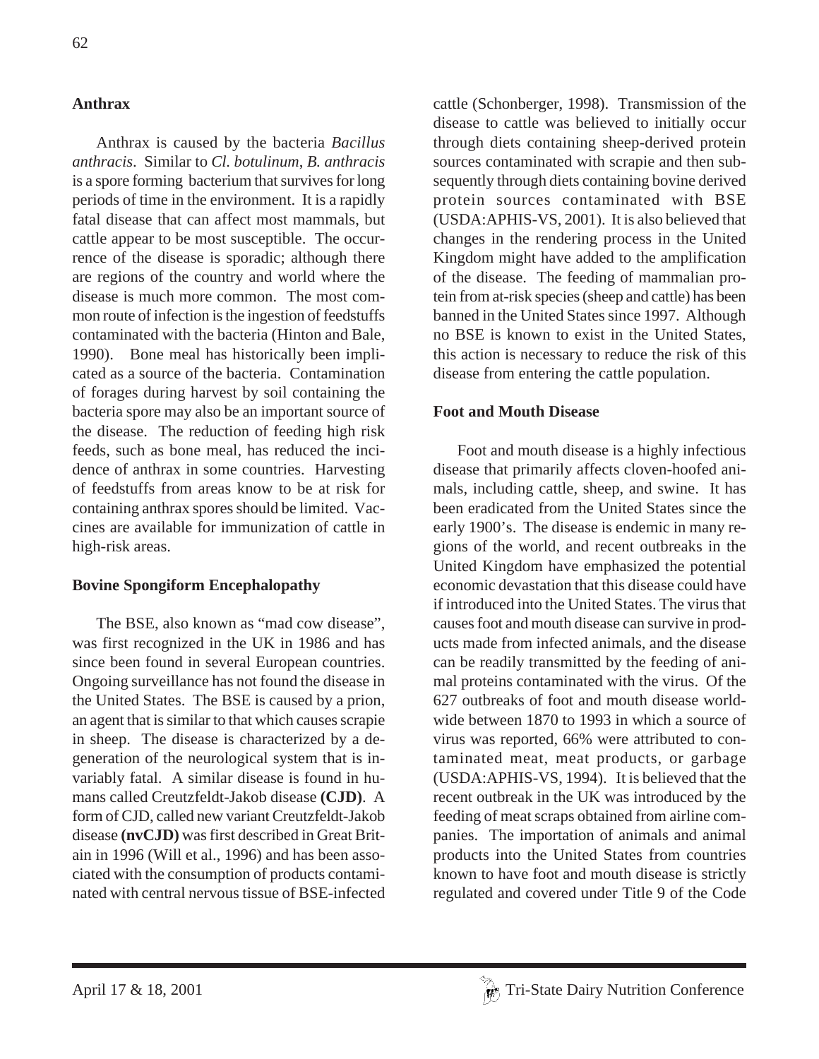### Anthrax

Anthrax is caused by the bacteria *Bacillus anthracis*. Similar to *Cl. botulinum*, *B. anthracis* is a spore forming bacterium that survives for long periods of time in the environment. It is a rapidly fatal disease that can affect most mammals, but cattle appear to be most susceptible. The occurrence of the disease is sporadic; although there are regions of the country and world where the disease is much more common. The most common route of infection is the ingestion of feedstuffs contaminated with the bacteria (Hinton and Bale, 1990). Bone meal has historically been implicated as a source of the bacteria. Contamination of forages during harvest by soil containing the bacteria spore may also be an important source of the disease. The reduction of feeding high risk feeds, such as bone meal, has reduced the incidence of anthrax in some countries. Harvesting of feedstuffs from areas know to be at risk for containing anthrax spores should be limited. Vaccines are available for immunization of cattle in high-risk areas.

### Bovine Spongiform Encephalopathy

The BSE, also known as "mad cow disease", was first recognized in the UK in 1986 and has since been found in several European countries. Ongoing surveillance has not found the disease in the United States. The BSE is caused by a prion, an agent that is similar to that which causes scrapie in sheep. The disease is characterized by a degeneration of the neurological system that is invariably fatal. A similar disease is found in humans called Creutzfeldt-Jakob disease **(CJD)**. A form of CJD, called new variant Creutzfeldt-Jakob disease **(nvCJD)** was first described in Great Britain in 1996 (Will et al., 1996) and has been associated with the consumption of products contaminated with central nervous tissue of BSE-infected cattle (Schonberger, 1998). Transmission of the disease to cattle was believed to initially occur through diets containing sheep-derived protein sources contaminated with scrapie and then subsequently through diets containing bovine derived protein sources contaminated with BSE (USDA:APHIS-VS, 2001). It is also believed that changes in the rendering process in the United Kingdom might have added to the amplification of the disease. The feeding of mammalian protein from at-risk species (sheep and cattle) has been banned in the United States since 1997. Although no BSE is known to exist in the United States, this action is necessary to reduce the risk of this disease from entering the cattle population.

### Foot and Mouth Disease

Foot and mouth disease is a highly infectious disease that primarily affects cloven-hoofed animals, including cattle, sheep, and swine. It has been eradicated from the United States since the early 1900's. The disease is endemic in many regions of the world, and recent outbreaks in the United Kingdom have emphasized the potential economic devastation that this disease could have if introduced into the United States. The virus that causes foot and mouth disease can survive in products made from infected animals, and the disease can be readily transmitted by the feeding of animal proteins contaminated with the virus. Of the 627 outbreaks of foot and mouth disease worldwide between 1870 to 1993 in which a source of virus was reported, 66% were attributed to contaminated meat, meat products, or garbage (USDA:APHIS-VS, 1994). It is believed that the recent outbreak in the UK was introduced by the feeding of meat scraps obtained from airline companies. The importation of animals and animal products into the United States from countries known to have foot and mouth disease is strictly regulated and covered under Title 9 of the Code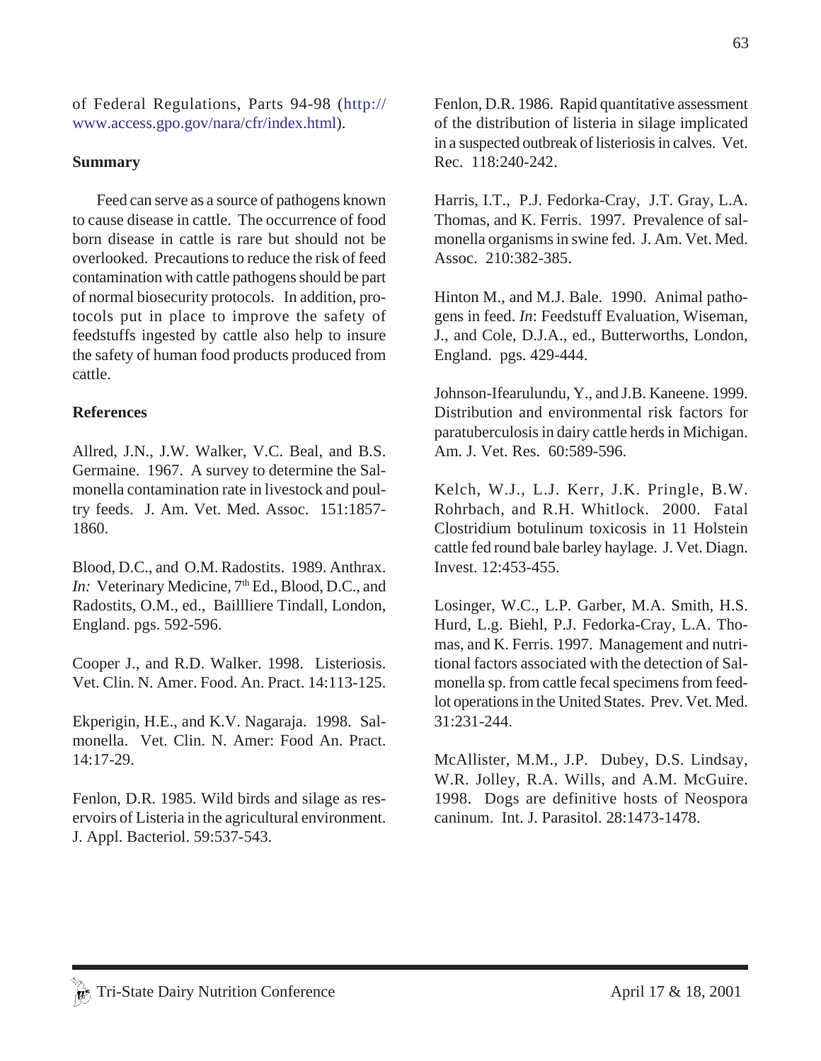of Federal Regulations, Parts 94-98 (http://www.access.gpo.gov/nara/cfr/index.html).

**Summary**

Feed can serve as a source of pathogens known to cause disease in cattle. The occurrence of food born disease in cattle is rare but should not be overlooked. Precautions to reduce the risk of feed contamination with cattle pathogens should be part of normal biosecurity protocols. In addition, protocols put in place to improve the safety of feedstuffs ingested by cattle also help to insure the safety of human food products produced from cattle.

**References**

Allred, J.N., J.W. Walker, V.C. Beal, and B.S. Germaine. 1967. A survey to determine the Salmonella contamination rate in livestock and poultry feeds. J. Am. Vet. Med. Assoc. 151:1857-1860.

Blood, D.C., and O.M. Radostits. 1989. Anthrax. *In:* Veterinary Medicine, 7th Ed., Blood, D.C., and Radostits, O.M., ed., Baillliere Tindall, London, England. pgs. 592-596.

Cooper J., and R.D. Walker. 1998. Listeriosis. Vet. Clin. N. Amer. Food. An. Pract. 14:113-125.

Ekperigin, H.E., and K.V. Nagaraja. 1998. Salmonella. Vet. Clin. N. Amer: Food An. Pract. 14:17-29.

Fenlon, D.R. 1985. Wild birds and silage as reservoirs of Listeria in the agricultural environment. J. Appl. Bacteriol. 59:537-543.

Fenlon, D.R. 1986. Rapid quantitative assessment of the distribution of listeria in silage implicated in a suspected outbreak of listeriosis in calves. Vet. Rec. 118:240-242.

Harris, I.T., P.J. Fedorka-Cray, J.T. Gray, L.A. Thomas, and K. Ferris. 1997. Prevalence of salmonella organisms in swine fed. J. Am. Vet. Med. Assoc. 210:382-385.

Hinton M., and M.J. Bale. 1990. Animal pathogens in feed. *In*: Feedstuff Evaluation, Wiseman, J., and Cole, D.J.A., ed., Butterworths, London, England. pgs. 429-444.

Johnson-Ifearulundu, Y., and J.B. Kaneene. 1999. Distribution and environmental risk factors for paratuberculosis in dairy cattle herds in Michigan. Am. J. Vet. Res. 60:589-596.

Kelch, W.J., L.J. Kerr, J.K. Pringle, B.W. Rohrbach, and R.H. Whitlock. 2000. Fatal Clostridium botulinum toxicosis in 11 Holstein cattle fed round bale barley haylage. J. Vet. Diagn. Invest. 12:453-455.

Losinger, W.C., L.P. Garber, M.A. Smith, H.S. Hurd, L.g. Biehl, P.J. Fedorka-Cray, L.A. Thomas, and K. Ferris. 1997. Management and nutritional factors associated with the detection of Salmonella sp. from cattle fecal specimens from feedlot operations in the United States. Prev. Vet. Med. 31:231-244.

McAllister, M.M., J.P. Dubey, D.S. Lindsay, W.R. Jolley, R.A. Wills, and A.M. McGuire. 1998. Dogs are definitive hosts of Neospora caninum. Int. J. Parasitol. 28:1473-1478.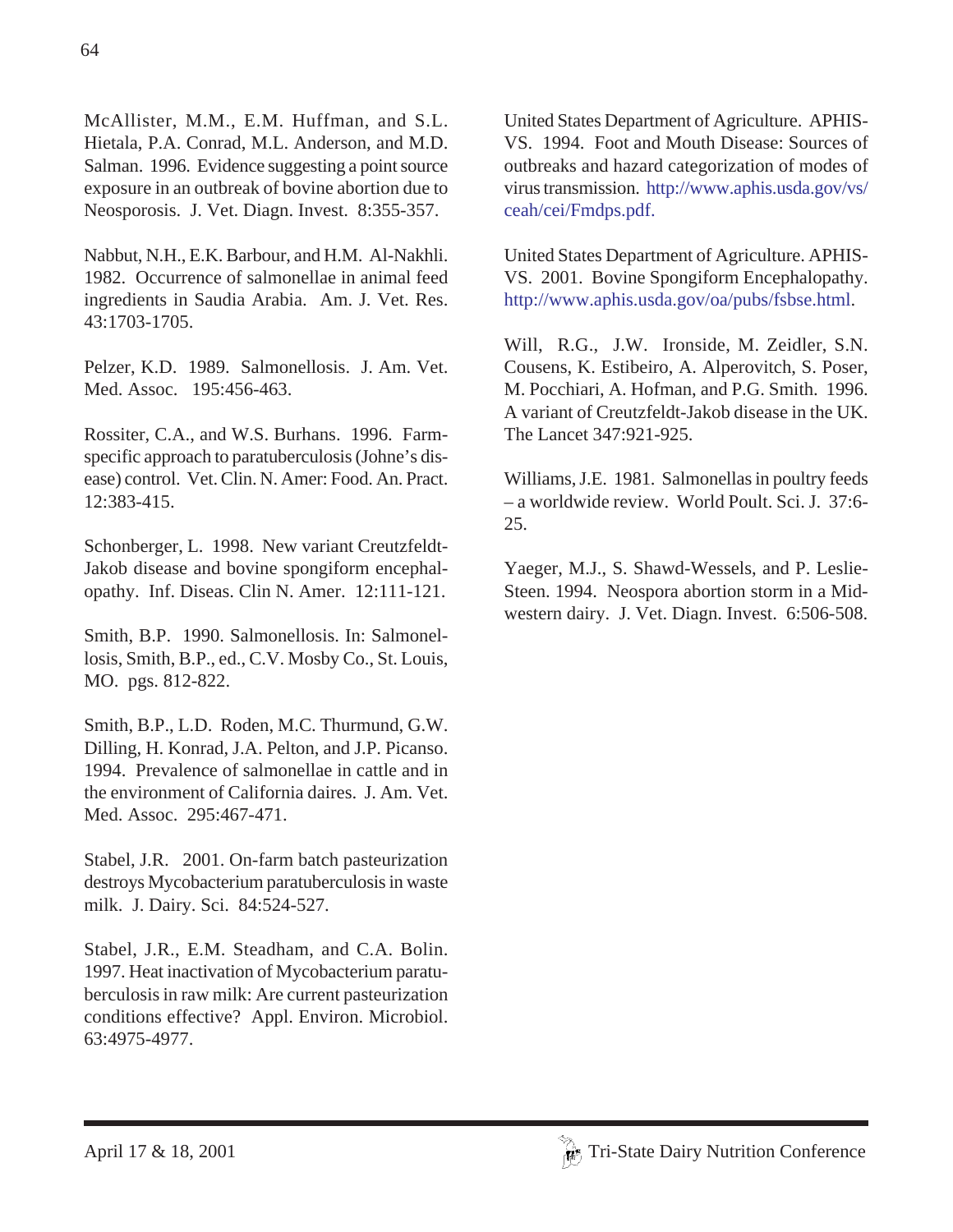McAllister, M.M., E.M. Huffman, and S.L. Hietala, P.A. Conrad, M.L. Anderson, and M.D. Salman. 1996. Evidence suggesting a point source exposure in an outbreak of bovine abortion due to Neosporosis. J. Vet. Diagn. Invest. 8:355-357.

Nabbut, N.H., E.K. Barbour, and H.M. Al-Nakhli. 1982. Occurrence of salmonellae in animal feed ingredients in Saudia Arabia. Am. J. Vet. Res. 43:1703-1705.

Pelzer, K.D. 1989. Salmonellosis. J. Am. Vet. Med. Assoc. 195:456-463.

Rossiter, C.A., and W.S. Burhans. 1996. Farm-specific approach to paratuberculosis (Johne's disease) control. Vet. Clin. N. Amer: Food. An. Pract. 12:383-415.

Schonberger, L. 1998. New variant Creutzfeldt-Jakob disease and bovine spongiform encephalopathy. Inf. Diseas. Clin N. Amer. 12:111-121.

Smith, B.P. 1990. Salmonellosis. In: Salmonellosis, Smith, B.P., ed., C.V. Mosby Co., St. Louis, MO. pgs. 812-822.

Smith, B.P., L.D. Roden, M.C. Thurmund, G.W. Dilling, H. Konrad, J.A. Pelton, and J.P. Picanso. 1994. Prevalence of salmonellae in cattle and in the environment of California daires. J. Am. Vet. Med. Assoc. 295:467-471.

Stabel, J.R. 2001. On-farm batch pasteurization destroys Mycobacterium paratuberculosis in waste milk. J. Dairy. Sci. 84:524-527.

Stabel, J.R., E.M. Steadham, and C.A. Bolin. 1997. Heat inactivation of Mycobacterium paratuberculosis in raw milk: Are current pasteurization conditions effective? Appl. Environ. Microbiol. 63:4975-4977.

United States Department of Agriculture. APHIS-VS. 1994. Foot and Mouth Disease: Sources of outbreaks and hazard categorization of modes of virus transmission. http://www.aphis.usda.gov/vs/ceah/cei/Fmdps.pdf.

United States Department of Agriculture. APHIS-VS. 2001. Bovine Spongiform Encephalopathy. http://www.aphis.usda.gov/oa/pubs/fsbse.html.

Will, R.G., J.W. Ironside, M. Zeidler, S.N. Cousens, K. Estibeiro, A. Alperovitch, S. Poser, M. Pocchiari, A. Hofman, and P.G. Smith. 1996. A variant of Creutzfeldt-Jakob disease in the UK. The Lancet 347:921-925.

Williams, J.E. 1981. Salmonellas in poultry feeds – a worldwide review. World Poult. Sci. J. 37:6-25.

Yaeger, M.J., S. Shawd-Wessels, and P. Leslie-Steen. 1994. Neospora abortion storm in a Midwestern dairy. J. Vet. Diagn. Invest. 6:506-508.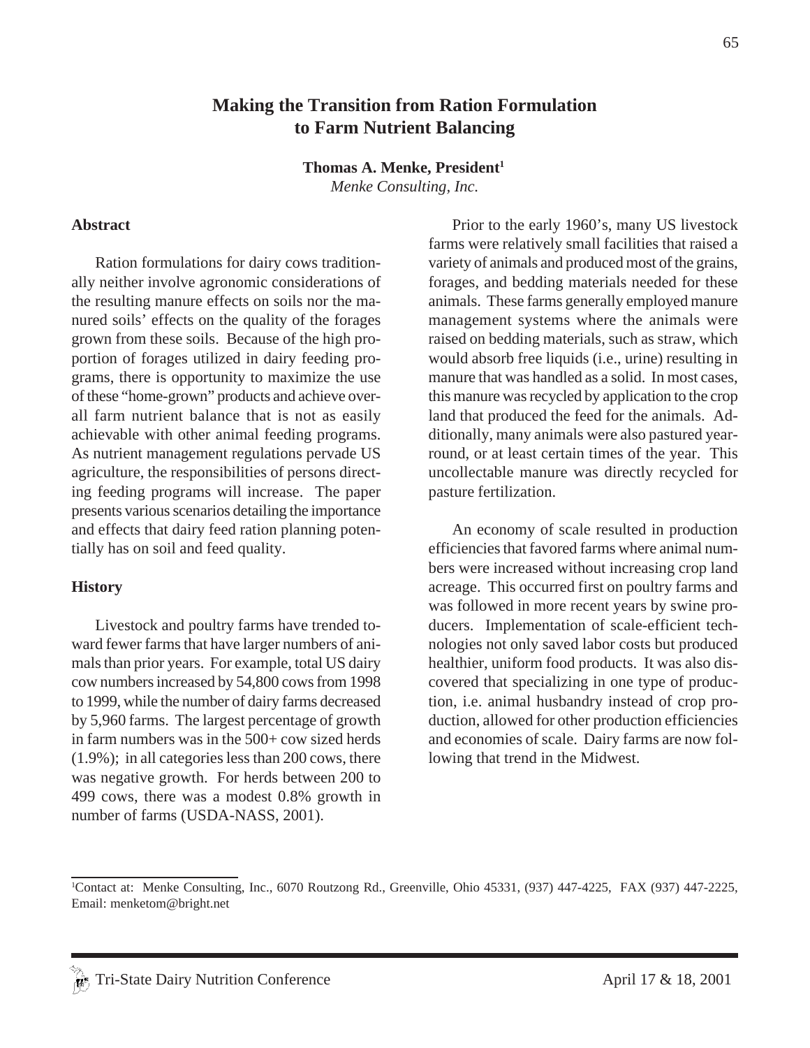# Making the Transition from Ration Formulation to Farm Nutrient Balancing

**Thomas A. Menke, President[1]**
*Menke Consulting, Inc.*

## Abstract

Ration formulations for dairy cows traditionally neither involve agronomic considerations of the resulting manure effects on soils nor the manured soils' effects on the quality of the forages grown from these soils. Because of the high proportion of forages utilized in dairy feeding programs, there is opportunity to maximize the use of these "home-grown" products and achieve overall farm nutrient balance that is not as easily achievable with other animal feeding programs. As nutrient management regulations pervade US agriculture, the responsibilities of persons directing feeding programs will increase. The paper presents various scenarios detailing the importance and effects that dairy feed ration planning potentially has on soil and feed quality.

## History

Livestock and poultry farms have trended toward fewer farms that have larger numbers of animals than prior years. For example, total US dairy cow numbers increased by 54,800 cows from 1998 to 1999, while the number of dairy farms decreased by 5,960 farms. The largest percentage of growth in farm numbers was in the 500+ cow sized herds (1.9%); in all categories less than 200 cows, there was negative growth. For herds between 200 to 499 cows, there was a modest 0.8% growth in number of farms (USDA-NASS, 2001).

Prior to the early 1960's, many US livestock farms were relatively small facilities that raised a variety of animals and produced most of the grains, forages, and bedding materials needed for these animals. These farms generally employed manure management systems where the animals were raised on bedding materials, such as straw, which would absorb free liquids (i.e., urine) resulting in manure that was handled as a solid. In most cases, this manure was recycled by application to the crop land that produced the feed for the animals. Additionally, many animals were also pastured year-round, or at least certain times of the year. This uncollectable manure was directly recycled for pasture fertilization.

An economy of scale resulted in production efficiencies that favored farms where animal numbers were increased without increasing crop land acreage. This occurred first on poultry farms and was followed in more recent years by swine producers. Implementation of scale-efficient technologies not only saved labor costs but produced healthier, uniform food products. It was also discovered that specializing in one type of production, i.e. animal husbandry instead of crop production, allowed for other production efficiencies and economies of scale. Dairy farms are now following that trend in the Midwest.

[1]Contact at: Menke Consulting, Inc., 6070 Routzong Rd., Greenville, Ohio 45331, (937) 447-4225, FAX (937) 447-2225, Email: menketom@bright.net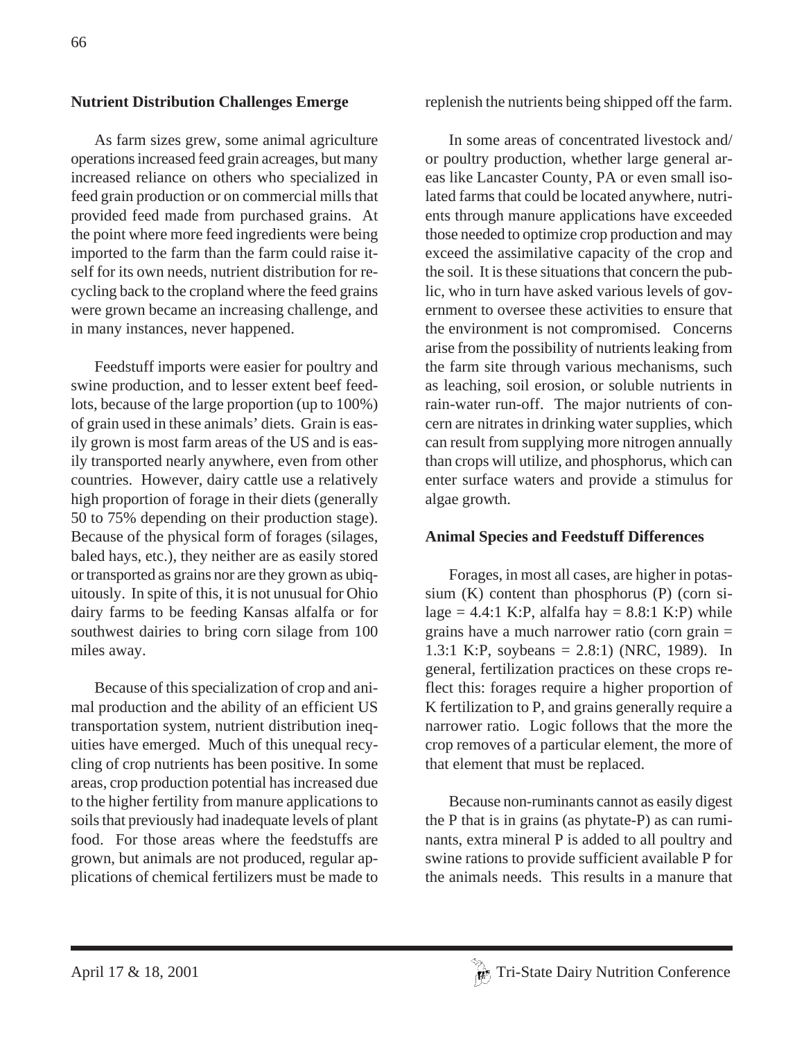## Nutrient Distribution Challenges Emerge

As farm sizes grew, some animal agriculture operations increased feed grain acreages, but many increased reliance on others who specialized in feed grain production or on commercial mills that provided feed made from purchased grains. At the point where more feed ingredients were being imported to the farm than the farm could raise itself for its own needs, nutrient distribution for recycling back to the cropland where the feed grains were grown became an increasing challenge, and in many instances, never happened.

Feedstuff imports were easier for poultry and swine production, and to lesser extent beef feedlots, because of the large proportion (up to 100%) of grain used in these animals' diets. Grain is easily grown is most farm areas of the US and is easily transported nearly anywhere, even from other countries. However, dairy cattle use a relatively high proportion of forage in their diets (generally 50 to 75% depending on their production stage). Because of the physical form of forages (silages, baled hays, etc.), they neither are as easily stored or transported as grains nor are they grown as ubiquitously. In spite of this, it is not unusual for Ohio dairy farms to be feeding Kansas alfalfa or for southwest dairies to bring corn silage from 100 miles away.

Because of this specialization of crop and animal production and the ability of an efficient US transportation system, nutrient distribution inequities have emerged. Much of this unequal recycling of crop nutrients has been positive. In some areas, crop production potential has increased due to the higher fertility from manure applications to soils that previously had inadequate levels of plant food. For those areas where the feedstuffs are grown, but animals are not produced, regular applications of chemical fertilizers must be made to replenish the nutrients being shipped off the farm.

In some areas of concentrated livestock and/ or poultry production, whether large general areas like Lancaster County, PA or even small isolated farms that could be located anywhere, nutrients through manure applications have exceeded those needed to optimize crop production and may exceed the assimilative capacity of the crop and the soil. It is these situations that concern the public, who in turn have asked various levels of government to oversee these activities to ensure that the environment is not compromised. Concerns arise from the possibility of nutrients leaking from the farm site through various mechanisms, such as leaching, soil erosion, or soluble nutrients in rain-water run-off. The major nutrients of concern are nitrates in drinking water supplies, which can result from supplying more nitrogen annually than crops will utilize, and phosphorus, which can enter surface waters and provide a stimulus for algae growth.

## Animal Species and Feedstuff Differences

Forages, in most all cases, are higher in potassium (K) content than phosphorus (P) (corn silage = 4.4:1 K:P, alfalfa hay = 8.8:1 K:P) while grains have a much narrower ratio (corn grain = 1.3:1 K:P, soybeans = 2.8:1) (NRC, 1989). In general, fertilization practices on these crops reflect this: forages require a higher proportion of K fertilization to P, and grains generally require a narrower ratio. Logic follows that the more the crop removes of a particular element, the more of that element that must be replaced.

Because non-ruminants cannot as easily digest the P that is in grains (as phytate-P) as can ruminants, extra mineral P is added to all poultry and swine rations to provide sufficient available P for the animals needs. This results in a manure that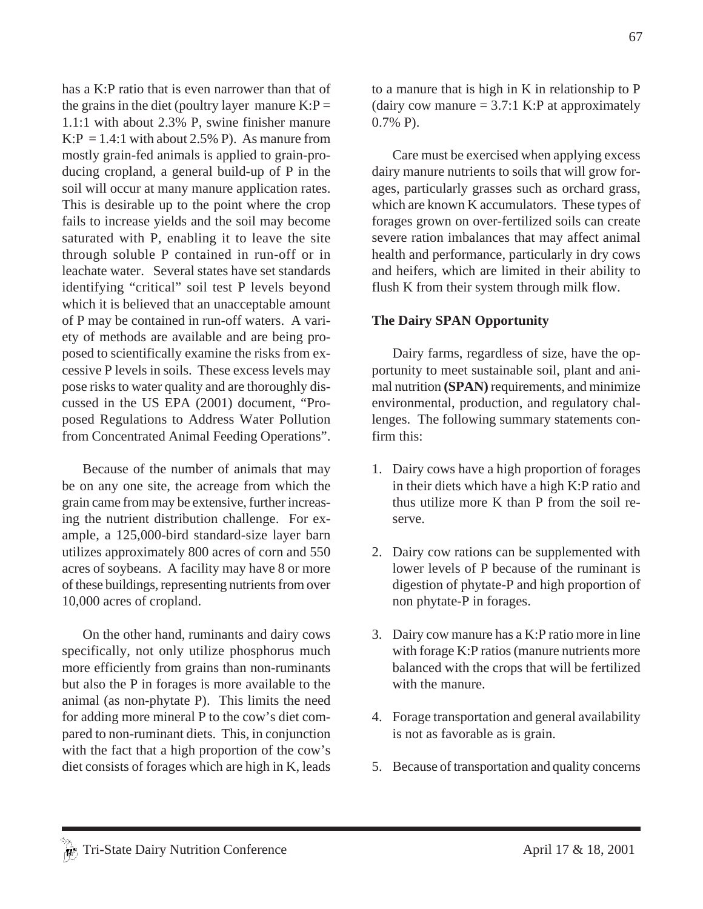has a K:P ratio that is even narrower than that of the grains in the diet (poultry layer manure K:P = 1.1:1 with about 2.3% P, swine finisher manure K:P = 1.4:1 with about 2.5% P). As manure from mostly grain-fed animals is applied to grain-producing cropland, a general build-up of P in the soil will occur at many manure application rates. This is desirable up to the point where the crop fails to increase yields and the soil may become saturated with P, enabling it to leave the site through soluble P contained in run-off or in leachate water. Several states have set standards identifying "critical" soil test P levels beyond which it is believed that an unacceptable amount of P may be contained in run-off waters. A variety of methods are available and are being proposed to scientifically examine the risks from excessive P levels in soils. These excess levels may pose risks to water quality and are thoroughly discussed in the US EPA (2001) document, "Proposed Regulations to Address Water Pollution from Concentrated Animal Feeding Operations".

Because of the number of animals that may be on any one site, the acreage from which the grain came from may be extensive, further increasing the nutrient distribution challenge. For example, a 125,000-bird standard-size layer barn utilizes approximately 800 acres of corn and 550 acres of soybeans. A facility may have 8 or more of these buildings, representing nutrients from over 10,000 acres of cropland.

On the other hand, ruminants and dairy cows specifically, not only utilize phosphorus much more efficiently from grains than non-ruminants but also the P in forages is more available to the animal (as non-phytate P). This limits the need for adding more mineral P to the cow's diet compared to non-ruminant diets. This, in conjunction with the fact that a high proportion of the cow's diet consists of forages which are high in K, leads to a manure that is high in K in relationship to P (dairy cow manure = 3.7:1 K:P at approximately 0.7% P).

Care must be exercised when applying excess dairy manure nutrients to soils that will grow forages, particularly grasses such as orchard grass, which are known K accumulators. These types of forages grown on over-fertilized soils can create severe ration imbalances that may affect animal health and performance, particularly in dry cows and heifers, which are limited in their ability to flush K from their system through milk flow.

## The Dairy SPAN Opportunity

Dairy farms, regardless of size, have the opportunity to meet sustainable soil, plant and animal nutrition **(SPAN)** requirements, and minimize environmental, production, and regulatory challenges. The following summary statements confirm this:

1. Dairy cows have a high proportion of forages in their diets which have a high K:P ratio and thus utilize more K than P from the soil reserve.

2. Dairy cow rations can be supplemented with lower levels of P because of the ruminant is digestion of phytate-P and high proportion of non phytate-P in forages.

3. Dairy cow manure has a K:P ratio more in line with forage K:P ratios (manure nutrients more balanced with the crops that will be fertilized with the manure.

4. Forage transportation and general availability is not as favorable as is grain.

5. Because of transportation and quality concerns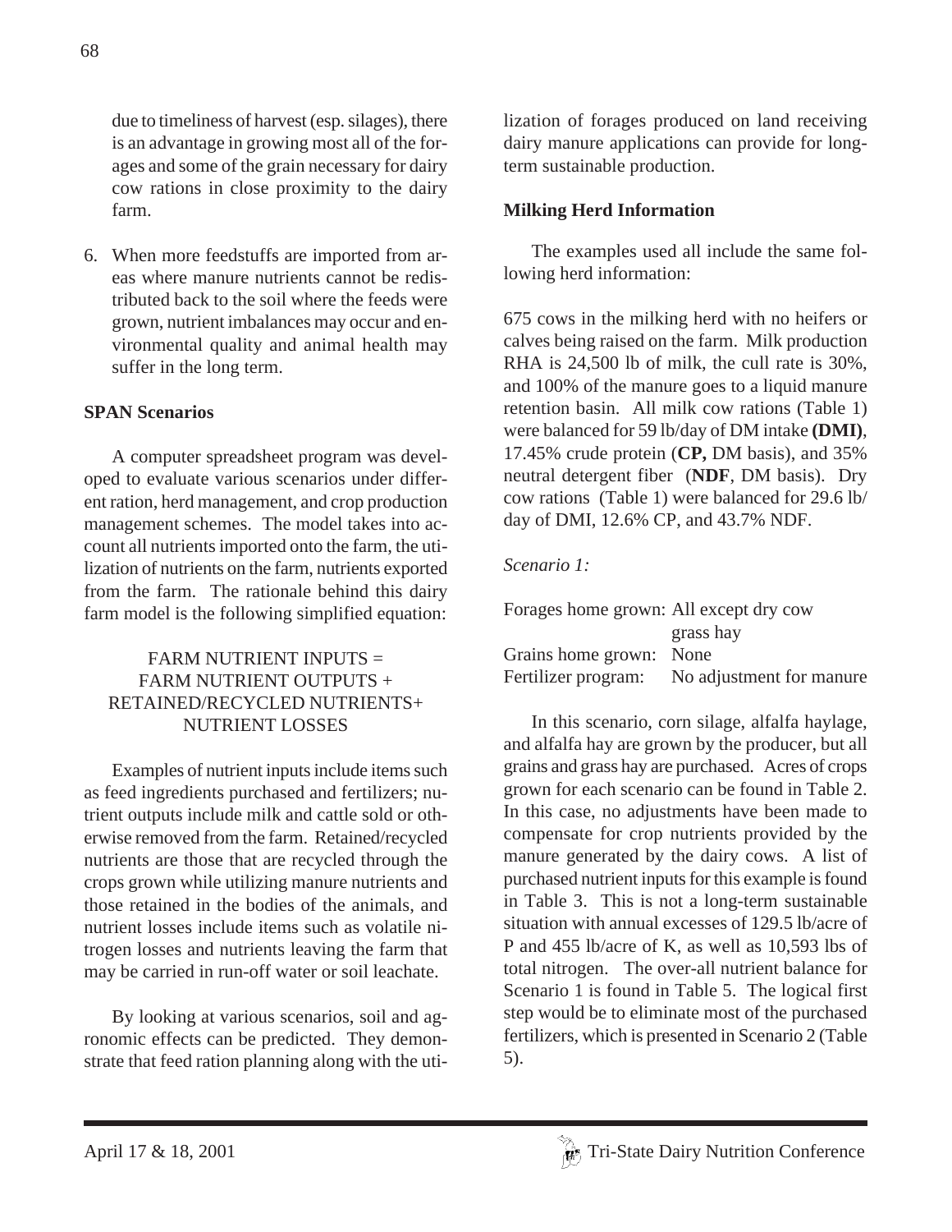due to timeliness of harvest (esp. silages), there is an advantage in growing most all of the forages and some of the grain necessary for dairy cow rations in close proximity to the dairy farm.

6. When more feedstuffs are imported from areas where manure nutrients cannot be redistributed back to the soil where the feeds were grown, nutrient imbalances may occur and environmental quality and animal health may suffer in the long term.

**SPAN Scenarios**

A computer spreadsheet program was developed to evaluate various scenarios under different ration, herd management, and crop production management schemes. The model takes into account all nutrients imported onto the farm, the utilization of nutrients on the farm, nutrients exported from the farm. The rationale behind this dairy farm model is the following simplified equation:

FARM NUTRIENT INPUTS =
FARM NUTRIENT OUTPUTS +
RETAINED/RECYCLED NUTRIENTS+
NUTRIENT LOSSES

Examples of nutrient inputs include items such as feed ingredients purchased and fertilizers; nutrient outputs include milk and cattle sold or otherwise removed from the farm. Retained/recycled nutrients are those that are recycled through the crops grown while utilizing manure nutrients and those retained in the bodies of the animals, and nutrient losses include items such as volatile nitrogen losses and nutrients leaving the farm that may be carried in run-off water or soil leachate.

By looking at various scenarios, soil and agronomic effects can be predicted. They demonstrate that feed ration planning along with the utilization of forages produced on land receiving dairy manure applications can provide for long-term sustainable production.

**Milking Herd Information**

The examples used all include the same following herd information:

675 cows in the milking herd with no heifers or calves being raised on the farm. Milk production RHA is 24,500 lb of milk, the cull rate is 30%, and 100% of the manure goes to a liquid manure retention basin. All milk cow rations (Table 1) were balanced for 59 lb/day of DM intake **(DMI)**, 17.45% crude protein (**CP,** DM basis), and 35% neutral detergent fiber (**NDF**, DM basis). Dry cow rations (Table 1) were balanced for 29.6 lb/day of DMI, 12.6% CP, and 43.7% NDF.

*Scenario 1:*

Forages home grown: All except dry cow grass hay
Grains home grown: None
Fertilizer program: No adjustment for manure

In this scenario, corn silage, alfalfa haylage, and alfalfa hay are grown by the producer, but all grains and grass hay are purchased. Acres of crops grown for each scenario can be found in Table 2. In this case, no adjustments have been made to compensate for crop nutrients provided by the manure generated by the dairy cows. A list of purchased nutrient inputs for this example is found in Table 3. This is not a long-term sustainable situation with annual excesses of 129.5 lb/acre of P and 455 lb/acre of K, as well as 10,593 lbs of total nitrogen. The over-all nutrient balance for Scenario 1 is found in Table 5. The logical first step would be to eliminate most of the purchased fertilizers, which is presented in Scenario 2 (Table 5).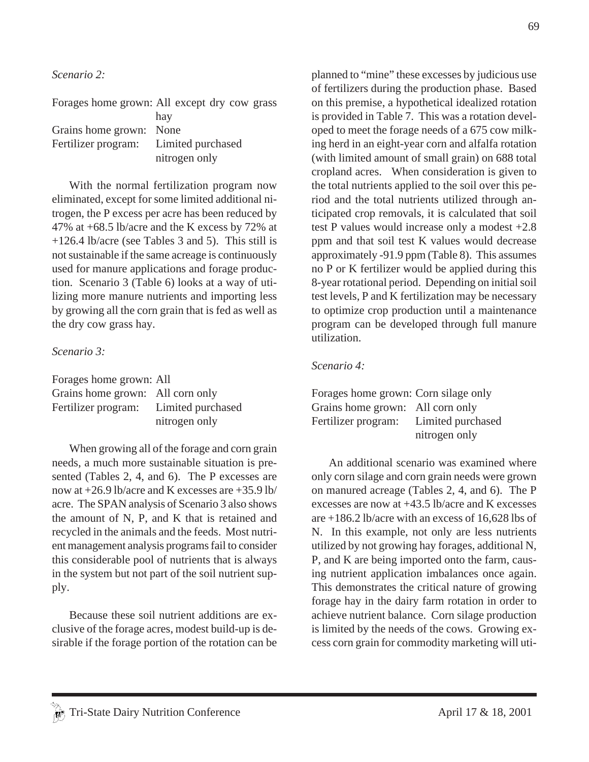*Scenario 2:*

Forages home grown: All except dry cow grass hay
Grains home grown: None
Fertilizer program: Limited purchased nitrogen only

With the normal fertilization program now eliminated, except for some limited additional nitrogen, the P excess per acre has been reduced by 47% at +68.5 lb/acre and the K excess by 72% at +126.4 lb/acre (see Tables 3 and 5). This still is not sustainable if the same acreage is continuously used for manure applications and forage production. Scenario 3 (Table 6) looks at a way of utilizing more manure nutrients and importing less by growing all the corn grain that is fed as well as the dry cow grass hay.

*Scenario 3:*

Forages home grown: All
Grains home grown: All corn only
Fertilizer program: Limited purchased nitrogen only

When growing all of the forage and corn grain needs, a much more sustainable situation is presented (Tables 2, 4, and 6). The P excesses are now at +26.9 lb/acre and K excesses are +35.9 lb/acre. The SPAN analysis of Scenario 3 also shows the amount of N, P, and K that is retained and recycled in the animals and the feeds. Most nutrient management analysis programs fail to consider this considerable pool of nutrients that is always in the system but not part of the soil nutrient supply.

Because these soil nutrient additions are exclusive of the forage acres, modest build-up is desirable if the forage portion of the rotation can be planned to "mine" these excesses by judicious use of fertilizers during the production phase. Based on this premise, a hypothetical idealized rotation is provided in Table 7. This was a rotation developed to meet the forage needs of a 675 cow milking herd in an eight-year corn and alfalfa rotation (with limited amount of small grain) on 688 total cropland acres. When consideration is given to the total nutrients applied to the soil over this period and the total nutrients utilized through anticipated crop removals, it is calculated that soil test P values would increase only a modest +2.8 ppm and that soil test K values would decrease approximately -91.9 ppm (Table 8). This assumes no P or K fertilizer would be applied during this 8-year rotational period. Depending on initial soil test levels, P and K fertilization may be necessary to optimize crop production until a maintenance program can be developed through full manure utilization.

*Scenario 4:*

Forages home grown: Corn silage only
Grains home grown: All corn only
Fertilizer program: Limited purchased nitrogen only

An additional scenario was examined where only corn silage and corn grain needs were grown on manured acreage (Tables 2, 4, and 6). The P excesses are now at +43.5 lb/acre and K excesses are +186.2 lb/acre with an excess of 16,628 lbs of N. In this example, not only are less nutrients utilized by not growing hay forages, additional N, P, and K are being imported onto the farm, causing nutrient application imbalances once again. This demonstrates the critical nature of growing forage hay in the dairy farm rotation in order to achieve nutrient balance. Corn silage production is limited by the needs of the cows. Growing excess corn grain for commodity marketing will uti-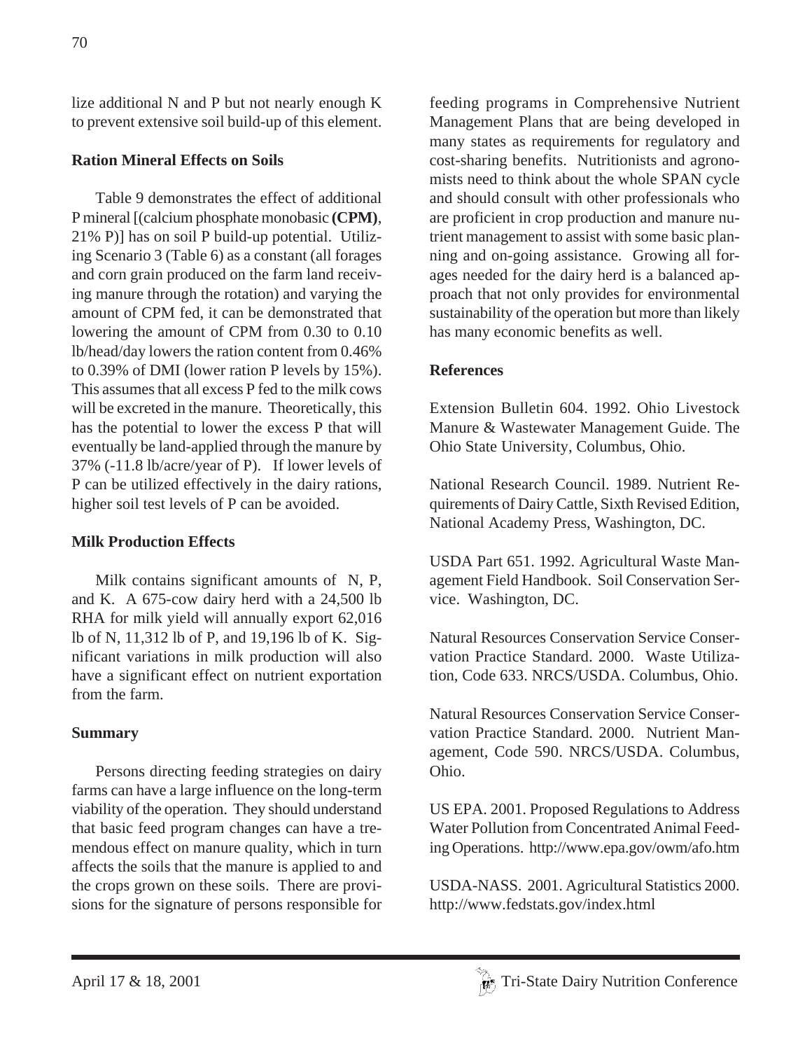lize additional N and P but not nearly enough K to prevent extensive soil build-up of this element.

**Ration Mineral Effects on Soils**

Table 9 demonstrates the effect of additional P mineral [(calcium phosphate monobasic **(CPM)**, 21% P)] has on soil P build-up potential. Utilizing Scenario 3 (Table 6) as a constant (all forages and corn grain produced on the farm land receiving manure through the rotation) and varying the amount of CPM fed, it can be demonstrated that lowering the amount of CPM from 0.30 to 0.10 lb/head/day lowers the ration content from 0.46% to 0.39% of DMI (lower ration P levels by 15%). This assumes that all excess P fed to the milk cows will be excreted in the manure. Theoretically, this has the potential to lower the excess P that will eventually be land-applied through the manure by 37% (-11.8 lb/acre/year of P). If lower levels of P can be utilized effectively in the dairy rations, higher soil test levels of P can be avoided.

**Milk Production Effects**

Milk contains significant amounts of N, P, and K. A 675-cow dairy herd with a 24,500 lb RHA for milk yield will annually export 62,016 lb of N, 11,312 lb of P, and 19,196 lb of K. Significant variations in milk production will also have a significant effect on nutrient exportation from the farm.

**Summary**

Persons directing feeding strategies on dairy farms can have a large influence on the long-term viability of the operation. They should understand that basic feed program changes can have a tremendous effect on manure quality, which in turn affects the soils that the manure is applied to and the crops grown on these soils. There are provisions for the signature of persons responsible for feeding programs in Comprehensive Nutrient Management Plans that are being developed in many states as requirements for regulatory and cost-sharing benefits. Nutritionists and agronomists need to think about the whole SPAN cycle and should consult with other professionals who are proficient in crop production and manure nutrient management to assist with some basic planning and on-going assistance. Growing all forages needed for the dairy herd is a balanced approach that not only provides for environmental sustainability of the operation but more than likely has many economic benefits as well.

**References**

Extension Bulletin 604. 1992. Ohio Livestock Manure & Wastewater Management Guide. The Ohio State University, Columbus, Ohio.

National Research Council. 1989. Nutrient Requirements of Dairy Cattle, Sixth Revised Edition, National Academy Press, Washington, DC.

USDA Part 651. 1992. Agricultural Waste Management Field Handbook. Soil Conservation Service. Washington, DC.

Natural Resources Conservation Service Conservation Practice Standard. 2000. Waste Utilization, Code 633. NRCS/USDA. Columbus, Ohio.

Natural Resources Conservation Service Conservation Practice Standard. 2000. Nutrient Management, Code 590. NRCS/USDA. Columbus, Ohio.

US EPA. 2001. Proposed Regulations to Address Water Pollution from Concentrated Animal Feeding Operations. http://www.epa.gov/owm/afo.htm

USDA-NASS. 2001. Agricultural Statistics 2000. http://www.fedstats.gov/index.html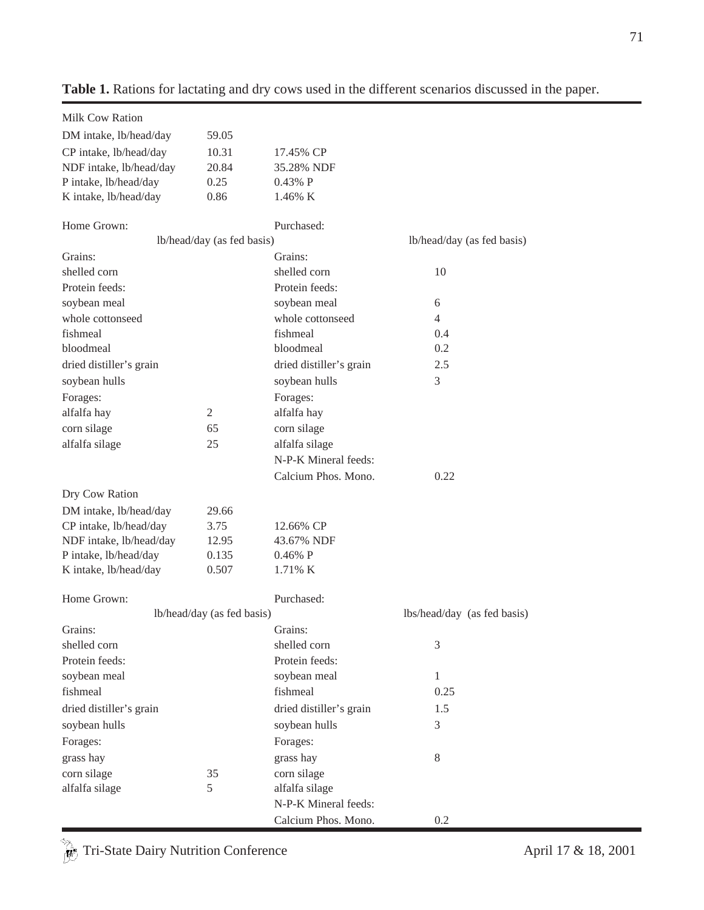**Table 1.** Rations for lactating and dry cows used in the different scenarios discussed in the paper.

| Milk Cow Ration | | | |
|---|---|---|---|
| DM intake, lb/head/day | 59.05 | | |
| CP intake, lb/head/day | 10.31 | 17.45% CP | |
| NDF intake, lb/head/day | 20.84 | 35.28% NDF | |
| P intake, lb/head/day | 0.25 | 0.43% P | |
| K intake, lb/head/day | 0.86 | 1.46% K | |
| Home Grown: | | Purchased: | |
| | lb/head/day (as fed basis) | | lb/head/day (as fed basis) |
| Grains: | | Grains: | |
| shelled corn | | shelled corn | 10 |
| Protein feeds: | | Protein feeds: | |
| soybean meal | | soybean meal | 6 |
| whole cottonseed | | whole cottonseed | 4 |
| fishmeal | | fishmeal | 0.4 |
| bloodmeal | | bloodmeal | 0.2 |
| dried distiller's grain | | dried distiller's grain | 2.5 |
| soybean hulls | | soybean hulls | 3 |
| Forages: | | Forages: | |
| alfalfa hay | 2 | alfalfa hay | |
| corn silage | 65 | corn silage | |
| alfalfa silage | 25 | alfalfa silage | |
| | | N-P-K Mineral feeds: | |
| | | Calcium Phos. Mono. | 0.22 |
| **Dry Cow Ration** | | | |
| DM intake, lb/head/day | 29.66 | | |
| CP intake, lb/head/day | 3.75 | 12.66% CP | |
| NDF intake, lb/head/day | 12.95 | 43.67% NDF | |
| P intake, lb/head/day | 0.135 | 0.46% P | |
| K intake, lb/head/day | 0.507 | 1.71% K | |
| Home Grown: | | Purchased: | |
| | lb/head/day (as fed basis) | | lbs/head/day (as fed basis) |
| Grains: | | Grains: | |
| shelled corn | | shelled corn | 3 |
| Protein feeds: | | Protein feeds: | |
| soybean meal | | soybean meal | 1 |
| fishmeal | | fishmeal | 0.25 |
| dried distiller's grain | | dried distiller's grain | 1.5 |
| soybean hulls | | soybean hulls | 3 |
| Forages: | | Forages: | |
| grass hay | | grass hay | 8 |
| corn silage | 35 | corn silage | |
| alfalfa silage | 5 | alfalfa silage | |
| | | N-P-K Mineral feeds: | |
| | | Calcium Phos. Mono. | 0.2 |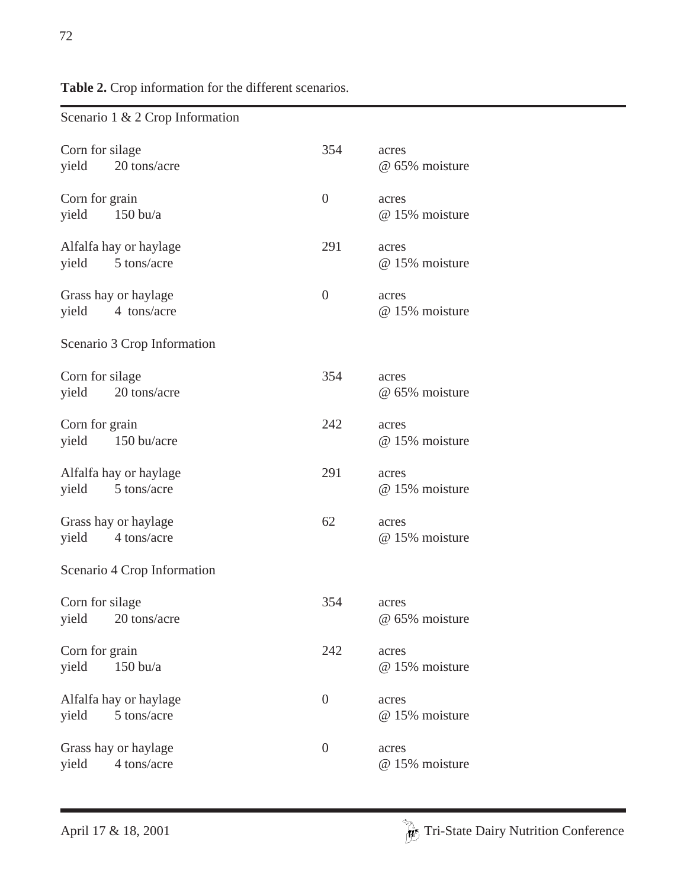**Table 2.** Crop information for the different scenarios.

| Scenario 1 & 2 Crop Information | | |
|---|---|---|
| Corn for silage | 354 | acres |
| yield 20 tons/acre | | @ 65% moisture |
| Corn for grain | 0 | acres |
| yield 150 bu/a | | @ 15% moisture |
| Alfalfa hay or haylage | 291 | acres |
| yield 5 tons/acre | | @ 15% moisture |
| Grass hay or haylage | 0 | acres |
| yield 4 tons/acre | | @ 15% moisture |
| **Scenario 3 Crop Information** | | |
| Corn for silage | 354 | acres |
| yield 20 tons/acre | | @ 65% moisture |
| Corn for grain | 242 | acres |
| yield 150 bu/acre | | @ 15% moisture |
| Alfalfa hay or haylage | 291 | acres |
| yield 5 tons/acre | | @ 15% moisture |
| Grass hay or haylage | 62 | acres |
| yield 4 tons/acre | | @ 15% moisture |
| **Scenario 4 Crop Information** | | |
| Corn for silage | 354 | acres |
| yield 20 tons/acre | | @ 65% moisture |
| Corn for grain | 242 | acres |
| yield 150 bu/a | | @ 15% moisture |
| Alfalfa hay or haylage | 0 | acres |
| yield 5 tons/acre | | @ 15% moisture |
| Grass hay or haylage | 0 | acres |
| yield 4 tons/acre | | @ 15% moisture |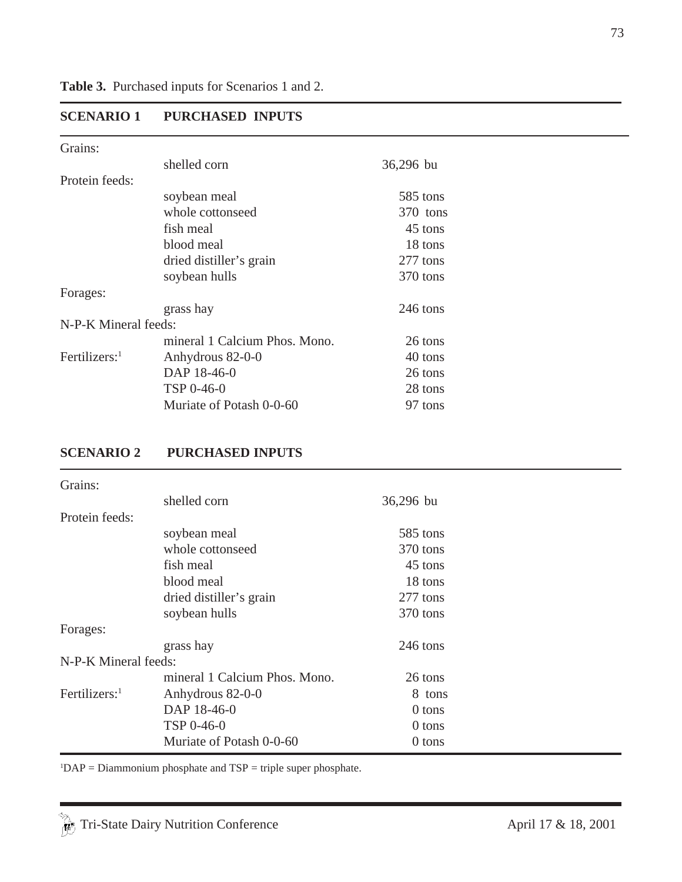**Table 3.** Purchased inputs for Scenarios 1 and 2.

| SCENARIO 1 | PURCHASED INPUTS | |
|---|---|---|
| Grains: | | |
| | shelled corn | 36,296 bu |
| Protein feeds: | | |
| | soybean meal | 585 tons |
| | whole cottonseed | 370 tons |
| | fish meal | 45 tons |
| | blood meal | 18 tons |
| | dried distiller's grain | 277 tons |
| | soybean hulls | 370 tons |
| Forages: | | |
| | grass hay | 246 tons |
| N-P-K Mineral feeds: | | |
| | mineral 1 Calcium Phos. Mono. | 26 tons |
| Fertilizers:[1] | Anhydrous 82-0-0 | 40 tons |
| | DAP 18-46-0 | 26 tons |
| | TSP 0-46-0 | 28 tons |
| | Muriate of Potash 0-0-60 | 97 tons |

| SCENARIO 2 | PURCHASED INPUTS | |
|---|---|---|
| Grains: | | |
| | shelled corn | 36,296 bu |
| Protein feeds: | | |
| | soybean meal | 585 tons |
| | whole cottonseed | 370 tons |
| | fish meal | 45 tons |
| | blood meal | 18 tons |
| | dried distiller's grain | 277 tons |
| | soybean hulls | 370 tons |
| Forages: | | |
| | grass hay | 246 tons |
| N-P-K Mineral feeds: | | |
| | mineral 1 Calcium Phos. Mono. | 26 tons |
| Fertilizers:[1] | Anhydrous 82-0-0 | 8 tons |
| | DAP 18-46-0 | 0 tons |
| | TSP 0-46-0 | 0 tons |
| | Muriate of Potash 0-0-60 | 0 tons |

[1]DAP = Diammonium phosphate and TSP = triple super phosphate.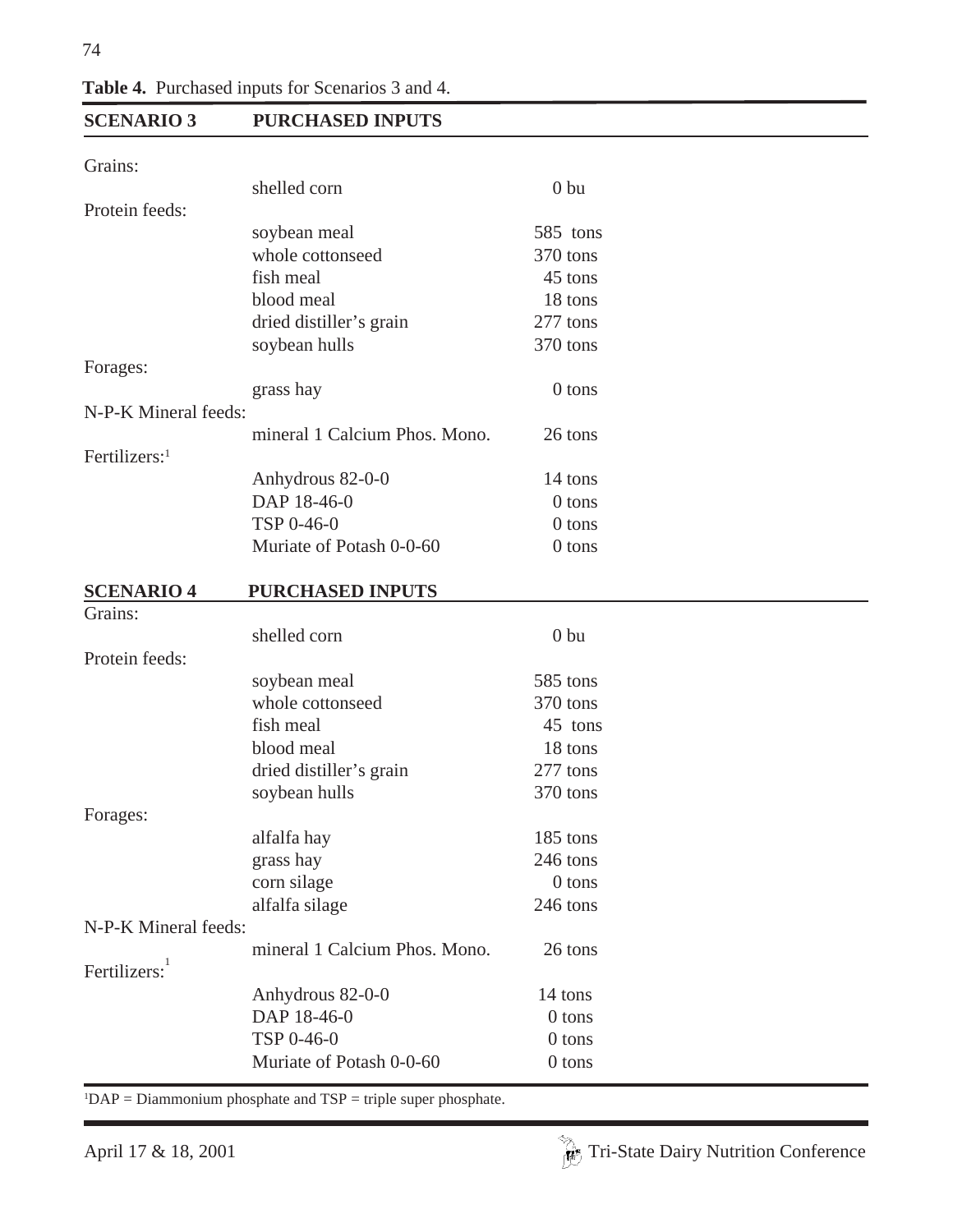**Table 4.** Purchased inputs for Scenarios 3 and 4.

| SCENARIO 3 | PURCHASED INPUTS | |
|---|---|---|
| Grains: | | |
| | shelled corn | 0 bu |
| Protein feeds: | | |
| | soybean meal | 585 tons |
| | whole cottonseed | 370 tons |
| | fish meal | 45 tons |
| | blood meal | 18 tons |
| | dried distiller's grain | 277 tons |
| | soybean hulls | 370 tons |
| Forages: | | |
| | grass hay | 0 tons |
| N-P-K Mineral feeds: | | |
| | mineral 1 Calcium Phos. Mono. | 26 tons |
| Fertilizers:[1] | | |
| | Anhydrous 82-0-0 | 14 tons |
| | DAP 18-46-0 | 0 tons |
| | TSP 0-46-0 | 0 tons |
| | Muriate of Potash 0-0-60 | 0 tons |
| **SCENARIO 4** | **PURCHASED INPUTS** | |
| Grains: | | |
| | shelled corn | 0 bu |
| Protein feeds: | | |
| | soybean meal | 585 tons |
| | whole cottonseed | 370 tons |
| | fish meal | 45 tons |
| | blood meal | 18 tons |
| | dried distiller's grain | 277 tons |
| | soybean hulls | 370 tons |
| Forages: | | |
| | alfalfa hay | 185 tons |
| | grass hay | 246 tons |
| | corn silage | 0 tons |
| | alfalfa silage | 246 tons |
| N-P-K Mineral feeds: | | |
| | mineral 1 Calcium Phos. Mono. | 26 tons |
| Fertilizers:[1] | | |
| | Anhydrous 82-0-0 | 14 tons |
| | DAP 18-46-0 | 0 tons |
| | TSP 0-46-0 | 0 tons |
| | Muriate of Potash 0-0-60 | 0 tons |

[1]DAP = Diammonium phosphate and TSP = triple super phosphate.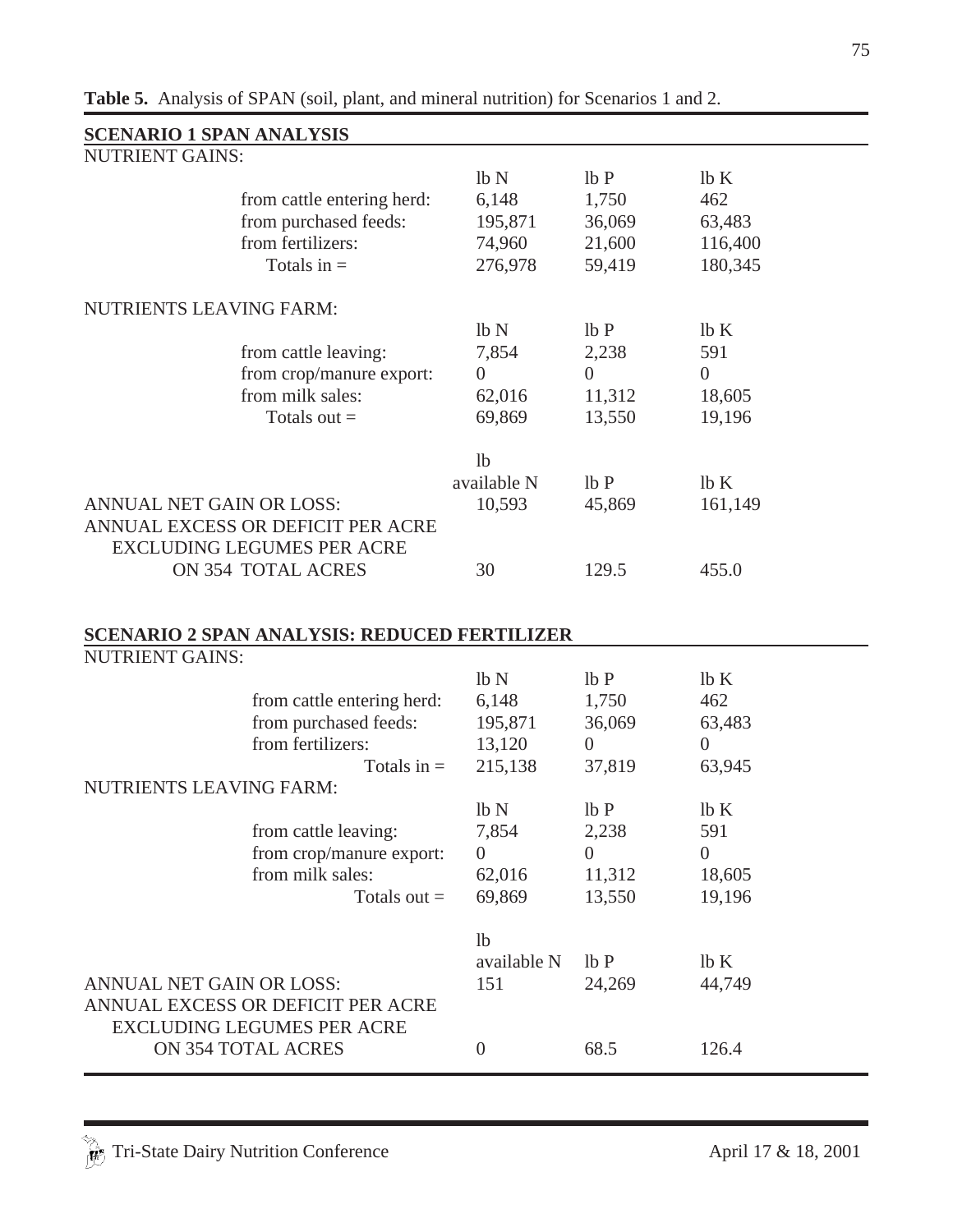**Table 5.** Analysis of SPAN (soil, plant, and mineral nutrition) for Scenarios 1 and 2.

**SCENARIO 1 SPAN ANALYSIS**

| NUTRIENT GAINS: | lb N | lb P | lb K |
|---|---|---|---|
| from cattle entering herd: | 6,148 | 1,750 | 462 |
| from purchased feeds: | 195,871 | 36,069 | 63,483 |
| from fertilizers: | 74,960 | 21,600 | 116,400 |
| Totals in = | 276,978 | 59,419 | 180,345 |
| **NUTRIENTS LEAVING FARM:** | lb N | lb P | lb K |
| from cattle leaving: | 7,854 | 2,238 | 591 |
| from crop/manure export: | 0 | 0 | 0 |
| from milk sales: | 62,016 | 11,312 | 18,605 |
| Totals out = | 69,869 | 13,550 | 19,196 |
| | lb available N | lb P | lb K |
| ANNUAL NET GAIN OR LOSS: | 10,593 | 45,869 | 161,149 |
| ANNUAL EXCESS OR DEFICIT PER ACRE EXCLUDING LEGUMES PER ACRE ON 354 TOTAL ACRES | 30 | 129.5 | 455.0 |

**SCENARIO 2 SPAN ANALYSIS: REDUCED FERTILIZER**

| NUTRIENT GAINS: | lb N | lb P | lb K |
|---|---|---|---|
| from cattle entering herd: | 6,148 | 1,750 | 462 |
| from purchased feeds: | 195,871 | 36,069 | 63,483 |
| from fertilizers: | 13,120 | 0 | 0 |
| Totals in = | 215,138 | 37,819 | 63,945 |
| **NUTRIENTS LEAVING FARM:** | lb N | lb P | lb K |
| from cattle leaving: | 7,854 | 2,238 | 591 |
| from crop/manure export: | 0 | 0 | 0 |
| from milk sales: | 62,016 | 11,312 | 18,605 |
| Totals out = | 69,869 | 13,550 | 19,196 |
| | lb available N | lb P | lb K |
| ANNUAL NET GAIN OR LOSS: | 151 | 24,269 | 44,749 |
| ANNUAL EXCESS OR DEFICIT PER ACRE EXCLUDING LEGUMES PER ACRE ON 354 TOTAL ACRES | 0 | 68.5 | 126.4 |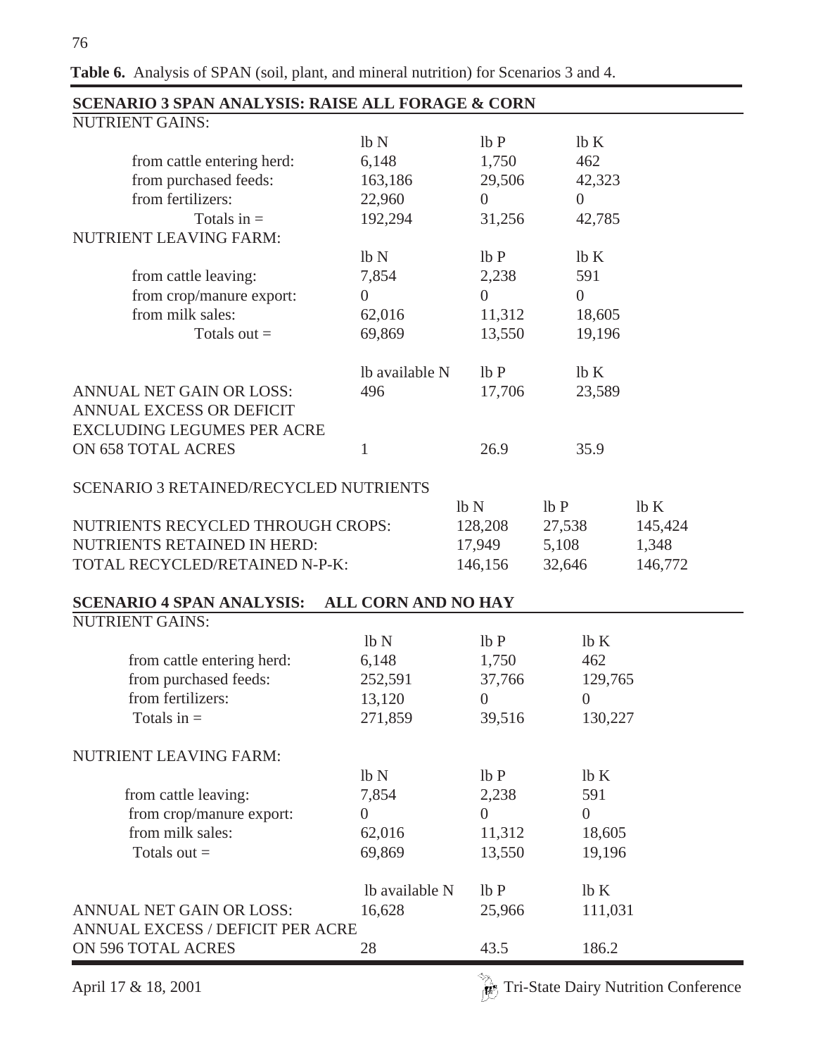**Table 6.** Analysis of SPAN (soil, plant, and mineral nutrition) for Scenarios 3 and 4.

**SCENARIO 3 SPAN ANALYSIS: RAISE ALL FORAGE & CORN**

| NUTRIENT GAINS: | | | |
|---|---|---|---|
| | lb N | lb P | lb K |
| from cattle entering herd: | 6,148 | 1,750 | 462 |
| from purchased feeds: | 163,186 | 29,506 | 42,323 |
| from fertilizers: | 22,960 | 0 | 0 |
| Totals in = | 192,294 | 31,256 | 42,785 |
| **NUTRIENT LEAVING FARM:** | | | |
| | lb N | lb P | lb K |
| from cattle leaving: | 7,854 | 2,238 | 591 |
| from crop/manure export: | 0 | 0 | 0 |
| from milk sales: | 62,016 | 11,312 | 18,605 |
| Totals out = | 69,869 | 13,550 | 19,196 |
| | lb available N | lb P | lb K |
| ANNUAL NET GAIN OR LOSS: | 496 | 17,706 | 23,589 |
| ANNUAL EXCESS OR DEFICIT EXCLUDING LEGUMES PER ACRE ON 658 TOTAL ACRES | 1 | 26.9 | 35.9 |

**SCENARIO 3 RETAINED/RECYCLED NUTRIENTS**

| | lb N | lb P | lb K |
|---|---|---|---|
| NUTRIENTS RECYCLED THROUGH CROPS: | 128,208 | 27,538 | 145,424 |
| NUTRIENTS RETAINED IN HERD: | 17,949 | 5,108 | 1,348 |
| TOTAL RECYCLED/RETAINED N-P-K: | 146,156 | 32,646 | 146,772 |

**SCENARIO 4 SPAN ANALYSIS: ALL CORN AND NO HAY**

| NUTRIENT GAINS: | | | |
|---|---|---|---|
| | lb N | lb P | lb K |
| from cattle entering herd: | 6,148 | 1,750 | 462 |
| from purchased feeds: | 252,591 | 37,766 | 129,765 |
| from fertilizers: | 13,120 | 0 | 0 |
| Totals in = | 271,859 | 39,516 | 130,227 |
| **NUTRIENT LEAVING FARM:** | | | |
| | lb N | lb P | lb K |
| from cattle leaving: | 7,854 | 2,238 | 591 |
| from crop/manure export: | 0 | 0 | 0 |
| from milk sales: | 62,016 | 11,312 | 18,605 |
| Totals out = | 69,869 | 13,550 | 19,196 |
| | lb available N | lb P | lb K |
| ANNUAL NET GAIN OR LOSS: | 16,628 | 25,966 | 111,031 |
| ANNUAL EXCESS / DEFICIT PER ACRE ON 596 TOTAL ACRES | 28 | 43.5 | 186.2 |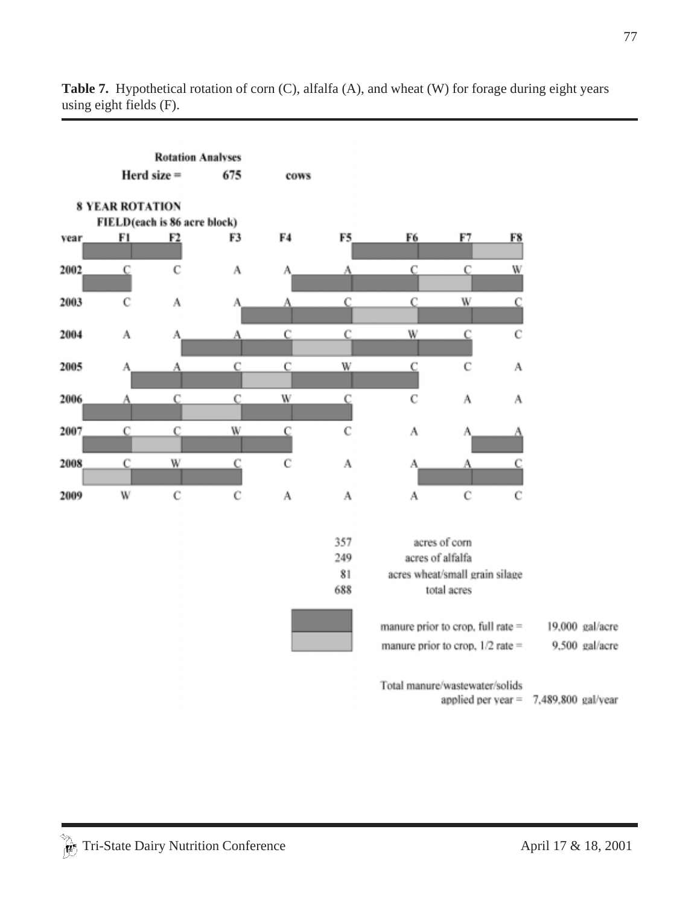**Table 7.** Hypothetical rotation of corn (C), alfalfa (A), and wheat (W) for forage during eight years using eight fields (F).

**Rotation Analyses**

**Herd size = 675 cows**

**8 YEAR ROTATION**

**FIELD(each is 86 acre block)**

| year | F1 | F2 | F3 | F4 | F5 | F6 | F7 | F8 |
|---|---|---|---|---|---|---|---|---|
| 2002 | C | C | A | A | A | C | C | W |
| 2003 | C | A | A | A | C | C | W | C |
| 2004 | A | A | A | C | C | W | C | C |
| 2005 | A | A | C | C | W | C | C | A |
| 2006 | A | C | C | W | C | C | A | A |
| 2007 | C | C | W | C | C | A | A | A |
| 2008 | C | W | C | C | A | A | A | C |
| 2009 | W | C | C | A | A | A | C | C |

357 acres of corn
249 acres of alfalfa
81 acres wheat/small grain silage
688 total acres

manure prior to crop, full rate = 19,000 gal/acre
manure prior to crop, 1/2 rate = 9,500 gal/acre

Total manure/wastewater/solids applied per year = 7,489,800 gal/year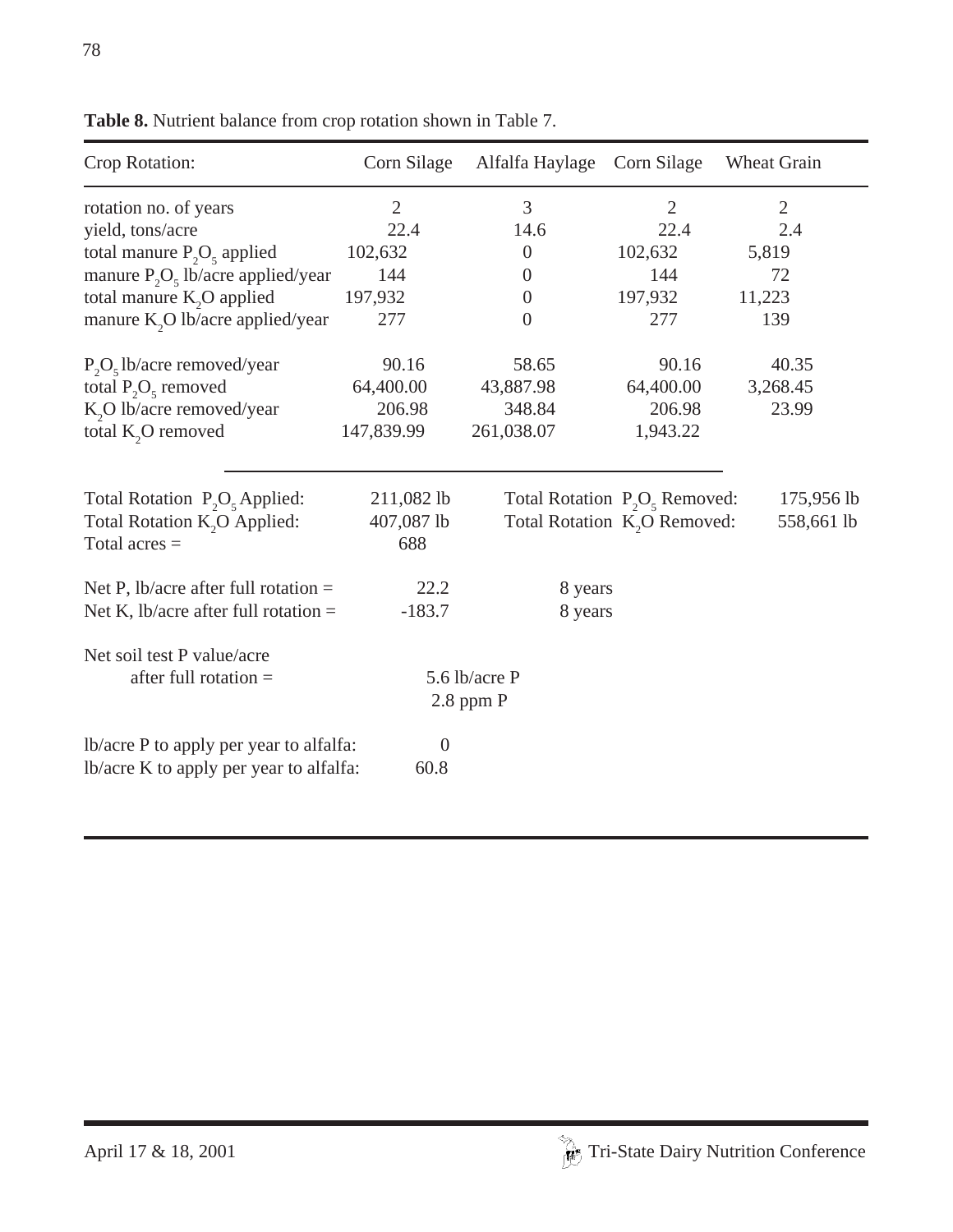**Table 8.** Nutrient balance from crop rotation shown in Table 7.

| Crop Rotation: | Corn Silage | Alfalfa Haylage | Corn Silage | Wheat Grain |
|---|---|---|---|---|
| rotation no. of years | 2 | 3 | 2 | 2 |
| yield, tons/acre | 22.4 | 14.6 | 22.4 | 2.4 |
| total manure $P_2O_5$ applied | 102,632 | 0 | 102,632 | 5,819 |
| manure $P_2O_5$ lb/acre applied/year | 144 | 0 | 144 | 72 |
| total manure $K_2O$ applied | 197,932 | 0 | 197,932 | 11,223 |
| manure $K_2O$ lb/acre applied/year | 277 | 0 | 277 | 139 |
| $P_2O_5$ lb/acre removed/year | 90.16 | 58.65 | 90.16 | 40.35 |
| total $P_2O_5$ removed | 64,400.00 | 43,887.98 | 64,400.00 | 3,268.45 |
| $K_2O$ lb/acre removed/year | 206.98 | 348.84 | 206.98 | 23.99 |
| total $K_2O$ removed | 147,839.99 | 261,038.07 | 1,943.22 | |

| | | | |
|---|---|---|---|
| Total Rotation $P_2O_5$ Applied: | 211,082 lb | Total Rotation $P_2O_5$ Removed: | 175,956 lb |
| Total Rotation $K_2O$ Applied: | 407,087 lb | Total Rotation $K_2O$ Removed: | 558,661 lb |
| Total acres = | 688 | | |

Net P, lb/acre after full rotation = 22.2 &nbsp;&nbsp; 8 years

Net K, lb/acre after full rotation = -183.7 &nbsp;&nbsp; 8 years

Net soil test P value/acre after full rotation = 5.6 lb/acre P
2.8 ppm P

lb/acre P to apply per year to alfalfa: 0

lb/acre K to apply per year to alfalfa: 60.8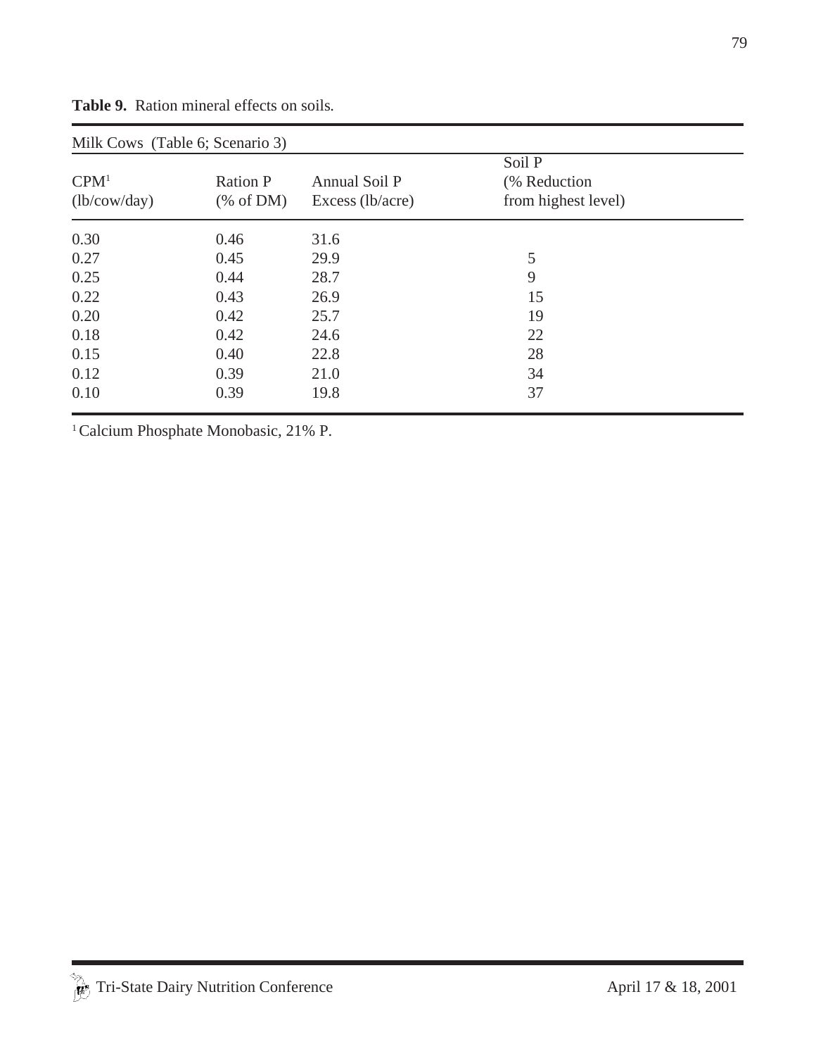**Table 9.** Ration mineral effects on soils.

| Milk Cows (Table 6; Scenario 3) | | | |
|---|---|---|---|
| CPM[1] (lb/cow/day) | Ration P (% of DM) | Annual Soil P Excess (lb/acre) | Soil P (% Reduction from highest level) |
| 0.30 | 0.46 | 31.6 | |
| 0.27 | 0.45 | 29.9 | 5 |
| 0.25 | 0.44 | 28.7 | 9 |
| 0.22 | 0.43 | 26.9 | 15 |
| 0.20 | 0.42 | 25.7 | 19 |
| 0.18 | 0.42 | 24.6 | 22 |
| 0.15 | 0.40 | 22.8 | 28 |
| 0.12 | 0.39 | 21.0 | 34 |
| 0.10 | 0.39 | 19.8 | 37 |

[1] Calcium Phosphate Monobasic, 21% P.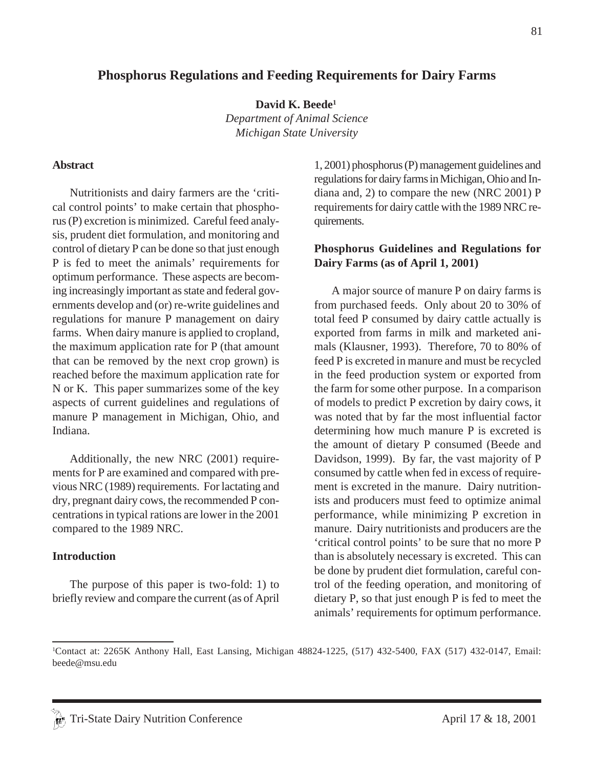# Phosphorus Regulations and Feeding Requirements for Dairy Farms

**David K. Beede**[1]

*Department of Animal Science*
*Michigan State University*

## Abstract

Nutritionists and dairy farmers are the 'critical control points' to make certain that phosphorus (P) excretion is minimized. Careful feed analysis, prudent diet formulation, and monitoring and control of dietary P can be done so that just enough P is fed to meet the animals' requirements for optimum performance. These aspects are becoming increasingly important as state and federal governments develop and (or) re-write guidelines and regulations for manure P management on dairy farms. When dairy manure is applied to cropland, the maximum application rate for P (that amount that can be removed by the next crop grown) is reached before the maximum application rate for N or K. This paper summarizes some of the key aspects of current guidelines and regulations of manure P management in Michigan, Ohio, and Indiana.

Additionally, the new NRC (2001) requirements for P are examined and compared with previous NRC (1989) requirements. For lactating and dry, pregnant dairy cows, the recommended P concentrations in typical rations are lower in the 2001 compared to the 1989 NRC.

## Introduction

The purpose of this paper is two-fold: 1) to briefly review and compare the current (as of April 1, 2001) phosphorus (P) management guidelines and regulations for dairy farms in Michigan, Ohio and Indiana and, 2) to compare the new (NRC 2001) P requirements for dairy cattle with the 1989 NRC requirements.

## Phosphorus Guidelines and Regulations for Dairy Farms (as of April 1, 2001)

A major source of manure P on dairy farms is from purchased feeds. Only about 20 to 30% of total feed P consumed by dairy cattle actually is exported from farms in milk and marketed animals (Klausner, 1993). Therefore, 70 to 80% of feed P is excreted in manure and must be recycled in the feed production system or exported from the farm for some other purpose. In a comparison of models to predict P excretion by dairy cows, it was noted that by far the most influential factor determining how much manure P is excreted is the amount of dietary P consumed (Beede and Davidson, 1999). By far, the vast majority of P consumed by cattle when fed in excess of requirement is excreted in the manure. Dairy nutritionists and producers must feed to optimize animal performance, while minimizing P excretion in manure. Dairy nutritionists and producers are the 'critical control points' to be sure that no more P than is absolutely necessary is excreted. This can be done by prudent diet formulation, careful control of the feeding operation, and monitoring of dietary P, so that just enough P is fed to meet the animals' requirements for optimum performance.

[1]Contact at: 2265K Anthony Hall, East Lansing, Michigan 48824-1225, (517) 432-5400, FAX (517) 432-0147, Email: beede@msu.edu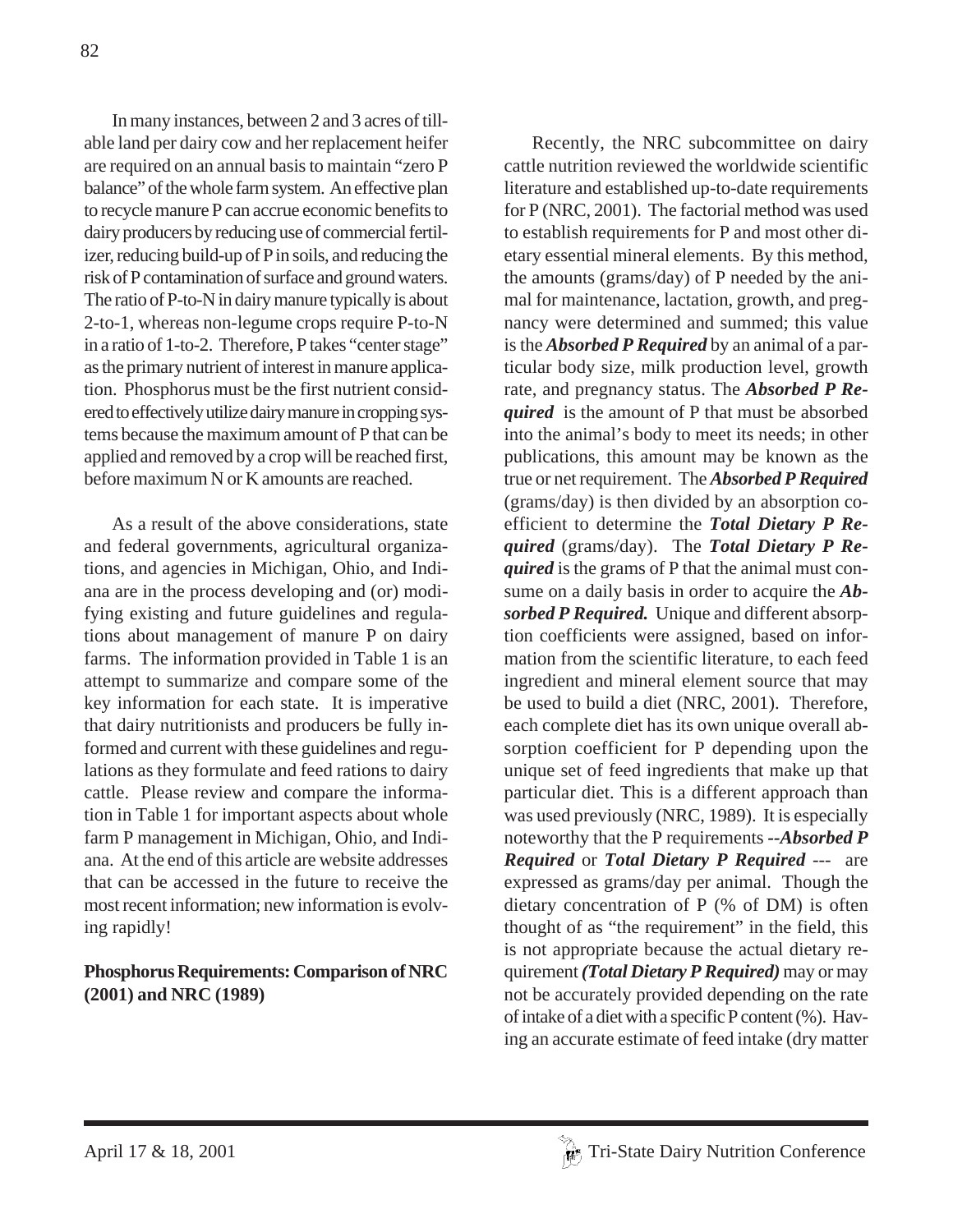In many instances, between 2 and 3 acres of tillable land per dairy cow and her replacement heifer are required on an annual basis to maintain "zero P balance" of the whole farm system. An effective plan to recycle manure P can accrue economic benefits to dairy producers by reducing use of commercial fertilizer, reducing build-up of P in soils, and reducing the risk of P contamination of surface and ground waters. The ratio of P-to-N in dairy manure typically is about 2-to-1, whereas non-legume crops require P-to-N in a ratio of 1-to-2. Therefore, P takes "center stage" as the primary nutrient of interest in manure application. Phosphorus must be the first nutrient considered to effectively utilize dairy manure in cropping systems because the maximum amount of P that can be applied and removed by a crop will be reached first, before maximum N or K amounts are reached.

As a result of the above considerations, state and federal governments, agricultural organizations, and agencies in Michigan, Ohio, and Indiana are in the process developing and (or) modifying existing and future guidelines and regulations about management of manure P on dairy farms. The information provided in Table 1 is an attempt to summarize and compare some of the key information for each state. It is imperative that dairy nutritionists and producers be fully informed and current with these guidelines and regulations as they formulate and feed rations to dairy cattle. Please review and compare the information in Table 1 for important aspects about whole farm P management in Michigan, Ohio, and Indiana. At the end of this article are website addresses that can be accessed in the future to receive the most recent information; new information is evolving rapidly!

**Phosphorus Requirements: Comparison of NRC (2001) and NRC (1989)**

Recently, the NRC subcommittee on dairy cattle nutrition reviewed the worldwide scientific literature and established up-to-date requirements for P (NRC, 2001). The factorial method was used to establish requirements for P and most other dietary essential mineral elements. By this method, the amounts (grams/day) of P needed by the animal for maintenance, lactation, growth, and pregnancy were determined and summed; this value is the ***Absorbed P Required*** by an animal of a particular body size, milk production level, growth rate, and pregnancy status. The ***Absorbed P Required*** is the amount of P that must be absorbed into the animal's body to meet its needs; in other publications, this amount may be known as the true or net requirement. The ***Absorbed P Required*** (grams/day) is then divided by an absorption coefficient to determine the ***Total Dietary P Required*** (grams/day). The ***Total Dietary P Required*** is the grams of P that the animal must consume on a daily basis in order to acquire the ***Absorbed P Required.*** Unique and different absorption coefficients were assigned, based on information from the scientific literature, to each feed ingredient and mineral element source that may be used to build a diet (NRC, 2001). Therefore, each complete diet has its own unique overall absorption coefficient for P depending upon the unique set of feed ingredients that make up that particular diet. This is a different approach than was used previously (NRC, 1989). It is especially noteworthy that the P requirements --***Absorbed P Required*** or ***Total Dietary P Required*** --- are expressed as grams/day per animal. Though the dietary concentration of P (% of DM) is often thought of as "the requirement" in the field, this is not appropriate because the actual dietary requirement ***(Total Dietary P Required)*** may or may not be accurately provided depending on the rate of intake of a diet with a specific P content (%). Having an accurate estimate of feed intake (dry matter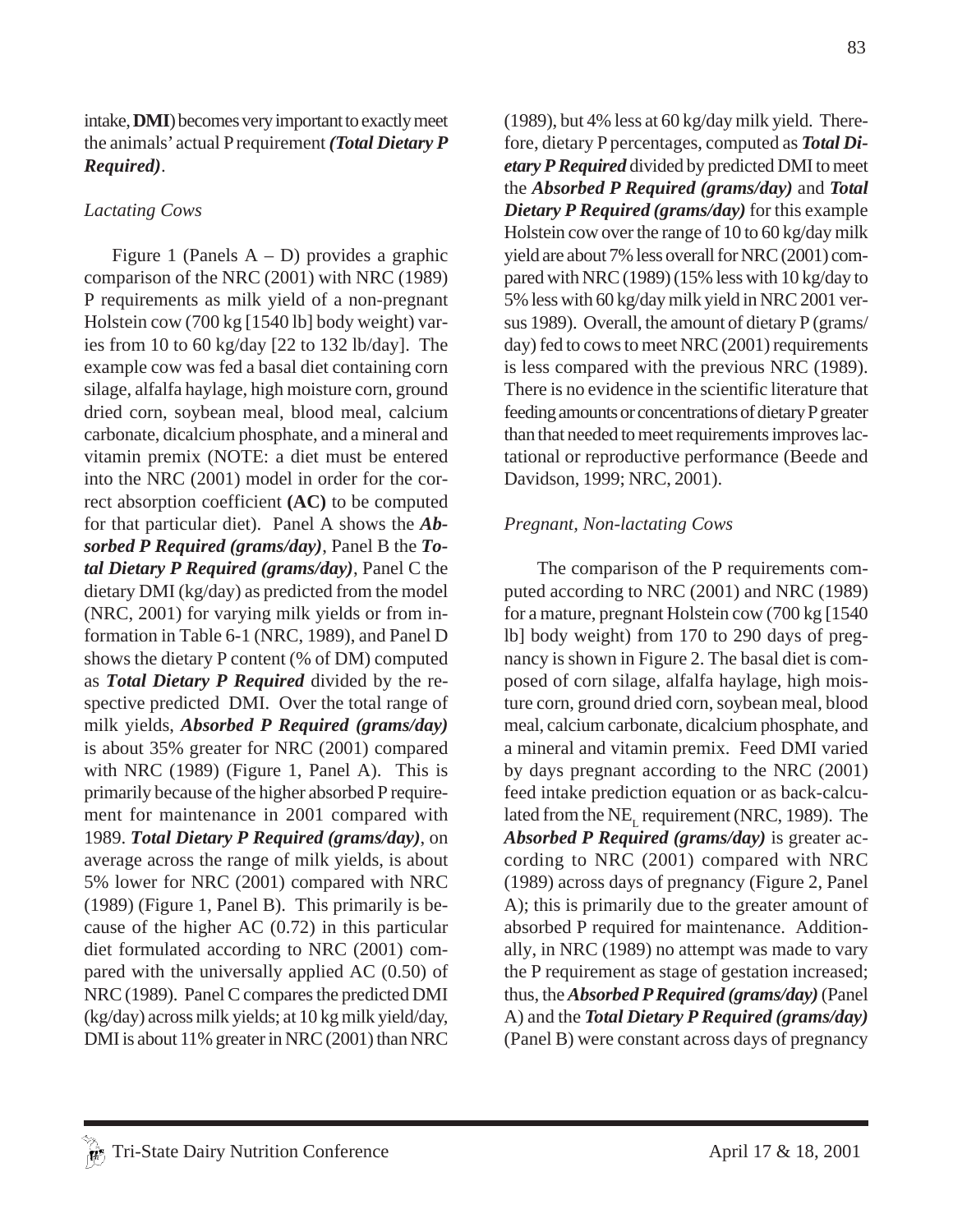intake, **DMI**) becomes very important to exactly meet the animals' actual P requirement ***(Total Dietary P Required)***.

*Lactating Cows*

Figure 1 (Panels A – D) provides a graphic comparison of the NRC (2001) with NRC (1989) P requirements as milk yield of a non-pregnant Holstein cow (700 kg [1540 lb] body weight) varies from 10 to 60 kg/day [22 to 132 lb/day]. The example cow was fed a basal diet containing corn silage, alfalfa haylage, high moisture corn, ground dried corn, soybean meal, blood meal, calcium carbonate, dicalcium phosphate, and a mineral and vitamin premix (NOTE: a diet must be entered into the NRC (2001) model in order for the correct absorption coefficient **(AC)** to be computed for that particular diet). Panel A shows the ***Absorbed P Required (grams/day)***, Panel B the ***Total Dietary P Required (grams/day)***, Panel C the dietary DMI (kg/day) as predicted from the model (NRC, 2001) for varying milk yields or from information in Table 6-1 (NRC, 1989), and Panel D shows the dietary P content (% of DM) computed as ***Total Dietary P Required*** divided by the respective predicted DMI. Over the total range of milk yields, ***Absorbed P Required (grams/day)*** is about 35% greater for NRC (2001) compared with NRC (1989) (Figure 1, Panel A). This is primarily because of the higher absorbed P requirement for maintenance in 2001 compared with 1989. ***Total Dietary P Required (grams/day)***, on average across the range of milk yields, is about 5% lower for NRC (2001) compared with NRC (1989) (Figure 1, Panel B). This primarily is because of the higher AC (0.72) in this particular diet formulated according to NRC (2001) compared with the universally applied AC (0.50) of NRC (1989). Panel C compares the predicted DMI (kg/day) across milk yields; at 10 kg milk yield/day, DMI is about 11% greater in NRC (2001) than NRC (1989), but 4% less at 60 kg/day milk yield. Therefore, dietary P percentages, computed as ***Total Dietary P Required*** divided by predicted DMI to meet the ***Absorbed P Required (grams/day)*** and ***Total Dietary P Required (grams/day)*** for this example Holstein cow over the range of 10 to 60 kg/day milk yield are about 7% less overall for NRC (2001) compared with NRC (1989) (15% less with 10 kg/day to 5% less with 60 kg/day milk yield in NRC 2001 versus 1989). Overall, the amount of dietary P (grams/day) fed to cows to meet NRC (2001) requirements is less compared with the previous NRC (1989). There is no evidence in the scientific literature that feeding amounts or concentrations of dietary P greater than that needed to meet requirements improves lactational or reproductive performance (Beede and Davidson, 1999; NRC, 2001).

*Pregnant, Non-lactating Cows*

The comparison of the P requirements computed according to NRC (2001) and NRC (1989) for a mature, pregnant Holstein cow (700 kg [1540 lb] body weight) from 170 to 290 days of pregnancy is shown in Figure 2. The basal diet is composed of corn silage, alfalfa haylage, high moisture corn, ground dried corn, soybean meal, blood meal, calcium carbonate, dicalcium phosphate, and a mineral and vitamin premix. Feed DMI varied by days pregnant according to the NRC (2001) feed intake prediction equation or as back-calculated from the $NE_L$ requirement (NRC, 1989). The ***Absorbed P Required (grams/day)*** is greater according to NRC (2001) compared with NRC (1989) across days of pregnancy (Figure 2, Panel A); this is primarily due to the greater amount of absorbed P required for maintenance. Additionally, in NRC (1989) no attempt was made to vary the P requirement as stage of gestation increased; thus, the ***Absorbed P Required (grams/day)*** (Panel A) and the ***Total Dietary P Required (grams/day)*** (Panel B) were constant across days of pregnancy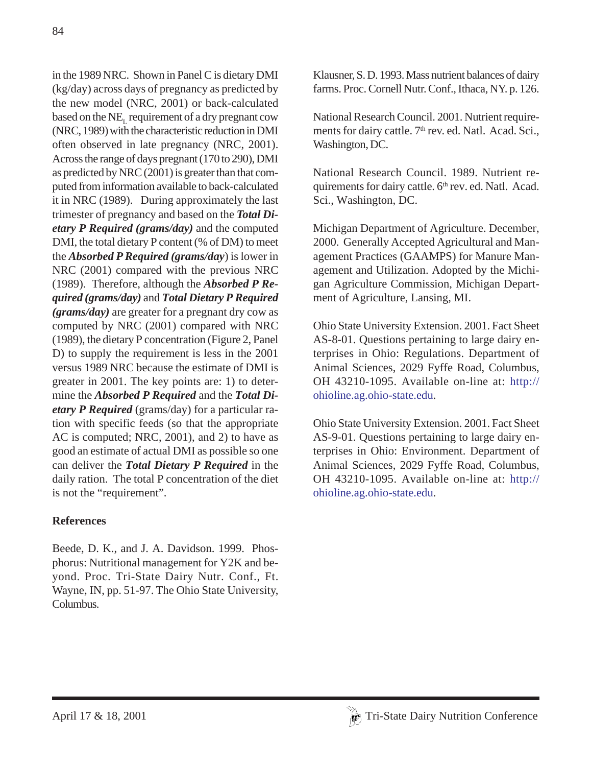in the 1989 NRC. Shown in Panel C is dietary DMI (kg/day) across days of pregnancy as predicted by the new model (NRC, 2001) or back-calculated based on the $NE_L$ requirement of a dry pregnant cow (NRC, 1989) with the characteristic reduction in DMI often observed in late pregnancy (NRC, 2001). Across the range of days pregnant (170 to 290), DMI as predicted by NRC (2001) is greater than that computed from information available to back-calculated it in NRC (1989). During approximately the last trimester of pregnancy and based on the ***Total Dietary P Required (grams/day)*** and the computed DMI, the total dietary P content (% of DM) to meet the ***Absorbed P Required (grams/day***) is lower in NRC (2001) compared with the previous NRC (1989). Therefore, although the ***Absorbed P Required (grams/day)*** and ***Total Dietary P Required (grams/day)*** are greater for a pregnant dry cow as computed by NRC (2001) compared with NRC (1989), the dietary P concentration (Figure 2, Panel D) to supply the requirement is less in the 2001 versus 1989 NRC because the estimate of DMI is greater in 2001. The key points are: 1) to determine the ***Absorbed P Required*** and the ***Total Dietary P Required*** (grams/day) for a particular ration with specific feeds (so that the appropriate AC is computed; NRC, 2001), and 2) to have as good an estimate of actual DMI as possible so one can deliver the ***Total Dietary P Required*** in the daily ration. The total P concentration of the diet is not the "requirement".

**References**

Beede, D. K., and J. A. Davidson. 1999. Phosphorus: Nutritional management for Y2K and beyond. Proc. Tri-State Dairy Nutr. Conf., Ft. Wayne, IN, pp. 51-97. The Ohio State University, Columbus.

Klausner, S. D. 1993. Mass nutrient balances of dairy farms. Proc. Cornell Nutr. Conf., Ithaca, NY. p. 126.

National Research Council. 2001. Nutrient requirements for dairy cattle. 7th rev. ed. Natl. Acad. Sci., Washington, DC.

National Research Council. 1989. Nutrient requirements for dairy cattle. 6th rev. ed. Natl. Acad. Sci., Washington, DC.

Michigan Department of Agriculture. December, 2000. Generally Accepted Agricultural and Management Practices (GAAMPS) for Manure Management and Utilization. Adopted by the Michigan Agriculture Commission, Michigan Department of Agriculture, Lansing, MI.

Ohio State University Extension. 2001. Fact Sheet AS-8-01. Questions pertaining to large dairy enterprises in Ohio: Regulations. Department of Animal Sciences, 2029 Fyffe Road, Columbus, OH 43210-1095. Available on-line at: http://ohioline.ag.ohio-state.edu.

Ohio State University Extension. 2001. Fact Sheet AS-9-01. Questions pertaining to large dairy enterprises in Ohio: Environment. Department of Animal Sciences, 2029 Fyffe Road, Columbus, OH 43210-1095. Available on-line at: http://ohioline.ag.ohio-state.edu.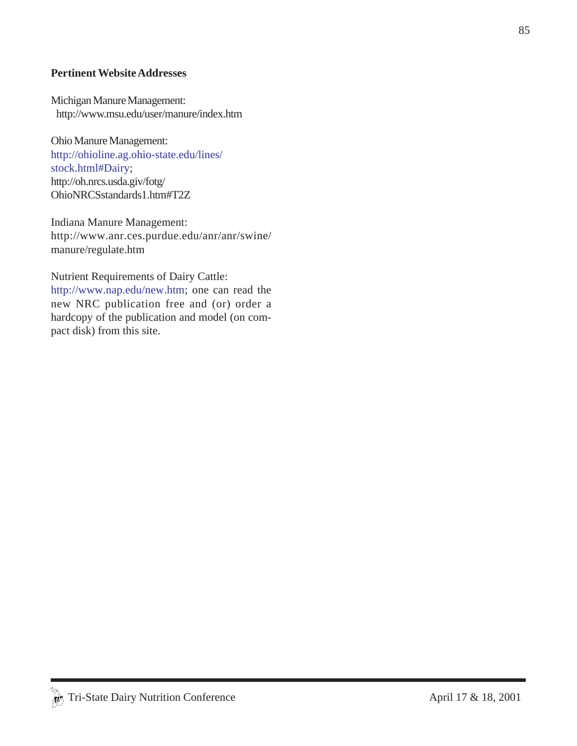**Pertinent Website Addresses**

Michigan Manure Management:
http://www.msu.edu/user/manure/index.htm

Ohio Manure Management:
http://ohioline.ag.ohio-state.edu/lines/stock.html#Dairy;
http://oh.nrcs.usda.giv/fotg/OhioNRCSstandards1.htm#T2Z

Indiana Manure Management:
http://www.anr.ces.purdue.edu/anr/anr/swine/manure/regulate.htm

Nutrient Requirements of Dairy Cattle:
http://www.nap.edu/new.htm; one can read the new NRC publication free and (or) order a hardcopy of the publication and model (on compact disk) from this site.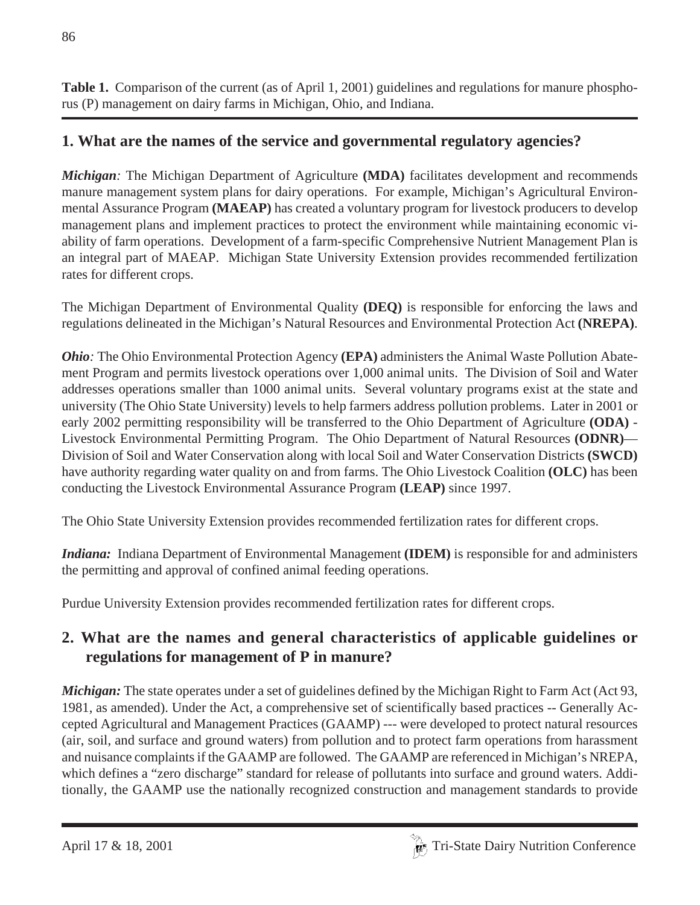**Table 1.** Comparison of the current (as of April 1, 2001) guidelines and regulations for manure phosphorus (P) management on dairy farms in Michigan, Ohio, and Indiana.

## 1. What are the names of the service and governmental regulatory agencies?

***Michigan:*** The Michigan Department of Agriculture **(MDA)** facilitates development and recommends manure management system plans for dairy operations. For example, Michigan's Agricultural Environmental Assurance Program **(MAEAP)** has created a voluntary program for livestock producers to develop management plans and implement practices to protect the environment while maintaining economic viability of farm operations. Development of a farm-specific Comprehensive Nutrient Management Plan is an integral part of MAEAP. Michigan State University Extension provides recommended fertilization rates for different crops.

The Michigan Department of Environmental Quality **(DEQ)** is responsible for enforcing the laws and regulations delineated in the Michigan's Natural Resources and Environmental Protection Act **(NREPA)**.

***Ohio:*** The Ohio Environmental Protection Agency **(EPA)** administers the Animal Waste Pollution Abatement Program and permits livestock operations over 1,000 animal units. The Division of Soil and Water addresses operations smaller than 1000 animal units. Several voluntary programs exist at the state and university (The Ohio State University) levels to help farmers address pollution problems. Later in 2001 or early 2002 permitting responsibility will be transferred to the Ohio Department of Agriculture **(ODA)** - Livestock Environmental Permitting Program. The Ohio Department of Natural Resources **(ODNR)**— Division of Soil and Water Conservation along with local Soil and Water Conservation Districts **(SWCD)** have authority regarding water quality on and from farms. The Ohio Livestock Coalition **(OLC)** has been conducting the Livestock Environmental Assurance Program **(LEAP)** since 1997.

The Ohio State University Extension provides recommended fertilization rates for different crops.

***Indiana:*** Indiana Department of Environmental Management **(IDEM)** is responsible for and administers the permitting and approval of confined animal feeding operations.

Purdue University Extension provides recommended fertilization rates for different crops.

## 2. What are the names and general characteristics of applicable guidelines or regulations for management of P in manure?

***Michigan:*** The state operates under a set of guidelines defined by the Michigan Right to Farm Act (Act 93, 1981, as amended). Under the Act, a comprehensive set of scientifically based practices -- Generally Accepted Agricultural and Management Practices (GAAMP) --- were developed to protect natural resources (air, soil, and surface and ground waters) from pollution and to protect farm operations from harassment and nuisance complaints if the GAAMP are followed. The GAAMP are referenced in Michigan's NREPA, which defines a "zero discharge" standard for release of pollutants into surface and ground waters. Additionally, the GAAMP use the nationally recognized construction and management standards to provide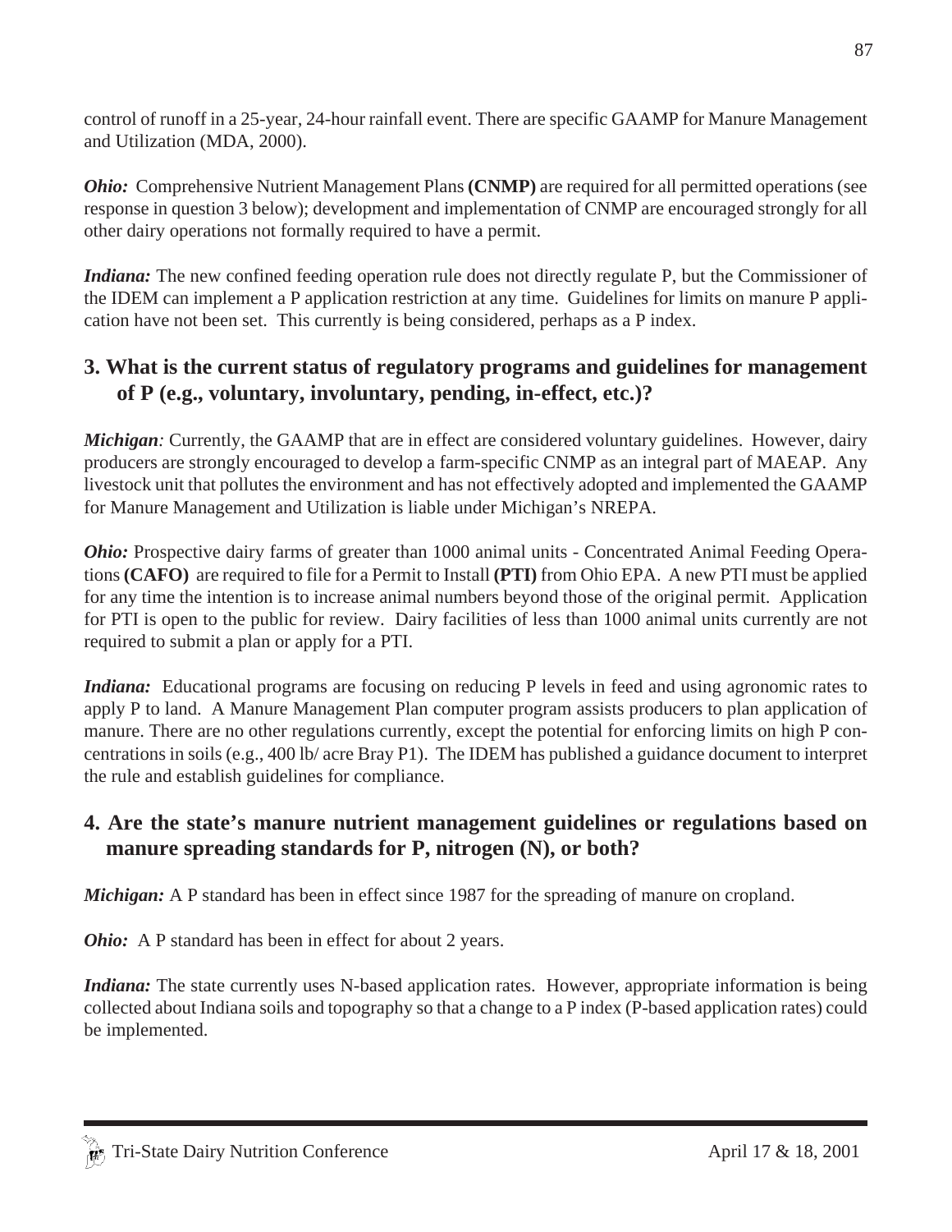control of runoff in a 25-year, 24-hour rainfall event. There are specific GAAMP for Manure Management and Utilization (MDA, 2000).

***Ohio:*** Comprehensive Nutrient Management Plans **(CNMP)** are required for all permitted operations (see response in question 3 below); development and implementation of CNMP are encouraged strongly for all other dairy operations not formally required to have a permit.

***Indiana:*** The new confined feeding operation rule does not directly regulate P, but the Commissioner of the IDEM can implement a P application restriction at any time. Guidelines for limits on manure P application have not been set. This currently is being considered, perhaps as a P index.

## 3. What is the current status of regulatory programs and guidelines for management of P (e.g., voluntary, involuntary, pending, in-effect, etc.)?

***Michigan**:* Currently, the GAAMP that are in effect are considered voluntary guidelines. However, dairy producers are strongly encouraged to develop a farm-specific CNMP as an integral part of MAEAP. Any livestock unit that pollutes the environment and has not effectively adopted and implemented the GAAMP for Manure Management and Utilization is liable under Michigan's NREPA.

***Ohio:*** Prospective dairy farms of greater than 1000 animal units - Concentrated Animal Feeding Operations **(CAFO)** are required to file for a Permit to Install **(PTI)** from Ohio EPA. A new PTI must be applied for any time the intention is to increase animal numbers beyond those of the original permit. Application for PTI is open to the public for review. Dairy facilities of less than 1000 animal units currently are not required to submit a plan or apply for a PTI.

***Indiana:*** Educational programs are focusing on reducing P levels in feed and using agronomic rates to apply P to land. A Manure Management Plan computer program assists producers to plan application of manure. There are no other regulations currently, except the potential for enforcing limits on high P concentrations in soils (e.g., 400 lb/ acre Bray P1). The IDEM has published a guidance document to interpret the rule and establish guidelines for compliance.

## 4. Are the state's manure nutrient management guidelines or regulations based on manure spreading standards for P, nitrogen (N), or both?

***Michigan:*** A P standard has been in effect since 1987 for the spreading of manure on cropland.

***Ohio:*** A P standard has been in effect for about 2 years.

***Indiana:*** The state currently uses N-based application rates. However, appropriate information is being collected about Indiana soils and topography so that a change to a P index (P-based application rates) could be implemented.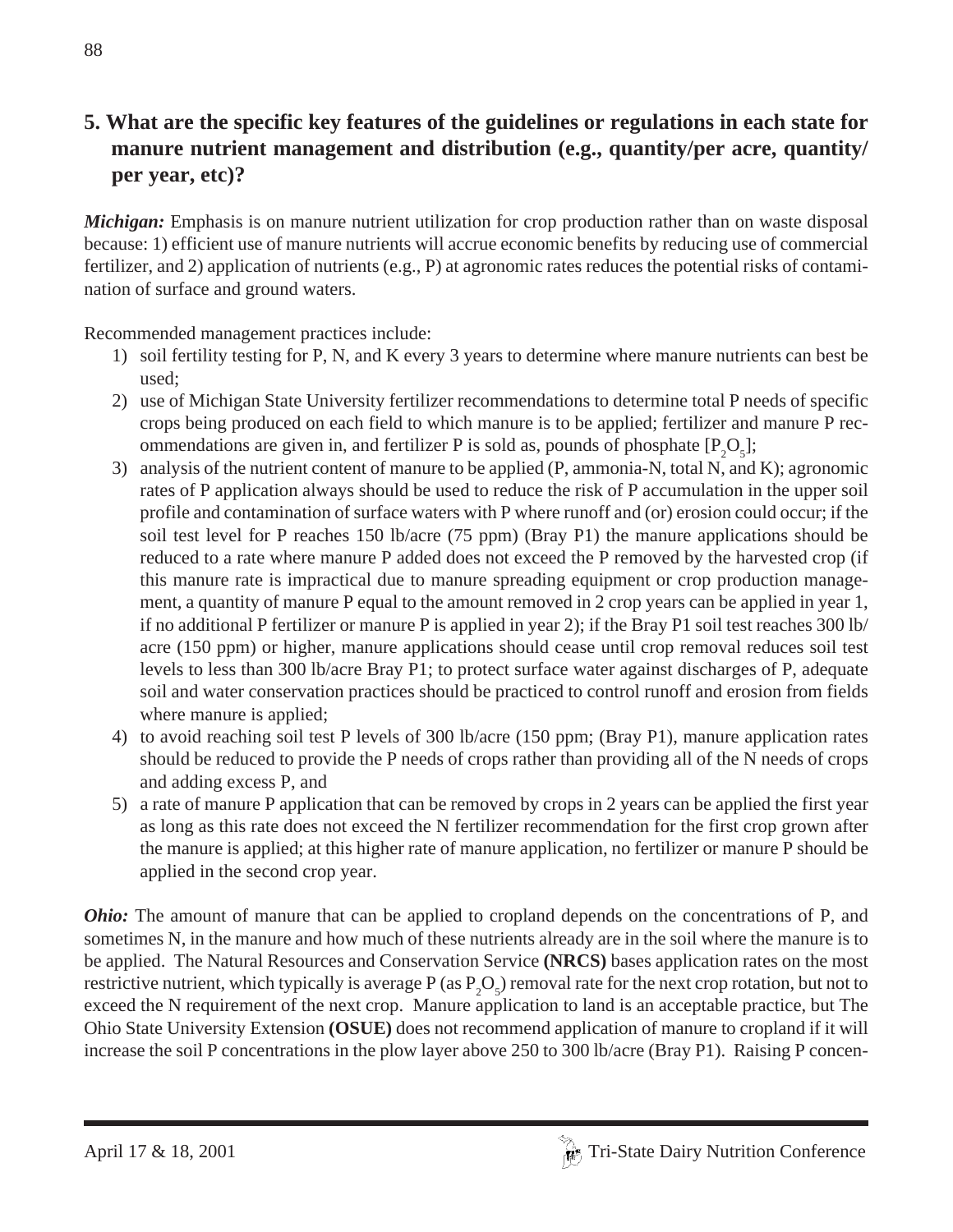## 5. What are the specific key features of the guidelines or regulations in each state for manure nutrient management and distribution (e.g., quantity/per acre, quantity/ per year, etc)?

***Michigan:*** Emphasis is on manure nutrient utilization for crop production rather than on waste disposal because: 1) efficient use of manure nutrients will accrue economic benefits by reducing use of commercial fertilizer, and 2) application of nutrients (e.g., P) at agronomic rates reduces the potential risks of contamination of surface and ground waters.

Recommended management practices include:

1) soil fertility testing for P, N, and K every 3 years to determine where manure nutrients can best be used;
2) use of Michigan State University fertilizer recommendations to determine total P needs of specific crops being produced on each field to which manure is to be applied; fertilizer and manure P recommendations are given in, and fertilizer P is sold as, pounds of phosphate [$P_2O_5$];
3) analysis of the nutrient content of manure to be applied (P, ammonia-N, total N, and K); agronomic rates of P application always should be used to reduce the risk of P accumulation in the upper soil profile and contamination of surface waters with P where runoff and (or) erosion could occur; if the soil test level for P reaches 150 lb/acre (75 ppm) (Bray P1) the manure applications should be reduced to a rate where manure P added does not exceed the P removed by the harvested crop (if this manure rate is impractical due to manure spreading equipment or crop production management, a quantity of manure P equal to the amount removed in 2 crop years can be applied in year 1, if no additional P fertilizer or manure P is applied in year 2); if the Bray P1 soil test reaches 300 lb/ acre (150 ppm) or higher, manure applications should cease until crop removal reduces soil test levels to less than 300 lb/acre Bray P1; to protect surface water against discharges of P, adequate soil and water conservation practices should be practiced to control runoff and erosion from fields where manure is applied;
4) to avoid reaching soil test P levels of 300 lb/acre (150 ppm; (Bray P1), manure application rates should be reduced to provide the P needs of crops rather than providing all of the N needs of crops and adding excess P, and
5) a rate of manure P application that can be removed by crops in 2 years can be applied the first year as long as this rate does not exceed the N fertilizer recommendation for the first crop grown after the manure is applied; at this higher rate of manure application, no fertilizer or manure P should be applied in the second crop year.

***Ohio:*** The amount of manure that can be applied to cropland depends on the concentrations of P, and sometimes N, in the manure and how much of these nutrients already are in the soil where the manure is to be applied. The Natural Resources and Conservation Service **(NRCS)** bases application rates on the most restrictive nutrient, which typically is average P (as $P_2O_5$) removal rate for the next crop rotation, but not to exceed the N requirement of the next crop. Manure application to land is an acceptable practice, but The Ohio State University Extension **(OSUE)** does not recommend application of manure to cropland if it will increase the soil P concentrations in the plow layer above 250 to 300 lb/acre (Bray P1). Raising P concen-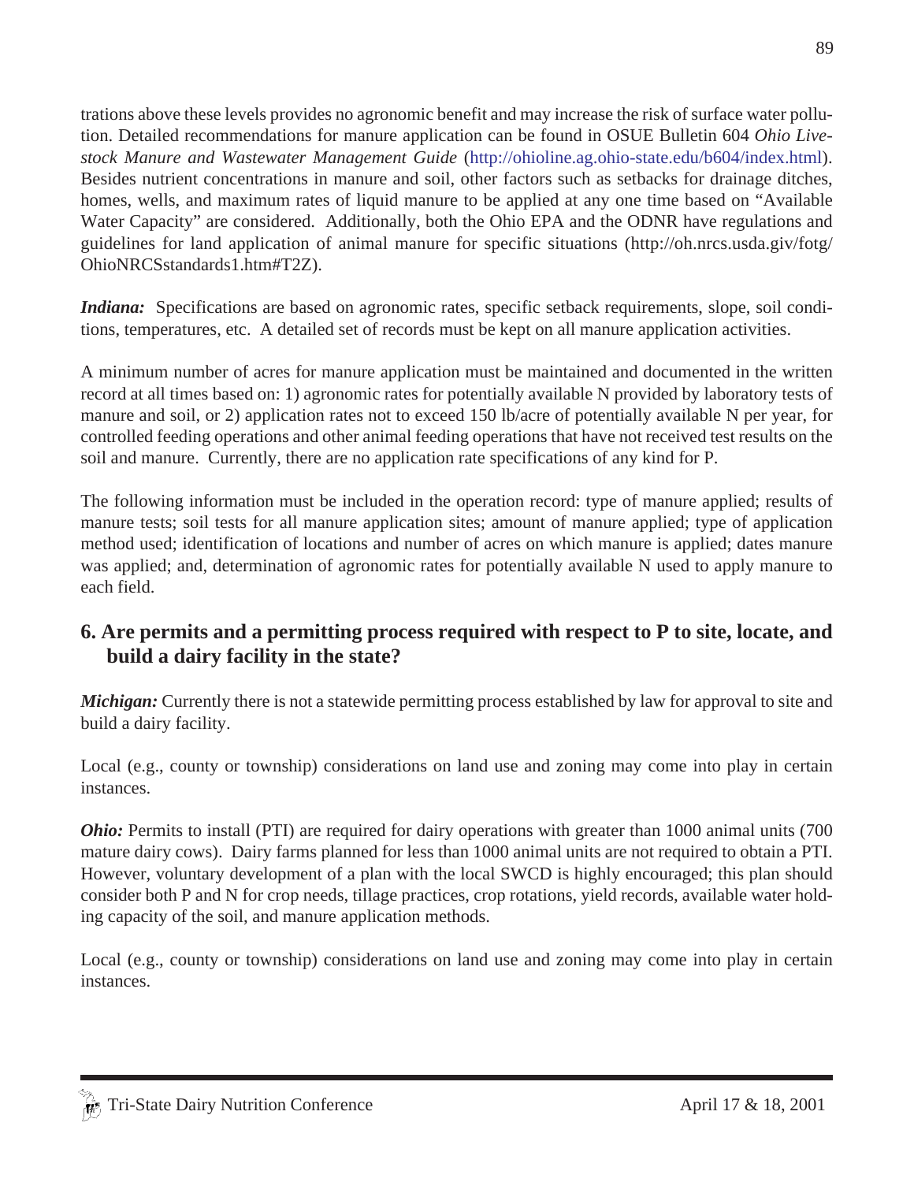trations above these levels provides no agronomic benefit and may increase the risk of surface water pollution. Detailed recommendations for manure application can be found in OSUE Bulletin 604 *Ohio Livestock Manure and Wastewater Management Guide* (http://ohioline.ag.ohio-state.edu/b604/index.html). Besides nutrient concentrations in manure and soil, other factors such as setbacks for drainage ditches, homes, wells, and maximum rates of liquid manure to be applied at any one time based on "Available Water Capacity" are considered. Additionally, both the Ohio EPA and the ODNR have regulations and guidelines for land application of animal manure for specific situations (http://oh.nrcs.usda.giv/fotg/OhioNRCSstandards1.htm#T2Z).

***Indiana:*** Specifications are based on agronomic rates, specific setback requirements, slope, soil conditions, temperatures, etc. A detailed set of records must be kept on all manure application activities.

A minimum number of acres for manure application must be maintained and documented in the written record at all times based on: 1) agronomic rates for potentially available N provided by laboratory tests of manure and soil, or 2) application rates not to exceed 150 lb/acre of potentially available N per year, for controlled feeding operations and other animal feeding operations that have not received test results on the soil and manure. Currently, there are no application rate specifications of any kind for P.

The following information must be included in the operation record: type of manure applied; results of manure tests; soil tests for all manure application sites; amount of manure applied; type of application method used; identification of locations and number of acres on which manure is applied; dates manure was applied; and, determination of agronomic rates for potentially available N used to apply manure to each field.

## 6. Are permits and a permitting process required with respect to P to site, locate, and build a dairy facility in the state?

***Michigan:*** Currently there is not a statewide permitting process established by law for approval to site and build a dairy facility.

Local (e.g., county or township) considerations on land use and zoning may come into play in certain instances.

***Ohio:*** Permits to install (PTI) are required for dairy operations with greater than 1000 animal units (700 mature dairy cows). Dairy farms planned for less than 1000 animal units are not required to obtain a PTI. However, voluntary development of a plan with the local SWCD is highly encouraged; this plan should consider both P and N for crop needs, tillage practices, crop rotations, yield records, available water holding capacity of the soil, and manure application methods.

Local (e.g., county or township) considerations on land use and zoning may come into play in certain instances.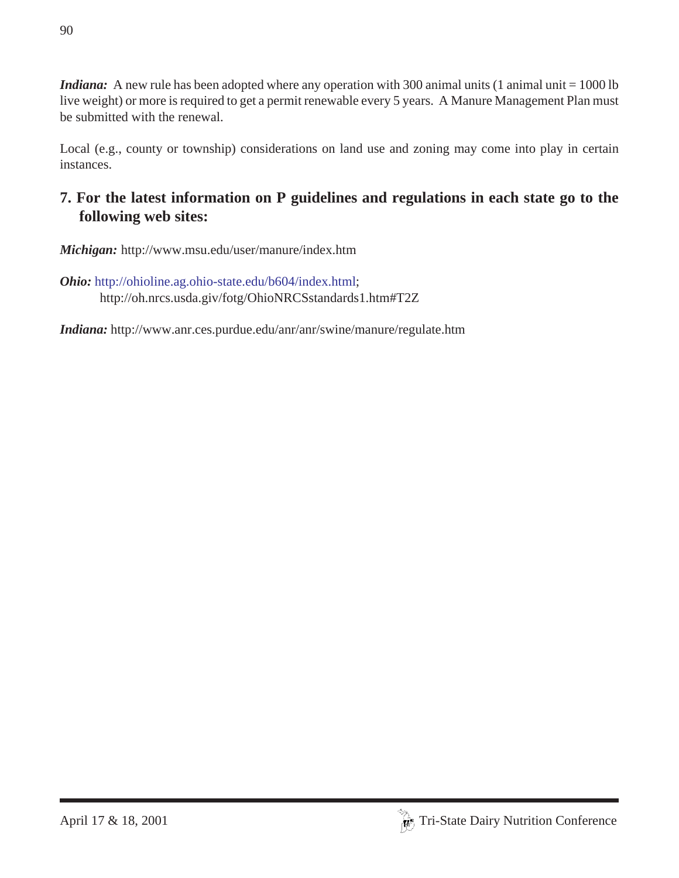***Indiana:*** A new rule has been adopted where any operation with 300 animal units (1 animal unit = 1000 lb live weight) or more is required to get a permit renewable every 5 years. A Manure Management Plan must be submitted with the renewal.

Local (e.g., county or township) considerations on land use and zoning may come into play in certain instances.

## 7. For the latest information on P guidelines and regulations in each state go to the following web sites:

***Michigan:*** http://www.msu.edu/user/manure/index.htm

***Ohio:*** http://ohioline.ag.ohio-state.edu/b604/index.html;
http://oh.nrcs.usda.giv/fotg/OhioNRCSstandards1.htm#T2Z

***Indiana:*** http://www.anr.ces.purdue.edu/anr/anr/swine/manure/regulate.htm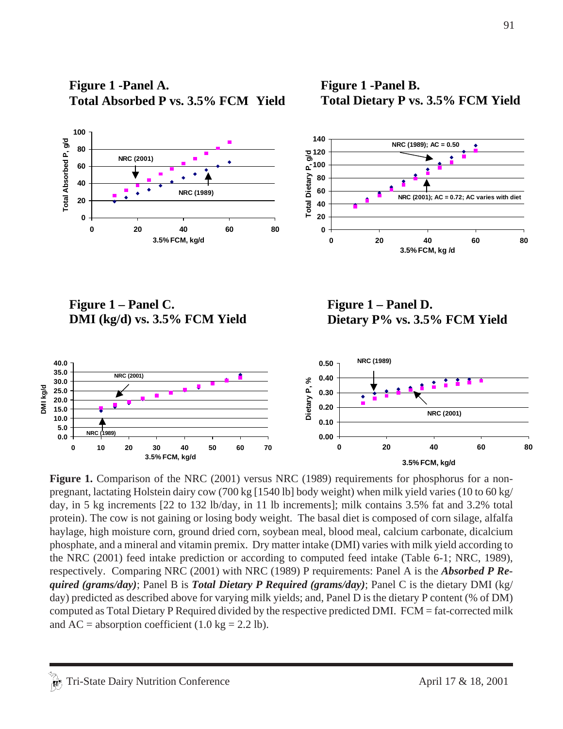**Figure 1 -Panel A.**
**Total Absorbed P vs. 3.5% FCM Yield**

**Figure 1 -Panel B.**
**Total Dietary P vs. 3.5% FCM Yield**

**Figure 1 – Panel C.**
**DMI (kg/d) vs. 3.5% FCM Yield**

**Figure 1 – Panel D.**
**Dietary P% vs. 3.5% FCM Yield**

**Figure 1.** Comparison of the NRC (2001) versus NRC (1989) requirements for phosphorus for a non-pregnant, lactating Holstein dairy cow (700 kg [1540 lb] body weight) when milk yield varies (10 to 60 kg/day, in 5 kg increments [22 to 132 lb/day, in 11 lb increments]; milk contains 3.5% fat and 3.2% total protein). The cow is not gaining or losing body weight. The basal diet is composed of corn silage, alfalfa haylage, high moisture corn, ground dried corn, soybean meal, blood meal, calcium carbonate, dicalcium phosphate, and a mineral and vitamin premix. Dry matter intake (DMI) varies with milk yield according to the NRC (2001) feed intake prediction or according to computed feed intake (Table 6-1; NRC, 1989), respectively. Comparing NRC (2001) with NRC (1989) P requirements: Panel A is the ***Absorbed P Required (grams/day)***; Panel B is ***Total Dietary P Required (grams/day)***; Panel C is the dietary DMI (kg/day) predicted as described above for varying milk yields; and, Panel D is the dietary P content (% of DM) computed as Total Dietary P Required divided by the respective predicted DMI. FCM = fat-corrected milk and AC = absorption coefficient (1.0 kg = 2.2 lb).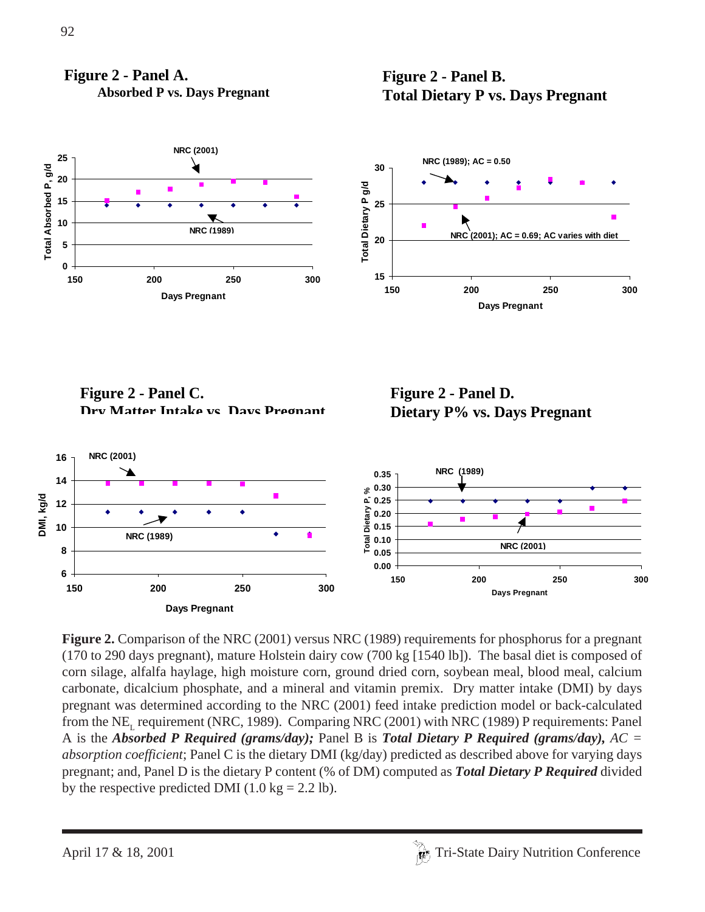**Figure 2 - Panel A.**
**Absorbed P vs. Days Pregnant**

**Figure 2 - Panel B.**
**Total Dietary P vs. Days Pregnant**

**Figure 2 - Panel C.**
**Dry Matter Intake vs. Days Pregnant**

**Figure 2 - Panel D.**
**Dietary P% vs. Days Pregnant**

**Figure 2.** Comparison of the NRC (2001) versus NRC (1989) requirements for phosphorus for a pregnant (170 to 290 days pregnant), mature Holstein dairy cow (700 kg [1540 lb]). The basal diet is composed of corn silage, alfalfa haylage, high moisture corn, ground dried corn, soybean meal, blood meal, calcium carbonate, dicalcium phosphate, and a mineral and vitamin premix. Dry matter intake (DMI) by days pregnant was determined according to the NRC (2001) feed intake prediction model or back-calculated from the $NE_L$ requirement (NRC, 1989). Comparing NRC (2001) with NRC (1989) P requirements: Panel A is the ***Absorbed P Required (grams/day);*** Panel B is ***Total Dietary P Required (grams/day),*** *AC = absorption coefficient*; Panel C is the dietary DMI (kg/day) predicted as described above for varying days pregnant; and, Panel D is the dietary P content (% of DM) computed as ***Total Dietary P Required*** divided by the respective predicted DMI (1.0 kg = 2.2 lb).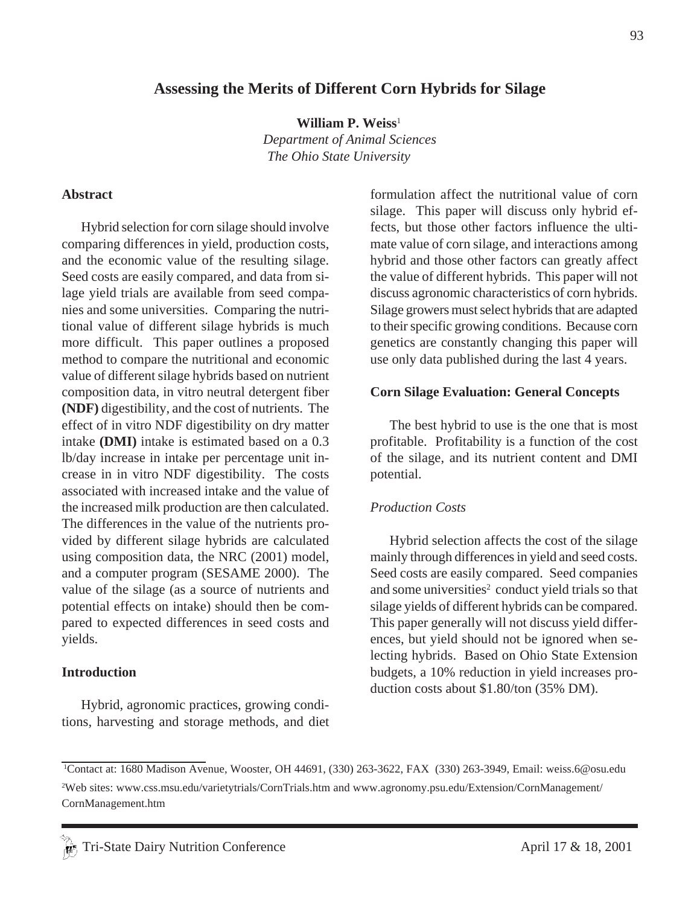# Assessing the Merits of Different Corn Hybrids for Silage

**William P. Weiss**[1]

*Department of Animal Sciences*
*The Ohio State University*

## Abstract

Hybrid selection for corn silage should involve comparing differences in yield, production costs, and the economic value of the resulting silage. Seed costs are easily compared, and data from silage yield trials are available from seed companies and some universities. Comparing the nutritional value of different silage hybrids is much more difficult. This paper outlines a proposed method to compare the nutritional and economic value of different silage hybrids based on nutrient composition data, in vitro neutral detergent fiber **(NDF)** digestibility, and the cost of nutrients. The effect of in vitro NDF digestibility on dry matter intake **(DMI)** intake is estimated based on a 0.3 lb/day increase in intake per percentage unit increase in in vitro NDF digestibility. The costs associated with increased intake and the value of the increased milk production are then calculated. The differences in the value of the nutrients provided by different silage hybrids are calculated using composition data, the NRC (2001) model, and a computer program (SESAME 2000). The value of the silage (as a source of nutrients and potential effects on intake) should then be compared to expected differences in seed costs and yields.

## Introduction

Hybrid, agronomic practices, growing conditions, harvesting and storage methods, and diet formulation affect the nutritional value of corn silage. This paper will discuss only hybrid effects, but those other factors influence the ultimate value of corn silage, and interactions among hybrid and those other factors can greatly affect the value of different hybrids. This paper will not discuss agronomic characteristics of corn hybrids. Silage growers must select hybrids that are adapted to their specific growing conditions. Because corn genetics are constantly changing this paper will use only data published during the last 4 years.

## Corn Silage Evaluation: General Concepts

The best hybrid to use is the one that is most profitable. Profitability is a function of the cost of the silage, and its nutrient content and DMI potential.

### *Production Costs*

Hybrid selection affects the cost of the silage mainly through differences in yield and seed costs. Seed costs are easily compared. Seed companies and some universities[2] conduct yield trials so that silage yields of different hybrids can be compared. This paper generally will not discuss yield differences, but yield should not be ignored when selecting hybrids. Based on Ohio State Extension budgets, a 10% reduction in yield increases production costs about $1.80/ton (35% DM).

---

[1]Contact at: 1680 Madison Avenue, Wooster, OH 44691, (330) 263-3622, FAX (330) 263-3949, Email: weiss.6@osu.edu

[2]Web sites: www.css.msu.edu/varietytrials/CornTrials.htm and www.agronomy.psu.edu/Extension/CornManagement/CornManagement.htm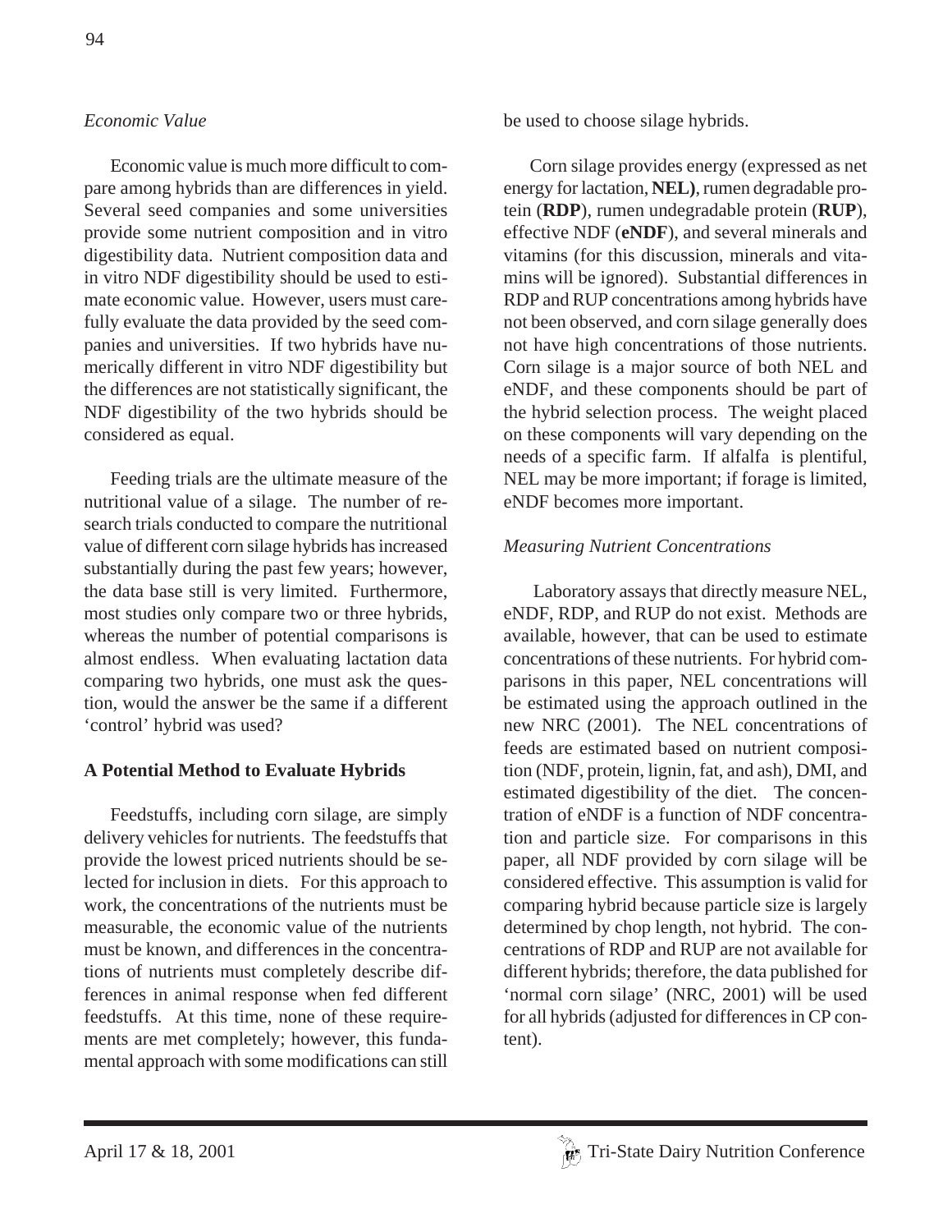*Economic Value*

Economic value is much more difficult to compare among hybrids than are differences in yield. Several seed companies and some universities provide some nutrient composition and in vitro digestibility data. Nutrient composition data and in vitro NDF digestibility should be used to estimate economic value. However, users must carefully evaluate the data provided by the seed companies and universities. If two hybrids have numerically different in vitro NDF digestibility but the differences are not statistically significant, the NDF digestibility of the two hybrids should be considered as equal.

Feeding trials are the ultimate measure of the nutritional value of a silage. The number of research trials conducted to compare the nutritional value of different corn silage hybrids has increased substantially during the past few years; however, the data base still is very limited. Furthermore, most studies only compare two or three hybrids, whereas the number of potential comparisons is almost endless. When evaluating lactation data comparing two hybrids, one must ask the question, would the answer be the same if a different 'control' hybrid was used?

**A Potential Method to Evaluate Hybrids**

Feedstuffs, including corn silage, are simply delivery vehicles for nutrients. The feedstuffs that provide the lowest priced nutrients should be selected for inclusion in diets. For this approach to work, the concentrations of the nutrients must be measurable, the economic value of the nutrients must be known, and differences in the concentrations of nutrients must completely describe differences in animal response when fed different feedstuffs. At this time, none of these requirements are met completely; however, this fundamental approach with some modifications can still be used to choose silage hybrids.

Corn silage provides energy (expressed as net energy for lactation, **NEL)**, rumen degradable protein (**RDP**), rumen undegradable protein (**RUP**), effective NDF (**eNDF**), and several minerals and vitamins (for this discussion, minerals and vitamins will be ignored). Substantial differences in RDP and RUP concentrations among hybrids have not been observed, and corn silage generally does not have high concentrations of those nutrients. Corn silage is a major source of both NEL and eNDF, and these components should be part of the hybrid selection process. The weight placed on these components will vary depending on the needs of a specific farm. If alfalfa is plentiful, NEL may be more important; if forage is limited, eNDF becomes more important.

*Measuring Nutrient Concentrations*

Laboratory assays that directly measure NEL, eNDF, RDP, and RUP do not exist. Methods are available, however, that can be used to estimate concentrations of these nutrients. For hybrid comparisons in this paper, NEL concentrations will be estimated using the approach outlined in the new NRC (2001). The NEL concentrations of feeds are estimated based on nutrient composition (NDF, protein, lignin, fat, and ash), DMI, and estimated digestibility of the diet. The concentration of eNDF is a function of NDF concentration and particle size. For comparisons in this paper, all NDF provided by corn silage will be considered effective. This assumption is valid for comparing hybrid because particle size is largely determined by chop length, not hybrid. The concentrations of RDP and RUP are not available for different hybrids; therefore, the data published for 'normal corn silage' (NRC, 2001) will be used for all hybrids (adjusted for differences in CP content).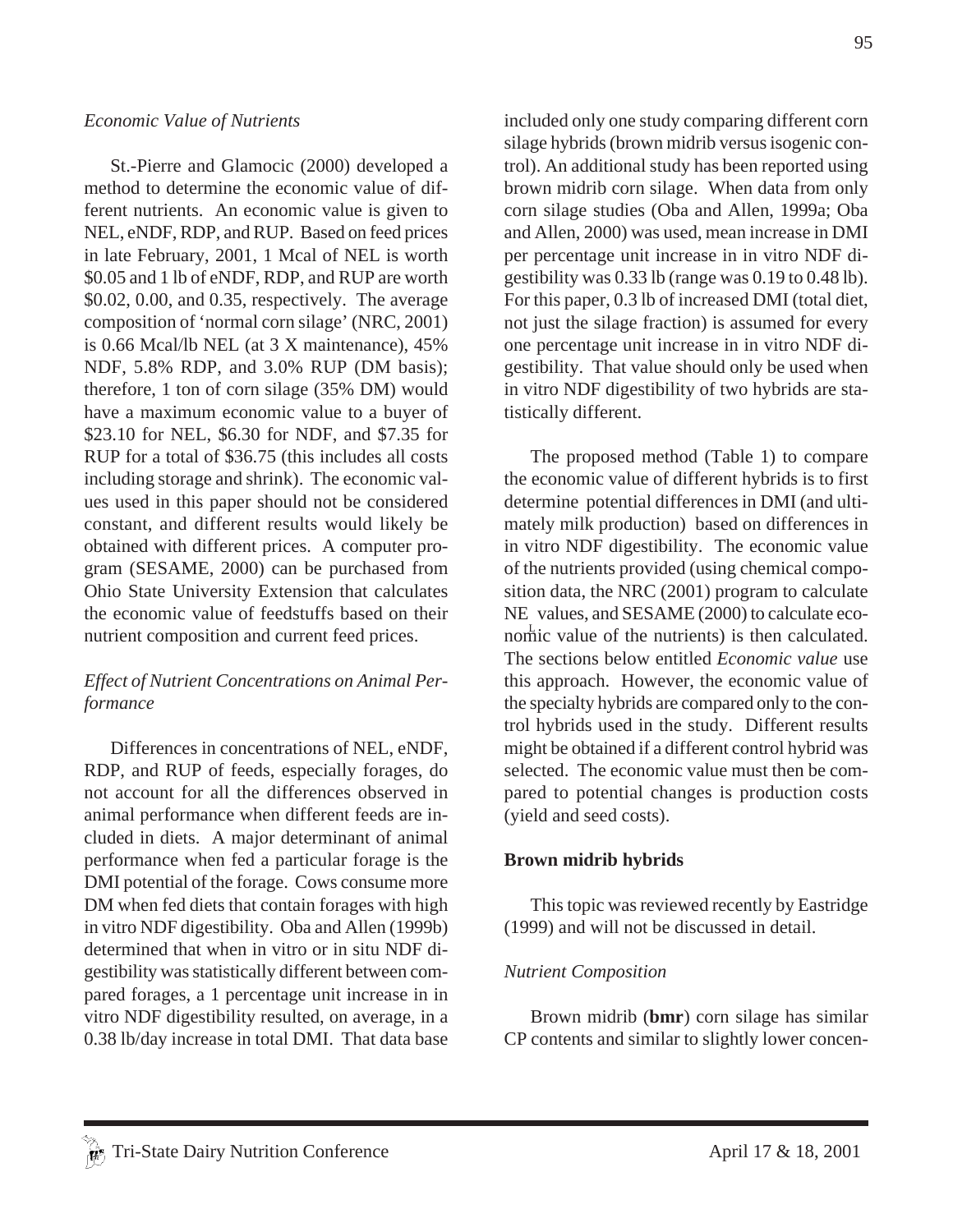*Economic Value of Nutrients*

St.-Pierre and Glamocic (2000) developed a method to determine the economic value of different nutrients. An economic value is given to NEL, eNDF, RDP, and RUP. Based on feed prices in late February, 2001, 1 Mcal of NEL is worth \$0.05 and 1 lb of eNDF, RDP, and RUP are worth \$0.02, 0.00, and 0.35, respectively. The average composition of 'normal corn silage' (NRC, 2001) is 0.66 Mcal/lb NEL (at 3 X maintenance), 45% NDF, 5.8% RDP, and 3.0% RUP (DM basis); therefore, 1 ton of corn silage (35% DM) would have a maximum economic value to a buyer of \$23.10 for NEL, \$6.30 for NDF, and \$7.35 for RUP for a total of \$36.75 (this includes all costs including storage and shrink). The economic values used in this paper should not be considered constant, and different results would likely be obtained with different prices. A computer program (SESAME, 2000) can be purchased from Ohio State University Extension that calculates the economic value of feedstuffs based on their nutrient composition and current feed prices.

*Effect of Nutrient Concentrations on Animal Performance*

Differences in concentrations of NEL, eNDF, RDP, and RUP of feeds, especially forages, do not account for all the differences observed in animal performance when different feeds are included in diets. A major determinant of animal performance when fed a particular forage is the DMI potential of the forage. Cows consume more DM when fed diets that contain forages with high in vitro NDF digestibility. Oba and Allen (1999b) determined that when in vitro or in situ NDF digestibility was statistically different between compared forages, a 1 percentage unit increase in in vitro NDF digestibility resulted, on average, in a 0.38 lb/day increase in total DMI. That data base included only one study comparing different corn silage hybrids (brown midrib versus isogenic control). An additional study has been reported using brown midrib corn silage. When data from only corn silage studies (Oba and Allen, 1999a; Oba and Allen, 2000) was used, mean increase in DMI per percentage unit increase in in vitro NDF digestibility was 0.33 lb (range was 0.19 to 0.48 lb). For this paper, 0.3 lb of increased DMI (total diet, not just the silage fraction) is assumed for every one percentage unit increase in in vitro NDF digestibility. That value should only be used when in vitro NDF digestibility of two hybrids are statistically different.

The proposed method (Table 1) to compare the economic value of different hybrids is to first determine potential differences in DMI (and ultimately milk production) based on differences in in vitro NDF digestibility. The economic value of the nutrients provided (using chemical composition data, the NRC (2001) program to calculate $NE_L$ values, and SESAME (2000) to calculate economic value of the nutrients) is then calculated. The sections below entitled *Economic value* use this approach. However, the economic value of the specialty hybrids are compared only to the control hybrids used in the study. Different results might be obtained if a different control hybrid was selected. The economic value must then be compared to potential changes is production costs (yield and seed costs).

**Brown midrib hybrids**

This topic was reviewed recently by Eastridge (1999) and will not be discussed in detail.

*Nutrient Composition*

Brown midrib (**bmr**) corn silage has similar CP contents and similar to slightly lower concen-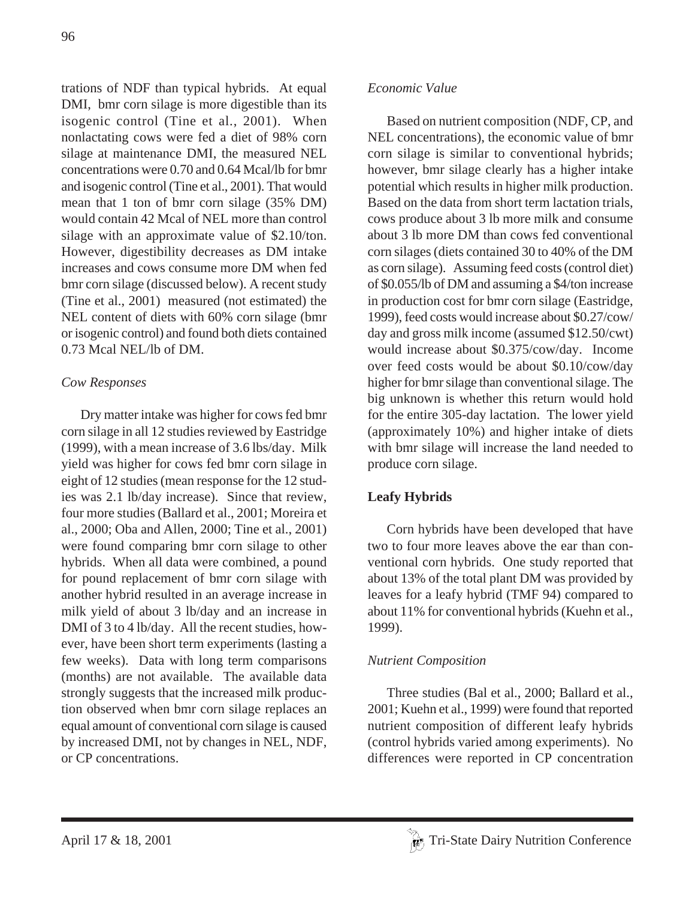trations of NDF than typical hybrids. At equal DMI, bmr corn silage is more digestible than its isogenic control (Tine et al., 2001). When nonlactating cows were fed a diet of 98% corn silage at maintenance DMI, the measured NEL concentrations were 0.70 and 0.64 Mcal/lb for bmr and isogenic control (Tine et al., 2001). That would mean that 1 ton of bmr corn silage (35% DM) would contain 42 Mcal of NEL more than control silage with an approximate value of $2.10/ton. However, digestibility decreases as DM intake increases and cows consume more DM when fed bmr corn silage (discussed below). A recent study (Tine et al., 2001) measured (not estimated) the NEL content of diets with 60% corn silage (bmr or isogenic control) and found both diets contained 0.73 Mcal NEL/lb of DM.

*Cow Responses*

Dry matter intake was higher for cows fed bmr corn silage in all 12 studies reviewed by Eastridge (1999), with a mean increase of 3.6 lbs/day. Milk yield was higher for cows fed bmr corn silage in eight of 12 studies (mean response for the 12 studies was 2.1 lb/day increase). Since that review, four more studies (Ballard et al., 2001; Moreira et al., 2000; Oba and Allen, 2000; Tine et al., 2001) were found comparing bmr corn silage to other hybrids. When all data were combined, a pound for pound replacement of bmr corn silage with another hybrid resulted in an average increase in milk yield of about 3 lb/day and an increase in DMI of 3 to 4 lb/day. All the recent studies, however, have been short term experiments (lasting a few weeks). Data with long term comparisons (months) are not available. The available data strongly suggests that the increased milk production observed when bmr corn silage replaces an equal amount of conventional corn silage is caused by increased DMI, not by changes in NEL, NDF, or CP concentrations.

*Economic Value*

Based on nutrient composition (NDF, CP, and NEL concentrations), the economic value of bmr corn silage is similar to conventional hybrids; however, bmr silage clearly has a higher intake potential which results in higher milk production. Based on the data from short term lactation trials, cows produce about 3 lb more milk and consume about 3 lb more DM than cows fed conventional corn silages (diets contained 30 to 40% of the DM as corn silage). Assuming feed costs (control diet) of $0.055/lb of DM and assuming a $4/ton increase in production cost for bmr corn silage (Eastridge, 1999), feed costs would increase about $0.27/cow/day and gross milk income (assumed $12.50/cwt) would increase about $0.375/cow/day. Income over feed costs would be about $0.10/cow/day higher for bmr silage than conventional silage. The big unknown is whether this return would hold for the entire 305-day lactation. The lower yield (approximately 10%) and higher intake of diets with bmr silage will increase the land needed to produce corn silage.

**Leafy Hybrids**

Corn hybrids have been developed that have two to four more leaves above the ear than conventional corn hybrids. One study reported that about 13% of the total plant DM was provided by leaves for a leafy hybrid (TMF 94) compared to about 11% for conventional hybrids (Kuehn et al., 1999).

*Nutrient Composition*

Three studies (Bal et al., 2000; Ballard et al., 2001; Kuehn et al., 1999) were found that reported nutrient composition of different leafy hybrids (control hybrids varied among experiments). No differences were reported in CP concentration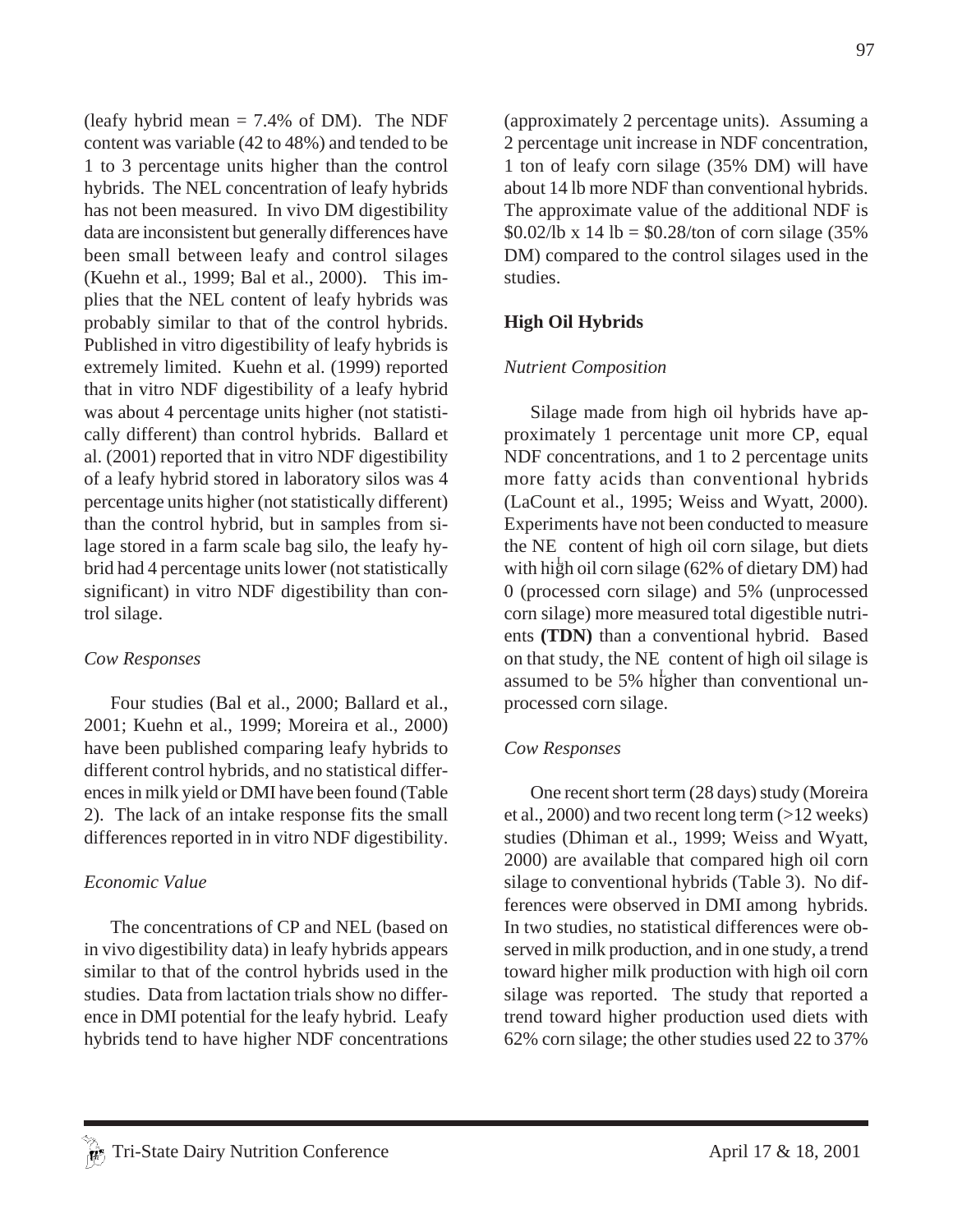(leafy hybrid mean = 7.4% of DM). The NDF content was variable (42 to 48%) and tended to be 1 to 3 percentage units higher than the control hybrids. The NEL concentration of leafy hybrids has not been measured. In vivo DM digestibility data are inconsistent but generally differences have been small between leafy and control silages (Kuehn et al., 1999; Bal et al., 2000). This implies that the NEL content of leafy hybrids was probably similar to that of the control hybrids. Published in vitro digestibility of leafy hybrids is extremely limited. Kuehn et al. (1999) reported that in vitro NDF digestibility of a leafy hybrid was about 4 percentage units higher (not statistically different) than control hybrids. Ballard et al. (2001) reported that in vitro NDF digestibility of a leafy hybrid stored in laboratory silos was 4 percentage units higher (not statistically different) than the control hybrid, but in samples from silage stored in a farm scale bag silo, the leafy hybrid had 4 percentage units lower (not statistically significant) in vitro NDF digestibility than control silage.

*Cow Responses*

Four studies (Bal et al., 2000; Ballard et al., 2001; Kuehn et al., 1999; Moreira et al., 2000) have been published comparing leafy hybrids to different control hybrids, and no statistical differences in milk yield or DMI have been found (Table 2). The lack of an intake response fits the small differences reported in in vitro NDF digestibility.

*Economic Value*

The concentrations of CP and NEL (based on in vivo digestibility data) in leafy hybrids appears similar to that of the control hybrids used in the studies. Data from lactation trials show no difference in DMI potential for the leafy hybrid. Leafy hybrids tend to have higher NDF concentrations (approximately 2 percentage units). Assuming a 2 percentage unit increase in NDF concentration, 1 ton of leafy corn silage (35% DM) will have about 14 lb more NDF than conventional hybrids. The approximate value of the additional NDF is \$0.02/lb x 14 lb = \$0.28/ton of corn silage (35% DM) compared to the control silages used in the studies.

**High Oil Hybrids**

*Nutrient Composition*

Silage made from high oil hybrids have approximately 1 percentage unit more CP, equal NDF concentrations, and 1 to 2 percentage units more fatty acids than conventional hybrids (LaCount et al., 1995; Weiss and Wyatt, 2000). Experiments have not been conducted to measure the $NE_L$ content of high oil corn silage, but diets with high oil corn silage (62% of dietary DM) had 0 (processed corn silage) and 5% (unprocessed corn silage) more measured total digestible nutrients **(TDN)** than a conventional hybrid. Based on that study, the $NE_L$ content of high oil silage is assumed to be 5% higher than conventional unprocessed corn silage.

*Cow Responses*

One recent short term (28 days) study (Moreira et al., 2000) and two recent long term (>12 weeks) studies (Dhiman et al., 1999; Weiss and Wyatt, 2000) are available that compared high oil corn silage to conventional hybrids (Table 3). No differences were observed in DMI among hybrids. In two studies, no statistical differences were observed in milk production, and in one study, a trend toward higher milk production with high oil corn silage was reported. The study that reported a trend toward higher production used diets with 62% corn silage; the other studies used 22 to 37%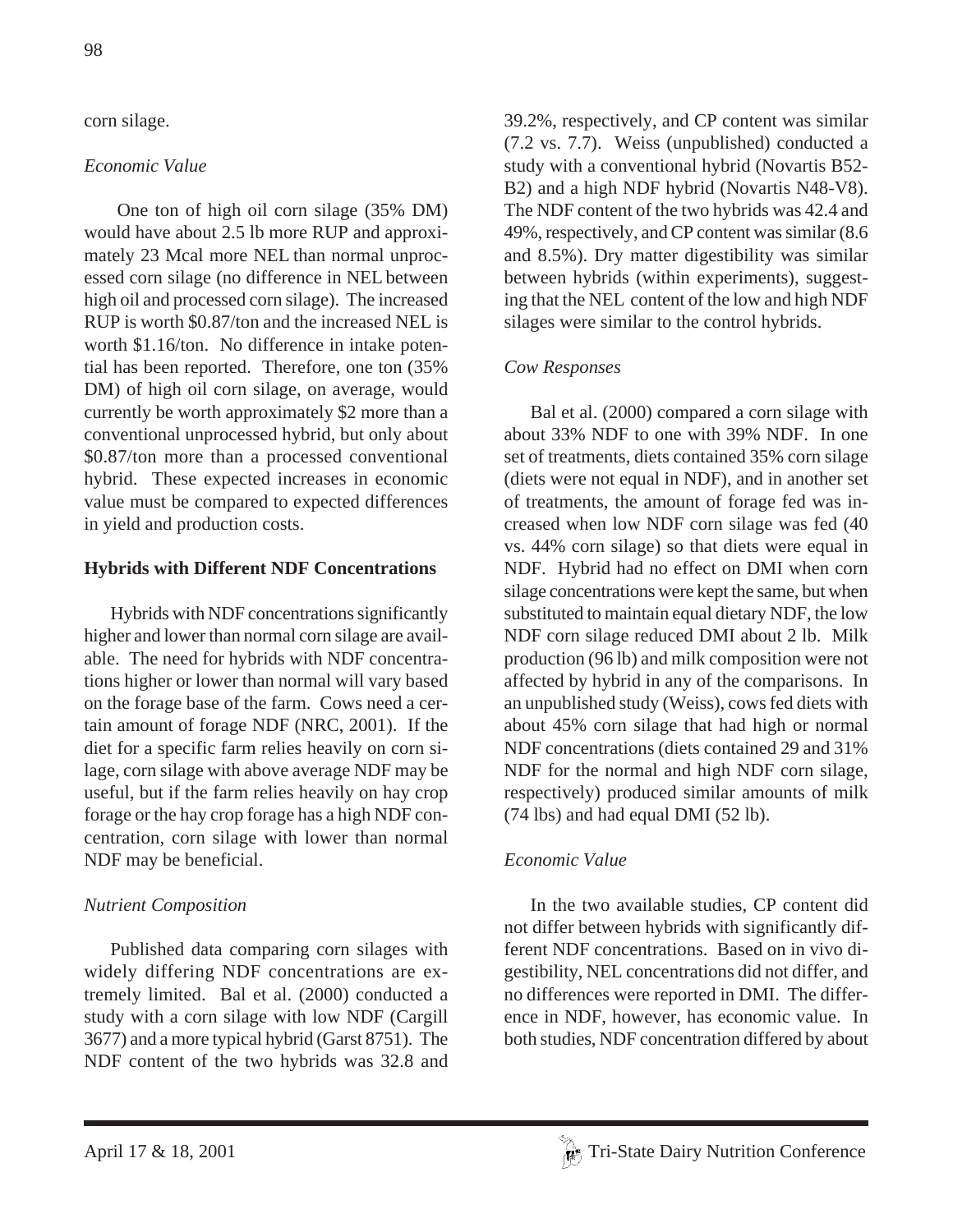corn silage.

*Economic Value*

One ton of high oil corn silage (35% DM) would have about 2.5 lb more RUP and approximately 23 Mcal more NEL than normal unprocessed corn silage (no difference in NEL between high oil and processed corn silage). The increased RUP is worth \$0.87/ton and the increased NEL is worth \$1.16/ton. No difference in intake potential has been reported. Therefore, one ton (35% DM) of high oil corn silage, on average, would currently be worth approximately \$2 more than a conventional unprocessed hybrid, but only about \$0.87/ton more than a processed conventional hybrid. These expected increases in economic value must be compared to expected differences in yield and production costs.

**Hybrids with Different NDF Concentrations**

Hybrids with NDF concentrations significantly higher and lower than normal corn silage are available. The need for hybrids with NDF concentrations higher or lower than normal will vary based on the forage base of the farm. Cows need a certain amount of forage NDF (NRC, 2001). If the diet for a specific farm relies heavily on corn silage, corn silage with above average NDF may be useful, but if the farm relies heavily on hay crop forage or the hay crop forage has a high NDF concentration, corn silage with lower than normal NDF may be beneficial.

*Nutrient Composition*

Published data comparing corn silages with widely differing NDF concentrations are extremely limited. Bal et al. (2000) conducted a study with a corn silage with low NDF (Cargill 3677) and a more typical hybrid (Garst 8751). The NDF content of the two hybrids was 32.8 and 39.2%, respectively, and CP content was similar (7.2 vs. 7.7). Weiss (unpublished) conducted a study with a conventional hybrid (Novartis B52-B2) and a high NDF hybrid (Novartis N48-V8). The NDF content of the two hybrids was 42.4 and 49%, respectively, and CP content was similar (8.6 and 8.5%). Dry matter digestibility was similar between hybrids (within experiments), suggesting that the NEL content of the low and high NDF silages were similar to the control hybrids.

*Cow Responses*

Bal et al. (2000) compared a corn silage with about 33% NDF to one with 39% NDF. In one set of treatments, diets contained 35% corn silage (diets were not equal in NDF), and in another set of treatments, the amount of forage fed was increased when low NDF corn silage was fed (40 vs. 44% corn silage) so that diets were equal in NDF. Hybrid had no effect on DMI when corn silage concentrations were kept the same, but when substituted to maintain equal dietary NDF, the low NDF corn silage reduced DMI about 2 lb. Milk production (96 lb) and milk composition were not affected by hybrid in any of the comparisons. In an unpublished study (Weiss), cows fed diets with about 45% corn silage that had high or normal NDF concentrations (diets contained 29 and 31% NDF for the normal and high NDF corn silage, respectively) produced similar amounts of milk (74 lbs) and had equal DMI (52 lb).

*Economic Value*

In the two available studies, CP content did not differ between hybrids with significantly different NDF concentrations. Based on in vivo digestibility, NEL concentrations did not differ, and no differences were reported in DMI. The difference in NDF, however, has economic value. In both studies, NDF concentration differed by about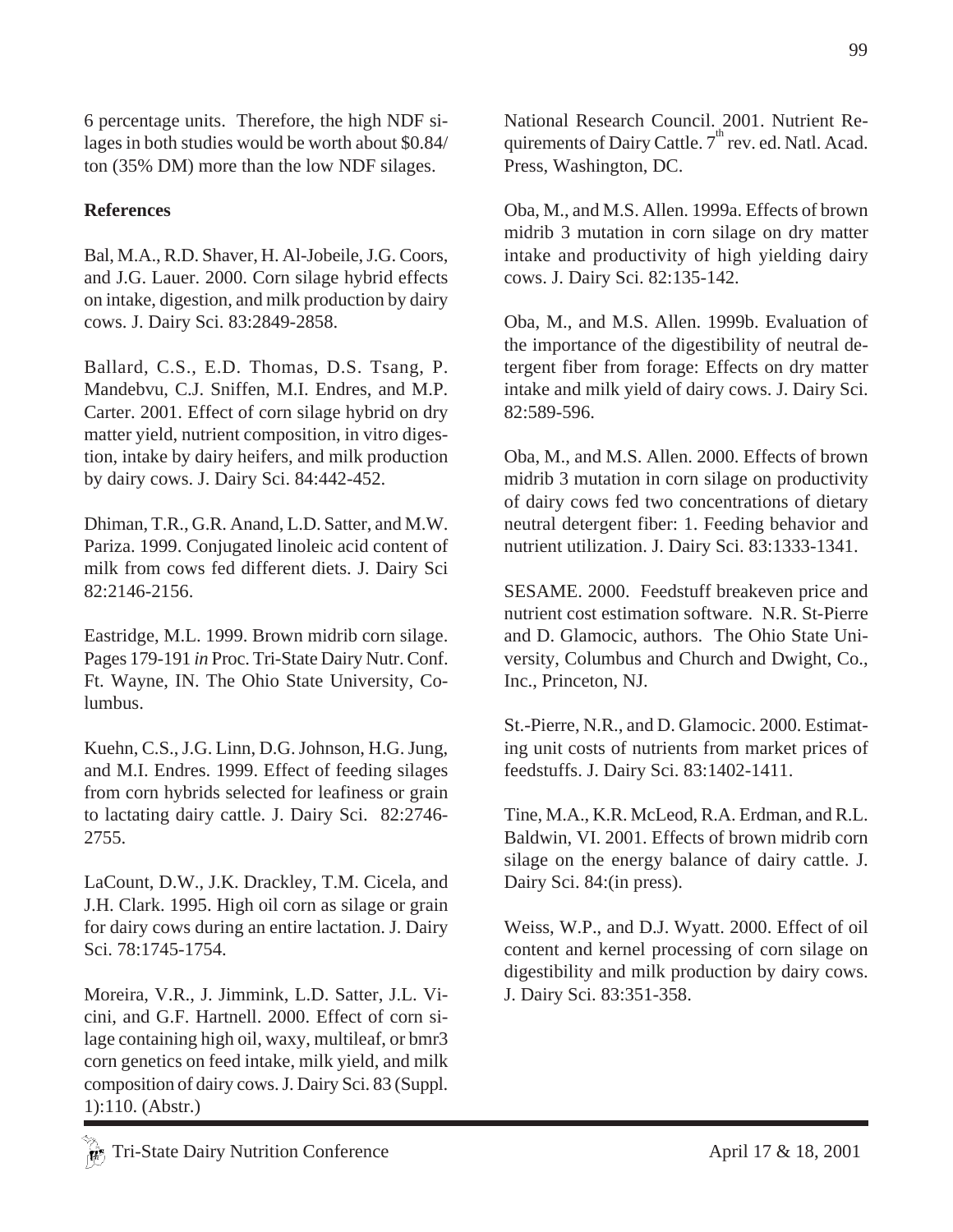6 percentage units. Therefore, the high NDF silages in both studies would be worth about $0.84/ton (35% DM) more than the low NDF silages.

**References**

Bal, M.A., R.D. Shaver, H. Al-Jobeile, J.G. Coors, and J.G. Lauer. 2000. Corn silage hybrid effects on intake, digestion, and milk production by dairy cows. J. Dairy Sci. 83:2849-2858.

Ballard, C.S., E.D. Thomas, D.S. Tsang, P. Mandebvu, C.J. Sniffen, M.I. Endres, and M.P. Carter. 2001. Effect of corn silage hybrid on dry matter yield, nutrient composition, in vitro digestion, intake by dairy heifers, and milk production by dairy cows. J. Dairy Sci. 84:442-452.

Dhiman, T.R., G.R. Anand, L.D. Satter, and M.W. Pariza. 1999. Conjugated linoleic acid content of milk from cows fed different diets. J. Dairy Sci 82:2146-2156.

Eastridge, M.L. 1999. Brown midrib corn silage. Pages 179-191 *in* Proc. Tri-State Dairy Nutr. Conf. Ft. Wayne, IN. The Ohio State University, Columbus.

Kuehn, C.S., J.G. Linn, D.G. Johnson, H.G. Jung, and M.I. Endres. 1999. Effect of feeding silages from corn hybrids selected for leafiness or grain to lactating dairy cattle. J. Dairy Sci. 82:2746-2755.

LaCount, D.W., J.K. Drackley, T.M. Cicela, and J.H. Clark. 1995. High oil corn as silage or grain for dairy cows during an entire lactation. J. Dairy Sci. 78:1745-1754.

Moreira, V.R., J. Jimmink, L.D. Satter, J.L. Vicini, and G.F. Hartnell. 2000. Effect of corn silage containing high oil, waxy, multileaf, or bmr3 corn genetics on feed intake, milk yield, and milk composition of dairy cows. J. Dairy Sci. 83 (Suppl. 1):110. (Abstr.)

National Research Council. 2001. Nutrient Requirements of Dairy Cattle. 7th rev. ed. Natl. Acad. Press, Washington, DC.

Oba, M., and M.S. Allen. 1999a. Effects of brown midrib 3 mutation in corn silage on dry matter intake and productivity of high yielding dairy cows. J. Dairy Sci. 82:135-142.

Oba, M., and M.S. Allen. 1999b. Evaluation of the importance of the digestibility of neutral detergent fiber from forage: Effects on dry matter intake and milk yield of dairy cows. J. Dairy Sci. 82:589-596.

Oba, M., and M.S. Allen. 2000. Effects of brown midrib 3 mutation in corn silage on productivity of dairy cows fed two concentrations of dietary neutral detergent fiber: 1. Feeding behavior and nutrient utilization. J. Dairy Sci. 83:1333-1341.

SESAME. 2000. Feedstuff breakeven price and nutrient cost estimation software. N.R. St-Pierre and D. Glamocic, authors. The Ohio State University, Columbus and Church and Dwight, Co., Inc., Princeton, NJ.

St.-Pierre, N.R., and D. Glamocic. 2000. Estimating unit costs of nutrients from market prices of feedstuffs. J. Dairy Sci. 83:1402-1411.

Tine, M.A., K.R. McLeod, R.A. Erdman, and R.L. Baldwin, VI. 2001. Effects of brown midrib corn silage on the energy balance of dairy cattle. J. Dairy Sci. 84:(in press).

Weiss, W.P., and D.J. Wyatt. 2000. Effect of oil content and kernel processing of corn silage on digestibility and milk production by dairy cows. J. Dairy Sci. 83:351-358.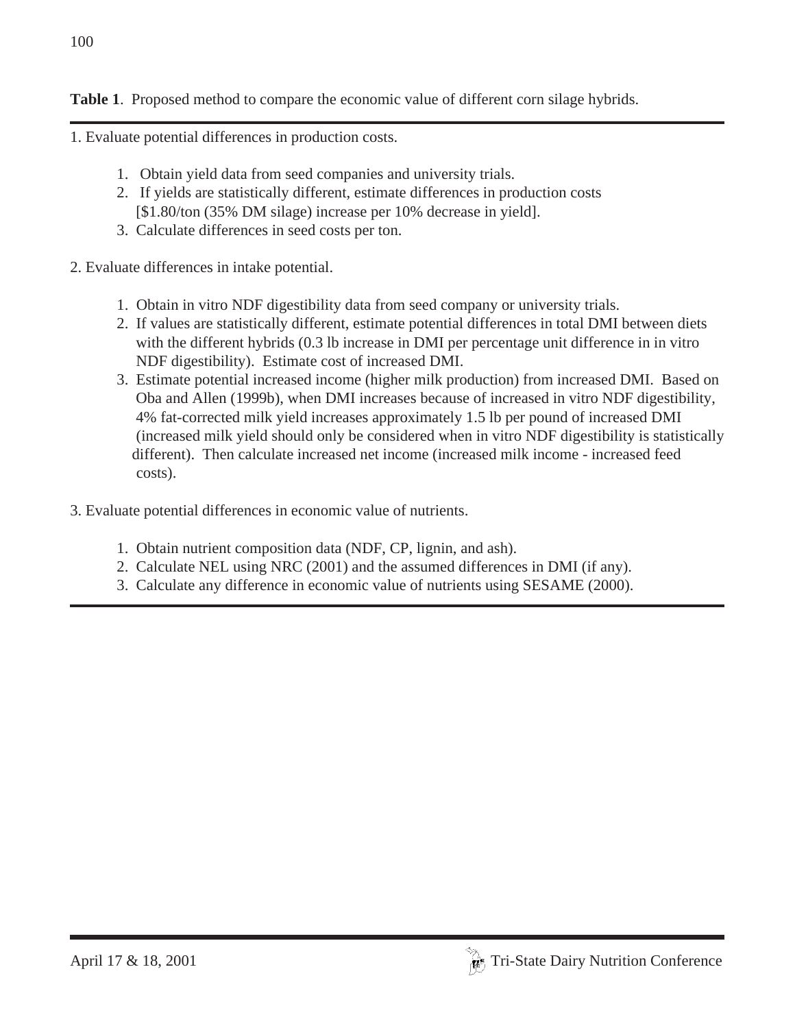**Table 1**. Proposed method to compare the economic value of different corn silage hybrids.

1. Evaluate potential differences in production costs.

    1. Obtain yield data from seed companies and university trials.
    2. If yields are statistically different, estimate differences in production costs [$1.80/ton (35% DM silage) increase per 10% decrease in yield].
    3. Calculate differences in seed costs per ton.

2. Evaluate differences in intake potential.

    1. Obtain in vitro NDF digestibility data from seed company or university trials.
    2. If values are statistically different, estimate potential differences in total DMI between diets with the different hybrids (0.3 lb increase in DMI per percentage unit difference in in vitro NDF digestibility). Estimate cost of increased DMI.
    3. Estimate potential increased income (higher milk production) from increased DMI. Based on Oba and Allen (1999b), when DMI increases because of increased in vitro NDF digestibility, 4% fat-corrected milk yield increases approximately 1.5 lb per pound of increased DMI (increased milk yield should only be considered when in vitro NDF digestibility is statistically different). Then calculate increased net income (increased milk income - increased feed costs).

3. Evaluate potential differences in economic value of nutrients.

    1. Obtain nutrient composition data (NDF, CP, lignin, and ash).
    2. Calculate NEL using NRC (2001) and the assumed differences in DMI (if any).
    3. Calculate any difference in economic value of nutrients using SESAME (2000).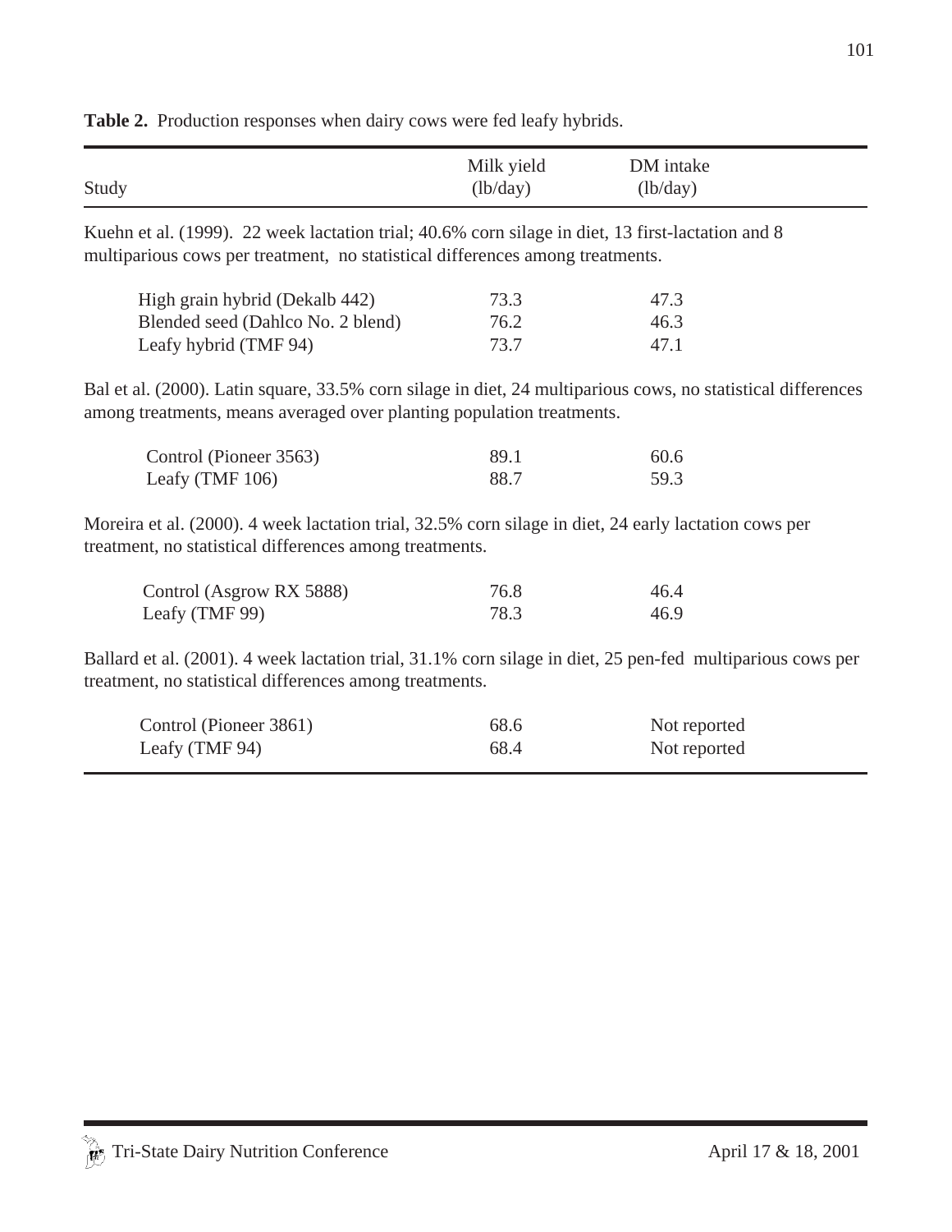**Table 2.** Production responses when dairy cows were fed leafy hybrids.

| Study | Milk yield (lb/day) | DM intake (lb/day) |
|---|---|---|
| Kuehn et al. (1999). 22 week lactation trial; 40.6% corn silage in diet, 13 first-lactation and 8 multiparious cows per treatment, no statistical differences among treatments. | | |
| High grain hybrid (Dekalb 442) | 73.3 | 47.3 |
| Blended seed (Dahlco No. 2 blend) | 76.2 | 46.3 |
| Leafy hybrid (TMF 94) | 73.7 | 47.1 |
| Bal et al. (2000). Latin square, 33.5% corn silage in diet, 24 multiparious cows, no statistical differences among treatments, means averaged over planting population treatments. | | |
| Control (Pioneer 3563) | 89.1 | 60.6 |
| Leafy (TMF 106) | 88.7 | 59.3 |
| Moreira et al. (2000). 4 week lactation trial, 32.5% corn silage in diet, 24 early lactation cows per treatment, no statistical differences among treatments. | | |
| Control (Asgrow RX 5888) | 76.8 | 46.4 |
| Leafy (TMF 99) | 78.3 | 46.9 |
| Ballard et al. (2001). 4 week lactation trial, 31.1% corn silage in diet, 25 pen-fed multiparious cows per treatment, no statistical differences among treatments. | | |
| Control (Pioneer 3861) | 68.6 | Not reported |
| Leafy (TMF 94) | 68.4 | Not reported |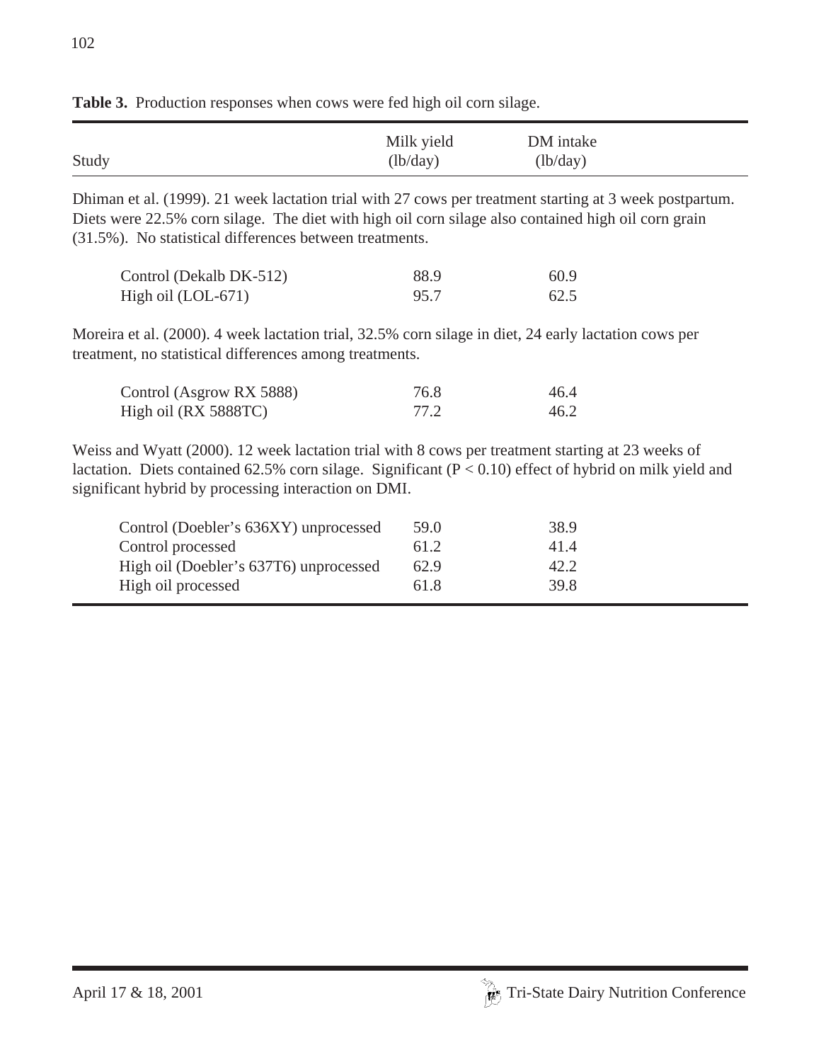**Table 3.** Production responses when cows were fed high oil corn silage.

| Study | Milk yield (lb/day) | DM intake (lb/day) |
|---|---|---|
| Dhiman et al. (1999). 21 week lactation trial with 27 cows per treatment starting at 3 week postpartum. Diets were 22.5% corn silage. The diet with high oil corn silage also contained high oil corn grain (31.5%). No statistical differences between treatments. | | |
| Control (Dekalb DK-512) | 88.9 | 60.9 |
| High oil (LOL-671) | 95.7 | 62.5 |
| Moreira et al. (2000). 4 week lactation trial, 32.5% corn silage in diet, 24 early lactation cows per treatment, no statistical differences among treatments. | | |
| Control (Asgrow RX 5888) | 76.8 | 46.4 |
| High oil (RX 5888TC) | 77.2 | 46.2 |
| Weiss and Wyatt (2000). 12 week lactation trial with 8 cows per treatment starting at 23 weeks of lactation. Diets contained 62.5% corn silage. Significant ($P < 0.10$) effect of hybrid on milk yield and significant hybrid by processing interaction on DMI. | | |
| Control (Doebler's 636XY) unprocessed | 59.0 | 38.9 |
| Control processed | 61.2 | 41.4 |
| High oil (Doebler's 637T6) unprocessed | 62.9 | 42.2 |
| High oil processed | 61.8 | 39.8 |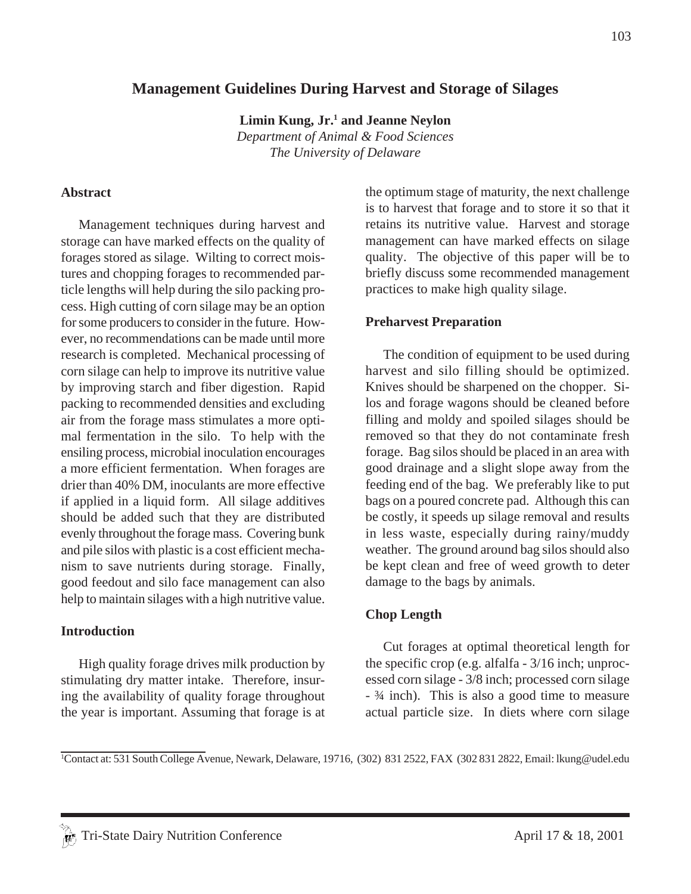# Management Guidelines During Harvest and Storage of Silages

**Limin Kung, Jr.[1] and Jeanne Neylon**
*Department of Animal & Food Sciences*
*The University of Delaware*

## Abstract

Management techniques during harvest and storage can have marked effects on the quality of forages stored as silage. Wilting to correct moistures and chopping forages to recommended particle lengths will help during the silo packing process. High cutting of corn silage may be an option for some producers to consider in the future. However, no recommendations can be made until more research is completed. Mechanical processing of corn silage can help to improve its nutritive value by improving starch and fiber digestion. Rapid packing to recommended densities and excluding air from the forage mass stimulates a more optimal fermentation in the silo. To help with the ensiling process, microbial inoculation encourages a more efficient fermentation. When forages are drier than 40% DM, inoculants are more effective if applied in a liquid form. All silage additives should be added such that they are distributed evenly throughout the forage mass. Covering bunk and pile silos with plastic is a cost efficient mechanism to save nutrients during storage. Finally, good feedout and silo face management can also help to maintain silages with a high nutritive value.

## Introduction

High quality forage drives milk production by stimulating dry matter intake. Therefore, insuring the availability of quality forage throughout the year is important. Assuming that forage is at the optimum stage of maturity, the next challenge is to harvest that forage and to store it so that it retains its nutritive value. Harvest and storage management can have marked effects on silage quality. The objective of this paper will be to briefly discuss some recommended management practices to make high quality silage.

## Preharvest Preparation

The condition of equipment to be used during harvest and silo filling should be optimized. Knives should be sharpened on the chopper. Silos and forage wagons should be cleaned before filling and moldy and spoiled silages should be removed so that they do not contaminate fresh forage. Bag silos should be placed in an area with good drainage and a slight slope away from the feeding end of the bag. We preferably like to put bags on a poured concrete pad. Although this can be costly, it speeds up silage removal and results in less waste, especially during rainy/muddy weather. The ground around bag silos should also be kept clean and free of weed growth to deter damage to the bags by animals.

## Chop Length

Cut forages at optimal theoretical length for the specific crop (e.g. alfalfa - 3/16 inch; unprocessed corn silage - 3/8 inch; processed corn silage - ¾ inch). This is also a good time to measure actual particle size. In diets where corn silage

[1]Contact at: 531 South College Avenue, Newark, Delaware, 19716, (302) 831 2522, FAX (302 831 2822, Email: lkung@udel.edu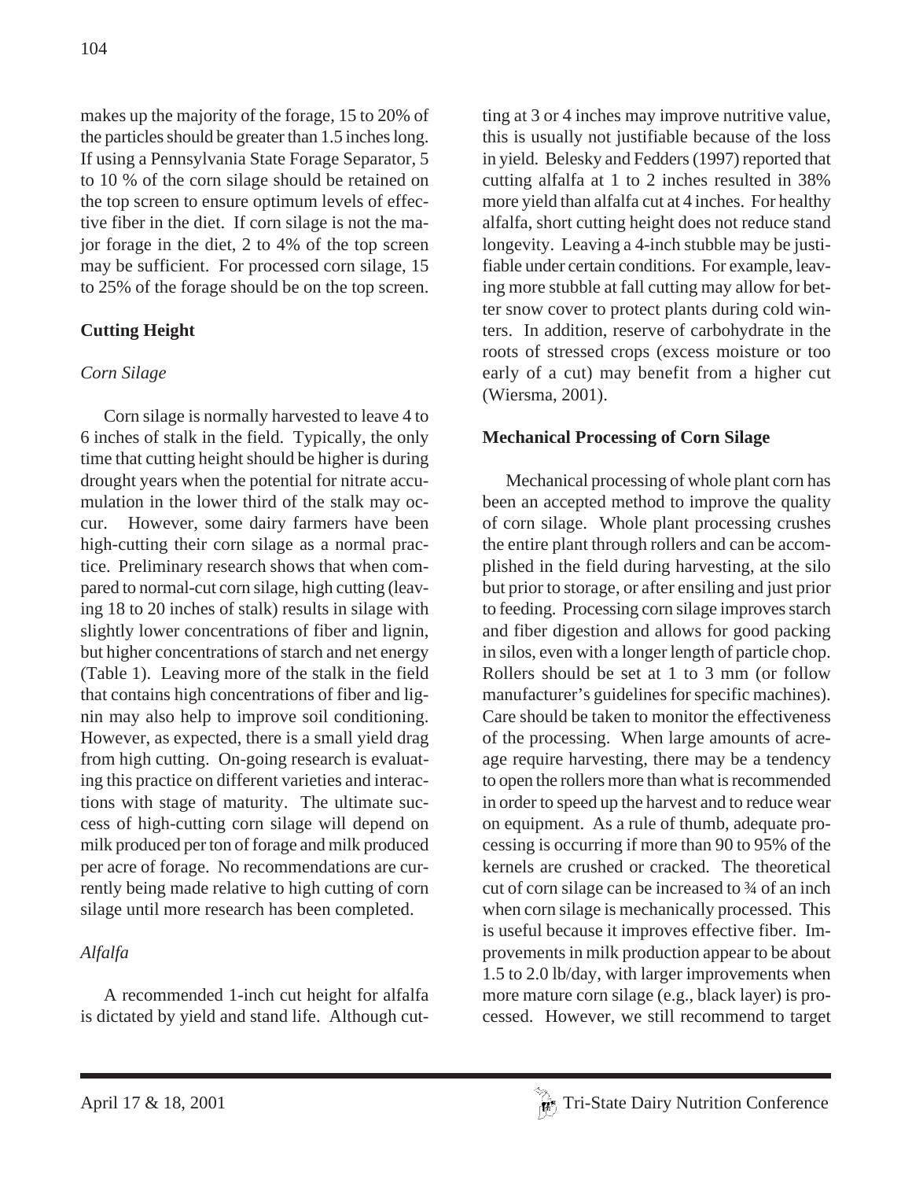makes up the majority of the forage, 15 to 20% of the particles should be greater than 1.5 inches long. If using a Pennsylvania State Forage Separator, 5 to 10 % of the corn silage should be retained on the top screen to ensure optimum levels of effective fiber in the diet. If corn silage is not the major forage in the diet, 2 to 4% of the top screen may be sufficient. For processed corn silage, 15 to 25% of the forage should be on the top screen.

## Cutting Height

### *Corn Silage*

Corn silage is normally harvested to leave 4 to 6 inches of stalk in the field. Typically, the only time that cutting height should be higher is during drought years when the potential for nitrate accumulation in the lower third of the stalk may occur. However, some dairy farmers have been high-cutting their corn silage as a normal practice. Preliminary research shows that when compared to normal-cut corn silage, high cutting (leaving 18 to 20 inches of stalk) results in silage with slightly lower concentrations of fiber and lignin, but higher concentrations of starch and net energy (Table 1). Leaving more of the stalk in the field that contains high concentrations of fiber and lignin may also help to improve soil conditioning. However, as expected, there is a small yield drag from high cutting. On-going research is evaluating this practice on different varieties and interactions with stage of maturity. The ultimate success of high-cutting corn silage will depend on milk produced per ton of forage and milk produced per acre of forage. No recommendations are currently being made relative to high cutting of corn silage until more research has been completed.

### *Alfalfa*

A recommended 1-inch cut height for alfalfa is dictated by yield and stand life. Although cutting at 3 or 4 inches may improve nutritive value, this is usually not justifiable because of the loss in yield. Belesky and Fedders (1997) reported that cutting alfalfa at 1 to 2 inches resulted in 38% more yield than alfalfa cut at 4 inches. For healthy alfalfa, short cutting height does not reduce stand longevity. Leaving a 4-inch stubble may be justifiable under certain conditions. For example, leaving more stubble at fall cutting may allow for better snow cover to protect plants during cold winters. In addition, reserve of carbohydrate in the roots of stressed crops (excess moisture or too early of a cut) may benefit from a higher cut (Wiersma, 2001).

## Mechanical Processing of Corn Silage

Mechanical processing of whole plant corn has been an accepted method to improve the quality of corn silage. Whole plant processing crushes the entire plant through rollers and can be accomplished in the field during harvesting, at the silo but prior to storage, or after ensiling and just prior to feeding. Processing corn silage improves starch and fiber digestion and allows for good packing in silos, even with a longer length of particle chop. Rollers should be set at 1 to 3 mm (or follow manufacturer's guidelines for specific machines). Care should be taken to monitor the effectiveness of the processing. When large amounts of acreage require harvesting, there may be a tendency to open the rollers more than what is recommended in order to speed up the harvest and to reduce wear on equipment. As a rule of thumb, adequate processing is occurring if more than 90 to 95% of the kernels are crushed or cracked. The theoretical cut of corn silage can be increased to ¾ of an inch when corn silage is mechanically processed. This is useful because it improves effective fiber. Improvements in milk production appear to be about 1.5 to 2.0 lb/day, with larger improvements when more mature corn silage (e.g., black layer) is processed. However, we still recommend to target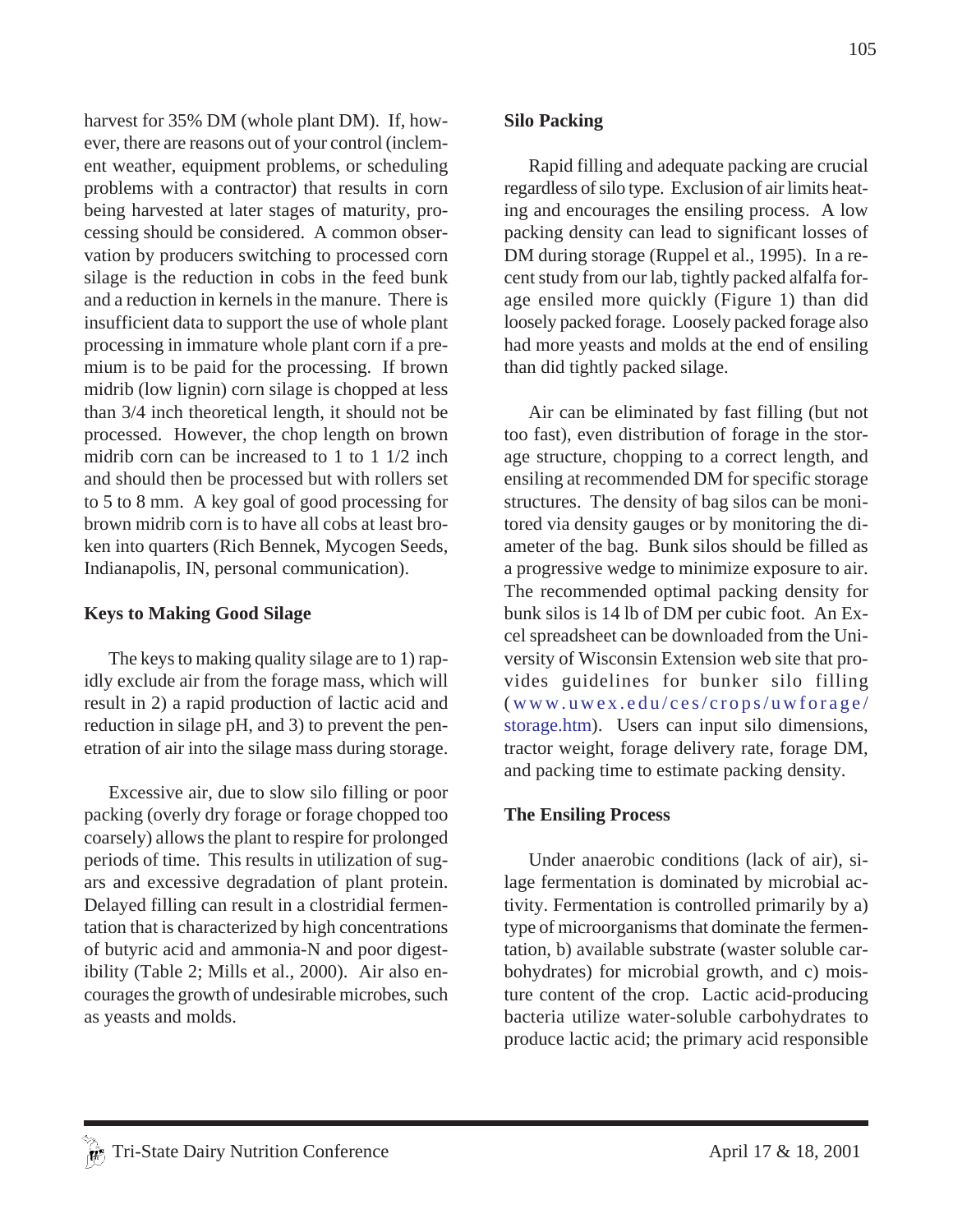harvest for 35% DM (whole plant DM). If, however, there are reasons out of your control (inclement weather, equipment problems, or scheduling problems with a contractor) that results in corn being harvested at later stages of maturity, processing should be considered. A common observation by producers switching to processed corn silage is the reduction in cobs in the feed bunk and a reduction in kernels in the manure. There is insufficient data to support the use of whole plant processing in immature whole plant corn if a premium is to be paid for the processing. If brown midrib (low lignin) corn silage is chopped at less than 3/4 inch theoretical length, it should not be processed. However, the chop length on brown midrib corn can be increased to 1 to 1 1/2 inch and should then be processed but with rollers set to 5 to 8 mm. A key goal of good processing for brown midrib corn is to have all cobs at least broken into quarters (Rich Bennek, Mycogen Seeds, Indianapolis, IN, personal communication).

**Keys to Making Good Silage**

The keys to making quality silage are to 1) rapidly exclude air from the forage mass, which will result in 2) a rapid production of lactic acid and reduction in silage pH, and 3) to prevent the penetration of air into the silage mass during storage.

Excessive air, due to slow silo filling or poor packing (overly dry forage or forage chopped too coarsely) allows the plant to respire for prolonged periods of time. This results in utilization of sugars and excessive degradation of plant protein. Delayed filling can result in a clostridial fermentation that is characterized by high concentrations of butyric acid and ammonia-N and poor digestibility (Table 2; Mills et al., 2000). Air also encourages the growth of undesirable microbes, such as yeasts and molds.

**Silo Packing**

Rapid filling and adequate packing are crucial regardless of silo type. Exclusion of air limits heating and encourages the ensiling process. A low packing density can lead to significant losses of DM during storage (Ruppel et al., 1995). In a recent study from our lab, tightly packed alfalfa forage ensiled more quickly (Figure 1) than did loosely packed forage. Loosely packed forage also had more yeasts and molds at the end of ensiling than did tightly packed silage.

Air can be eliminated by fast filling (but not too fast), even distribution of forage in the storage structure, chopping to a correct length, and ensiling at recommended DM for specific storage structures. The density of bag silos can be monitored via density gauges or by monitoring the diameter of the bag. Bunk silos should be filled as a progressive wedge to minimize exposure to air. The recommended optimal packing density for bunk silos is 14 lb of DM per cubic foot. An Excel spreadsheet can be downloaded from the University of Wisconsin Extension web site that provides guidelines for bunker silo filling (www.uwex.edu/ces/crops/uwforage/storage.htm). Users can input silo dimensions, tractor weight, forage delivery rate, forage DM, and packing time to estimate packing density.

**The Ensiling Process**

Under anaerobic conditions (lack of air), silage fermentation is dominated by microbial activity. Fermentation is controlled primarily by a) type of microorganisms that dominate the fermentation, b) available substrate (waster soluble carbohydrates) for microbial growth, and c) moisture content of the crop. Lactic acid-producing bacteria utilize water-soluble carbohydrates to produce lactic acid; the primary acid responsible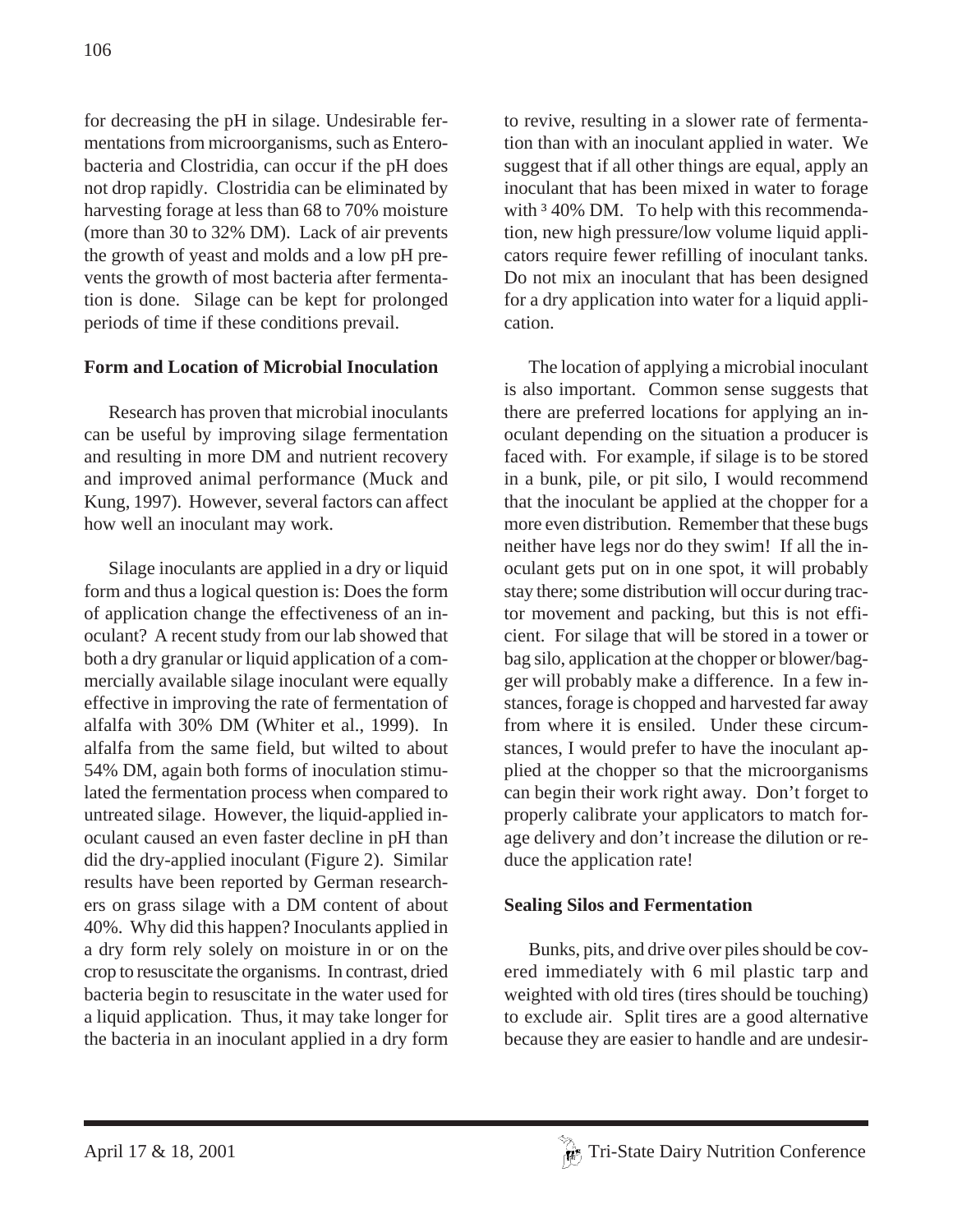for decreasing the pH in silage. Undesirable fermentations from microorganisms, such as Enterobacteria and Clostridia, can occur if the pH does not drop rapidly. Clostridia can be eliminated by harvesting forage at less than 68 to 70% moisture (more than 30 to 32% DM). Lack of air prevents the growth of yeast and molds and a low pH prevents the growth of most bacteria after fermentation is done. Silage can be kept for prolonged periods of time if these conditions prevail.

**Form and Location of Microbial Inoculation**

Research has proven that microbial inoculants can be useful by improving silage fermentation and resulting in more DM and nutrient recovery and improved animal performance (Muck and Kung, 1997). However, several factors can affect how well an inoculant may work.

Silage inoculants are applied in a dry or liquid form and thus a logical question is: Does the form of application change the effectiveness of an inoculant? A recent study from our lab showed that both a dry granular or liquid application of a commercially available silage inoculant were equally effective in improving the rate of fermentation of alfalfa with 30% DM (Whiter et al., 1999). In alfalfa from the same field, but wilted to about 54% DM, again both forms of inoculation stimulated the fermentation process when compared to untreated silage. However, the liquid-applied inoculant caused an even faster decline in pH than did the dry-applied inoculant (Figure 2). Similar results have been reported by German researchers on grass silage with a DM content of about 40%. Why did this happen? Inoculants applied in a dry form rely solely on moisture in or on the crop to resuscitate the organisms. In contrast, dried bacteria begin to resuscitate in the water used for a liquid application. Thus, it may take longer for the bacteria in an inoculant applied in a dry form to revive, resulting in a slower rate of fermentation than with an inoculant applied in water. We suggest that if all other things are equal, apply an inoculant that has been mixed in water to forage with $\geq$ 40% DM. To help with this recommendation, new high pressure/low volume liquid applicators require fewer refilling of inoculant tanks. Do not mix an inoculant that has been designed for a dry application into water for a liquid application.

The location of applying a microbial inoculant is also important. Common sense suggests that there are preferred locations for applying an inoculant depending on the situation a producer is faced with. For example, if silage is to be stored in a bunk, pile, or pit silo, I would recommend that the inoculant be applied at the chopper for a more even distribution. Remember that these bugs neither have legs nor do they swim! If all the inoculant gets put on in one spot, it will probably stay there; some distribution will occur during tractor movement and packing, but this is not efficient. For silage that will be stored in a tower or bag silo, application at the chopper or blower/bagger will probably make a difference. In a few instances, forage is chopped and harvested far away from where it is ensiled. Under these circumstances, I would prefer to have the inoculant applied at the chopper so that the microorganisms can begin their work right away. Don't forget to properly calibrate your applicators to match forage delivery and don't increase the dilution or reduce the application rate!

**Sealing Silos and Fermentation**

Bunks, pits, and drive over piles should be covered immediately with 6 mil plastic tarp and weighted with old tires (tires should be touching) to exclude air. Split tires are a good alternative because they are easier to handle and are undesir-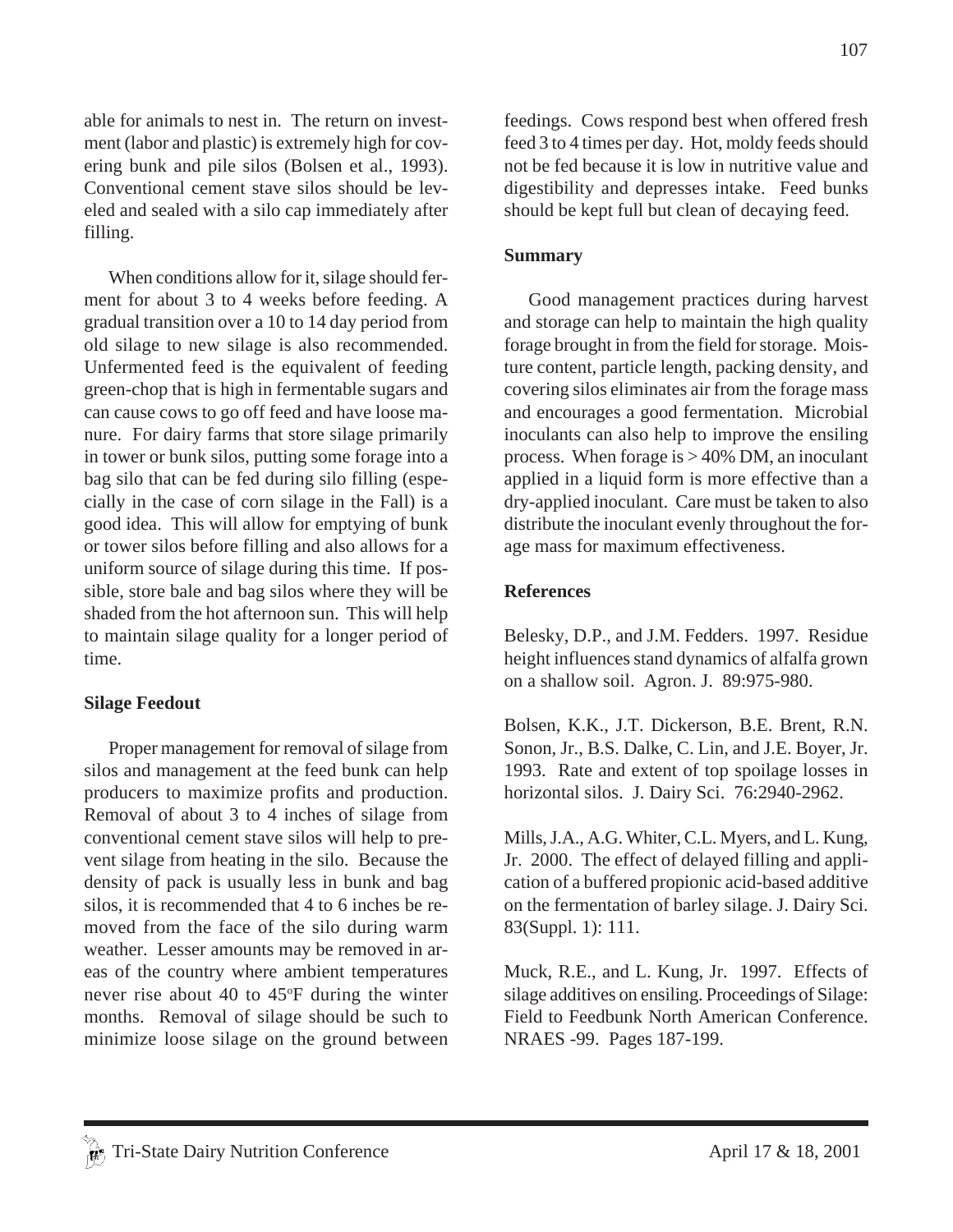able for animals to nest in. The return on investment (labor and plastic) is extremely high for covering bunk and pile silos (Bolsen et al., 1993). Conventional cement stave silos should be leveled and sealed with a silo cap immediately after filling.

When conditions allow for it, silage should ferment for about 3 to 4 weeks before feeding. A gradual transition over a 10 to 14 day period from old silage to new silage is also recommended. Unfermented feed is the equivalent of feeding green-chop that is high in fermentable sugars and can cause cows to go off feed and have loose manure. For dairy farms that store silage primarily in tower or bunk silos, putting some forage into a bag silo that can be fed during silo filling (especially in the case of corn silage in the Fall) is a good idea. This will allow for emptying of bunk or tower silos before filling and also allows for a uniform source of silage during this time. If possible, store bale and bag silos where they will be shaded from the hot afternoon sun. This will help to maintain silage quality for a longer period of time.

## Silage Feedout

Proper management for removal of silage from silos and management at the feed bunk can help producers to maximize profits and production. Removal of about 3 to 4 inches of silage from conventional cement stave silos will help to prevent silage from heating in the silo. Because the density of pack is usually less in bunk and bag silos, it is recommended that 4 to 6 inches be removed from the face of the silo during warm weather. Lesser amounts may be removed in areas of the country where ambient temperatures never rise about 40 to 45°F during the winter months. Removal of silage should be such to minimize loose silage on the ground between feedings. Cows respond best when offered fresh feed 3 to 4 times per day. Hot, moldy feeds should not be fed because it is low in nutritive value and digestibility and depresses intake. Feed bunks should be kept full but clean of decaying feed.

## Summary

Good management practices during harvest and storage can help to maintain the high quality forage brought in from the field for storage. Moisture content, particle length, packing density, and covering silos eliminates air from the forage mass and encourages a good fermentation. Microbial inoculants can also help to improve the ensiling process. When forage is > 40% DM, an inoculant applied in a liquid form is more effective than a dry-applied inoculant. Care must be taken to also distribute the inoculant evenly throughout the forage mass for maximum effectiveness.

## References

Belesky, D.P., and J.M. Fedders. 1997. Residue height influences stand dynamics of alfalfa grown on a shallow soil. Agron. J. 89:975-980.

Bolsen, K.K., J.T. Dickerson, B.E. Brent, R.N. Sonon, Jr., B.S. Dalke, C. Lin, and J.E. Boyer, Jr. 1993. Rate and extent of top spoilage losses in horizontal silos. J. Dairy Sci. 76:2940-2962.

Mills, J.A., A.G. Whiter, C.L. Myers, and L. Kung, Jr. 2000. The effect of delayed filling and application of a buffered propionic acid-based additive on the fermentation of barley silage. J. Dairy Sci. 83(Suppl. 1): 111.

Muck, R.E., and L. Kung, Jr. 1997. Effects of silage additives on ensiling. Proceedings of Silage: Field to Feedbunk North American Conference. NRAES -99. Pages 187-199.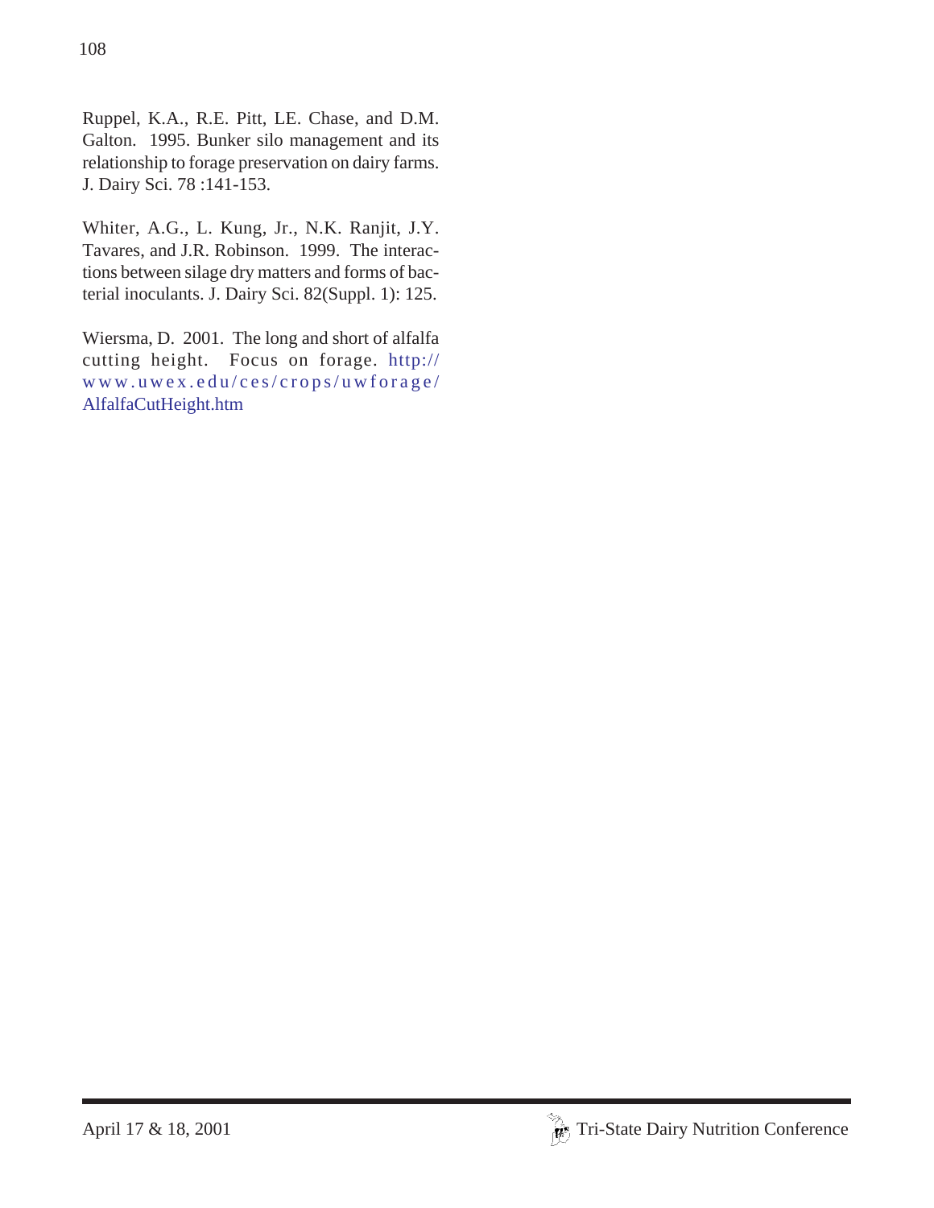Ruppel, K.A., R.E. Pitt, LE. Chase, and D.M. Galton. 1995. Bunker silo management and its relationship to forage preservation on dairy farms. J. Dairy Sci. 78 :141-153.

Whiter, A.G., L. Kung, Jr., N.K. Ranjit, J.Y. Tavares, and J.R. Robinson. 1999. The interactions between silage dry matters and forms of bacterial inoculants. J. Dairy Sci. 82(Suppl. 1): 125.

Wiersma, D. 2001. The long and short of alfalfa cutting height. Focus on forage. http://www.uwex.edu/ces/crops/uwforage/AlfalfaCutHeight.htm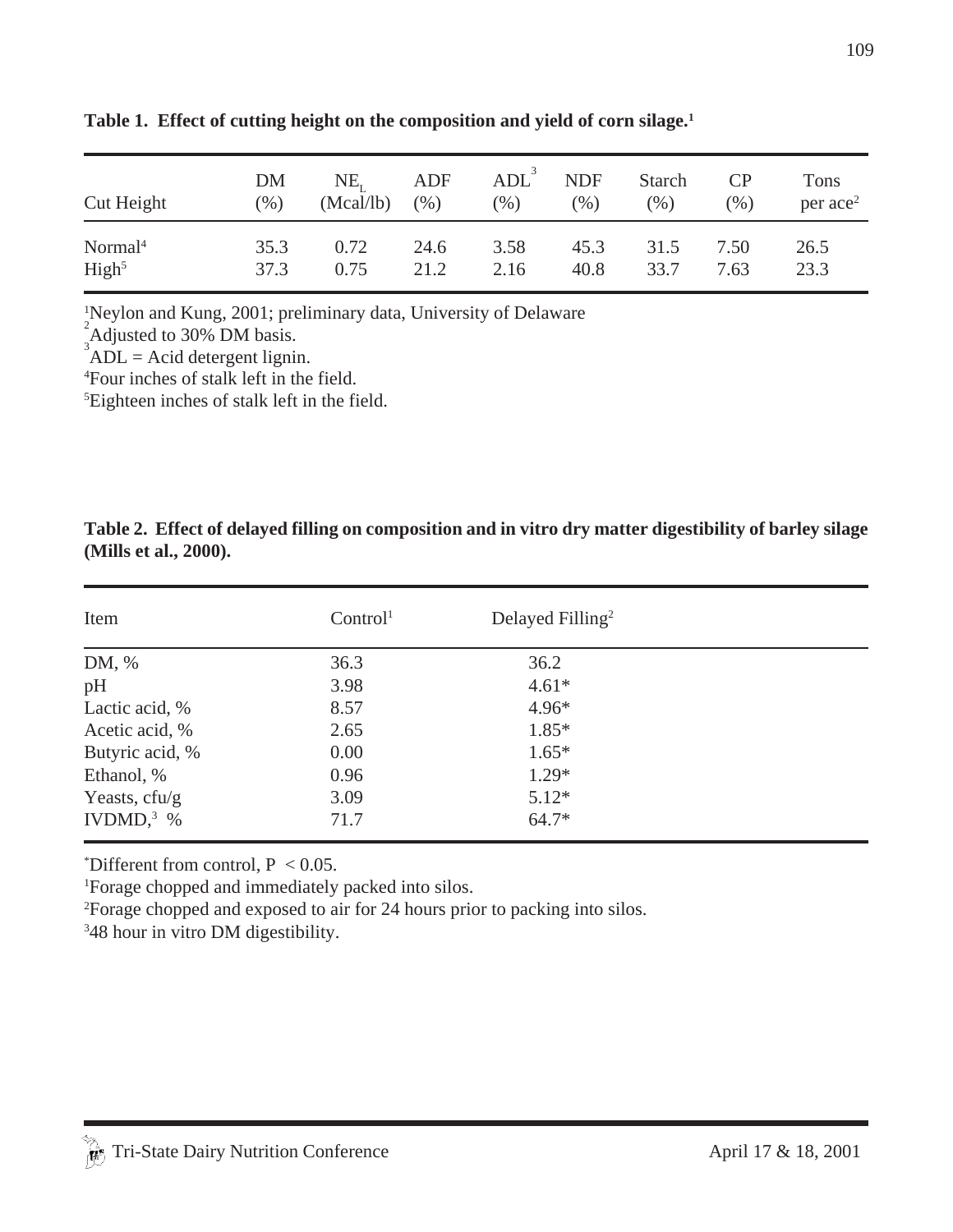**Table 1. Effect of cutting height on the composition and yield of corn silage.[1]**

| Cut Height | DM (%) | $NE_L$ (Mcal/lb) | ADF (%) | ADL[3] (%) | NDF (%) | Starch (%) | CP (%) | Tons per ace[2] |
|---|---|---|---|---|---|---|---|---|
| Normal[4] | 35.3 | 0.72 | 24.6 | 3.58 | 45.3 | 31.5 | 7.50 | 26.5 |
| High[5] | 37.3 | 0.75 | 21.2 | 2.16 | 40.8 | 33.7 | 7.63 | 23.3 |

[1]Neylon and Kung, 2001; preliminary data, University of Delaware
[2]Adjusted to 30% DM basis.
[3]ADL = Acid detergent lignin.
[4]Four inches of stalk left in the field.
[5]Eighteen inches of stalk left in the field.

**Table 2. Effect of delayed filling on composition and in vitro dry matter digestibility of barley silage (Mills et al., 2000).**

| Item | Control[1] | Delayed Filling[2] |
|---|---|---|
| DM, % | 36.3 | 36.2 |
| pH | 3.98 | 4.61* |
| Lactic acid, % | 8.57 | 4.96* |
| Acetic acid, % | 2.65 | 1.85* |
| Butyric acid, % | 0.00 | 1.65* |
| Ethanol, % | 0.96 | 1.29* |
| Yeasts, cfu/g | 3.09 | 5.12* |
| IVDMD,[3] % | 71.7 | 64.7* |

*Different from control, $P < 0.05$.
[1]Forage chopped and immediately packed into silos.
[2]Forage chopped and exposed to air for 24 hours prior to packing into silos.
[3]48 hour in vitro DM digestibility.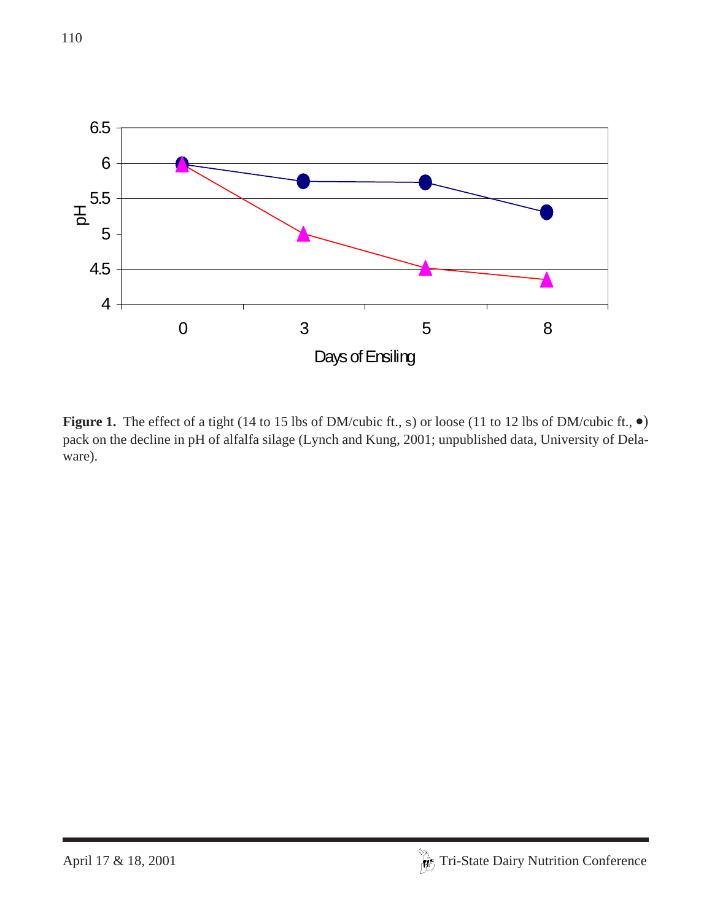**Figure 1.** The effect of a tight (14 to 15 lbs of DM/cubic ft., s) or loose (11 to 12 lbs of DM/cubic ft., •) pack on the decline in pH of alfalfa silage (Lynch and Kung, 2001; unpublished data, University of Delaware).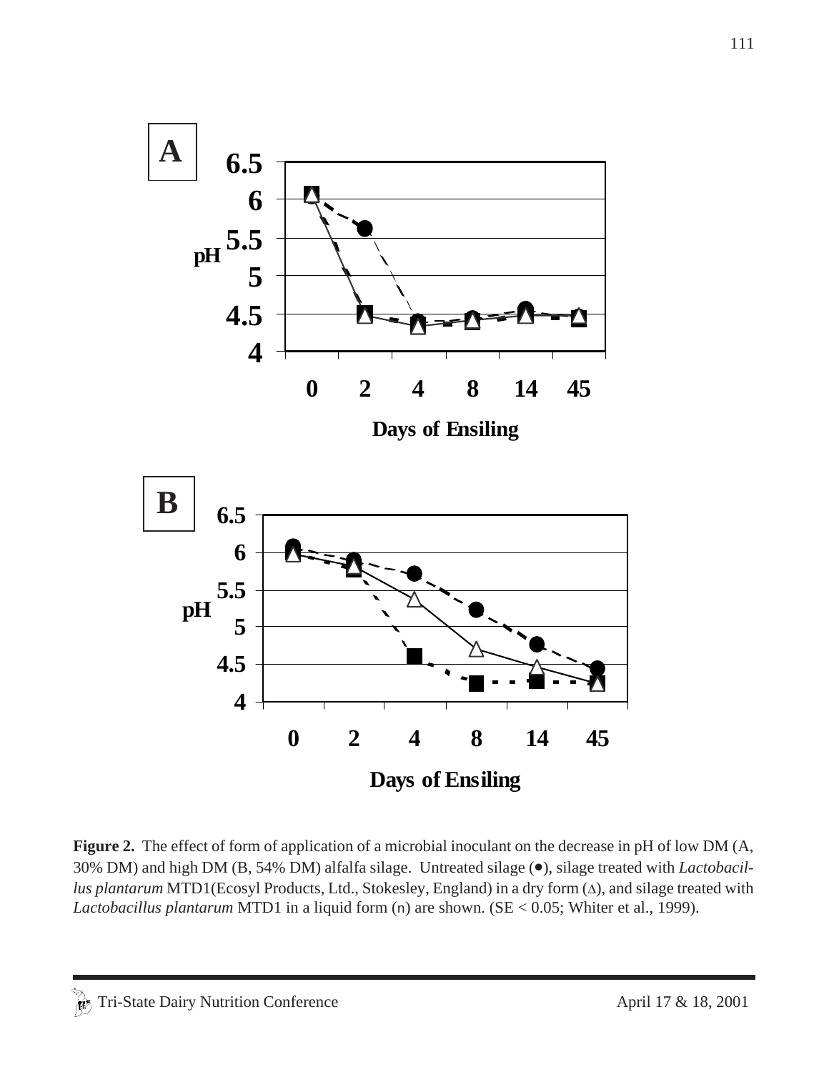**Figure 2.** The effect of form of application of a microbial inoculant on the decrease in pH of low DM (A, 30% DM) and high DM (B, 54% DM) alfalfa silage. Untreated silage (●), silage treated with *Lactobacillus plantarum* MTD1(Ecosyl Products, Ltd., Stokesley, England) in a dry form (Δ), and silage treated with *Lactobacillus plantarum* MTD1 in a liquid form (n) are shown. (SE < 0.05; Whiter et al., 1999).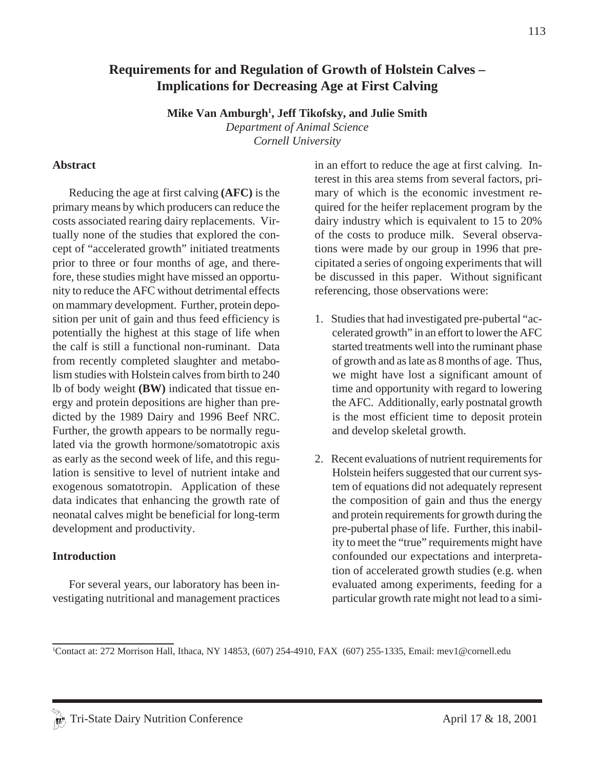# Requirements for and Regulation of Growth of Holstein Calves – Implications for Decreasing Age at First Calving

**Mike Van Amburgh[1], Jeff Tikofsky, and Julie Smith**

*Department of Animal Science*
*Cornell University*

## Abstract

Reducing the age at first calving **(AFC)** is the primary means by which producers can reduce the costs associated rearing dairy replacements. Virtually none of the studies that explored the concept of "accelerated growth" initiated treatments prior to three or four months of age, and therefore, these studies might have missed an opportunity to reduce the AFC without detrimental effects on mammary development. Further, protein deposition per unit of gain and thus feed efficiency is potentially the highest at this stage of life when the calf is still a functional non-ruminant. Data from recently completed slaughter and metabolism studies with Holstein calves from birth to 240 lb of body weight **(BW)** indicated that tissue energy and protein depositions are higher than predicted by the 1989 Dairy and 1996 Beef NRC. Further, the growth appears to be normally regulated via the growth hormone/somatotropic axis as early as the second week of life, and this regulation is sensitive to level of nutrient intake and exogenous somatotropin. Application of these data indicates that enhancing the growth rate of neonatal calves might be beneficial for long-term development and productivity.

## Introduction

For several years, our laboratory has been investigating nutritional and management practices in an effort to reduce the age at first calving. Interest in this area stems from several factors, primary of which is the economic investment required for the heifer replacement program by the dairy industry which is equivalent to 15 to 20% of the costs to produce milk. Several observations were made by our group in 1996 that precipitated a series of ongoing experiments that will be discussed in this paper. Without significant referencing, those observations were:

1. Studies that had investigated pre-pubertal "accelerated growth" in an effort to lower the AFC started treatments well into the ruminant phase of growth and as late as 8 months of age. Thus, we might have lost a significant amount of time and opportunity with regard to lowering the AFC. Additionally, early postnatal growth is the most efficient time to deposit protein and develop skeletal growth.

2. Recent evaluations of nutrient requirements for Holstein heifers suggested that our current system of equations did not adequately represent the composition of gain and thus the energy and protein requirements for growth during the pre-pubertal phase of life. Further, this inability to meet the "true" requirements might have confounded our expectations and interpretation of accelerated growth studies (e.g. when evaluated among experiments, feeding for a particular growth rate might not lead to a simi-

[1]Contact at: 272 Morrison Hall, Ithaca, NY 14853, (607) 254-4910, FAX (607) 255-1335, Email: mev1@cornell.edu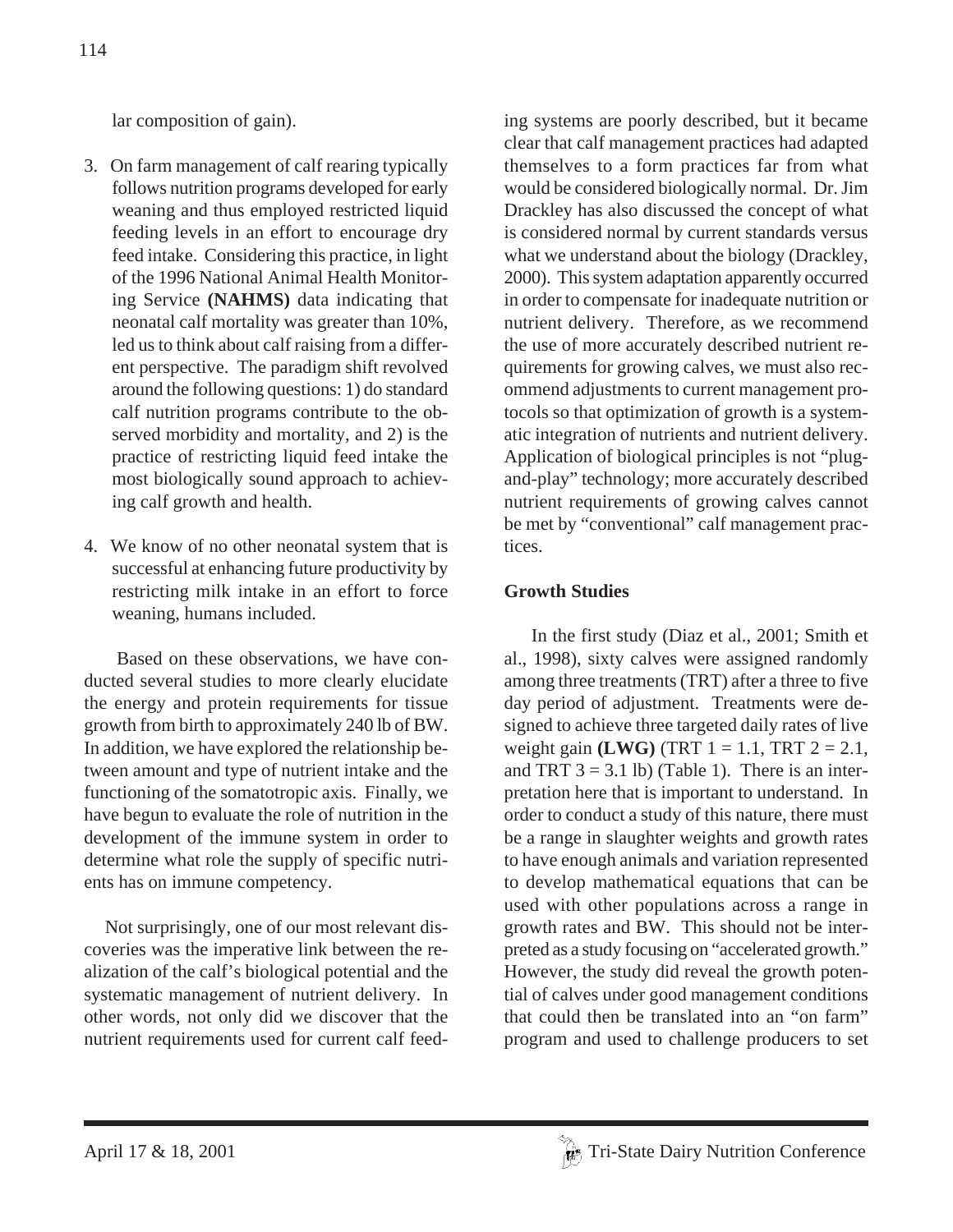lar composition of gain).

3. On farm management of calf rearing typically follows nutrition programs developed for early weaning and thus employed restricted liquid feeding levels in an effort to encourage dry feed intake. Considering this practice, in light of the 1996 National Animal Health Monitoring Service **(NAHMS)** data indicating that neonatal calf mortality was greater than 10%, led us to think about calf raising from a different perspective. The paradigm shift revolved around the following questions: 1) do standard calf nutrition programs contribute to the observed morbidity and mortality, and 2) is the practice of restricting liquid feed intake the most biologically sound approach to achieving calf growth and health.

4. We know of no other neonatal system that is successful at enhancing future productivity by restricting milk intake in an effort to force weaning, humans included.

Based on these observations, we have conducted several studies to more clearly elucidate the energy and protein requirements for tissue growth from birth to approximately 240 lb of BW. In addition, we have explored the relationship between amount and type of nutrient intake and the functioning of the somatotropic axis. Finally, we have begun to evaluate the role of nutrition in the development of the immune system in order to determine what role the supply of specific nutrients has on immune competency.

Not surprisingly, one of our most relevant discoveries was the imperative link between the realization of the calf's biological potential and the systematic management of nutrient delivery. In other words, not only did we discover that the nutrient requirements used for current calf feeding systems are poorly described, but it became clear that calf management practices had adapted themselves to a form practices far from what would be considered biologically normal. Dr. Jim Drackley has also discussed the concept of what is considered normal by current standards versus what we understand about the biology (Drackley, 2000). This system adaptation apparently occurred in order to compensate for inadequate nutrition or nutrient delivery. Therefore, as we recommend the use of more accurately described nutrient requirements for growing calves, we must also recommend adjustments to current management protocols so that optimization of growth is a systematic integration of nutrients and nutrient delivery. Application of biological principles is not "plug-and-play" technology; more accurately described nutrient requirements of growing calves cannot be met by "conventional" calf management practices.

## Growth Studies

In the first study (Diaz et al., 2001; Smith et al., 1998), sixty calves were assigned randomly among three treatments (TRT) after a three to five day period of adjustment. Treatments were designed to achieve three targeted daily rates of live weight gain **(LWG)** (TRT 1 = 1.1, TRT 2 = 2.1, and TRT 3 = 3.1 lb) (Table 1). There is an interpretation here that is important to understand. In order to conduct a study of this nature, there must be a range in slaughter weights and growth rates to have enough animals and variation represented to develop mathematical equations that can be used with other populations across a range in growth rates and BW. This should not be interpreted as a study focusing on "accelerated growth." However, the study did reveal the growth potential of calves under good management conditions that could then be translated into an "on farm" program and used to challenge producers to set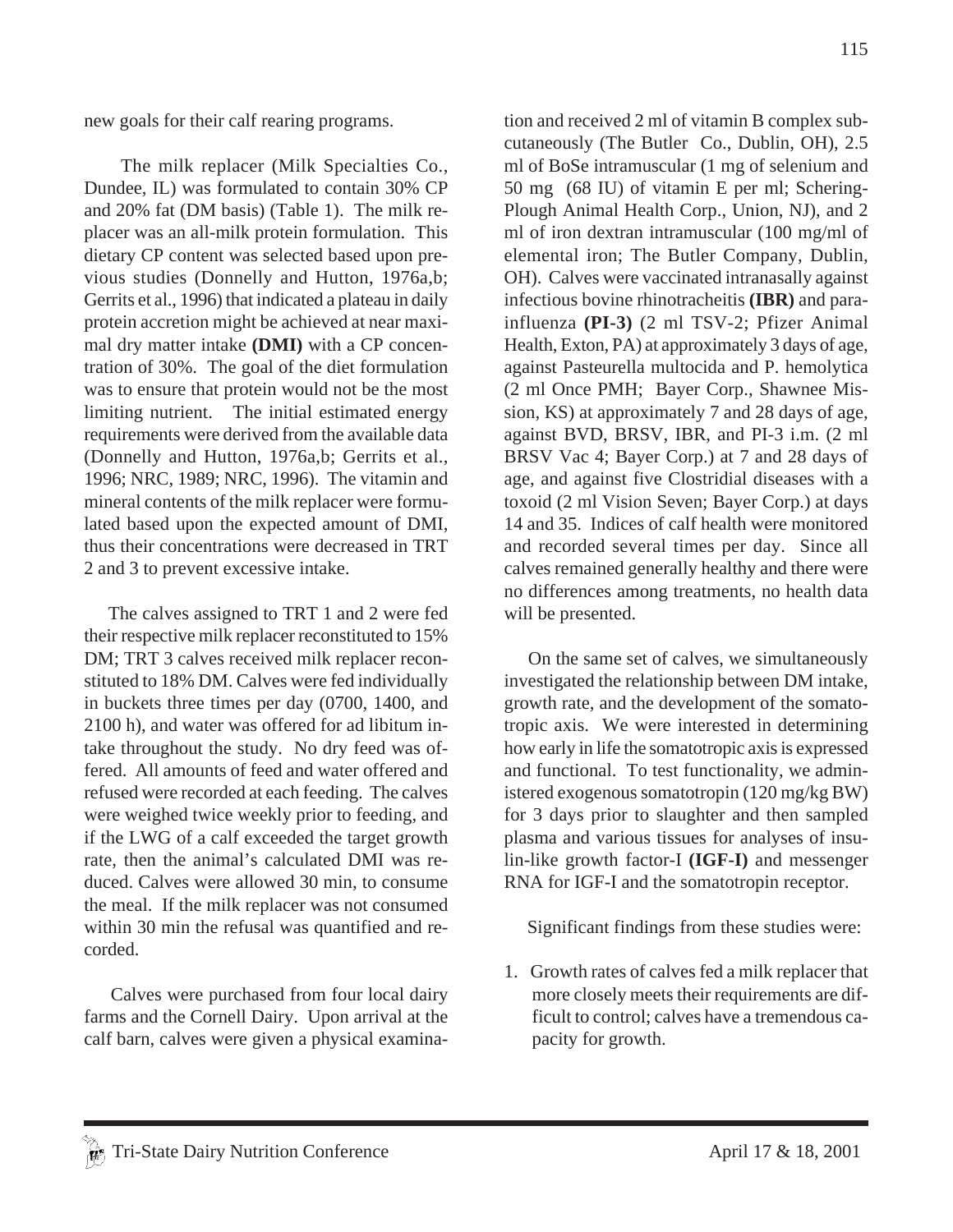new goals for their calf rearing programs.

The milk replacer (Milk Specialties Co., Dundee, IL) was formulated to contain 30% CP and 20% fat (DM basis) (Table 1). The milk replacer was an all-milk protein formulation. This dietary CP content was selected based upon previous studies (Donnelly and Hutton, 1976a,b; Gerrits et al., 1996) that indicated a plateau in daily protein accretion might be achieved at near maximal dry matter intake **(DMI)** with a CP concentration of 30%. The goal of the diet formulation was to ensure that protein would not be the most limiting nutrient. The initial estimated energy requirements were derived from the available data (Donnelly and Hutton, 1976a,b; Gerrits et al., 1996; NRC, 1989; NRC, 1996). The vitamin and mineral contents of the milk replacer were formulated based upon the expected amount of DMI, thus their concentrations were decreased in TRT 2 and 3 to prevent excessive intake.

The calves assigned to TRT 1 and 2 were fed their respective milk replacer reconstituted to 15% DM; TRT 3 calves received milk replacer reconstituted to 18% DM. Calves were fed individually in buckets three times per day (0700, 1400, and 2100 h), and water was offered for ad libitum intake throughout the study. No dry feed was offered. All amounts of feed and water offered and refused were recorded at each feeding. The calves were weighed twice weekly prior to feeding, and if the LWG of a calf exceeded the target growth rate, then the animal's calculated DMI was reduced. Calves were allowed 30 min, to consume the meal. If the milk replacer was not consumed within 30 min the refusal was quantified and recorded.

Calves were purchased from four local dairy farms and the Cornell Dairy. Upon arrival at the calf barn, calves were given a physical examination and received 2 ml of vitamin B complex subcutaneously (The Butler Co., Dublin, OH), 2.5 ml of BoSe intramuscular (1 mg of selenium and 50 mg (68 IU) of vitamin E per ml; Schering-Plough Animal Health Corp., Union, NJ), and 2 ml of iron dextran intramuscular (100 mg/ml of elemental iron; The Butler Company, Dublin, OH). Calves were vaccinated intranasally against infectious bovine rhinotracheitis **(IBR)** and parainfluenza **(PI-3)** (2 ml TSV-2; Pfizer Animal Health, Exton, PA) at approximately 3 days of age, against Pasteurella multocida and P. hemolytica (2 ml Once PMH; Bayer Corp., Shawnee Mission, KS) at approximately 7 and 28 days of age, against BVD, BRSV, IBR, and PI-3 i.m. (2 ml BRSV Vac 4; Bayer Corp.) at 7 and 28 days of age, and against five Clostridial diseases with a toxoid (2 ml Vision Seven; Bayer Corp.) at days 14 and 35. Indices of calf health were monitored and recorded several times per day. Since all calves remained generally healthy and there were no differences among treatments, no health data will be presented.

On the same set of calves, we simultaneously investigated the relationship between DM intake, growth rate, and the development of the somatotropic axis. We were interested in determining how early in life the somatotropic axis is expressed and functional. To test functionality, we administered exogenous somatotropin (120 mg/kg BW) for 3 days prior to slaughter and then sampled plasma and various tissues for analyses of insulin-like growth factor-I **(IGF-I)** and messenger RNA for IGF-I and the somatotropin receptor.

Significant findings from these studies were:

1. Growth rates of calves fed a milk replacer that more closely meets their requirements are difficult to control; calves have a tremendous capacity for growth.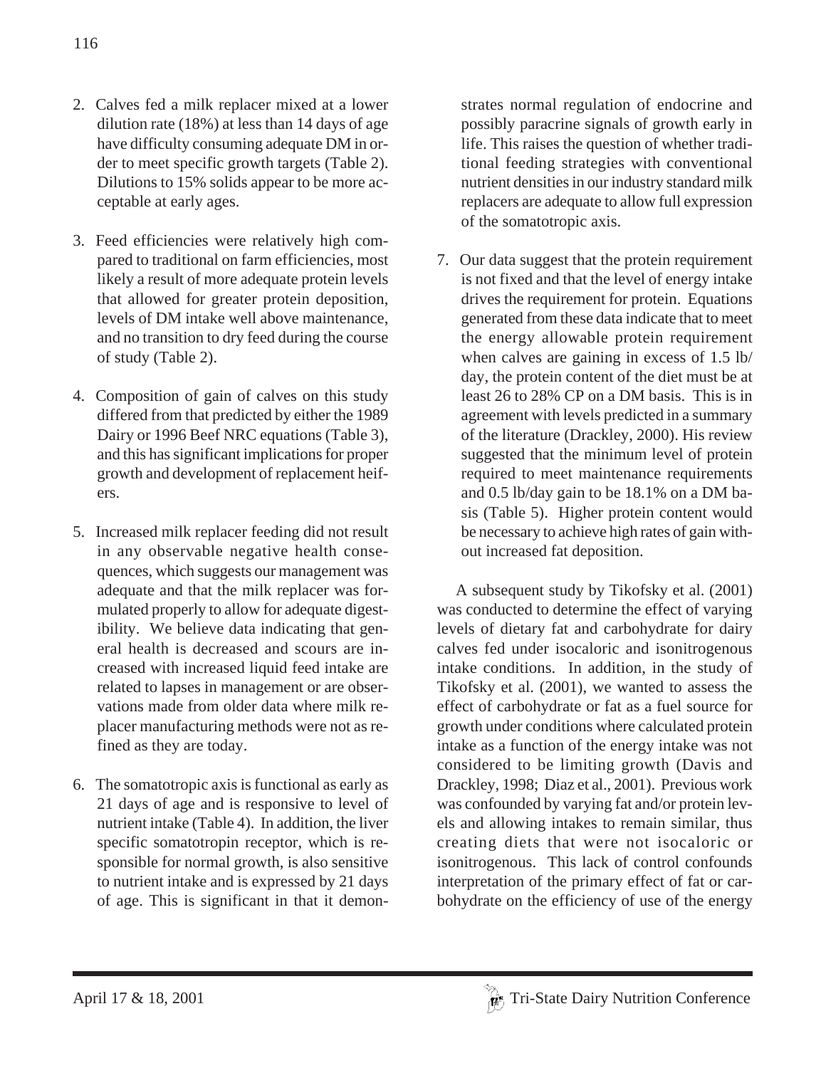2. Calves fed a milk replacer mixed at a lower dilution rate (18%) at less than 14 days of age have difficulty consuming adequate DM in order to meet specific growth targets (Table 2). Dilutions to 15% solids appear to be more acceptable at early ages.

3. Feed efficiencies were relatively high compared to traditional on farm efficiencies, most likely a result of more adequate protein levels that allowed for greater protein deposition, levels of DM intake well above maintenance, and no transition to dry feed during the course of study (Table 2).

4. Composition of gain of calves on this study differed from that predicted by either the 1989 Dairy or 1996 Beef NRC equations (Table 3), and this has significant implications for proper growth and development of replacement heifers.

5. Increased milk replacer feeding did not result in any observable negative health consequences, which suggests our management was adequate and that the milk replacer was formulated properly to allow for adequate digestibility. We believe data indicating that general health is decreased and scours are increased with increased liquid feed intake are related to lapses in management or are observations made from older data where milk replacer manufacturing methods were not as refined as they are today.

6. The somatotropic axis is functional as early as 21 days of age and is responsive to level of nutrient intake (Table 4). In addition, the liver specific somatotropin receptor, which is responsible for normal growth, is also sensitive to nutrient intake and is expressed by 21 days of age. This is significant in that it demonstrates normal regulation of endocrine and possibly paracrine signals of growth early in life. This raises the question of whether traditional feeding strategies with conventional nutrient densities in our industry standard milk replacers are adequate to allow full expression of the somatotropic axis.

7. Our data suggest that the protein requirement is not fixed and that the level of energy intake drives the requirement for protein. Equations generated from these data indicate that to meet the energy allowable protein requirement when calves are gaining in excess of 1.5 lb/day, the protein content of the diet must be at least 26 to 28% CP on a DM basis. This is in agreement with levels predicted in a summary of the literature (Drackley, 2000). His review suggested that the minimum level of protein required to meet maintenance requirements and 0.5 lb/day gain to be 18.1% on a DM basis (Table 5). Higher protein content would be necessary to achieve high rates of gain without increased fat deposition.

A subsequent study by Tikofsky et al. (2001) was conducted to determine the effect of varying levels of dietary fat and carbohydrate for dairy calves fed under isocaloric and isonitrogenous intake conditions. In addition, in the study of Tikofsky et al. (2001), we wanted to assess the effect of carbohydrate or fat as a fuel source for growth under conditions where calculated protein intake as a function of the energy intake was not considered to be limiting growth (Davis and Drackley, 1998; Diaz et al., 2001). Previous work was confounded by varying fat and/or protein levels and allowing intakes to remain similar, thus creating diets that were not isocaloric or isonitrogenous. This lack of control confounds interpretation of the primary effect of fat or carbohydrate on the efficiency of use of the energy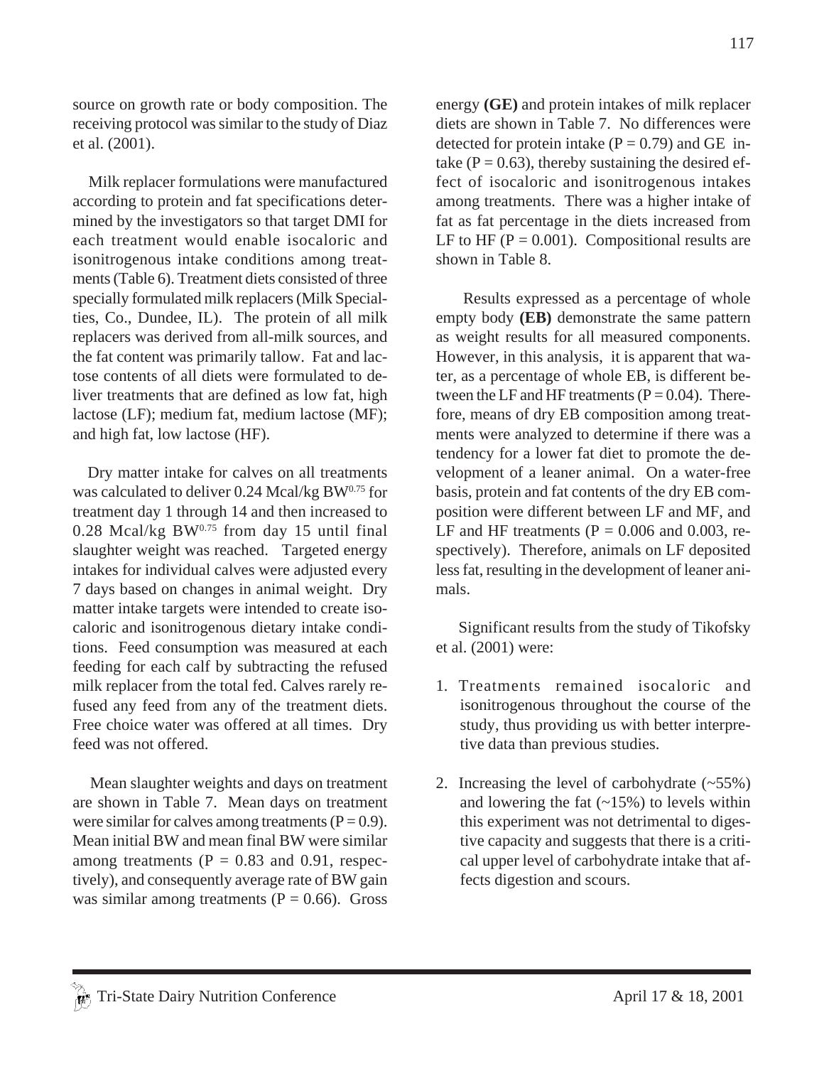source on growth rate or body composition. The receiving protocol was similar to the study of Diaz et al. (2001).

Milk replacer formulations were manufactured according to protein and fat specifications determined by the investigators so that target DMI for each treatment would enable isocaloric and isonitrogenous intake conditions among treatments (Table 6). Treatment diets consisted of three specially formulated milk replacers (Milk Specialties, Co., Dundee, IL). The protein of all milk replacers was derived from all-milk sources, and the fat content was primarily tallow. Fat and lactose contents of all diets were formulated to deliver treatments that are defined as low fat, high lactose (LF); medium fat, medium lactose (MF); and high fat, low lactose (HF).

Dry matter intake for calves on all treatments was calculated to deliver 0.24 Mcal/kg $BW^{0.75}$ for treatment day 1 through 14 and then increased to 0.28 Mcal/kg $BW^{0.75}$ from day 15 until final slaughter weight was reached. Targeted energy intakes for individual calves were adjusted every 7 days based on changes in animal weight. Dry matter intake targets were intended to create isocaloric and isonitrogenous dietary intake conditions. Feed consumption was measured at each feeding for each calf by subtracting the refused milk replacer from the total fed. Calves rarely refused any feed from any of the treatment diets. Free choice water was offered at all times. Dry feed was not offered.

Mean slaughter weights and days on treatment are shown in Table 7. Mean days on treatment were similar for calves among treatments ($P = 0.9$). Mean initial BW and mean final BW were similar among treatments ($P = 0.83$ and 0.91, respectively), and consequently average rate of BW gain was similar among treatments ($P = 0.66$). Gross energy **(GE)** and protein intakes of milk replacer diets are shown in Table 7. No differences were detected for protein intake ($P = 0.79$) and GE intake ($P = 0.63$), thereby sustaining the desired effect of isocaloric and isonitrogenous intakes among treatments. There was a higher intake of fat as fat percentage in the diets increased from LF to HF ($P = 0.001$). Compositional results are shown in Table 8.

Results expressed as a percentage of whole empty body **(EB)** demonstrate the same pattern as weight results for all measured components. However, in this analysis, it is apparent that water, as a percentage of whole EB, is different between the LF and HF treatments ($P = 0.04$). Therefore, means of dry EB composition among treatments were analyzed to determine if there was a tendency for a lower fat diet to promote the development of a leaner animal. On a water-free basis, protein and fat contents of the dry EB composition were different between LF and MF, and LF and HF treatments ($P = 0.006$ and 0.003, respectively). Therefore, animals on LF deposited less fat, resulting in the development of leaner animals.

Significant results from the study of Tikofsky et al. (2001) were:

1. Treatments remained isocaloric and isonitrogenous throughout the course of the study, thus providing us with better interpretive data than previous studies.
2. Increasing the level of carbohydrate (~55%) and lowering the fat (~15%) to levels within this experiment was not detrimental to digestive capacity and suggests that there is a critical upper level of carbohydrate intake that affects digestion and scours.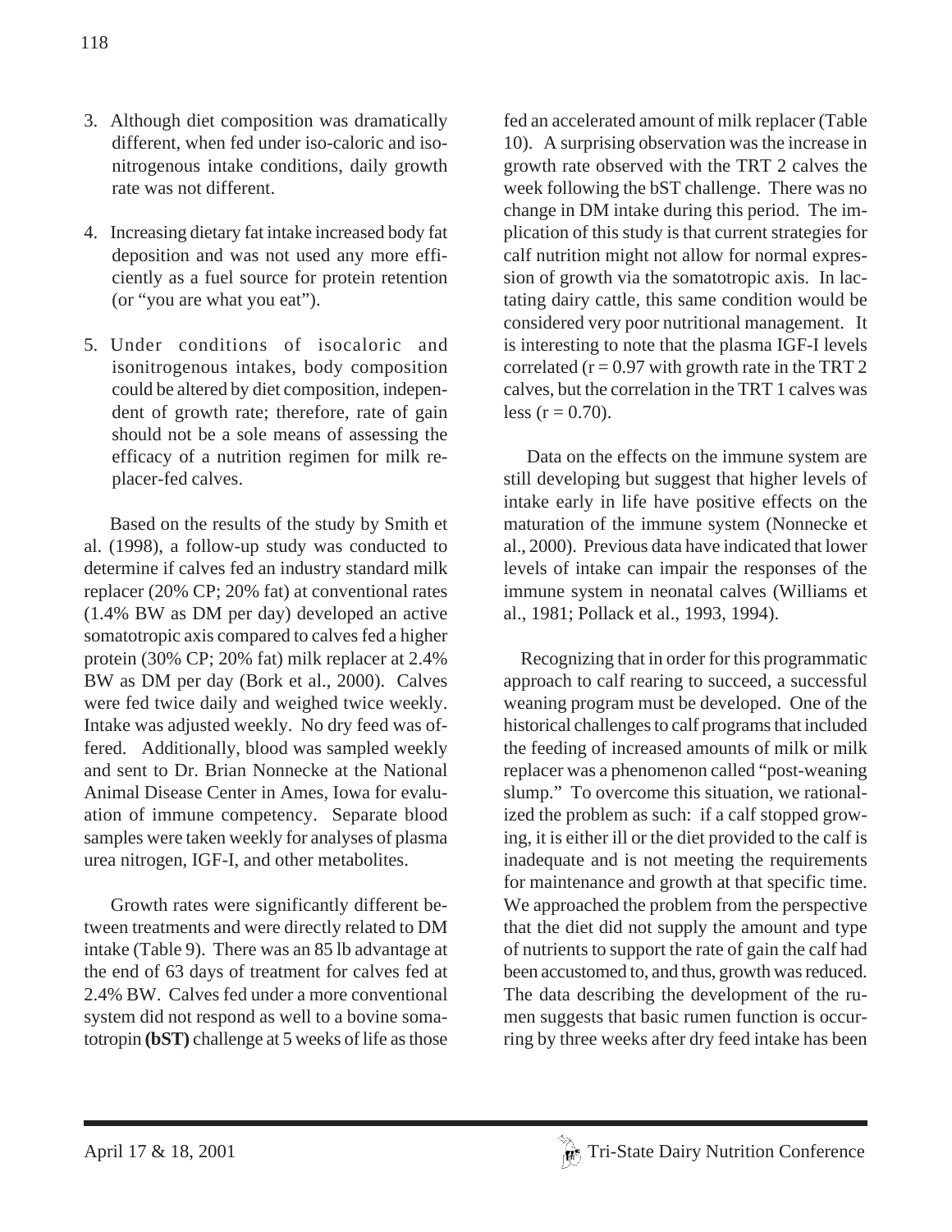3. Although diet composition was dramatically different, when fed under iso-caloric and isonitrogenous intake conditions, daily growth rate was not different.

4. Increasing dietary fat intake increased body fat deposition and was not used any more efficiently as a fuel source for protein retention (or "you are what you eat").

5. Under conditions of isocaloric and isonitrogenous intakes, body composition could be altered by diet composition, independent of growth rate; therefore, rate of gain should not be a sole means of assessing the efficacy of a nutrition regimen for milk replacer-fed calves.

Based on the results of the study by Smith et al. (1998), a follow-up study was conducted to determine if calves fed an industry standard milk replacer (20% CP; 20% fat) at conventional rates (1.4% BW as DM per day) developed an active somatotropic axis compared to calves fed a higher protein (30% CP; 20% fat) milk replacer at 2.4% BW as DM per day (Bork et al., 2000). Calves were fed twice daily and weighed twice weekly. Intake was adjusted weekly. No dry feed was offered. Additionally, blood was sampled weekly and sent to Dr. Brian Nonnecke at the National Animal Disease Center in Ames, Iowa for evaluation of immune competency. Separate blood samples were taken weekly for analyses of plasma urea nitrogen, IGF-I, and other metabolites.

Growth rates were significantly different between treatments and were directly related to DM intake (Table 9). There was an 85 lb advantage at the end of 63 days of treatment for calves fed at 2.4% BW. Calves fed under a more conventional system did not respond as well to a bovine somatotropin **(bST)** challenge at 5 weeks of life as those fed an accelerated amount of milk replacer (Table 10). A surprising observation was the increase in growth rate observed with the TRT 2 calves the week following the bST challenge. There was no change in DM intake during this period. The implication of this study is that current strategies for calf nutrition might not allow for normal expression of growth via the somatotropic axis. In lactating dairy cattle, this same condition would be considered very poor nutritional management. It is interesting to note that the plasma IGF-I levels correlated ($r = 0.97$ with growth rate in the TRT 2 calves, but the correlation in the TRT 1 calves was less ($r = 0.70$).

Data on the effects on the immune system are still developing but suggest that higher levels of intake early in life have positive effects on the maturation of the immune system (Nonnecke et al., 2000). Previous data have indicated that lower levels of intake can impair the responses of the immune system in neonatal calves (Williams et al., 1981; Pollack et al., 1993, 1994).

Recognizing that in order for this programmatic approach to calf rearing to succeed, a successful weaning program must be developed. One of the historical challenges to calf programs that included the feeding of increased amounts of milk or milk replacer was a phenomenon called "post-weaning slump." To overcome this situation, we rationalized the problem as such: if a calf stopped growing, it is either ill or the diet provided to the calf is inadequate and is not meeting the requirements for maintenance and growth at that specific time. We approached the problem from the perspective that the diet did not supply the amount and type of nutrients to support the rate of gain the calf had been accustomed to, and thus, growth was reduced. The data describing the development of the rumen suggests that basic rumen function is occurring by three weeks after dry feed intake has been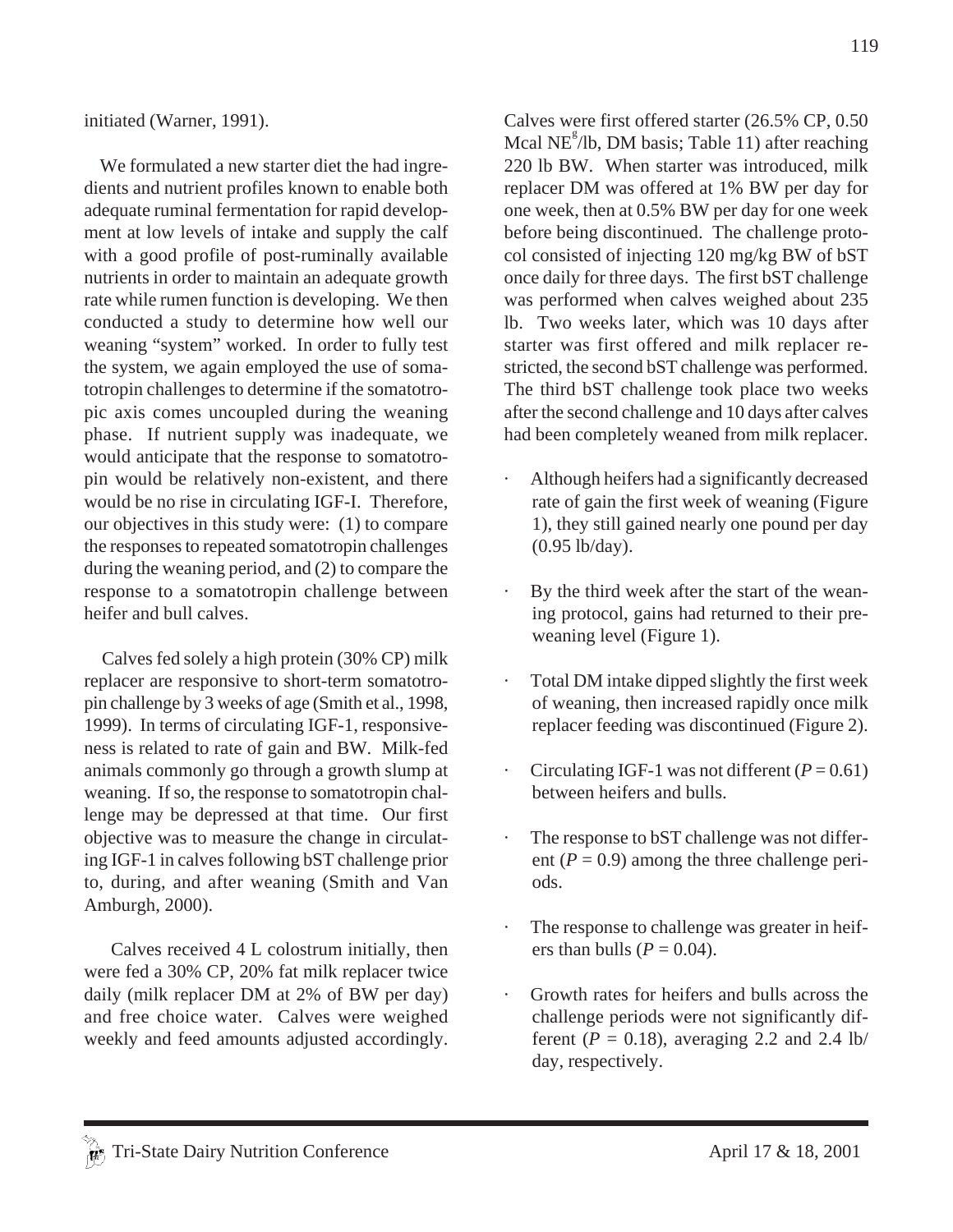initiated (Warner, 1991).

We formulated a new starter diet the had ingredients and nutrient profiles known to enable both adequate ruminal fermentation for rapid development at low levels of intake and supply the calf with a good profile of post-ruminally available nutrients in order to maintain an adequate growth rate while rumen function is developing. We then conducted a study to determine how well our weaning "system" worked. In order to fully test the system, we again employed the use of somatotropin challenges to determine if the somatotropic axis comes uncoupled during the weaning phase. If nutrient supply was inadequate, we would anticipate that the response to somatotropin would be relatively non-existent, and there would be no rise in circulating IGF-I. Therefore, our objectives in this study were: (1) to compare the responses to repeated somatotropin challenges during the weaning period, and (2) to compare the response to a somatotropin challenge between heifer and bull calves.

Calves fed solely a high protein (30% CP) milk replacer are responsive to short-term somatotropin challenge by 3 weeks of age (Smith et al., 1998, 1999). In terms of circulating IGF-1, responsiveness is related to rate of gain and BW. Milk-fed animals commonly go through a growth slump at weaning. If so, the response to somatotropin challenge may be depressed at that time. Our first objective was to measure the change in circulating IGF-1 in calves following bST challenge prior to, during, and after weaning (Smith and Van Amburgh, 2000).

Calves received 4 L colostrum initially, then were fed a 30% CP, 20% fat milk replacer twice daily (milk replacer DM at 2% of BW per day) and free choice water. Calves were weighed weekly and feed amounts adjusted accordingly. Calves were first offered starter (26.5% CP, 0.50 Mcal $NE^g$/lb, DM basis; Table 11) after reaching 220 lb BW. When starter was introduced, milk replacer DM was offered at 1% BW per day for one week, then at 0.5% BW per day for one week before being discontinued. The challenge protocol consisted of injecting 120 mg/kg BW of bST once daily for three days. The first bST challenge was performed when calves weighed about 235 lb. Two weeks later, which was 10 days after starter was first offered and milk replacer restricted, the second bST challenge was performed. The third bST challenge took place two weeks after the second challenge and 10 days after calves had been completely weaned from milk replacer.

- Although heifers had a significantly decreased rate of gain the first week of weaning (Figure 1), they still gained nearly one pound per day (0.95 lb/day).
- By the third week after the start of the weaning protocol, gains had returned to their preweaning level (Figure 1).
- Total DM intake dipped slightly the first week of weaning, then increased rapidly once milk replacer feeding was discontinued (Figure 2).
- Circulating IGF-1 was not different ($P = 0.61$) between heifers and bulls.
- The response to bST challenge was not different ($P = 0.9$) among the three challenge periods.
- The response to challenge was greater in heifers than bulls ($P = 0.04$).
- Growth rates for heifers and bulls across the challenge periods were not significantly different ($P = 0.18$), averaging 2.2 and 2.4 lb/day, respectively.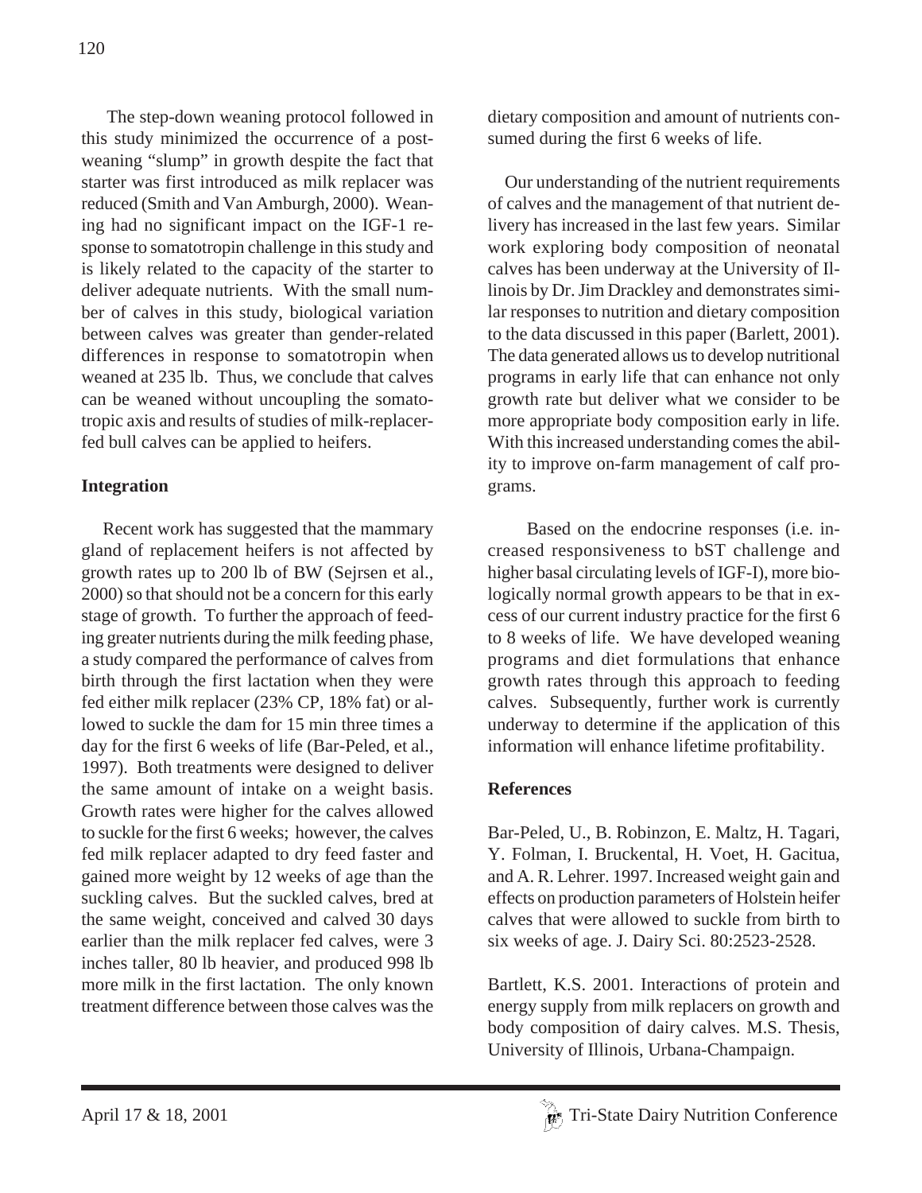The step-down weaning protocol followed in this study minimized the occurrence of a post-weaning "slump" in growth despite the fact that starter was first introduced as milk replacer was reduced (Smith and Van Amburgh, 2000). Weaning had no significant impact on the IGF-1 response to somatotropin challenge in this study and is likely related to the capacity of the starter to deliver adequate nutrients. With the small number of calves in this study, biological variation between calves was greater than gender-related differences in response to somatotropin when weaned at 235 lb. Thus, we conclude that calves can be weaned without uncoupling the somatotropic axis and results of studies of milk-replacer-fed bull calves can be applied to heifers.

## Integration

Recent work has suggested that the mammary gland of replacement heifers is not affected by growth rates up to 200 lb of BW (Sejrsen et al., 2000) so that should not be a concern for this early stage of growth. To further the approach of feeding greater nutrients during the milk feeding phase, a study compared the performance of calves from birth through the first lactation when they were fed either milk replacer (23% CP, 18% fat) or allowed to suckle the dam for 15 min three times a day for the first 6 weeks of life (Bar-Peled, et al., 1997). Both treatments were designed to deliver the same amount of intake on a weight basis. Growth rates were higher for the calves allowed to suckle for the first 6 weeks; however, the calves fed milk replacer adapted to dry feed faster and gained more weight by 12 weeks of age than the suckling calves. But the suckled calves, bred at the same weight, conceived and calved 30 days earlier than the milk replacer fed calves, were 3 inches taller, 80 lb heavier, and produced 998 lb more milk in the first lactation. The only known treatment difference between those calves was the dietary composition and amount of nutrients consumed during the first 6 weeks of life.

Our understanding of the nutrient requirements of calves and the management of that nutrient delivery has increased in the last few years. Similar work exploring body composition of neonatal calves has been underway at the University of Illinois by Dr. Jim Drackley and demonstrates similar responses to nutrition and dietary composition to the data discussed in this paper (Barlett, 2001). The data generated allows us to develop nutritional programs in early life that can enhance not only growth rate but deliver what we consider to be more appropriate body composition early in life. With this increased understanding comes the ability to improve on-farm management of calf programs.

Based on the endocrine responses (i.e. increased responsiveness to bST challenge and higher basal circulating levels of IGF-I), more biologically normal growth appears to be that in excess of our current industry practice for the first 6 to 8 weeks of life. We have developed weaning programs and diet formulations that enhance growth rates through this approach to feeding calves. Subsequently, further work is currently underway to determine if the application of this information will enhance lifetime profitability.

## References

Bar-Peled, U., B. Robinzon, E. Maltz, H. Tagari, Y. Folman, I. Bruckental, H. Voet, H. Gacitua, and A. R. Lehrer. 1997. Increased weight gain and effects on production parameters of Holstein heifer calves that were allowed to suckle from birth to six weeks of age. J. Dairy Sci. 80:2523-2528.

Bartlett, K.S. 2001. Interactions of protein and energy supply from milk replacers on growth and body composition of dairy calves. M.S. Thesis, University of Illinois, Urbana-Champaign.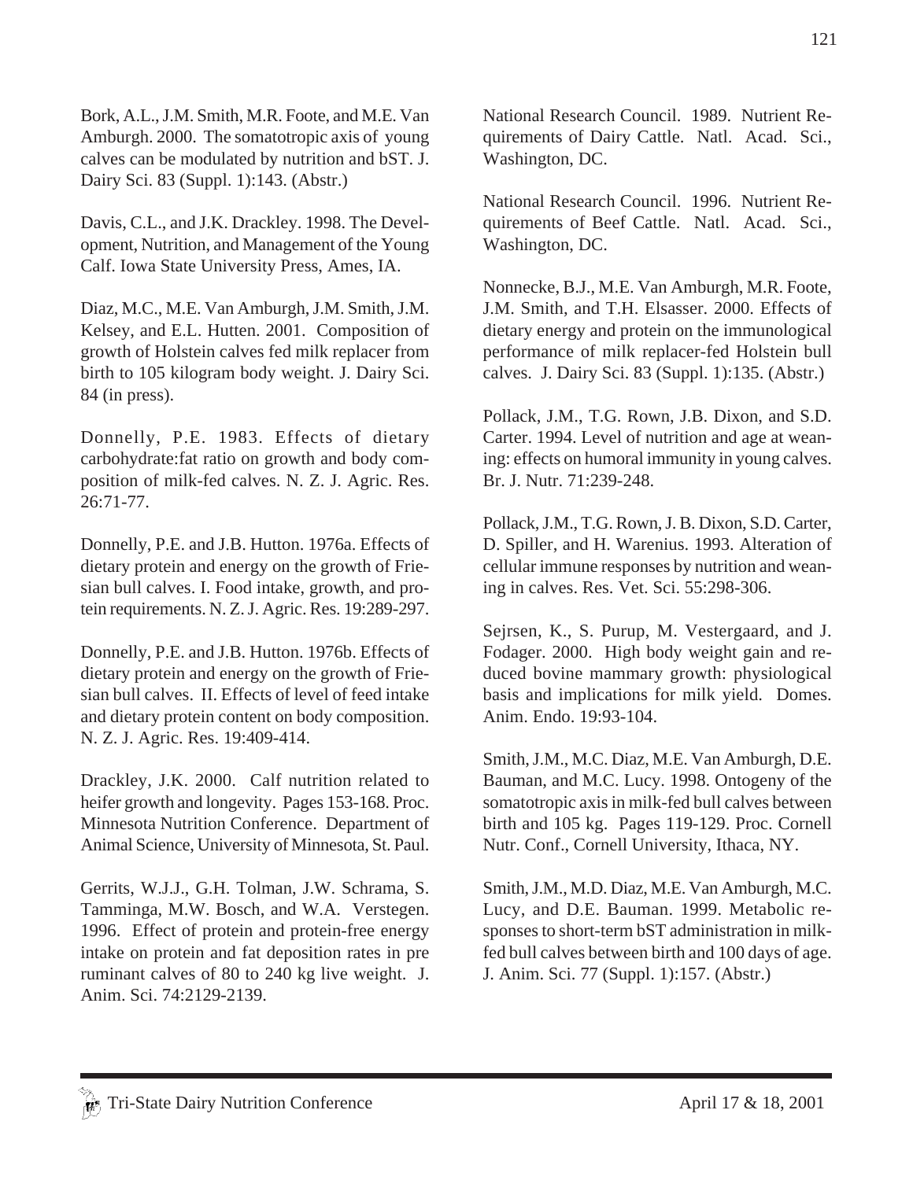Bork, A.L., J.M. Smith, M.R. Foote, and M.E. Van Amburgh. 2000. The somatotropic axis of young calves can be modulated by nutrition and bST. J. Dairy Sci. 83 (Suppl. 1):143. (Abstr.)

Davis, C.L., and J.K. Drackley. 1998. The Development, Nutrition, and Management of the Young Calf. Iowa State University Press, Ames, IA.

Diaz, M.C., M.E. Van Amburgh, J.M. Smith, J.M. Kelsey, and E.L. Hutten. 2001. Composition of growth of Holstein calves fed milk replacer from birth to 105 kilogram body weight. J. Dairy Sci. 84 (in press).

Donnelly, P.E. 1983. Effects of dietary carbohydrate:fat ratio on growth and body composition of milk-fed calves. N. Z. J. Agric. Res. 26:71-77.

Donnelly, P.E. and J.B. Hutton. 1976a. Effects of dietary protein and energy on the growth of Friesian bull calves. I. Food intake, growth, and protein requirements. N. Z. J. Agric. Res. 19:289-297.

Donnelly, P.E. and J.B. Hutton. 1976b. Effects of dietary protein and energy on the growth of Friesian bull calves. II. Effects of level of feed intake and dietary protein content on body composition. N. Z. J. Agric. Res. 19:409-414.

Drackley, J.K. 2000. Calf nutrition related to heifer growth and longevity. Pages 153-168. Proc. Minnesota Nutrition Conference. Department of Animal Science, University of Minnesota, St. Paul.

Gerrits, W.J.J., G.H. Tolman, J.W. Schrama, S. Tamminga, M.W. Bosch, and W.A. Verstegen. 1996. Effect of protein and protein-free energy intake on protein and fat deposition rates in pre ruminant calves of 80 to 240 kg live weight. J. Anim. Sci. 74:2129-2139.

National Research Council. 1989. Nutrient Requirements of Dairy Cattle. Natl. Acad. Sci., Washington, DC.

National Research Council. 1996. Nutrient Requirements of Beef Cattle. Natl. Acad. Sci., Washington, DC.

Nonnecke, B.J., M.E. Van Amburgh, M.R. Foote, J.M. Smith, and T.H. Elsasser. 2000. Effects of dietary energy and protein on the immunological performance of milk replacer-fed Holstein bull calves. J. Dairy Sci. 83 (Suppl. 1):135. (Abstr.)

Pollack, J.M., T.G. Rown, J.B. Dixon, and S.D. Carter. 1994. Level of nutrition and age at weaning: effects on humoral immunity in young calves. Br. J. Nutr. 71:239-248.

Pollack, J.M., T.G. Rown, J. B. Dixon, S.D. Carter, D. Spiller, and H. Warenius. 1993. Alteration of cellular immune responses by nutrition and weaning in calves. Res. Vet. Sci. 55:298-306.

Sejrsen, K., S. Purup, M. Vestergaard, and J. Fodager. 2000. High body weight gain and reduced bovine mammary growth: physiological basis and implications for milk yield. Domes. Anim. Endo. 19:93-104.

Smith, J.M., M.C. Diaz, M.E. Van Amburgh, D.E. Bauman, and M.C. Lucy. 1998. Ontogeny of the somatotropic axis in milk-fed bull calves between birth and 105 kg. Pages 119-129. Proc. Cornell Nutr. Conf., Cornell University, Ithaca, NY.

Smith, J.M., M.D. Diaz, M.E. Van Amburgh, M.C. Lucy, and D.E. Bauman. 1999. Metabolic responses to short-term bST administration in milk-fed bull calves between birth and 100 days of age. J. Anim. Sci. 77 (Suppl. 1):157. (Abstr.)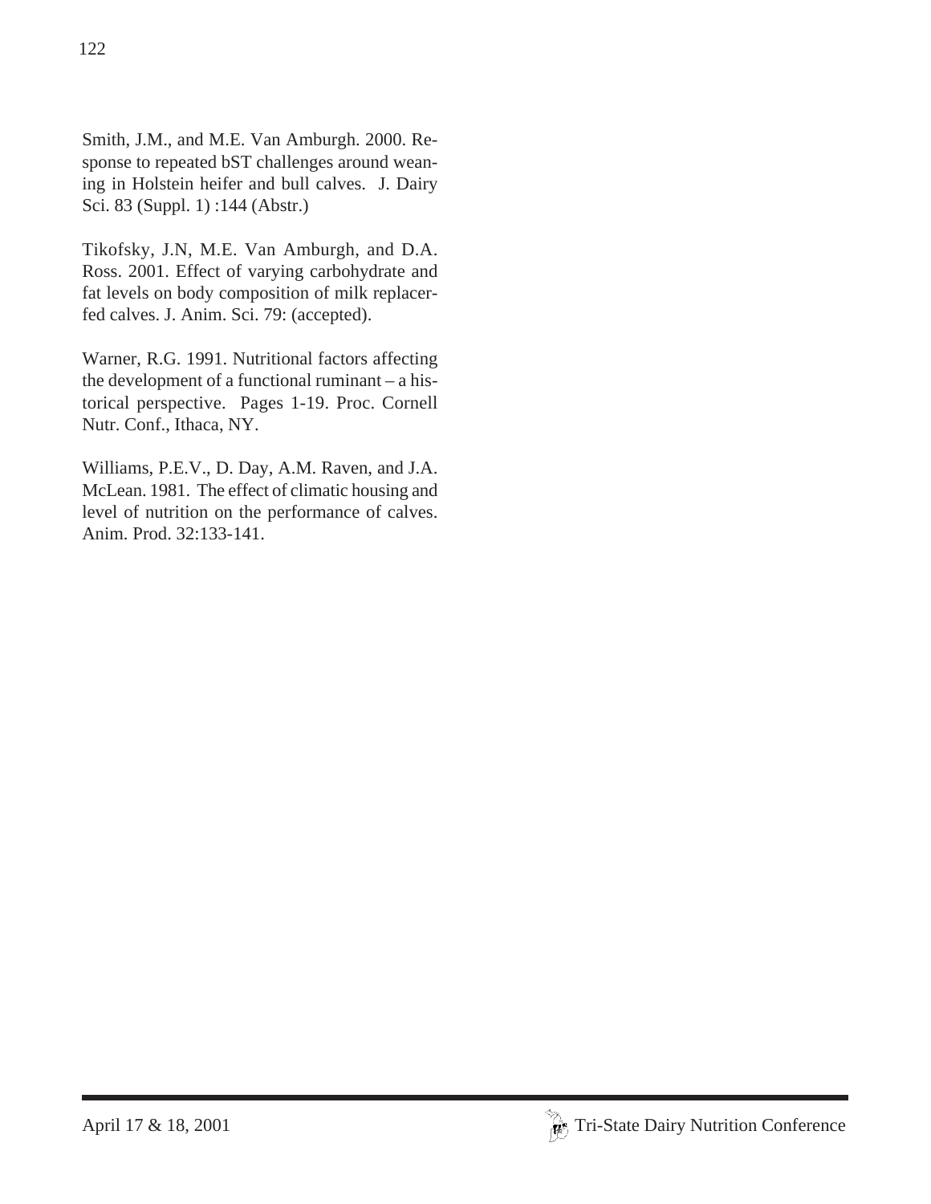Smith, J.M., and M.E. Van Amburgh. 2000. Response to repeated bST challenges around weaning in Holstein heifer and bull calves. J. Dairy Sci. 83 (Suppl. 1) :144 (Abstr.)

Tikofsky, J.N, M.E. Van Amburgh, and D.A. Ross. 2001. Effect of varying carbohydrate and fat levels on body composition of milk replacer-fed calves. J. Anim. Sci. 79: (accepted).

Warner, R.G. 1991. Nutritional factors affecting the development of a functional ruminant – a historical perspective. Pages 1-19. Proc. Cornell Nutr. Conf., Ithaca, NY.

Williams, P.E.V., D. Day, A.M. Raven, and J.A. McLean. 1981. The effect of climatic housing and level of nutrition on the performance of calves. Anim. Prod. 32:133-141.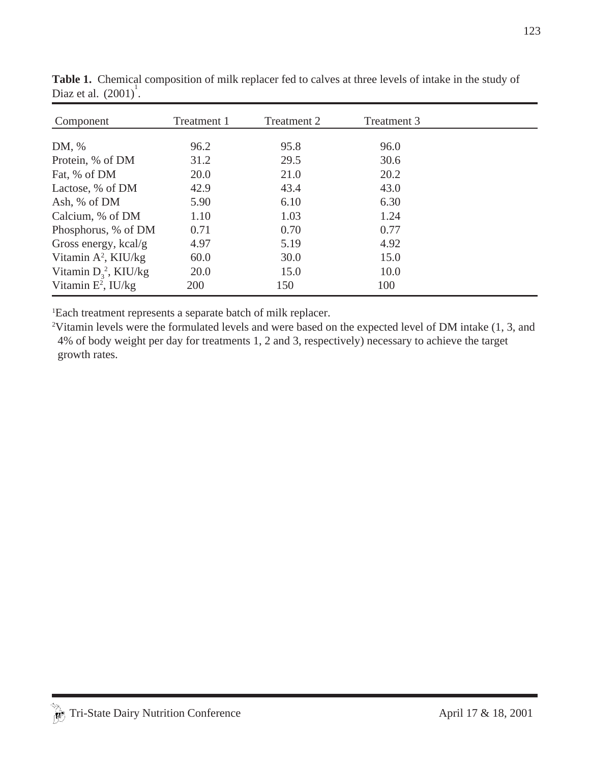**Table 1.** Chemical composition of milk replacer fed to calves at three levels of intake in the study of Diaz et al. (2001)[1].

| Component | Treatment 1 | Treatment 2 | Treatment 3 |
|---|---|---|---|
| DM, % | 96.2 | 95.8 | 96.0 |
| Protein, % of DM | 31.2 | 29.5 | 30.6 |
| Fat, % of DM | 20.0 | 21.0 | 20.2 |
| Lactose, % of DM | 42.9 | 43.4 | 43.0 |
| Ash, % of DM | 5.90 | 6.10 | 6.30 |
| Calcium, % of DM | 1.10 | 1.03 | 1.24 |
| Phosphorus, % of DM | 0.71 | 0.70 | 0.77 |
| Gross energy, kcal/g | 4.97 | 5.19 | 4.92 |
| Vitamin A[2], KIU/kg | 60.0 | 30.0 | 15.0 |
| Vitamin $D_3$[2], KIU/kg | 20.0 | 15.0 | 10.0 |
| Vitamin E[2], IU/kg | 200 | 150 | 100 |

[1]Each treatment represents a separate batch of milk replacer.

[2]Vitamin levels were the formulated levels and were based on the expected level of DM intake (1, 3, and 4% of body weight per day for treatments 1, 2 and 3, respectively) necessary to achieve the target growth rates.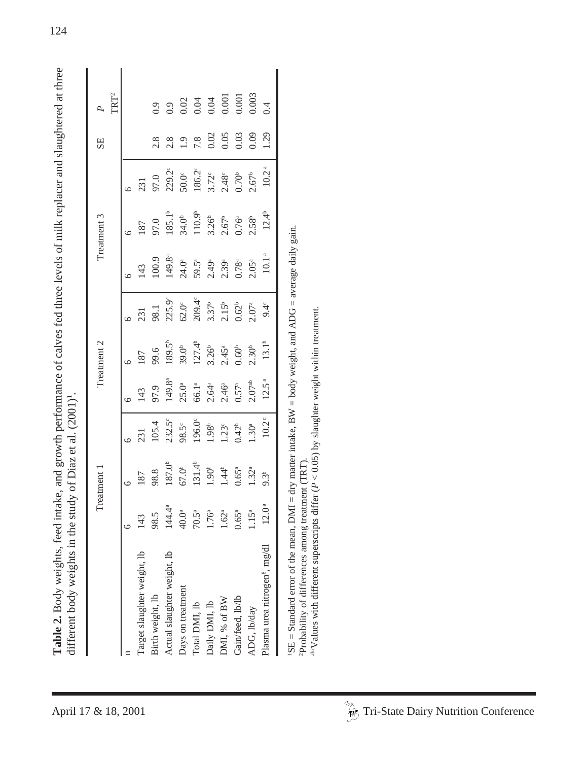**Table 2.** Body weights, feed intake, and growth performance of calves fed three levels of milk replacer and slaughtered at three different body weights in the study of Diaz et al. (2001)[1].

| | Treatment 1 | | | Treatment 2 | | | Treatment 3 | | | SE | $P$ |
|---|---|---|---|---|---|---|---|---|---|---|---|
| | | | | | | | | | | | TRT[2] |
| n | 6 | 6 | 6 | 6 | 6 | 6 | 6 | 6 | 6 | | |
| Target slaughter weight, lb | 143 | 187 | 231 | 143 | 187 | 231 | 143 | 187 | 231 | | |
| Birth weight, lb | 98.5 | 98.8 | 105.4 | 97.9 | 99.6 | 98.1 | 100.9 | 97.0 | 97.0 | 2.8 | 0.9 |
| Actual slaughter weight, lb | 144.4[a] | 187.0[b] | 232.5[c] | 149.8[a] | 189.5[b] | 225.9[c] | 149.8[a] | 185.1[b] | 229.2[c] | 2.8 | 0.9 |
| Days on treatment | 40.0[a] | 67.0[b] | 98.5[c] | 25.0[a] | 39.0[b] | 62.0[c] | 24.0[a] | 34.0[b] | 50.0[c] | 1.9 | 0.02 |
| Total DMI, lb | 70.5[a] | 131.4[b] | 196.0[c] | 66.1[a] | 127.4[b] | 209.4[c] | 59.5[a] | 110.9[b] | 186.2[c] | 7.8 | 0.04 |
| Daily DMI, lb | 1.76[a] | 1.90[b] | 1.98[b] | 2.64[a] | 3.26[b] | 3.37[b] | 2.49[a] | 3.26[b] | 3.72[c] | 0.02 | 0.04 |
| DMI, % of BW | 1.62[a] | 1.44[b] | 1.23[c] | 2.46[a] | 2.45[a] | 2.15[b] | 2.39[a] | 2.67[b] | 2.48[c] | 0.05 | 0.001 |
| Gain/feed, lb/lb | 0.65[a] | 0.65[a] | 0.42[b] | 0.57[a] | 0.60[b] | 0.62[b] | 0.78[a] | 0.76[a] | 0.70[b] | 0.03 | 0.001 |
| ADG, lb/day | 1.15[a] | 1.32[a] | 1.30[a] | 2.07[ab] | 2.30[b] | 2.07[a] | 2.05[a] | 2.58[b] | 2.67[b] | 0.09 | 0.003 |
| Plasma urea nitrogen[8], mg/dl | 12.0[a] | 9.3[b] | 10.2[c] | 12.5[a] | 13.1[b] | 9.4[c] | 10.1[a] | 12.4[b] | 10.2[a] | 1.29 | 0.4 |

[1]SE = Standard error of the mean, DMI = dry matter intake, BW = body weight, and ADG = average daily gain.
[2]Probability of differences among treatment (TRT).
[abc]Values with different superscripts differ ($P < 0.05$) by slaughter weight within treatment.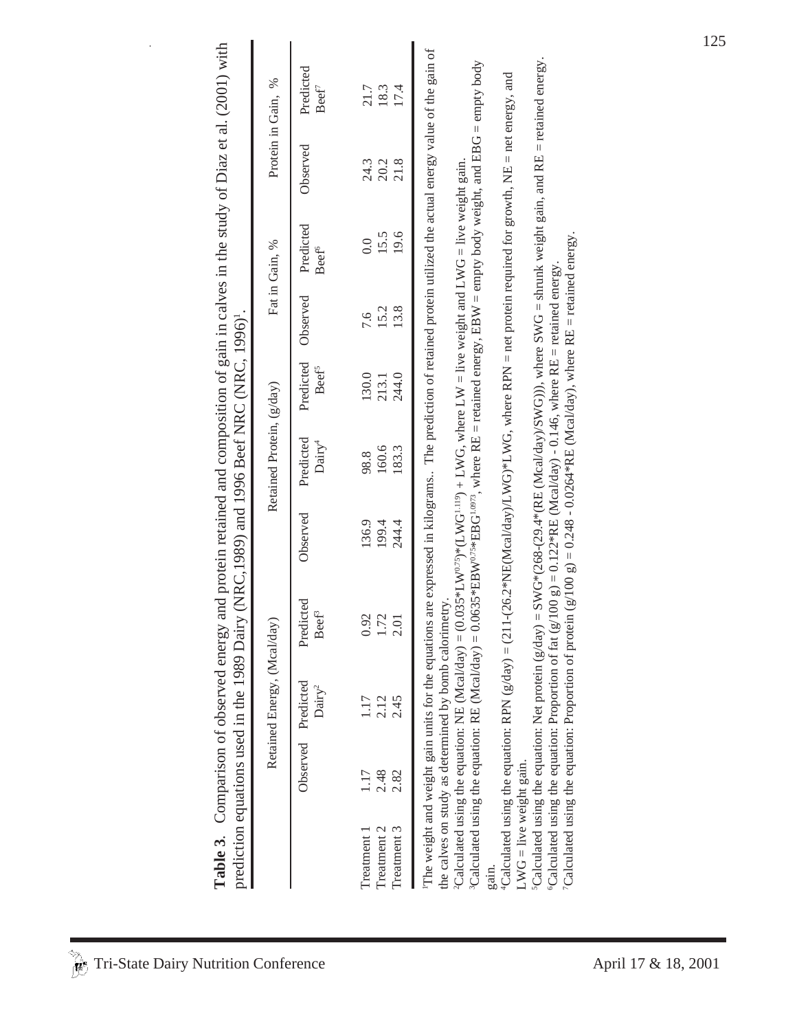**Table 3**. Comparison of observed energy and protein retained and composition of gain in calves in the study of Diaz et al. (2001) with prediction equations used in the 1989 Dairy (NRC,1989) and 1996 Beef NRC (NRC, 1996)[1].

| | Retained Energy, (Mcal/day) | | | Retained Protein, (g/day) | | | Fat in Gain, % | | Protein in Gain, % | |
|---|---|---|---|---|---|---|---|---|---|---|
| | Observed | Predicted Dairy[2] | Predicted Beef[3] | Observed | Predicted Dairy[4] | Predicted Beef[5] | Observed | Predicted Beef[6] | Observed | Predicted Beef[7] |
| Treatment 1 | 1.17 | 1.17 | 0.92 | 136.9 | 98.8 | 130.0 | 7.6 | 0.0 | 24.3 | 21.7 |
| Treatment 2 | 2.48 | 2.12 | 1.72 | 199.4 | 160.6 | 213.1 | 15.2 | 15.5 | 20.2 | 18.3 |
| Treatment 3 | 2.82 | 2.45 | 2.01 | 244.4 | 183.3 | 244.0 | 13.8 | 19.6 | 21.8 | 17.4 |

[1]The weight and weight gain units for the equations are expressed in kilograms.. The prediction of retained protein utilized the actual energy value of the gain of the calves on study as determined by bomb calorimetry.

[2]Calculated using the equation: NE (Mcal/day) = $(0.035*LW^{0.75})*(LWG^{1.119}) + LWG$, where LW = live weight and LWG = live weight gain.

[3]Calculated using the equation: RE (Mcal/day) = $0.0635*EBW^{0.75}*EBG^{1.0973}$, where RE = retained energy, EBW = empty body weight, and EBG = empty body gain.

[4]Calculated using the equation: RPN (g/day) = (211-(26.2*NE(Mcal/day)/LWG)*LWG, where RPN = net protein required for growth, NE = net energy, and LWG = live weight gain.

[5]Calculated using the equation: Net protein (g/day) = SWG*(268-(29.4*(RE (Mcal/day)/SWG))), where SWG = shrunk weight gain, and RE = retained energy.

[6]Calculated using the equation: Proportion of fat (g/100 g) = 0.122*RE (Mcal/day) - 0.146, where RE = retained energy.

[7]Calculated using the equation: Proportion of protein (g/100 g) = 0.248 - 0.0264*RE (Mcal/day), where RE = retained energy.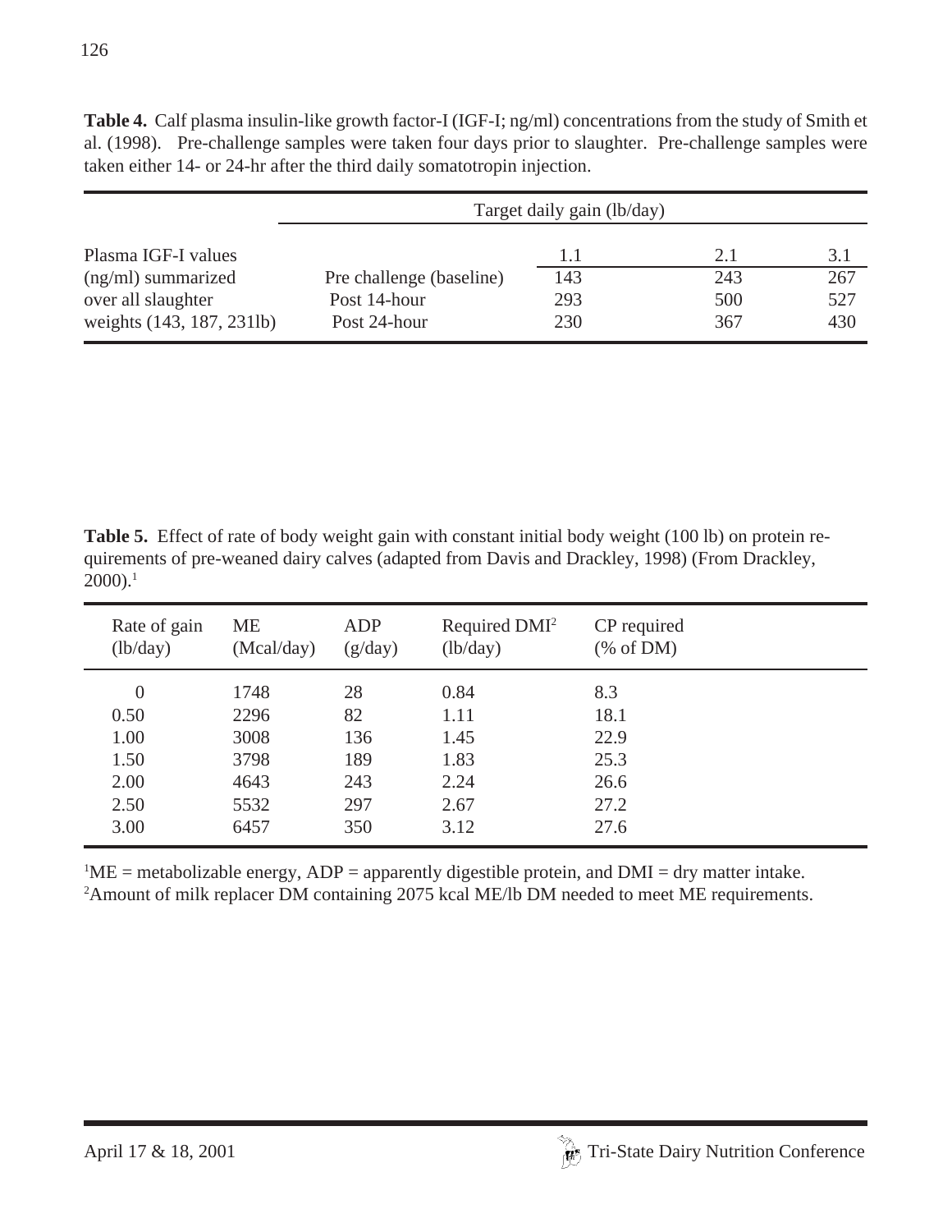**Table 4.** Calf plasma insulin-like growth factor-I (IGF-I; ng/ml) concentrations from the study of Smith et al. (1998). Pre-challenge samples were taken four days prior to slaughter. Pre-challenge samples were taken either 14- or 24-hr after the third daily somatotropin injection.

| | | Target daily gain (lb/day) | | |
|---|---|---|---|---|
| Plasma IGF-I values (ng/ml) summarized over all slaughter weights (143, 187, 231lb) | | 1.1 | 2.1 | 3.1 |
| | Pre challenge (baseline) | 143 | 243 | 267 |
| | Post 14-hour | 293 | 500 | 527 |
| | Post 24-hour | 230 | 367 | 430 |

**Table 5.** Effect of rate of body weight gain with constant initial body weight (100 lb) on protein requirements of pre-weaned dairy calves (adapted from Davis and Drackley, 1998) (From Drackley, 2000).[1]

| Rate of gain (lb/day) | ME (Mcal/day) | ADP (g/day) | Required DMI[2] (lb/day) | CP required (% of DM) |
|---|---|---|---|---|
| 0 | 1748 | 28 | 0.84 | 8.3 |
| 0.50 | 2296 | 82 | 1.11 | 18.1 |
| 1.00 | 3008 | 136 | 1.45 | 22.9 |
| 1.50 | 3798 | 189 | 1.83 | 25.3 |
| 2.00 | 4643 | 243 | 2.24 | 26.6 |
| 2.50 | 5532 | 297 | 2.67 | 27.2 |
| 3.00 | 6457 | 350 | 3.12 | 27.6 |

[1]ME = metabolizable energy, ADP = apparently digestible protein, and DMI = dry matter intake.
[2]Amount of milk replacer DM containing 2075 kcal ME/lb DM needed to meet ME requirements.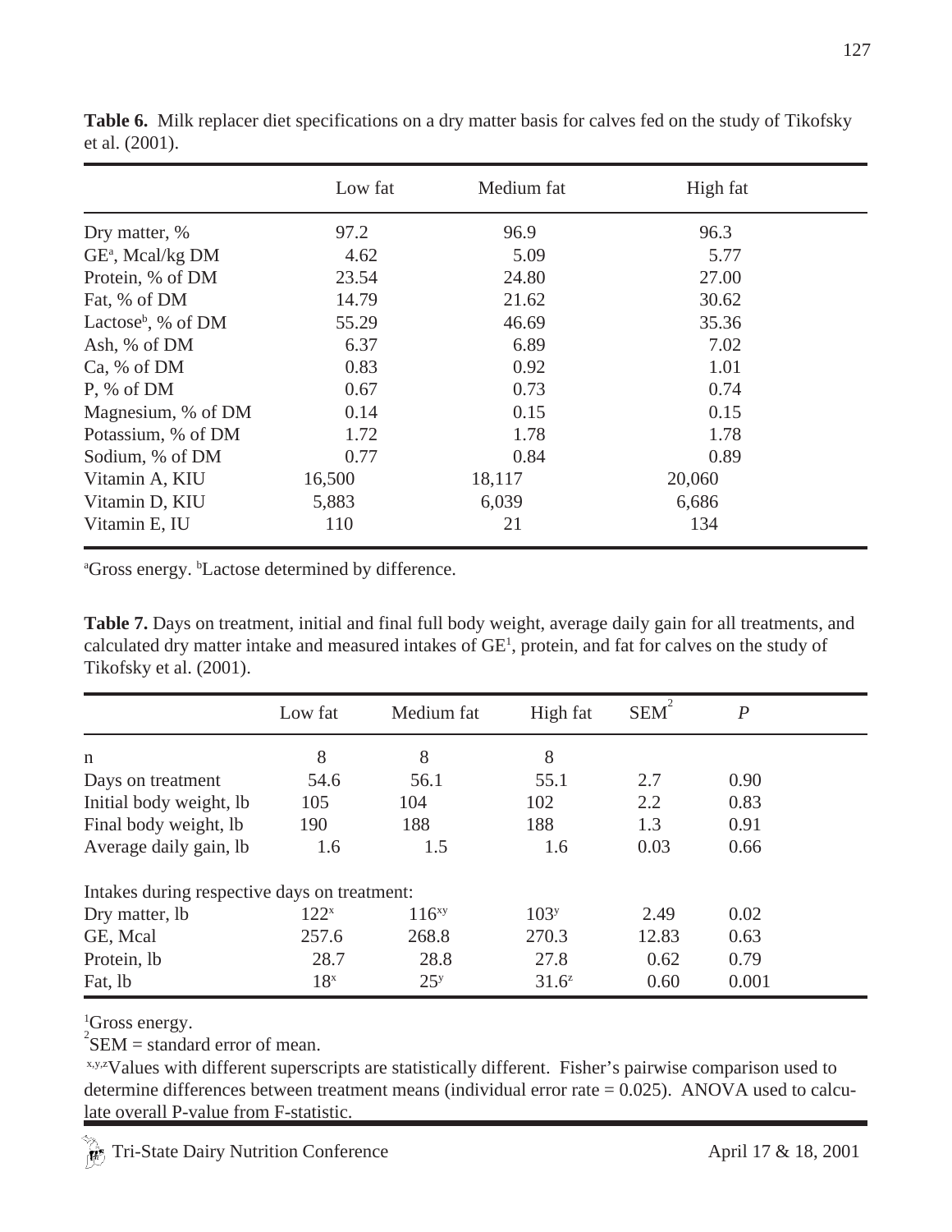**Table 6.** Milk replacer diet specifications on a dry matter basis for calves fed on the study of Tikofsky et al. (2001).

| | Low fat | Medium fat | High fat |
|---|---|---|---|
| Dry matter, % | 97.2 | 96.9 | 96.3 |
| GE[a], Mcal/kg DM | 4.62 | 5.09 | 5.77 |
| Protein, % of DM | 23.54 | 24.80 | 27.00 |
| Fat, % of DM | 14.79 | 21.62 | 30.62 |
| Lactose[b], % of DM | 55.29 | 46.69 | 35.36 |
| Ash, % of DM | 6.37 | 6.89 | 7.02 |
| Ca, % of DM | 0.83 | 0.92 | 1.01 |
| P, % of DM | 0.67 | 0.73 | 0.74 |
| Magnesium, % of DM | 0.14 | 0.15 | 0.15 |
| Potassium, % of DM | 1.72 | 1.78 | 1.78 |
| Sodium, % of DM | 0.77 | 0.84 | 0.89 |
| Vitamin A, KIU | 16,500 | 18,117 | 20,060 |
| Vitamin D, KIU | 5,883 | 6,039 | 6,686 |
| Vitamin E, IU | 110 | 21 | 134 |

[a]Gross energy. [b]Lactose determined by difference.

**Table 7.** Days on treatment, initial and final full body weight, average daily gain for all treatments, and calculated dry matter intake and measured intakes of GE[1], protein, and fat for calves on the study of Tikofsky et al. (2001).

| | Low fat | Medium fat | High fat | SEM[2] | *P* |
|---|---|---|---|---|---|
| n | 8 | 8 | 8 | | |
| Days on treatment | 54.6 | 56.1 | 55.1 | 2.7 | 0.90 |
| Initial body weight, lb | 105 | 104 | 102 | 2.2 | 0.83 |
| Final body weight, lb | 190 | 188 | 188 | 1.3 | 0.91 |
| Average daily gain, lb | 1.6 | 1.5 | 1.6 | 0.03 | 0.66 |
| Intakes during respective days on treatment: | | | | | |
| Dry matter, lb | 122[x] | 116[xy] | 103[y] | 2.49 | 0.02 |
| GE, Mcal | 257.6 | 268.8 | 270.3 | 12.83 | 0.63 |
| Protein, lb | 28.7 | 28.8 | 27.8 | 0.62 | 0.79 |
| Fat, lb | 18[x] | 25[y] | 31.6[z] | 0.60 | 0.001 |

[1]Gross energy.
[2]SEM = standard error of mean.
[x,y,z]Values with different superscripts are statistically different. Fisher's pairwise comparison used to determine differences between treatment means (individual error rate = 0.025). ANOVA used to calculate overall P-value from F-statistic.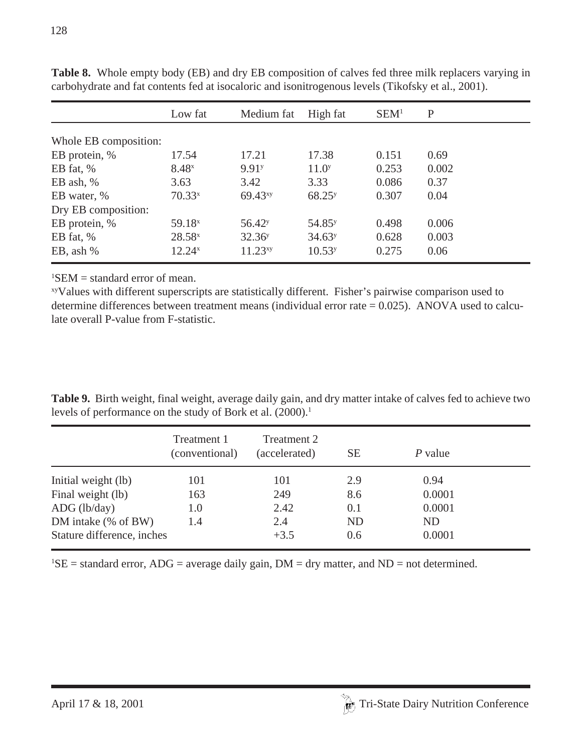**Table 8.** Whole empty body (EB) and dry EB composition of calves fed three milk replacers varying in carbohydrate and fat contents fed at isocaloric and isonitrogenous levels (Tikofsky et al., 2001).

| | Low fat | Medium fat | High fat | SEM[1] | P |
|---|---|---|---|---|---|
| Whole EB composition: | | | | | |
| EB protein, % | 17.54 | 17.21 | 17.38 | 0.151 | 0.69 |
| EB fat, % | 8.48[x] | 9.91[y] | 11.0[y] | 0.253 | 0.002 |
| EB ash, % | 3.63 | 3.42 | 3.33 | 0.086 | 0.37 |
| EB water, % | 70.33[x] | 69.43[xy] | 68.25[y] | 0.307 | 0.04 |
| Dry EB composition: | | | | | |
| EB protein, % | 59.18[x] | 56.42[y] | 54.85[y] | 0.498 | 0.006 |
| EB fat, % | 28.58[x] | 32.36[y] | 34.63[y] | 0.628 | 0.003 |
| EB, ash % | 12.24[x] | 11.23[xy] | 10.53[y] | 0.275 | 0.06 |

[1]SEM = standard error of mean.

[xy]Values with different superscripts are statistically different. Fisher's pairwise comparison used to determine differences between treatment means (individual error rate = 0.025). ANOVA used to calculate overall P-value from F-statistic.

**Table 9.** Birth weight, final weight, average daily gain, and dry matter intake of calves fed to achieve two levels of performance on the study of Bork et al. (2000).[1]

| | Treatment 1 (conventional) | Treatment 2 (accelerated) | SE | *P* value |
|---|---|---|---|---|
| Initial weight (lb) | 101 | 101 | 2.9 | 0.94 |
| Final weight (lb) | 163 | 249 | 8.6 | 0.0001 |
| ADG (lb/day) | 1.0 | 2.42 | 0.1 | 0.0001 |
| DM intake (% of BW) | 1.4 | 2.4 | ND | ND |
| Stature difference, inches | | +3.5 | 0.6 | 0.0001 |

[1]SE = standard error, ADG = average daily gain, DM = dry matter, and ND = not determined.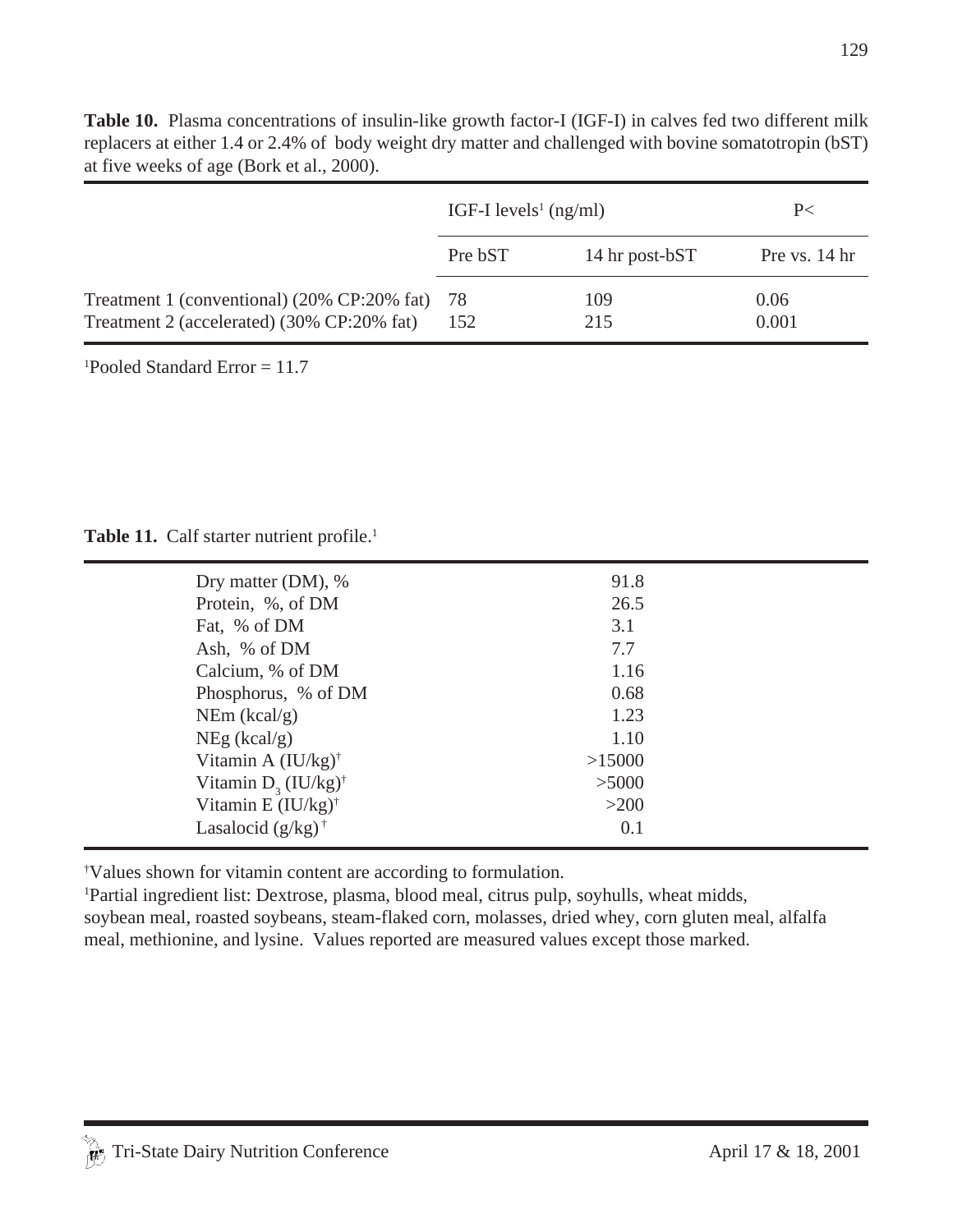**Table 10.** Plasma concentrations of insulin-like growth factor-I (IGF-I) in calves fed two different milk replacers at either 1.4 or 2.4% of body weight dry matter and challenged with bovine somatotropin (bST) at five weeks of age (Bork et al., 2000).

| | IGF-I levels[1] (ng/ml) | | P< |
|---|---|---|---|
| | Pre bST | 14 hr post-bST | Pre vs. 14 hr |
| Treatment 1 (conventional) (20% CP:20% fat) | 78 | 109 | 0.06 |
| Treatment 2 (accelerated) (30% CP:20% fat) | 152 | 215 | 0.001 |

[1]Pooled Standard Error = 11.7

**Table 11.** Calf starter nutrient profile.[1]

| | |
|---|---|
| Dry matter (DM), % | 91.8 |
| Protein, %, of DM | 26.5 |
| Fat, % of DM | 3.1 |
| Ash, % of DM | 7.7 |
| Calcium, % of DM | 1.16 |
| Phosphorus, % of DM | 0.68 |
| NEm (kcal/g) | 1.23 |
| NEg (kcal/g) | 1.10 |
| Vitamin A (IU/kg)[†] | >15000 |
| Vitamin $D_3$ (IU/kg)[†] | >5000 |
| Vitamin E (IU/kg)[†] | >200 |
| Lasalocid (g/kg)[†] | 0.1 |

[†]Values shown for vitamin content are according to formulation.

[1]Partial ingredient list: Dextrose, plasma, blood meal, citrus pulp, soyhulls, wheat midds, soybean meal, roasted soybeans, steam-flaked corn, molasses, dried whey, corn gluten meal, alfalfa meal, methionine, and lysine. Values reported are measured values except those marked.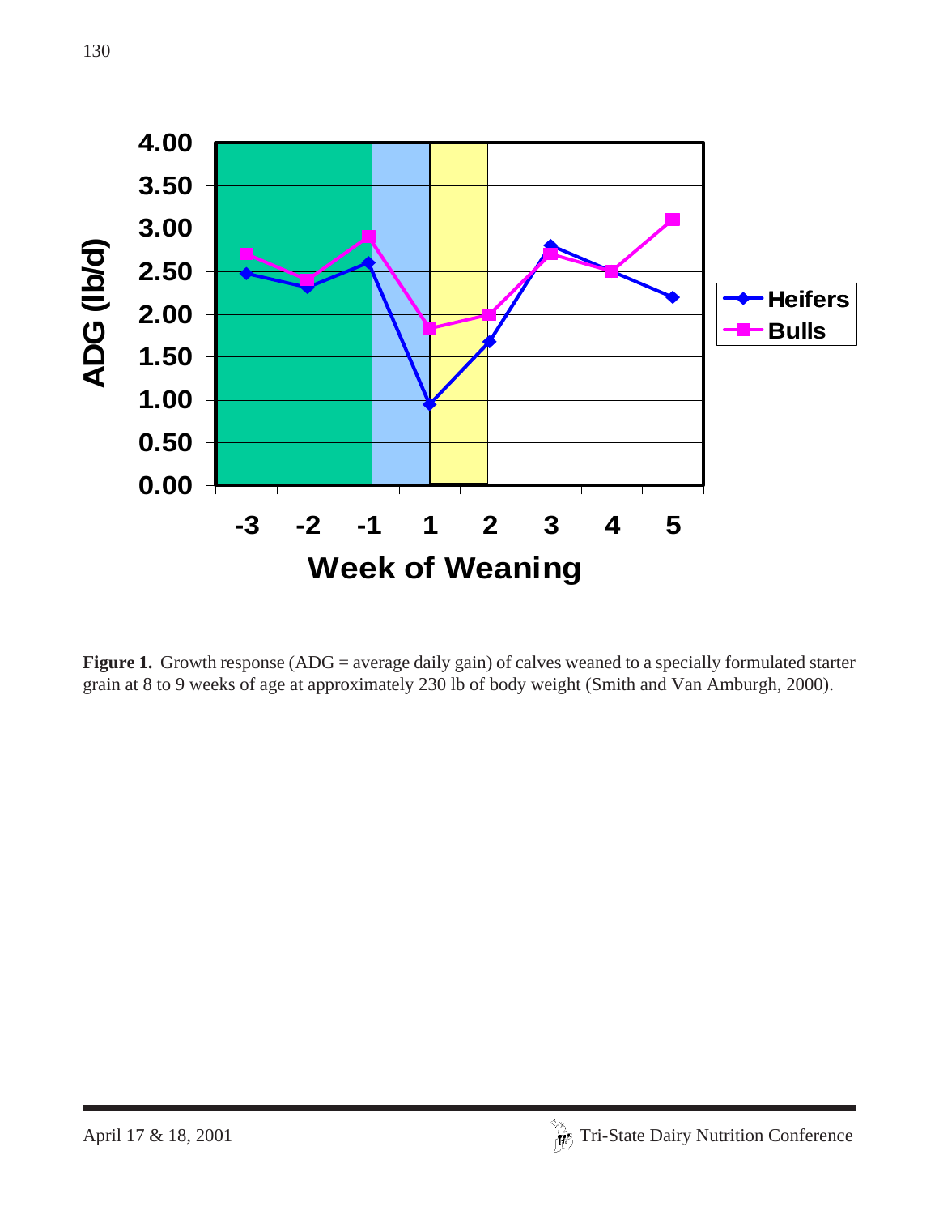**Figure 1.** Growth response (ADG = average daily gain) of calves weaned to a specially formulated starter grain at 8 to 9 weeks of age at approximately 230 lb of body weight (Smith and Van Amburgh, 2000).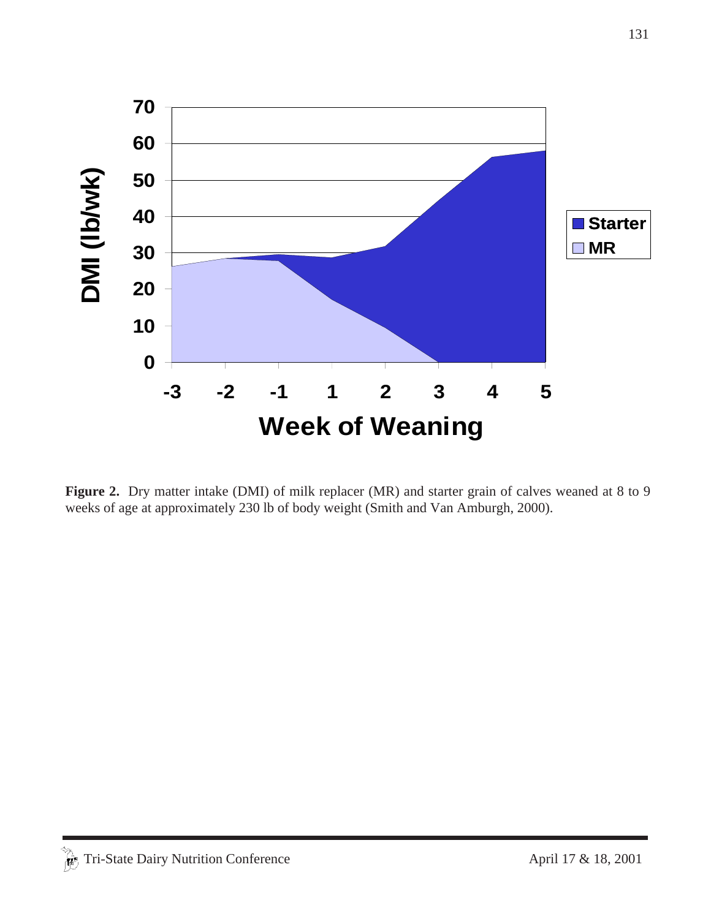**Figure 2.** Dry matter intake (DMI) of milk replacer (MR) and starter grain of calves weaned at 8 to 9 weeks of age at approximately 230 lb of body weight (Smith and Van Amburgh, 2000).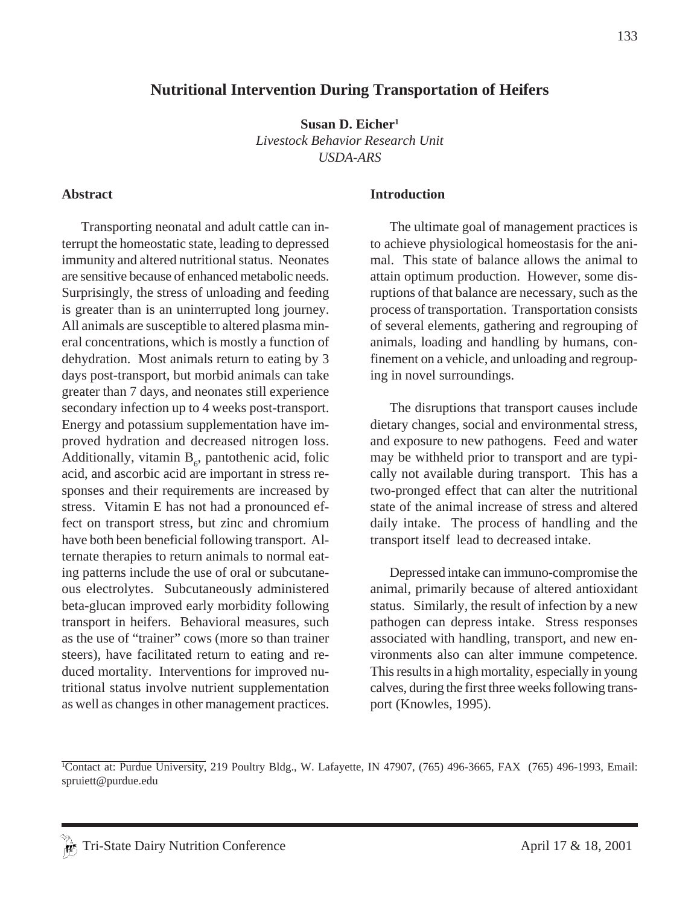# Nutritional Intervention During Transportation of Heifers

**Susan D. Eicher**[1]
*Livestock Behavior Research Unit*
*USDA-ARS*

## Abstract

Transporting neonatal and adult cattle can interrupt the homeostatic state, leading to depressed immunity and altered nutritional status. Neonates are sensitive because of enhanced metabolic needs. Surprisingly, the stress of unloading and feeding is greater than is an uninterrupted long journey. All animals are susceptible to altered plasma mineral concentrations, which is mostly a function of dehydration. Most animals return to eating by 3 days post-transport, but morbid animals can take greater than 7 days, and neonates still experience secondary infection up to 4 weeks post-transport. Energy and potassium supplementation have improved hydration and decreased nitrogen loss. Additionally, vitamin $B_6$, pantothenic acid, folic acid, and ascorbic acid are important in stress responses and their requirements are increased by stress. Vitamin E has not had a pronounced effect on transport stress, but zinc and chromium have both been beneficial following transport. Alternate therapies to return animals to normal eating patterns include the use of oral or subcutaneous electrolytes. Subcutaneously administered beta-glucan improved early morbidity following transport in heifers. Behavioral measures, such as the use of "trainer" cows (more so than trainer steers), have facilitated return to eating and reduced mortality. Interventions for improved nutritional status involve nutrient supplementation as well as changes in other management practices.

## Introduction

The ultimate goal of management practices is to achieve physiological homeostasis for the animal. This state of balance allows the animal to attain optimum production. However, some disruptions of that balance are necessary, such as the process of transportation. Transportation consists of several elements, gathering and regrouping of animals, loading and handling by humans, confinement on a vehicle, and unloading and regrouping in novel surroundings.

The disruptions that transport causes include dietary changes, social and environmental stress, and exposure to new pathogens. Feed and water may be withheld prior to transport and are typically not available during transport. This has a two-pronged effect that can alter the nutritional state of the animal increase of stress and altered daily intake. The process of handling and the transport itself lead to decreased intake.

Depressed intake can immuno-compromise the animal, primarily because of altered antioxidant status. Similarly, the result of infection by a new pathogen can depress intake. Stress responses associated with handling, transport, and new environments also can alter immune competence. This results in a high mortality, especially in young calves, during the first three weeks following transport (Knowles, 1995).

[1]Contact at: Purdue University, 219 Poultry Bldg., W. Lafayette, IN 47907, (765) 496-3665, FAX (765) 496-1993, Email: spruiett@purdue.edu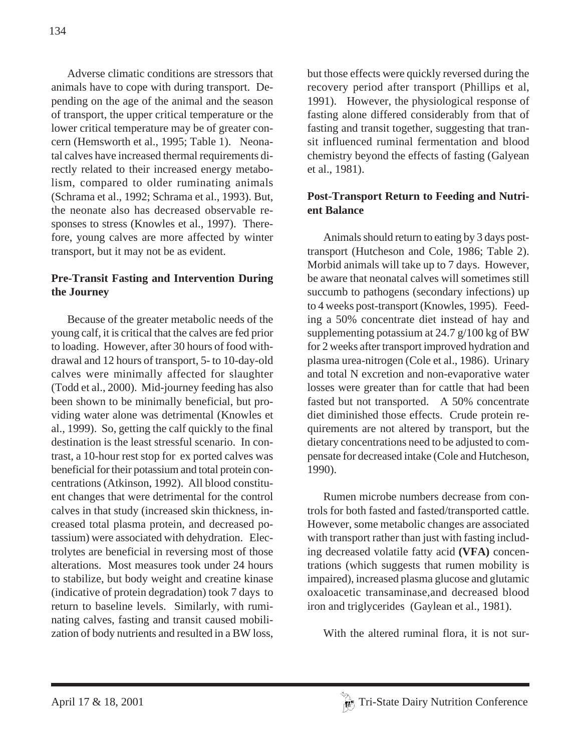Adverse climatic conditions are stressors that animals have to cope with during transport. Depending on the age of the animal and the season of transport, the upper critical temperature or the lower critical temperature may be of greater concern (Hemsworth et al., 1995; Table 1). Neonatal calves have increased thermal requirements directly related to their increased energy metabolism, compared to older ruminating animals (Schrama et al., 1992; Schrama et al., 1993). But, the neonate also has decreased observable responses to stress (Knowles et al., 1997). Therefore, young calves are more affected by winter transport, but it may not be as evident.

**Pre-Transit Fasting and Intervention During the Journey**

Because of the greater metabolic needs of the young calf, it is critical that the calves are fed prior to loading. However, after 30 hours of food withdrawal and 12 hours of transport, 5- to 10-day-old calves were minimally affected for slaughter (Todd et al., 2000). Mid-journey feeding has also been shown to be minimally beneficial, but providing water alone was detrimental (Knowles et al., 1999). So, getting the calf quickly to the final destination is the least stressful scenario. In contrast, a 10-hour rest stop for ex ported calves was beneficial for their potassium and total protein concentrations (Atkinson, 1992). All blood constituent changes that were detrimental for the control calves in that study (increased skin thickness, increased total plasma protein, and decreased potassium) were associated with dehydration. Electrolytes are beneficial in reversing most of those alterations. Most measures took under 24 hours to stabilize, but body weight and creatine kinase (indicative of protein degradation) took 7 days to return to baseline levels. Similarly, with ruminating calves, fasting and transit caused mobilization of body nutrients and resulted in a BW loss, but those effects were quickly reversed during the recovery period after transport (Phillips et al, 1991). However, the physiological response of fasting alone differed considerably from that of fasting and transit together, suggesting that transit influenced ruminal fermentation and blood chemistry beyond the effects of fasting (Galyean et al., 1981).

**Post-Transport Return to Feeding and Nutrient Balance**

Animals should return to eating by 3 days post-transport (Hutcheson and Cole, 1986; Table 2). Morbid animals will take up to 7 days. However, be aware that neonatal calves will sometimes still succumb to pathogens (secondary infections) up to 4 weeks post-transport (Knowles, 1995). Feeding a 50% concentrate diet instead of hay and supplementing potassium at 24.7 g/100 kg of BW for 2 weeks after transport improved hydration and plasma urea-nitrogen (Cole et al., 1986). Urinary and total N excretion and non-evaporative water losses were greater than for cattle that had been fasted but not transported. A 50% concentrate diet diminished those effects. Crude protein requirements are not altered by transport, but the dietary concentrations need to be adjusted to compensate for decreased intake (Cole and Hutcheson, 1990).

Rumen microbe numbers decrease from controls for both fasted and fasted/transported cattle. However, some metabolic changes are associated with transport rather than just with fasting including decreased volatile fatty acid **(VFA)** concentrations (which suggests that rumen mobility is impaired), increased plasma glucose and glutamic oxaloacetic transaminase,and decreased blood iron and triglycerides (Gaylean et al., 1981).

With the altered ruminal flora, it is not sur-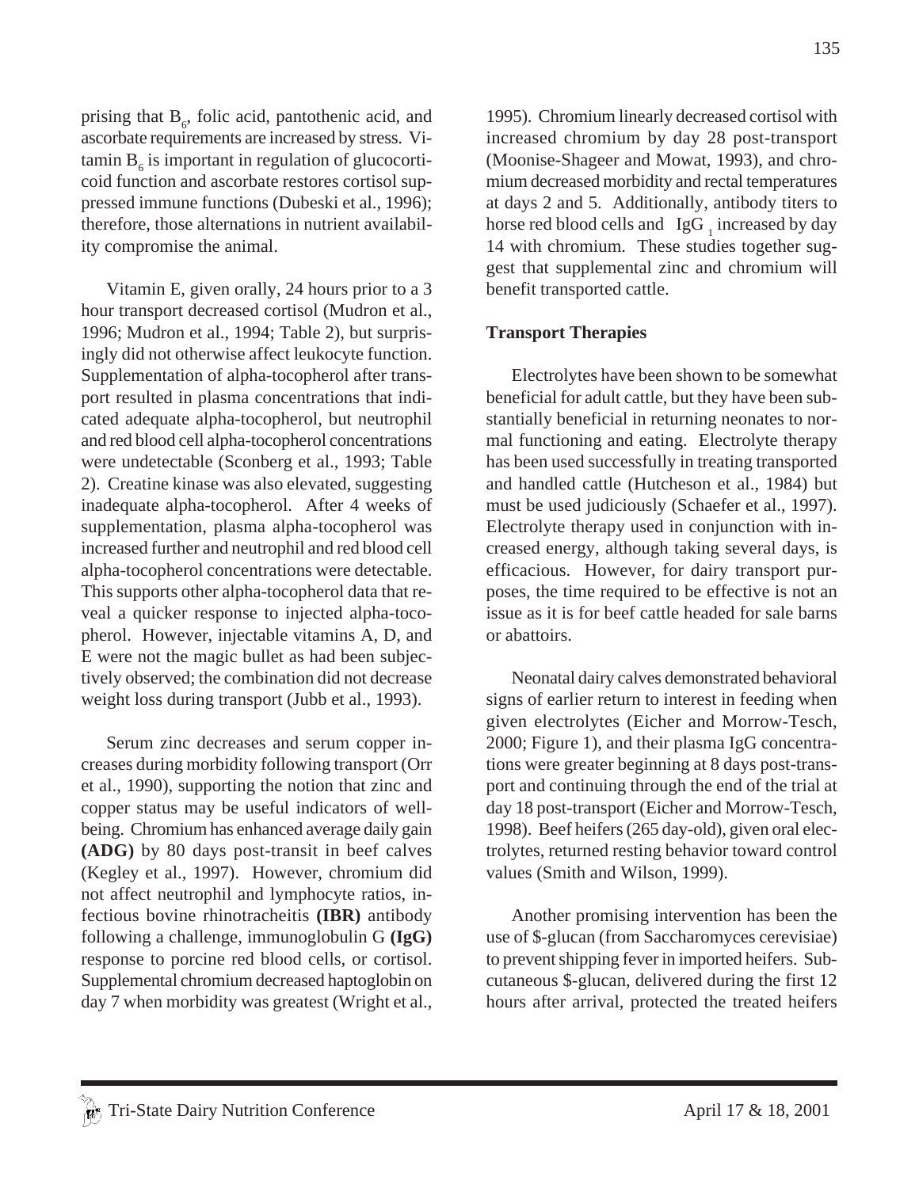prising that $B_6$, folic acid, pantothenic acid, and ascorbate requirements are increased by stress. Vitamin $B_6$ is important in regulation of glucocorticoid function and ascorbate restores cortisol suppressed immune functions (Dubeski et al., 1996); therefore, those alternations in nutrient availability compromise the animal.

Vitamin E, given orally, 24 hours prior to a 3 hour transport decreased cortisol (Mudron et al., 1996; Mudron et al., 1994; Table 2), but surprisingly did not otherwise affect leukocyte function. Supplementation of alpha-tocopherol after transport resulted in plasma concentrations that indicated adequate alpha-tocopherol, but neutrophil and red blood cell alpha-tocopherol concentrations were undetectable (Sconberg et al., 1993; Table 2). Creatine kinase was also elevated, suggesting inadequate alpha-tocopherol. After 4 weeks of supplementation, plasma alpha-tocopherol was increased further and neutrophil and red blood cell alpha-tocopherol concentrations were detectable. This supports other alpha-tocopherol data that reveal a quicker response to injected alpha-tocopherol. However, injectable vitamins A, D, and E were not the magic bullet as had been subjectively observed; the combination did not decrease weight loss during transport (Jubb et al., 1993).

Serum zinc decreases and serum copper increases during morbidity following transport (Orr et al., 1990), supporting the notion that zinc and copper status may be useful indicators of well-being. Chromium has enhanced average daily gain **(ADG)** by 80 days post-transit in beef calves (Kegley et al., 1997). However, chromium did not affect neutrophil and lymphocyte ratios, infectious bovine rhinotracheitis **(IBR)** antibody following a challenge, immunoglobulin G **(IgG)** response to porcine red blood cells, or cortisol. Supplemental chromium decreased haptoglobin on day 7 when morbidity was greatest (Wright et al., 1995). Chromium linearly decreased cortisol with increased chromium by day 28 post-transport (Moonise-Shageer and Mowat, 1993), and chromium decreased morbidity and rectal temperatures at days 2 and 5. Additionally, antibody titers to horse red blood cells and $IgG_1$ increased by day 14 with chromium. These studies together suggest that supplemental zinc and chromium will benefit transported cattle.

## Transport Therapies

Electrolytes have been shown to be somewhat beneficial for adult cattle, but they have been substantially beneficial in returning neonates to normal functioning and eating. Electrolyte therapy has been used successfully in treating transported and handled cattle (Hutcheson et al., 1984) but must be used judiciously (Schaefer et al., 1997). Electrolyte therapy used in conjunction with increased energy, although taking several days, is efficacious. However, for dairy transport purposes, the time required to be effective is not an issue as it is for beef cattle headed for sale barns or abattoirs.

Neonatal dairy calves demonstrated behavioral signs of earlier return to interest in feeding when given electrolytes (Eicher and Morrow-Tesch, 2000; Figure 1), and their plasma IgG concentrations were greater beginning at 8 days post-transport and continuing through the end of the trial at day 18 post-transport (Eicher and Morrow-Tesch, 1998). Beef heifers (265 day-old), given oral electrolytes, returned resting behavior toward control values (Smith and Wilson, 1999).

Another promising intervention has been the use of $-glucan (from Saccharomyces cerevisiae) to prevent shipping fever in imported heifers. Subcutaneous $-glucan, delivered during the first 12 hours after arrival, protected the treated heifers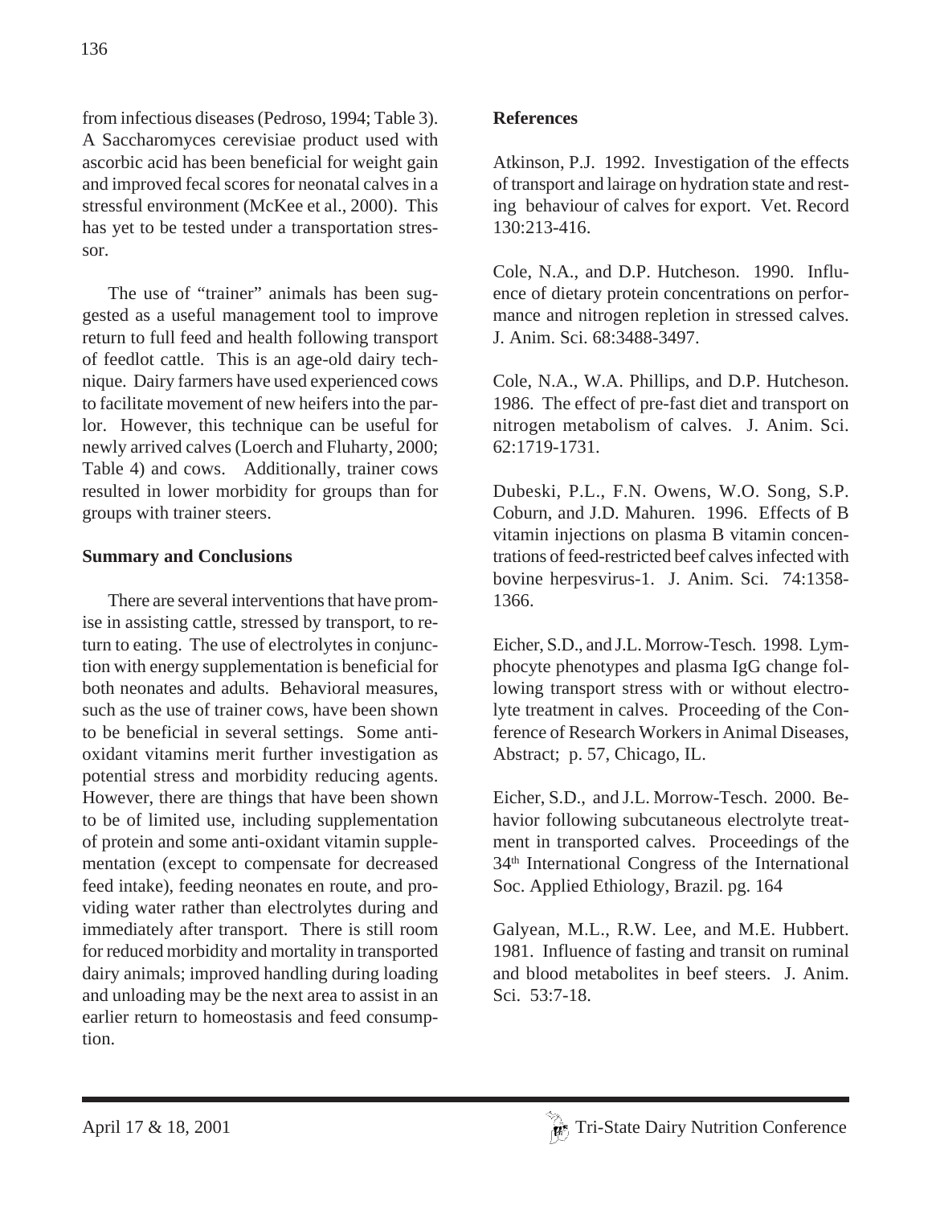from infectious diseases (Pedroso, 1994; Table 3). A Saccharomyces cerevisiae product used with ascorbic acid has been beneficial for weight gain and improved fecal scores for neonatal calves in a stressful environment (McKee et al., 2000). This has yet to be tested under a transportation stressor.

The use of "trainer" animals has been suggested as a useful management tool to improve return to full feed and health following transport of feedlot cattle. This is an age-old dairy technique. Dairy farmers have used experienced cows to facilitate movement of new heifers into the parlor. However, this technique can be useful for newly arrived calves (Loerch and Fluharty, 2000; Table 4) and cows. Additionally, trainer cows resulted in lower morbidity for groups than for groups with trainer steers.

## Summary and Conclusions

There are several interventions that have promise in assisting cattle, stressed by transport, to return to eating. The use of electrolytes in conjunction with energy supplementation is beneficial for both neonates and adults. Behavioral measures, such as the use of trainer cows, have been shown to be beneficial in several settings. Some anti-oxidant vitamins merit further investigation as potential stress and morbidity reducing agents. However, there are things that have been shown to be of limited use, including supplementation of protein and some anti-oxidant vitamin supplementation (except to compensate for decreased feed intake), feeding neonates en route, and providing water rather than electrolytes during and immediately after transport. There is still room for reduced morbidity and mortality in transported dairy animals; improved handling during loading and unloading may be the next area to assist in an earlier return to homeostasis and feed consumption.

## References

Atkinson, P.J. 1992. Investigation of the effects of transport and lairage on hydration state and resting behaviour of calves for export. Vet. Record 130:213-416.

Cole, N.A., and D.P. Hutcheson. 1990. Influence of dietary protein concentrations on performance and nitrogen repletion in stressed calves. J. Anim. Sci. 68:3488-3497.

Cole, N.A., W.A. Phillips, and D.P. Hutcheson. 1986. The effect of pre-fast diet and transport on nitrogen metabolism of calves. J. Anim. Sci. 62:1719-1731.

Dubeski, P.L., F.N. Owens, W.O. Song, S.P. Coburn, and J.D. Mahuren. 1996. Effects of B vitamin injections on plasma B vitamin concentrations of feed-restricted beef calves infected with bovine herpesvirus-1. J. Anim. Sci. 74:1358-1366.

Eicher, S.D., and J.L. Morrow-Tesch. 1998. Lymphocyte phenotypes and plasma IgG change following transport stress with or without electrolyte treatment in calves. Proceeding of the Conference of Research Workers in Animal Diseases, Abstract; p. 57, Chicago, IL.

Eicher, S.D., and J.L. Morrow-Tesch. 2000. Behavior following subcutaneous electrolyte treatment in transported calves. Proceedings of the 34th International Congress of the International Soc. Applied Ethiology, Brazil. pg. 164

Galyean, M.L., R.W. Lee, and M.E. Hubbert. 1981. Influence of fasting and transit on ruminal and blood metabolites in beef steers. J. Anim. Sci. 53:7-18.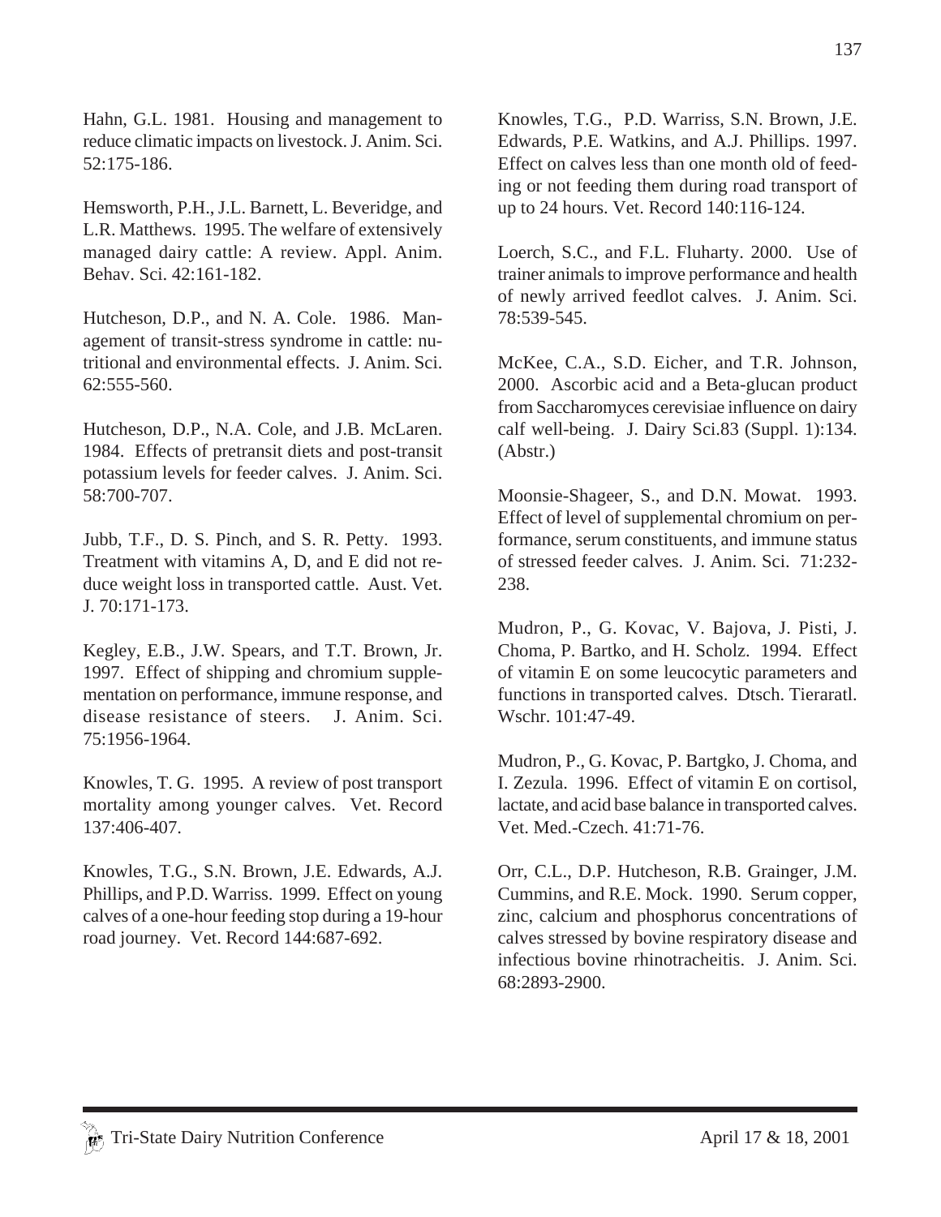Hahn, G.L. 1981. Housing and management to reduce climatic impacts on livestock. J. Anim. Sci. 52:175-186.

Hemsworth, P.H., J.L. Barnett, L. Beveridge, and L.R. Matthews. 1995. The welfare of extensively managed dairy cattle: A review. Appl. Anim. Behav. Sci. 42:161-182.

Hutcheson, D.P., and N. A. Cole. 1986. Management of transit-stress syndrome in cattle: nutritional and environmental effects. J. Anim. Sci. 62:555-560.

Hutcheson, D.P., N.A. Cole, and J.B. McLaren. 1984. Effects of pretransit diets and post-transit potassium levels for feeder calves. J. Anim. Sci. 58:700-707.

Jubb, T.F., D. S. Pinch, and S. R. Petty. 1993. Treatment with vitamins A, D, and E did not reduce weight loss in transported cattle. Aust. Vet. J. 70:171-173.

Kegley, E.B., J.W. Spears, and T.T. Brown, Jr. 1997. Effect of shipping and chromium supplementation on performance, immune response, and disease resistance of steers. J. Anim. Sci. 75:1956-1964.

Knowles, T. G. 1995. A review of post transport mortality among younger calves. Vet. Record 137:406-407.

Knowles, T.G., S.N. Brown, J.E. Edwards, A.J. Phillips, and P.D. Warriss. 1999. Effect on young calves of a one-hour feeding stop during a 19-hour road journey. Vet. Record 144:687-692.

Knowles, T.G., P.D. Warriss, S.N. Brown, J.E. Edwards, P.E. Watkins, and A.J. Phillips. 1997. Effect on calves less than one month old of feeding or not feeding them during road transport of up to 24 hours. Vet. Record 140:116-124.

Loerch, S.C., and F.L. Fluharty. 2000. Use of trainer animals to improve performance and health of newly arrived feedlot calves. J. Anim. Sci. 78:539-545.

McKee, C.A., S.D. Eicher, and T.R. Johnson, 2000. Ascorbic acid and a Beta-glucan product from Saccharomyces cerevisiae influence on dairy calf well-being. J. Dairy Sci.83 (Suppl. 1):134. (Abstr.)

Moonsie-Shageer, S., and D.N. Mowat. 1993. Effect of level of supplemental chromium on performance, serum constituents, and immune status of stressed feeder calves. J. Anim. Sci. 71:232-238.

Mudron, P., G. Kovac, V. Bajova, J. Pisti, J. Choma, P. Bartko, and H. Scholz. 1994. Effect of vitamin E on some leucocytic parameters and functions in transported calves. Dtsch. Tieraratl. Wschr. 101:47-49.

Mudron, P., G. Kovac, P. Bartgko, J. Choma, and I. Zezula. 1996. Effect of vitamin E on cortisol, lactate, and acid base balance in transported calves. Vet. Med.-Czech. 41:71-76.

Orr, C.L., D.P. Hutcheson, R.B. Grainger, J.M. Cummins, and R.E. Mock. 1990. Serum copper, zinc, calcium and phosphorus concentrations of calves stressed by bovine respiratory disease and infectious bovine rhinotracheitis. J. Anim. Sci. 68:2893-2900.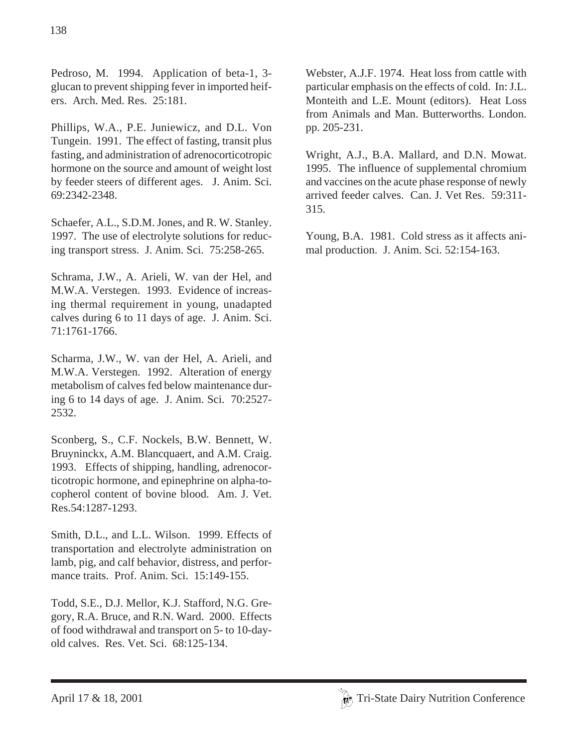Pedroso, M. 1994. Application of beta-1, 3-glucan to prevent shipping fever in imported heifers. Arch. Med. Res. 25:181.

Phillips, W.A., P.E. Juniewicz, and D.L. Von Tungein. 1991. The effect of fasting, transit plus fasting, and administration of adrenocorticotropic hormone on the source and amount of weight lost by feeder steers of different ages. J. Anim. Sci. 69:2342-2348.

Schaefer, A.L., S.D.M. Jones, and R. W. Stanley. 1997. The use of electrolyte solutions for reducing transport stress. J. Anim. Sci. 75:258-265.

Schrama, J.W., A. Arieli, W. van der Hel, and M.W.A. Verstegen. 1993. Evidence of increasing thermal requirement in young, unadapted calves during 6 to 11 days of age. J. Anim. Sci. 71:1761-1766.

Scharma, J.W., W. van der Hel, A. Arieli, and M.W.A. Verstegen. 1992. Alteration of energy metabolism of calves fed below maintenance during 6 to 14 days of age. J. Anim. Sci. 70:2527-2532.

Sconberg, S., C.F. Nockels, B.W. Bennett, W. Bruyninckx, A.M. Blancquaert, and A.M. Craig. 1993. Effects of shipping, handling, adrenocorticotropic hormone, and epinephrine on alpha-tocopherol content of bovine blood. Am. J. Vet. Res.54:1287-1293.

Smith, D.L., and L.L. Wilson. 1999. Effects of transportation and electrolyte administration on lamb, pig, and calf behavior, distress, and performance traits. Prof. Anim. Sci. 15:149-155.

Todd, S.E., D.J. Mellor, K.J. Stafford, N.G. Gregory, R.A. Bruce, and R.N. Ward. 2000. Effects of food withdrawal and transport on 5- to 10-day-old calves. Res. Vet. Sci. 68:125-134.

Webster, A.J.F. 1974. Heat loss from cattle with particular emphasis on the effects of cold. In: J.L. Monteith and L.E. Mount (editors). Heat Loss from Animals and Man. Butterworths. London. pp. 205-231.

Wright, A.J., B.A. Mallard, and D.N. Mowat. 1995. The influence of supplemental chromium and vaccines on the acute phase response of newly arrived feeder calves. Can. J. Vet Res. 59:311-315.

Young, B.A. 1981. Cold stress as it affects animal production. J. Anim. Sci. 52:154-163.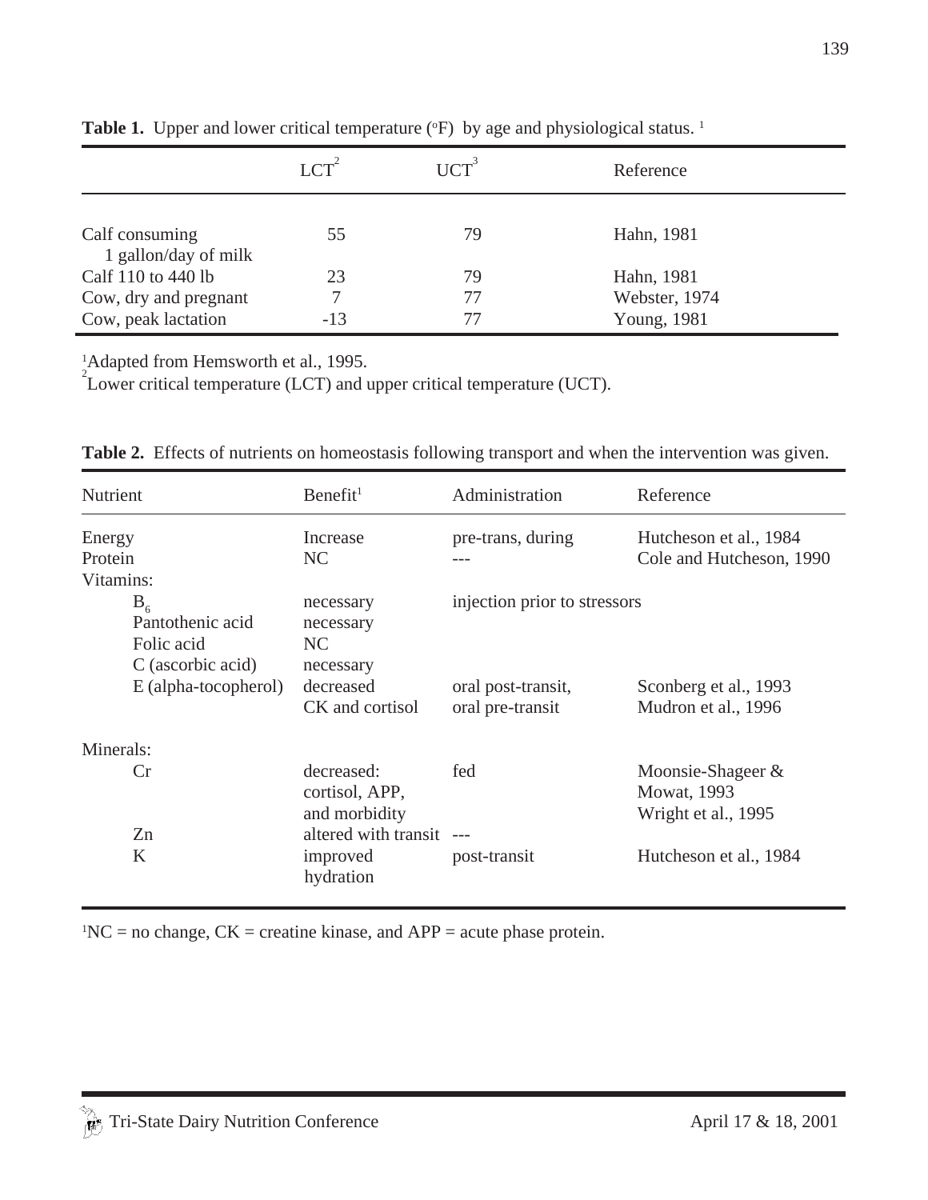**Table 1.** Upper and lower critical temperature (°F) by age and physiological status. [1]

| | LCT[2] | UCT[3] | Reference |
|---|---|---|---|
| Calf consuming 1 gallon/day of milk | 55 | 79 | Hahn, 1981 |
| Calf 110 to 440 lb | 23 | 79 | Hahn, 1981 |
| Cow, dry and pregnant | 7 | 77 | Webster, 1974 |
| Cow, peak lactation | -13 | 77 | Young, 1981 |

[1]Adapted from Hemsworth et al., 1995.
[2]Lower critical temperature (LCT) and upper critical temperature (UCT).

**Table 2.** Effects of nutrients on homeostasis following transport and when the intervention was given.

| Nutrient | Benefit[1] | Administration | Reference |
|---|---|---|---|
| Energy | Increase | pre-trans, during | Hutcheson et al., 1984 |
| Protein | NC | --- | Cole and Hutcheson, 1990 |
| Vitamins: | | | |
| $B_6$ | necessary | injection prior to stressors | |
| Pantothenic acid | necessary | | |
| Folic acid | NC | | |
| C (ascorbic acid) | necessary | | |
| E (alpha-tocopherol) | decreased CK and cortisol | oral post-transit, oral pre-transit | Sconberg et al., 1993 Mudron et al., 1996 |
| Minerals: | | | |
| Cr | decreased: cortisol, APP, and morbidity | fed | Moonsie-Shageer & Mowat, 1993 Wright et al., 1995 |
| Zn | altered with transit | --- | |
| K | improved hydration | post-transit | Hutcheson et al., 1984 |

[1]NC = no change, CK = creatine kinase, and APP = acute phase protein.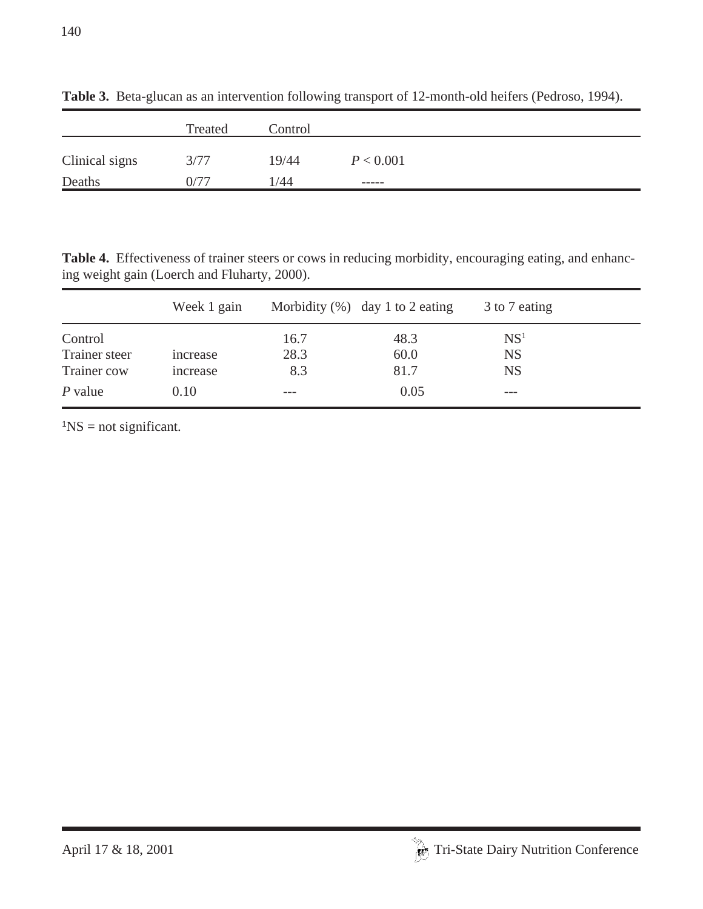**Table 3.** Beta-glucan as an intervention following transport of 12-month-old heifers (Pedroso, 1994).

| | Treated | Control | |
|---|---|---|---|
| Clinical signs | 3/77 | 19/44 | $P < 0.001$ |
| Deaths | 0/77 | 1/44 | ----- |

**Table 4.** Effectiveness of trainer steers or cows in reducing morbidity, encouraging eating, and enhancing weight gain (Loerch and Fluharty, 2000).

| | Week 1 gain | Morbidity (%) | day 1 to 2 eating | 3 to 7 eating |
|---|---|---|---|---|
| Control | | 16.7 | 48.3 | NS[1] |
| Trainer steer | increase | 28.3 | 60.0 | NS |
| Trainer cow | increase | 8.3 | 81.7 | NS |
| *P* value | 0.10 | --- | 0.05 | --- |

[1]NS = not significant.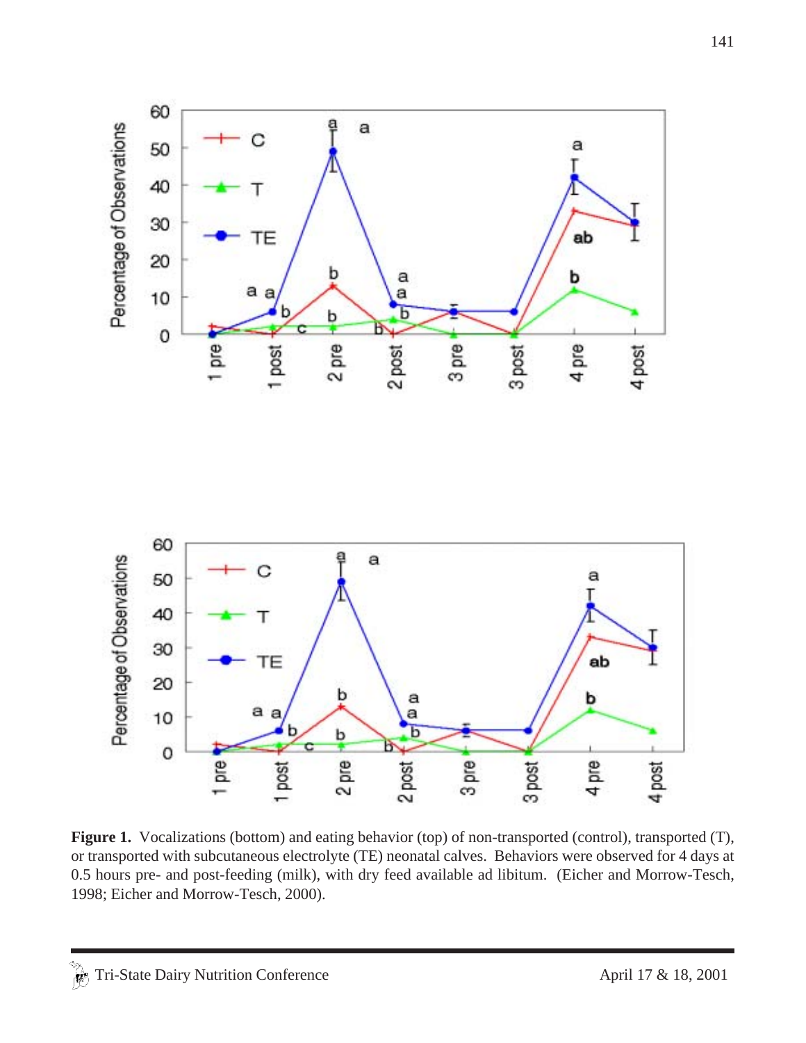**Figure 1.** Vocalizations (bottom) and eating behavior (top) of non-transported (control), transported (T), or transported with subcutaneous electrolyte (TE) neonatal calves. Behaviors were observed for 4 days at 0.5 hours pre- and post-feeding (milk), with dry feed available ad libitum. (Eicher and Morrow-Tesch, 1998; Eicher and Morrow-Tesch, 2000).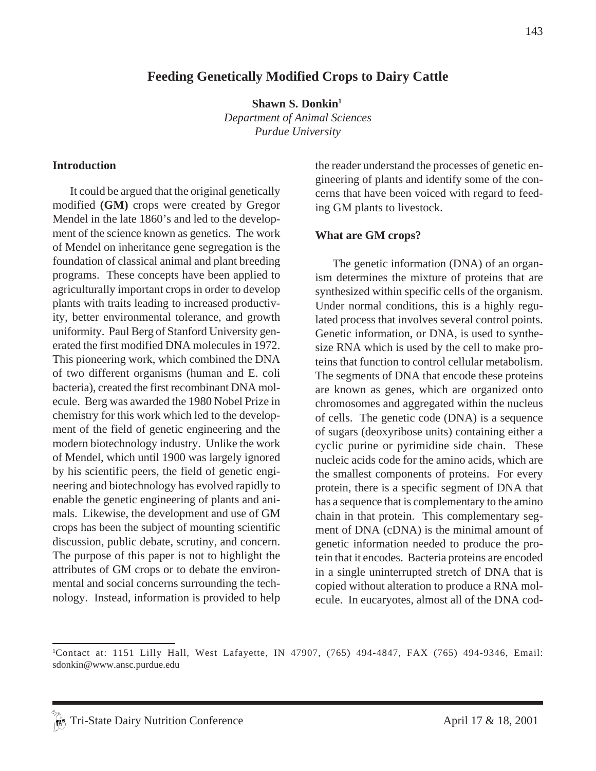# Feeding Genetically Modified Crops to Dairy Cattle

**Shawn S. Donkin[1]**
*Department of Animal Sciences*
*Purdue University*

## Introduction

It could be argued that the original genetically modified **(GM)** crops were created by Gregor Mendel in the late 1860's and led to the development of the science known as genetics. The work of Mendel on inheritance gene segregation is the foundation of classical animal and plant breeding programs. These concepts have been applied to agriculturally important crops in order to develop plants with traits leading to increased productivity, better environmental tolerance, and growth uniformity. Paul Berg of Stanford University generated the first modified DNA molecules in 1972. This pioneering work, which combined the DNA of two different organisms (human and E. coli bacteria), created the first recombinant DNA molecule. Berg was awarded the 1980 Nobel Prize in chemistry for this work which led to the development of the field of genetic engineering and the modern biotechnology industry. Unlike the work of Mendel, which until 1900 was largely ignored by his scientific peers, the field of genetic engineering and biotechnology has evolved rapidly to enable the genetic engineering of plants and animals. Likewise, the development and use of GM crops has been the subject of mounting scientific discussion, public debate, scrutiny, and concern. The purpose of this paper is not to highlight the attributes of GM crops or to debate the environmental and social concerns surrounding the technology. Instead, information is provided to help the reader understand the processes of genetic engineering of plants and identify some of the concerns that have been voiced with regard to feeding GM plants to livestock.

## What are GM crops?

The genetic information (DNA) of an organism determines the mixture of proteins that are synthesized within specific cells of the organism. Under normal conditions, this is a highly regulated process that involves several control points. Genetic information, or DNA, is used to synthesize RNA which is used by the cell to make proteins that function to control cellular metabolism. The segments of DNA that encode these proteins are known as genes, which are organized onto chromosomes and aggregated within the nucleus of cells. The genetic code (DNA) is a sequence of sugars (deoxyribose units) containing either a cyclic purine or pyrimidine side chain. These nucleic acids code for the amino acids, which are the smallest components of proteins. For every protein, there is a specific segment of DNA that has a sequence that is complementary to the amino chain in that protein. This complementary segment of DNA (cDNA) is the minimal amount of genetic information needed to produce the protein that it encodes. Bacteria proteins are encoded in a single uninterrupted stretch of DNA that is copied without alteration to produce a RNA molecule. In eucaryotes, almost all of the DNA cod-

[1]Contact at: 1151 Lilly Hall, West Lafayette, IN 47907, (765) 494-4847, FAX (765) 494-9346, Email: sdonkin@www.ansc.purdue.edu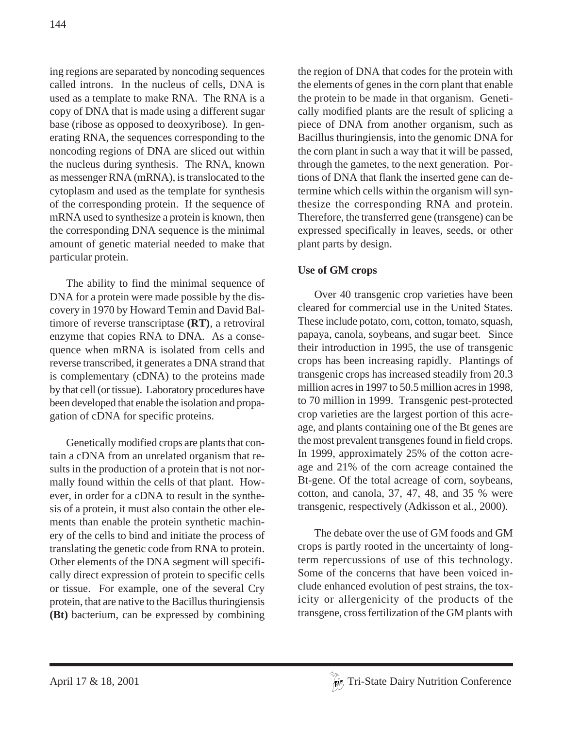ing regions are separated by noncoding sequences called introns. In the nucleus of cells, DNA is used as a template to make RNA. The RNA is a copy of DNA that is made using a different sugar base (ribose as opposed to deoxyribose). In generating RNA, the sequences corresponding to the noncoding regions of DNA are sliced out within the nucleus during synthesis. The RNA, known as messenger RNA (mRNA), is translocated to the cytoplasm and used as the template for synthesis of the corresponding protein. If the sequence of mRNA used to synthesize a protein is known, then the corresponding DNA sequence is the minimal amount of genetic material needed to make that particular protein.

The ability to find the minimal sequence of DNA for a protein were made possible by the discovery in 1970 by Howard Temin and David Baltimore of reverse transcriptase **(RT)**, a retroviral enzyme that copies RNA to DNA. As a consequence when mRNA is isolated from cells and reverse transcribed, it generates a DNA strand that is complementary (cDNA) to the proteins made by that cell (or tissue). Laboratory procedures have been developed that enable the isolation and propagation of cDNA for specific proteins.

Genetically modified crops are plants that contain a cDNA from an unrelated organism that results in the production of a protein that is not normally found within the cells of that plant. However, in order for a cDNA to result in the synthesis of a protein, it must also contain the other elements than enable the protein synthetic machinery of the cells to bind and initiate the process of translating the genetic code from RNA to protein. Other elements of the DNA segment will specifically direct expression of protein to specific cells or tissue. For example, one of the several Cry protein, that are native to the Bacillus thuringiensis **(Bt)** bacterium, can be expressed by combining the region of DNA that codes for the protein with the elements of genes in the corn plant that enable the protein to be made in that organism. Genetically modified plants are the result of splicing a piece of DNA from another organism, such as Bacillus thuringiensis, into the genomic DNA for the corn plant in such a way that it will be passed, through the gametes, to the next generation. Portions of DNA that flank the inserted gene can determine which cells within the organism will synthesize the corresponding RNA and protein. Therefore, the transferred gene (transgene) can be expressed specifically in leaves, seeds, or other plant parts by design.

**Use of GM crops**

Over 40 transgenic crop varieties have been cleared for commercial use in the United States. These include potato, corn, cotton, tomato, squash, papaya, canola, soybeans, and sugar beet. Since their introduction in 1995, the use of transgenic crops has been increasing rapidly. Plantings of transgenic crops has increased steadily from 20.3 million acres in 1997 to 50.5 million acres in 1998, to 70 million in 1999. Transgenic pest-protected crop varieties are the largest portion of this acreage, and plants containing one of the Bt genes are the most prevalent transgenes found in field crops. In 1999, approximately 25% of the cotton acreage and 21% of the corn acreage contained the Bt-gene. Of the total acreage of corn, soybeans, cotton, and canola, 37, 47, 48, and 35 % were transgenic, respectively (Adkisson et al., 2000).

The debate over the use of GM foods and GM crops is partly rooted in the uncertainty of long-term repercussions of use of this technology. Some of the concerns that have been voiced include enhanced evolution of pest strains, the toxicity or allergenicity of the products of the transgene, cross fertilization of the GM plants with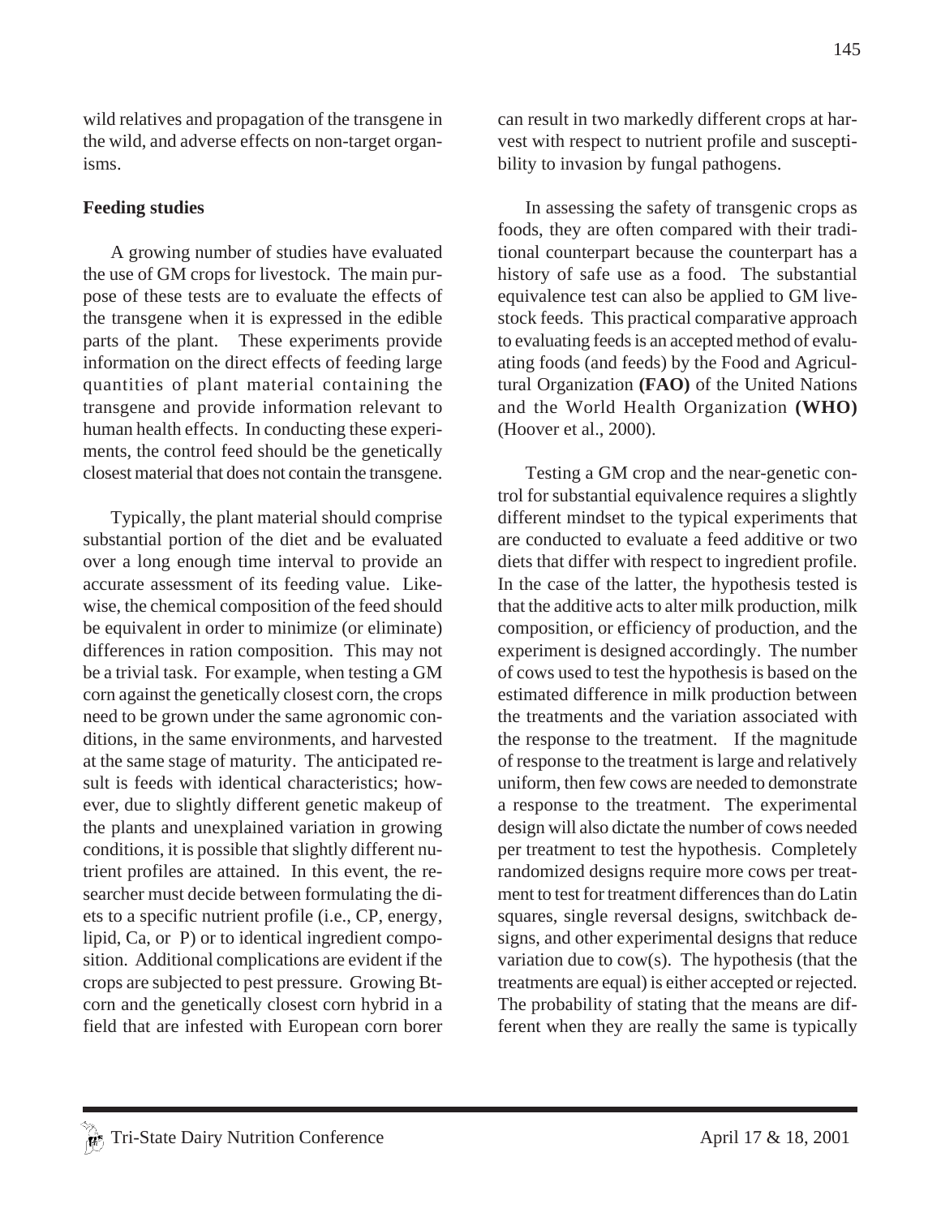wild relatives and propagation of the transgene in the wild, and adverse effects on non-target organisms.

## Feeding studies

A growing number of studies have evaluated the use of GM crops for livestock. The main purpose of these tests are to evaluate the effects of the transgene when it is expressed in the edible parts of the plant. These experiments provide information on the direct effects of feeding large quantities of plant material containing the transgene and provide information relevant to human health effects. In conducting these experiments, the control feed should be the genetically closest material that does not contain the transgene.

Typically, the plant material should comprise substantial portion of the diet and be evaluated over a long enough time interval to provide an accurate assessment of its feeding value. Likewise, the chemical composition of the feed should be equivalent in order to minimize (or eliminate) differences in ration composition. This may not be a trivial task. For example, when testing a GM corn against the genetically closest corn, the crops need to be grown under the same agronomic conditions, in the same environments, and harvested at the same stage of maturity. The anticipated result is feeds with identical characteristics; however, due to slightly different genetic makeup of the plants and unexplained variation in growing conditions, it is possible that slightly different nutrient profiles are attained. In this event, the researcher must decide between formulating the diets to a specific nutrient profile (i.e., CP, energy, lipid, Ca, or P) or to identical ingredient composition. Additional complications are evident if the crops are subjected to pest pressure. Growing Bt-corn and the genetically closest corn hybrid in a field that are infested with European corn borer can result in two markedly different crops at harvest with respect to nutrient profile and susceptibility to invasion by fungal pathogens.

In assessing the safety of transgenic crops as foods, they are often compared with their traditional counterpart because the counterpart has a history of safe use as a food. The substantial equivalence test can also be applied to GM livestock feeds. This practical comparative approach to evaluating feeds is an accepted method of evaluating foods (and feeds) by the Food and Agricultural Organization **(FAO)** of the United Nations and the World Health Organization **(WHO)** (Hoover et al., 2000).

Testing a GM crop and the near-genetic control for substantial equivalence requires a slightly different mindset to the typical experiments that are conducted to evaluate a feed additive or two diets that differ with respect to ingredient profile. In the case of the latter, the hypothesis tested is that the additive acts to alter milk production, milk composition, or efficiency of production, and the experiment is designed accordingly. The number of cows used to test the hypothesis is based on the estimated difference in milk production between the treatments and the variation associated with the response to the treatment. If the magnitude of response to the treatment is large and relatively uniform, then few cows are needed to demonstrate a response to the treatment. The experimental design will also dictate the number of cows needed per treatment to test the hypothesis. Completely randomized designs require more cows per treatment to test for treatment differences than do Latin squares, single reversal designs, switchback designs, and other experimental designs that reduce variation due to cow(s). The hypothesis (that the treatments are equal) is either accepted or rejected. The probability of stating that the means are different when they are really the same is typically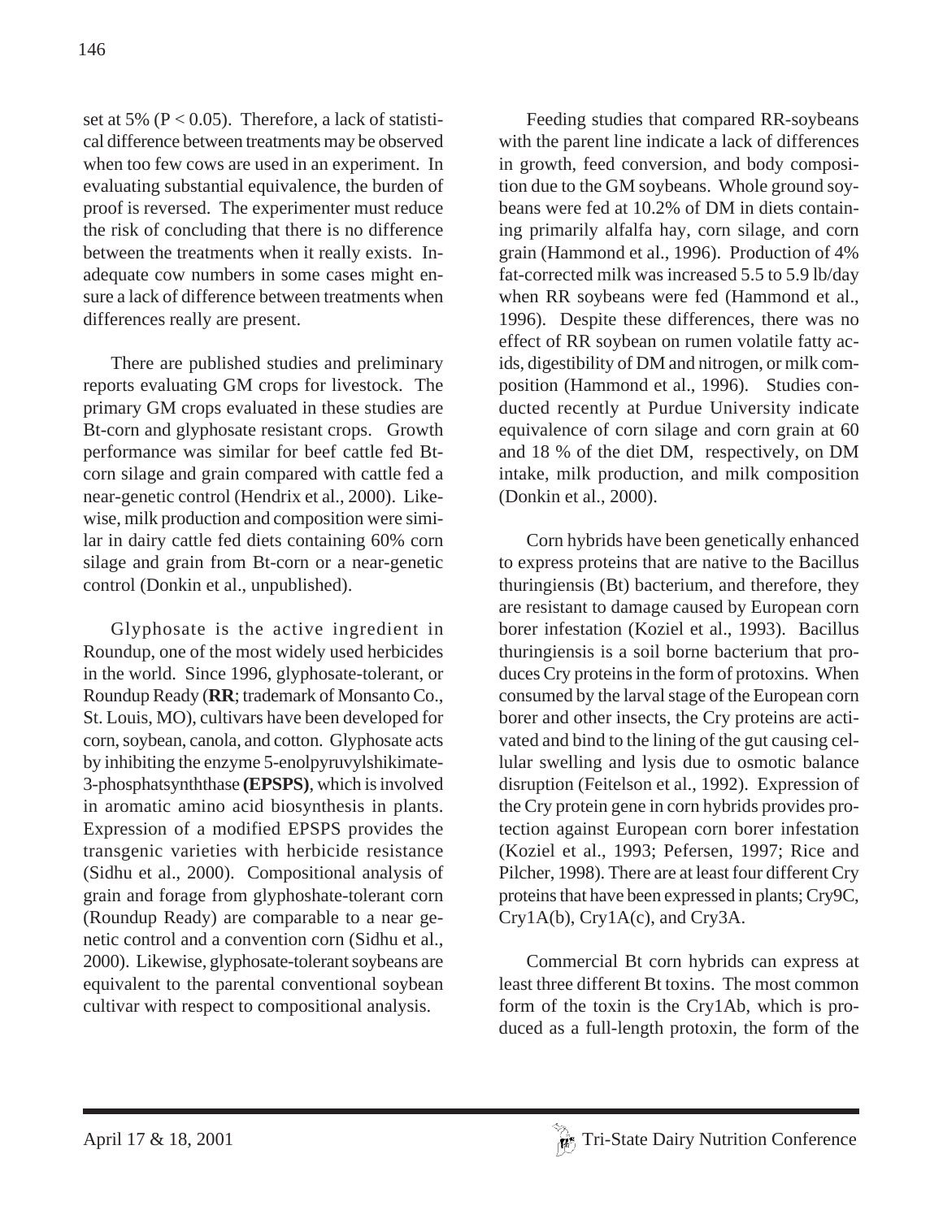set at 5% ($P < 0.05$). Therefore, a lack of statistical difference between treatments may be observed when too few cows are used in an experiment. In evaluating substantial equivalence, the burden of proof is reversed. The experimenter must reduce the risk of concluding that there is no difference between the treatments when it really exists. Inadequate cow numbers in some cases might ensure a lack of difference between treatments when differences really are present.

There are published studies and preliminary reports evaluating GM crops for livestock. The primary GM crops evaluated in these studies are Bt-corn and glyphosate resistant crops. Growth performance was similar for beef cattle fed Bt-corn silage and grain compared with cattle fed a near-genetic control (Hendrix et al., 2000). Likewise, milk production and composition were similar in dairy cattle fed diets containing 60% corn silage and grain from Bt-corn or a near-genetic control (Donkin et al., unpublished).

Glyphosate is the active ingredient in Roundup, one of the most widely used herbicides in the world. Since 1996, glyphosate-tolerant, or Roundup Ready (**RR**; trademark of Monsanto Co., St. Louis, MO), cultivars have been developed for corn, soybean, canola, and cotton. Glyphosate acts by inhibiting the enzyme 5-enolpyruvylshikimate-3-phosphatsynththase **(EPSPS)**, which is involved in aromatic amino acid biosynthesis in plants. Expression of a modified EPSPS provides the transgenic varieties with herbicide resistance (Sidhu et al., 2000). Compositional analysis of grain and forage from glyphoshate-tolerant corn (Roundup Ready) are comparable to a near genetic control and a convention corn (Sidhu et al., 2000). Likewise, glyphosate-tolerant soybeans are equivalent to the parental conventional soybean cultivar with respect to compositional analysis.

Feeding studies that compared RR-soybeans with the parent line indicate a lack of differences in growth, feed conversion, and body composition due to the GM soybeans. Whole ground soybeans were fed at 10.2% of DM in diets containing primarily alfalfa hay, corn silage, and corn grain (Hammond et al., 1996). Production of 4% fat-corrected milk was increased 5.5 to 5.9 lb/day when RR soybeans were fed (Hammond et al., 1996). Despite these differences, there was no effect of RR soybean on rumen volatile fatty acids, digestibility of DM and nitrogen, or milk composition (Hammond et al., 1996). Studies conducted recently at Purdue University indicate equivalence of corn silage and corn grain at 60 and 18 % of the diet DM, respectively, on DM intake, milk production, and milk composition (Donkin et al., 2000).

Corn hybrids have been genetically enhanced to express proteins that are native to the Bacillus thuringiensis (Bt) bacterium, and therefore, they are resistant to damage caused by European corn borer infestation (Koziel et al., 1993). Bacillus thuringiensis is a soil borne bacterium that produces Cry proteins in the form of protoxins. When consumed by the larval stage of the European corn borer and other insects, the Cry proteins are activated and bind to the lining of the gut causing cellular swelling and lysis due to osmotic balance disruption (Feitelson et al., 1992). Expression of the Cry protein gene in corn hybrids provides protection against European corn borer infestation (Koziel et al., 1993; Pefersen, 1997; Rice and Pilcher, 1998). There are at least four different Cry proteins that have been expressed in plants; Cry9C, Cry1A(b), Cry1A(c), and Cry3A.

Commercial Bt corn hybrids can express at least three different Bt toxins. The most common form of the toxin is the Cry1Ab, which is produced as a full-length protoxin, the form of the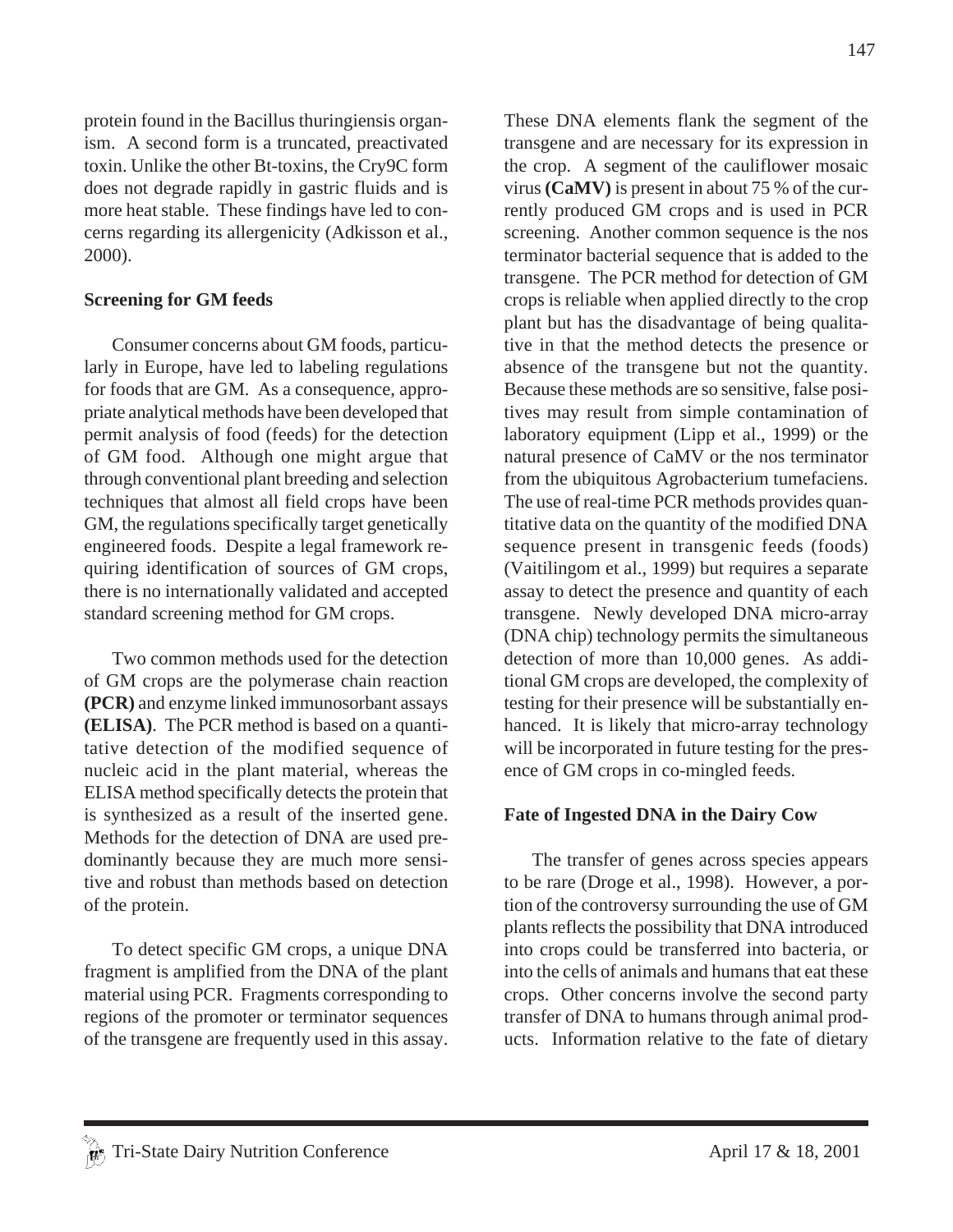protein found in the Bacillus thuringiensis organism. A second form is a truncated, preactivated toxin. Unlike the other Bt-toxins, the Cry9C form does not degrade rapidly in gastric fluids and is more heat stable. These findings have led to concerns regarding its allergenicity (Adkisson et al., 2000).

**Screening for GM feeds**

Consumer concerns about GM foods, particularly in Europe, have led to labeling regulations for foods that are GM. As a consequence, appropriate analytical methods have been developed that permit analysis of food (feeds) for the detection of GM food. Although one might argue that through conventional plant breeding and selection techniques that almost all field crops have been GM, the regulations specifically target genetically engineered foods. Despite a legal framework requiring identification of sources of GM crops, there is no internationally validated and accepted standard screening method for GM crops.

Two common methods used for the detection of GM crops are the polymerase chain reaction **(PCR)** and enzyme linked immunosorbant assays **(ELISA)**. The PCR method is based on a quantitative detection of the modified sequence of nucleic acid in the plant material, whereas the ELISA method specifically detects the protein that is synthesized as a result of the inserted gene. Methods for the detection of DNA are used predominantly because they are much more sensitive and robust than methods based on detection of the protein.

To detect specific GM crops, a unique DNA fragment is amplified from the DNA of the plant material using PCR. Fragments corresponding to regions of the promoter or terminator sequences of the transgene are frequently used in this assay. These DNA elements flank the segment of the transgene and are necessary for its expression in the crop. A segment of the cauliflower mosaic virus **(CaMV)** is present in about 75 % of the currently produced GM crops and is used in PCR screening. Another common sequence is the nos terminator bacterial sequence that is added to the transgene. The PCR method for detection of GM crops is reliable when applied directly to the crop plant but has the disadvantage of being qualitative in that the method detects the presence or absence of the transgene but not the quantity. Because these methods are so sensitive, false positives may result from simple contamination of laboratory equipment (Lipp et al., 1999) or the natural presence of CaMV or the nos terminator from the ubiquitous Agrobacterium tumefaciens. The use of real-time PCR methods provides quantitative data on the quantity of the modified DNA sequence present in transgenic feeds (foods) (Vaitilingom et al., 1999) but requires a separate assay to detect the presence and quantity of each transgene. Newly developed DNA micro-array (DNA chip) technology permits the simultaneous detection of more than 10,000 genes. As additional GM crops are developed, the complexity of testing for their presence will be substantially enhanced. It is likely that micro-array technology will be incorporated in future testing for the presence of GM crops in co-mingled feeds.

**Fate of Ingested DNA in the Dairy Cow**

The transfer of genes across species appears to be rare (Droge et al., 1998). However, a portion of the controversy surrounding the use of GM plants reflects the possibility that DNA introduced into crops could be transferred into bacteria, or into the cells of animals and humans that eat these crops. Other concerns involve the second party transfer of DNA to humans through animal products. Information relative to the fate of dietary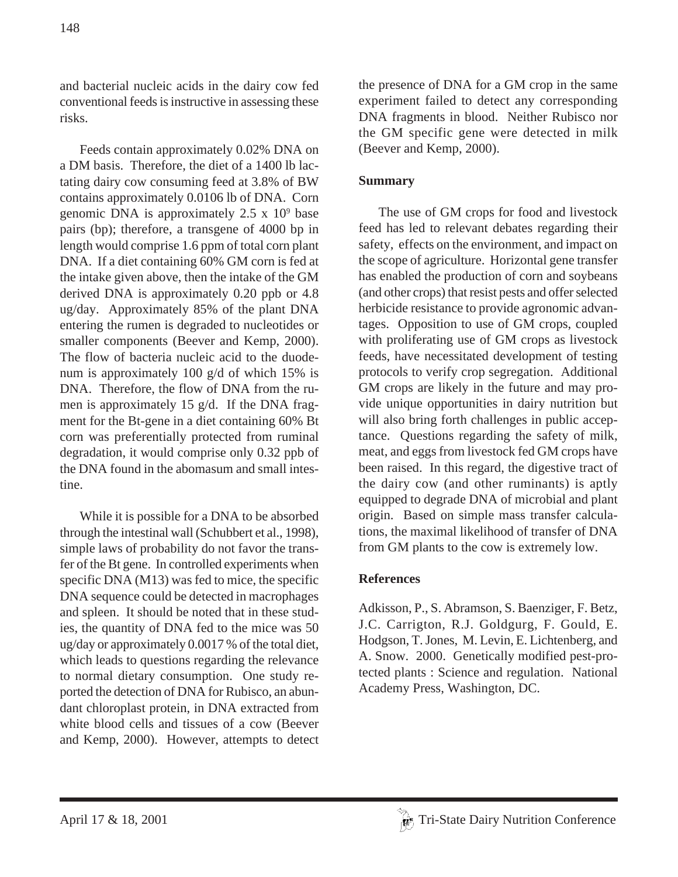and bacterial nucleic acids in the dairy cow fed conventional feeds is instructive in assessing these risks.

Feeds contain approximately 0.02% DNA on a DM basis. Therefore, the diet of a 1400 lb lactating dairy cow consuming feed at 3.8% of BW contains approximately 0.0106 lb of DNA. Corn genomic DNA is approximately $2.5 \times 10^9$ base pairs (bp); therefore, a transgene of 4000 bp in length would comprise 1.6 ppm of total corn plant DNA. If a diet containing 60% GM corn is fed at the intake given above, then the intake of the GM derived DNA is approximately 0.20 ppb or 4.8 ug/day. Approximately 85% of the plant DNA entering the rumen is degraded to nucleotides or smaller components (Beever and Kemp, 2000). The flow of bacteria nucleic acid to the duodenum is approximately 100 g/d of which 15% is DNA. Therefore, the flow of DNA from the rumen is approximately 15 g/d. If the DNA fragment for the Bt-gene in a diet containing 60% Bt corn was preferentially protected from ruminal degradation, it would comprise only 0.32 ppb of the DNA found in the abomasum and small intestine.

While it is possible for a DNA to be absorbed through the intestinal wall (Schubbert et al., 1998), simple laws of probability do not favor the transfer of the Bt gene. In controlled experiments when specific DNA (M13) was fed to mice, the specific DNA sequence could be detected in macrophages and spleen. It should be noted that in these studies, the quantity of DNA fed to the mice was 50 ug/day or approximately 0.0017 % of the total diet, which leads to questions regarding the relevance to normal dietary consumption. One study reported the detection of DNA for Rubisco, an abundant chloroplast protein, in DNA extracted from white blood cells and tissues of a cow (Beever and Kemp, 2000). However, attempts to detect the presence of DNA for a GM crop in the same experiment failed to detect any corresponding DNA fragments in blood. Neither Rubisco nor the GM specific gene were detected in milk (Beever and Kemp, 2000).

## Summary

The use of GM crops for food and livestock feed has led to relevant debates regarding their safety, effects on the environment, and impact on the scope of agriculture. Horizontal gene transfer has enabled the production of corn and soybeans (and other crops) that resist pests and offer selected herbicide resistance to provide agronomic advantages. Opposition to use of GM crops, coupled with proliferating use of GM crops as livestock feeds, have necessitated development of testing protocols to verify crop segregation. Additional GM crops are likely in the future and may provide unique opportunities in dairy nutrition but will also bring forth challenges in public acceptance. Questions regarding the safety of milk, meat, and eggs from livestock fed GM crops have been raised. In this regard, the digestive tract of the dairy cow (and other ruminants) is aptly equipped to degrade DNA of microbial and plant origin. Based on simple mass transfer calculations, the maximal likelihood of transfer of DNA from GM plants to the cow is extremely low.

## References

Adkisson, P., S. Abramson, S. Baenziger, F. Betz, J.C. Carrigton, R.J. Goldgurg, F. Gould, E. Hodgson, T. Jones, M. Levin, E. Lichtenberg, and A. Snow. 2000. Genetically modified pest-protected plants : Science and regulation. National Academy Press, Washington, DC.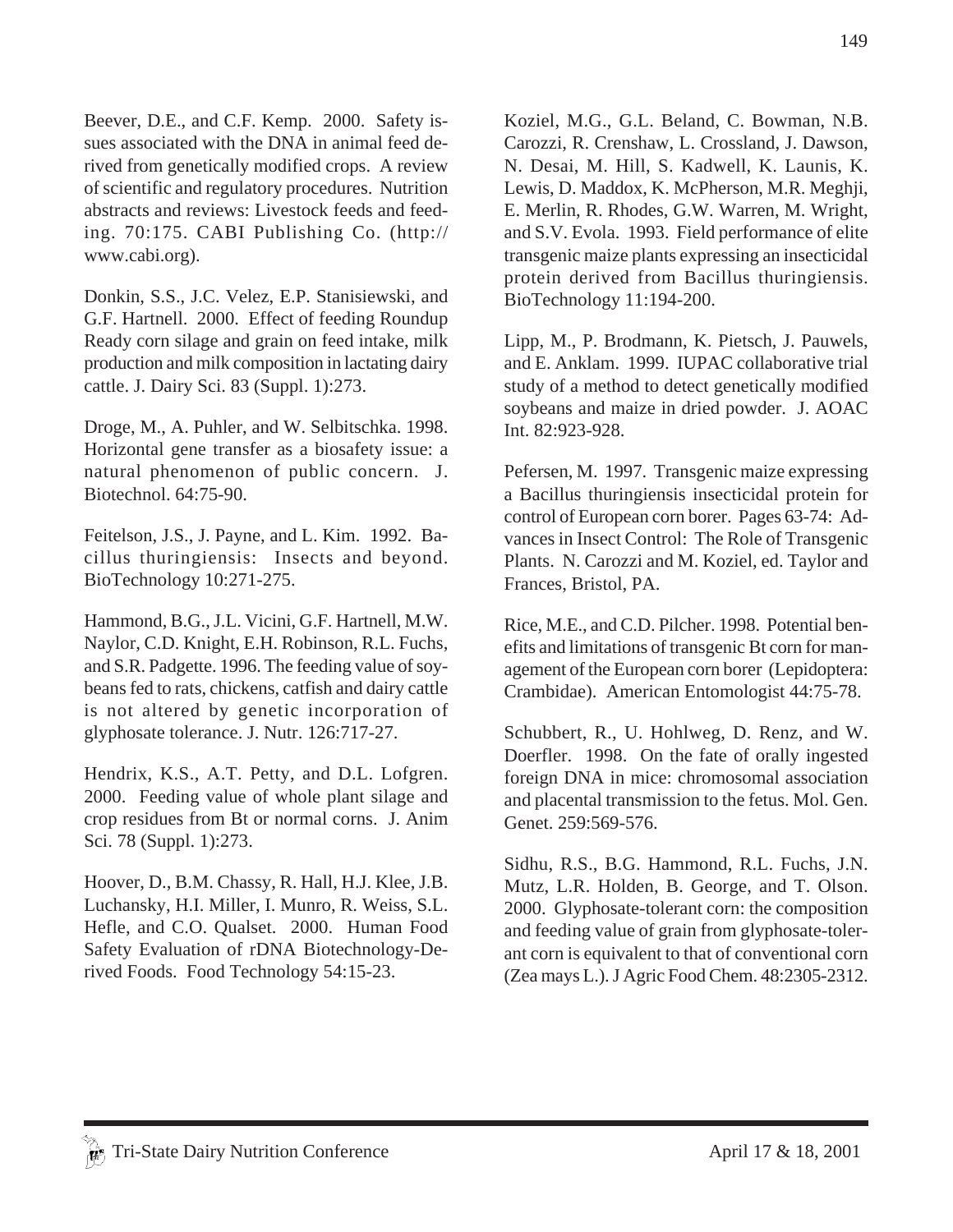Beever, D.E., and C.F. Kemp. 2000. Safety issues associated with the DNA in animal feed derived from genetically modified crops. A review of scientific and regulatory procedures. Nutrition abstracts and reviews: Livestock feeds and feeding. 70:175. CABI Publishing Co. (http://www.cabi.org).

Donkin, S.S., J.C. Velez, E.P. Stanisiewski, and G.F. Hartnell. 2000. Effect of feeding Roundup Ready corn silage and grain on feed intake, milk production and milk composition in lactating dairy cattle. J. Dairy Sci. 83 (Suppl. 1):273.

Droge, M., A. Puhler, and W. Selbitschka. 1998. Horizontal gene transfer as a biosafety issue: a natural phenomenon of public concern. J. Biotechnol. 64:75-90.

Feitelson, J.S., J. Payne, and L. Kim. 1992. Bacillus thuringiensis: Insects and beyond. BioTechnology 10:271-275.

Hammond, B.G., J.L. Vicini, G.F. Hartnell, M.W. Naylor, C.D. Knight, E.H. Robinson, R.L. Fuchs, and S.R. Padgette. 1996. The feeding value of soybeans fed to rats, chickens, catfish and dairy cattle is not altered by genetic incorporation of glyphosate tolerance. J. Nutr. 126:717-27.

Hendrix, K.S., A.T. Petty, and D.L. Lofgren. 2000. Feeding value of whole plant silage and crop residues from Bt or normal corns. J. Anim Sci. 78 (Suppl. 1):273.

Hoover, D., B.M. Chassy, R. Hall, H.J. Klee, J.B. Luchansky, H.I. Miller, I. Munro, R. Weiss, S.L. Hefle, and C.O. Qualset. 2000. Human Food Safety Evaluation of rDNA Biotechnology-Derived Foods. Food Technology 54:15-23.

Koziel, M.G., G.L. Beland, C. Bowman, N.B. Carozzi, R. Crenshaw, L. Crossland, J. Dawson, N. Desai, M. Hill, S. Kadwell, K. Launis, K. Lewis, D. Maddox, K. McPherson, M.R. Meghji, E. Merlin, R. Rhodes, G.W. Warren, M. Wright, and S.V. Evola. 1993. Field performance of elite transgenic maize plants expressing an insecticidal protein derived from Bacillus thuringiensis. BioTechnology 11:194-200.

Lipp, M., P. Brodmann, K. Pietsch, J. Pauwels, and E. Anklam. 1999. IUPAC collaborative trial study of a method to detect genetically modified soybeans and maize in dried powder. J. AOAC Int. 82:923-928.

Pefersen, M. 1997. Transgenic maize expressing a Bacillus thuringiensis insecticidal protein for control of European corn borer. Pages 63-74: Advances in Insect Control: The Role of Transgenic Plants. N. Carozzi and M. Koziel, ed. Taylor and Frances, Bristol, PA.

Rice, M.E., and C.D. Pilcher. 1998. Potential benefits and limitations of transgenic Bt corn for management of the European corn borer (Lepidoptera: Crambidae). American Entomologist 44:75-78.

Schubbert, R., U. Hohlweg, D. Renz, and W. Doerfler. 1998. On the fate of orally ingested foreign DNA in mice: chromosomal association and placental transmission to the fetus. Mol. Gen. Genet. 259:569-576.

Sidhu, R.S., B.G. Hammond, R.L. Fuchs, J.N. Mutz, L.R. Holden, B. George, and T. Olson. 2000. Glyphosate-tolerant corn: the composition and feeding value of grain from glyphosate-tolerant corn is equivalent to that of conventional corn (Zea mays L.). J Agric Food Chem. 48:2305-2312.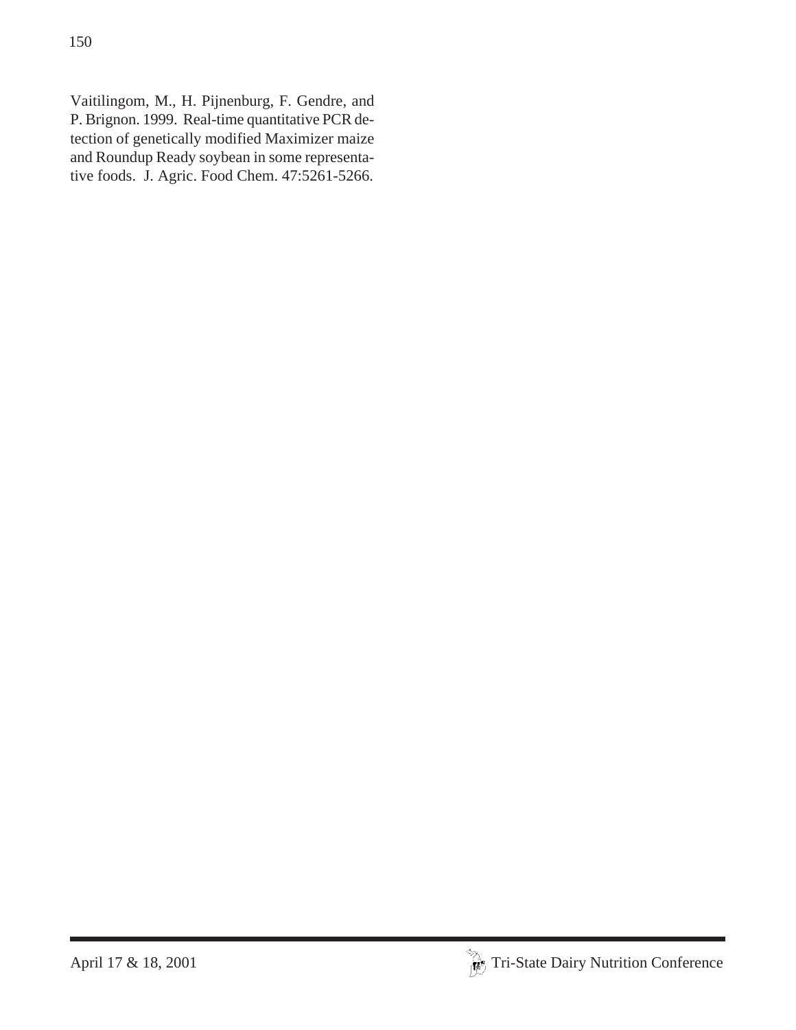Vaitilingom, M., H. Pijnenburg, F. Gendre, and P. Brignon. 1999. Real-time quantitative PCR detection of genetically modified Maximizer maize and Roundup Ready soybean in some representative foods. J. Agric. Food Chem. 47:5261-5266.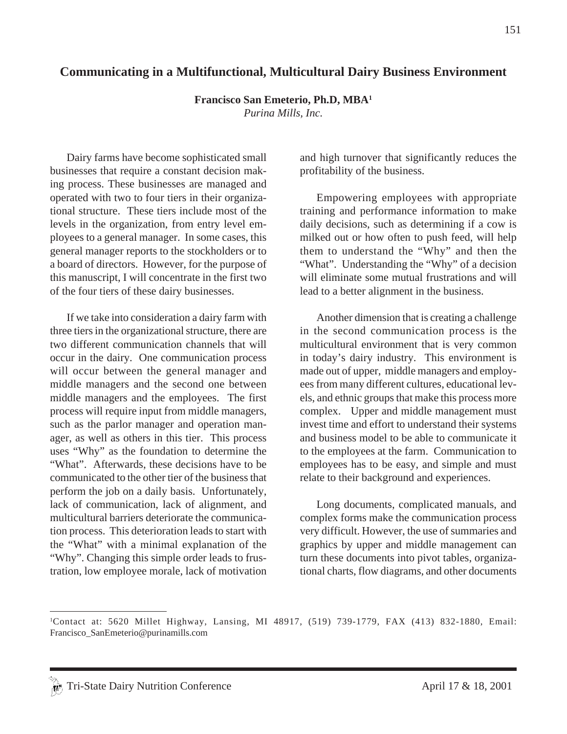# Communicating in a Multifunctional, Multicultural Dairy Business Environment

**Francisco San Emeterio, Ph.D, MBA**[1]
*Purina Mills, Inc.*

Dairy farms have become sophisticated small businesses that require a constant decision making process. These businesses are managed and operated with two to four tiers in their organizational structure. These tiers include most of the levels in the organization, from entry level employees to a general manager. In some cases, this general manager reports to the stockholders or to a board of directors. However, for the purpose of this manuscript, I will concentrate in the first two of the four tiers of these dairy businesses.

If we take into consideration a dairy farm with three tiers in the organizational structure, there are two different communication channels that will occur in the dairy. One communication process will occur between the general manager and middle managers and the second one between middle managers and the employees. The first process will require input from middle managers, such as the parlor manager and operation manager, as well as others in this tier. This process uses "Why" as the foundation to determine the "What". Afterwards, these decisions have to be communicated to the other tier of the business that perform the job on a daily basis. Unfortunately, lack of communication, lack of alignment, and multicultural barriers deteriorate the communication process. This deterioration leads to start with the "What" with a minimal explanation of the "Why". Changing this simple order leads to frustration, low employee morale, lack of motivation and high turnover that significantly reduces the profitability of the business.

Empowering employees with appropriate training and performance information to make daily decisions, such as determining if a cow is milked out or how often to push feed, will help them to understand the "Why" and then the "What". Understanding the "Why" of a decision will eliminate some mutual frustrations and will lead to a better alignment in the business.

Another dimension that is creating a challenge in the second communication process is the multicultural environment that is very common in today's dairy industry. This environment is made out of upper, middle managers and employees from many different cultures, educational levels, and ethnic groups that make this process more complex. Upper and middle management must invest time and effort to understand their systems and business model to be able to communicate it to the employees at the farm. Communication to employees has to be easy, and simple and must relate to their background and experiences.

Long documents, complicated manuals, and complex forms make the communication process very difficult. However, the use of summaries and graphics by upper and middle management can turn these documents into pivot tables, organizational charts, flow diagrams, and other documents

---

[1]Contact at: 5620 Millet Highway, Lansing, MI 48917, (519) 739-1779, FAX (413) 832-1880, Email: Francisco_SanEmeterio@purinamills.com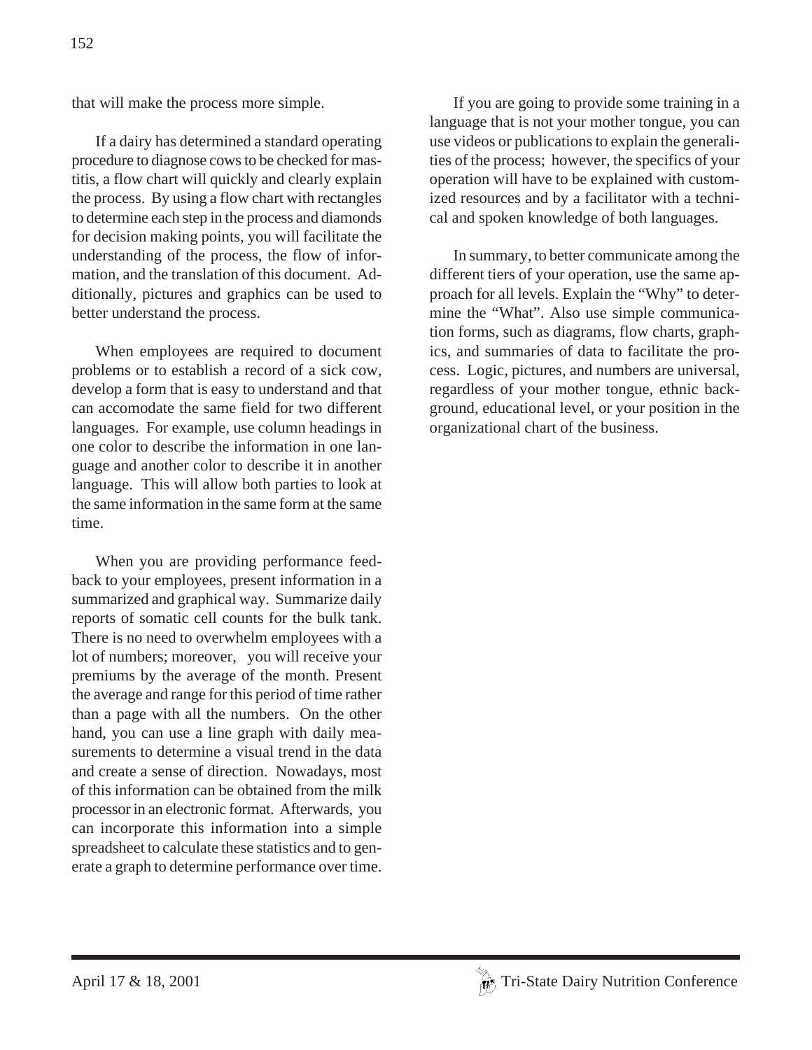that will make the process more simple.

If a dairy has determined a standard operating procedure to diagnose cows to be checked for mastitis, a flow chart will quickly and clearly explain the process. By using a flow chart with rectangles to determine each step in the process and diamonds for decision making points, you will facilitate the understanding of the process, the flow of information, and the translation of this document. Additionally, pictures and graphics can be used to better understand the process.

When employees are required to document problems or to establish a record of a sick cow, develop a form that is easy to understand and that can accomodate the same field for two different languages. For example, use column headings in one color to describe the information in one language and another color to describe it in another language. This will allow both parties to look at the same information in the same form at the same time.

When you are providing performance feedback to your employees, present information in a summarized and graphical way. Summarize daily reports of somatic cell counts for the bulk tank. There is no need to overwhelm employees with a lot of numbers; moreover, you will receive your premiums by the average of the month. Present the average and range for this period of time rather than a page with all the numbers. On the other hand, you can use a line graph with daily measurements to determine a visual trend in the data and create a sense of direction. Nowadays, most of this information can be obtained from the milk processor in an electronic format. Afterwards, you can incorporate this information into a simple spreadsheet to calculate these statistics and to generate a graph to determine performance over time.

If you are going to provide some training in a language that is not your mother tongue, you can use videos or publications to explain the generalities of the process; however, the specifics of your operation will have to be explained with customized resources and by a facilitator with a technical and spoken knowledge of both languages.

In summary, to better communicate among the different tiers of your operation, use the same approach for all levels. Explain the "Why" to determine the "What". Also use simple communication forms, such as diagrams, flow charts, graphics, and summaries of data to facilitate the process. Logic, pictures, and numbers are universal, regardless of your mother tongue, ethnic background, educational level, or your position in the organizational chart of the business.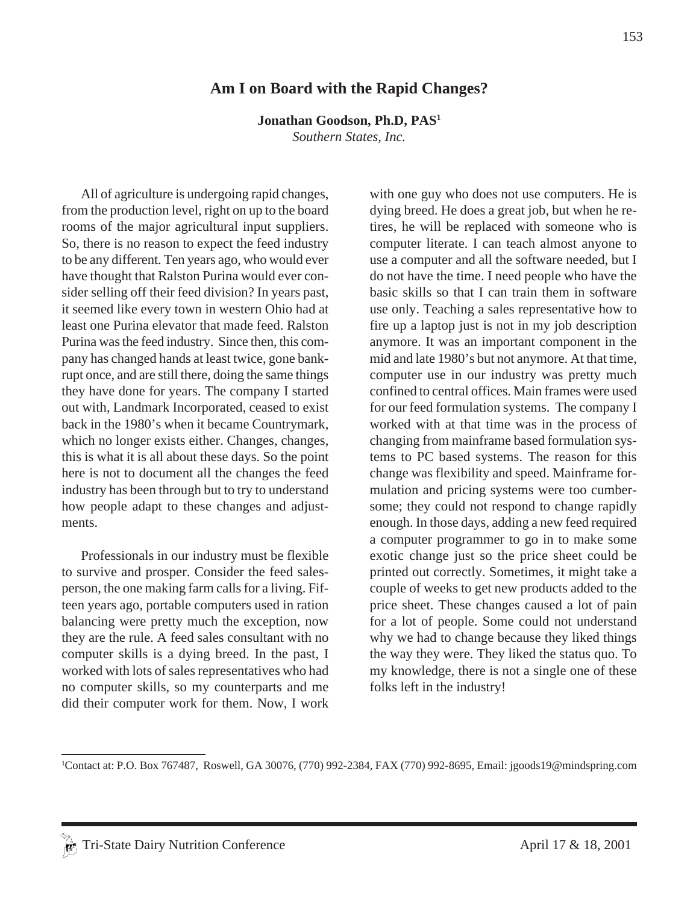# Am I on Board with the Rapid Changes?

**Jonathan Goodson, Ph.D, PAS**[1]
*Southern States, Inc.*

All of agriculture is undergoing rapid changes, from the production level, right on up to the board rooms of the major agricultural input suppliers. So, there is no reason to expect the feed industry to be any different. Ten years ago, who would ever have thought that Ralston Purina would ever consider selling off their feed division? In years past, it seemed like every town in western Ohio had at least one Purina elevator that made feed. Ralston Purina was the feed industry. Since then, this company has changed hands at least twice, gone bankrupt once, and are still there, doing the same things they have done for years. The company I started out with, Landmark Incorporated, ceased to exist back in the 1980's when it became Countrymark, which no longer exists either. Changes, changes, this is what it is all about these days. So the point here is not to document all the changes the feed industry has been through but to try to understand how people adapt to these changes and adjustments.

Professionals in our industry must be flexible to survive and prosper. Consider the feed salesperson, the one making farm calls for a living. Fifteen years ago, portable computers used in ration balancing were pretty much the exception, now they are the rule. A feed sales consultant with no computer skills is a dying breed. In the past, I worked with lots of sales representatives who had no computer skills, so my counterparts and me did their computer work for them. Now, I work with one guy who does not use computers. He is dying breed. He does a great job, but when he retires, he will be replaced with someone who is computer literate. I can teach almost anyone to use a computer and all the software needed, but I do not have the time. I need people who have the basic skills so that I can train them in software use only. Teaching a sales representative how to fire up a laptop just is not in my job description anymore. It was an important component in the mid and late 1980's but not anymore. At that time, computer use in our industry was pretty much confined to central offices. Main frames were used for our feed formulation systems. The company I worked with at that time was in the process of changing from mainframe based formulation systems to PC based systems. The reason for this change was flexibility and speed. Mainframe formulation and pricing systems were too cumbersome; they could not respond to change rapidly enough. In those days, adding a new feed required a computer programmer to go in to make some exotic change just so the price sheet could be printed out correctly. Sometimes, it might take a couple of weeks to get new products added to the price sheet. These changes caused a lot of pain for a lot of people. Some could not understand why we had to change because they liked things the way they were. They liked the status quo. To my knowledge, there is not a single one of these folks left in the industry!

[1]Contact at: P.O. Box 767487, Roswell, GA 30076, (770) 992-2384, FAX (770) 992-8695, Email: jgoods19@mindspring.com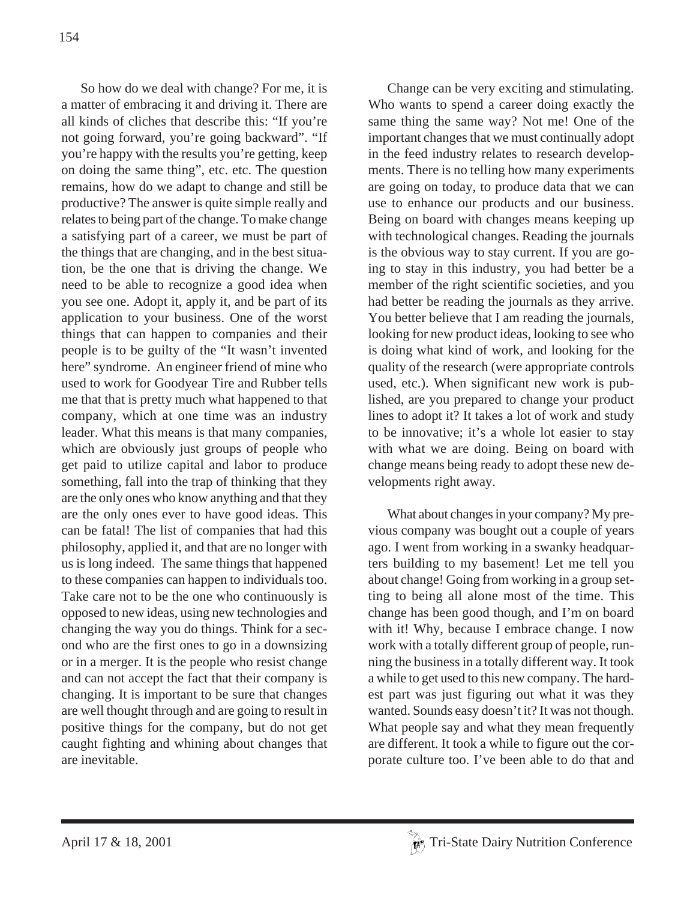So how do we deal with change? For me, it is a matter of embracing it and driving it. There are all kinds of cliches that describe this: "If you're not going forward, you're going backward". "If you're happy with the results you're getting, keep on doing the same thing", etc. etc. The question remains, how do we adapt to change and still be productive? The answer is quite simple really and relates to being part of the change. To make change a satisfying part of a career, we must be part of the things that are changing, and in the best situation, be the one that is driving the change. We need to be able to recognize a good idea when you see one. Adopt it, apply it, and be part of its application to your business. One of the worst things that can happen to companies and their people is to be guilty of the "It wasn't invented here" syndrome. An engineer friend of mine who used to work for Goodyear Tire and Rubber tells me that that is pretty much what happened to that company, which at one time was an industry leader. What this means is that many companies, which are obviously just groups of people who get paid to utilize capital and labor to produce something, fall into the trap of thinking that they are the only ones who know anything and that they are the only ones ever to have good ideas. This can be fatal! The list of companies that had this philosophy, applied it, and that are no longer with us is long indeed. The same things that happened to these companies can happen to individuals too. Take care not to be the one who continuously is opposed to new ideas, using new technologies and changing the way you do things. Think for a second who are the first ones to go in a downsizing or in a merger. It is the people who resist change and can not accept the fact that their company is changing. It is important to be sure that changes are well thought through and are going to result in positive things for the company, but do not get caught fighting and whining about changes that are inevitable.

Change can be very exciting and stimulating. Who wants to spend a career doing exactly the same thing the same way? Not me! One of the important changes that we must continually adopt in the feed industry relates to research developments. There is no telling how many experiments are going on today, to produce data that we can use to enhance our products and our business. Being on board with changes means keeping up with technological changes. Reading the journals is the obvious way to stay current. If you are going to stay in this industry, you had better be a member of the right scientific societies, and you had better be reading the journals as they arrive. You better believe that I am reading the journals, looking for new product ideas, looking to see who is doing what kind of work, and looking for the quality of the research (were appropriate controls used, etc.). When significant new work is published, are you prepared to change your product lines to adopt it? It takes a lot of work and study to be innovative; it's a whole lot easier to stay with what we are doing. Being on board with change means being ready to adopt these new developments right away.

What about changes in your company? My previous company was bought out a couple of years ago. I went from working in a swanky headquarters building to my basement! Let me tell you about change! Going from working in a group setting to being all alone most of the time. This change has been good though, and I'm on board with it! Why, because I embrace change. I now work with a totally different group of people, running the business in a totally different way. It took a while to get used to this new company. The hardest part was just figuring out what it was they wanted. Sounds easy doesn't it? It was not though. What people say and what they mean frequently are different. It took a while to figure out the corporate culture too. I've been able to do that and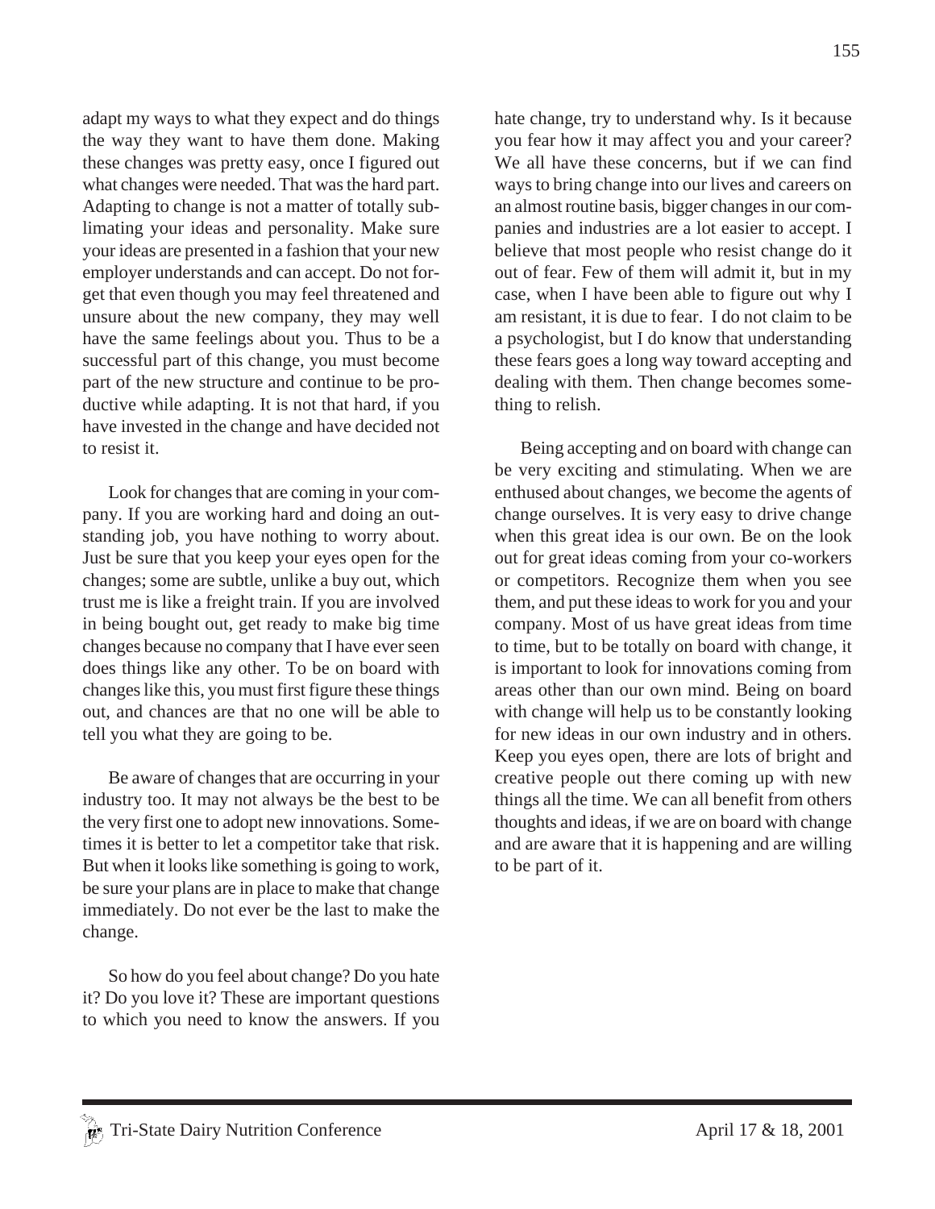adapt my ways to what they expect and do things the way they want to have them done. Making these changes was pretty easy, once I figured out what changes were needed. That was the hard part. Adapting to change is not a matter of totally sublimating your ideas and personality. Make sure your ideas are presented in a fashion that your new employer understands and can accept. Do not forget that even though you may feel threatened and unsure about the new company, they may well have the same feelings about you. Thus to be a successful part of this change, you must become part of the new structure and continue to be productive while adapting. It is not that hard, if you have invested in the change and have decided not to resist it.

Look for changes that are coming in your company. If you are working hard and doing an outstanding job, you have nothing to worry about. Just be sure that you keep your eyes open for the changes; some are subtle, unlike a buy out, which trust me is like a freight train. If you are involved in being bought out, get ready to make big time changes because no company that I have ever seen does things like any other. To be on board with changes like this, you must first figure these things out, and chances are that no one will be able to tell you what they are going to be.

Be aware of changes that are occurring in your industry too. It may not always be the best to be the very first one to adopt new innovations. Sometimes it is better to let a competitor take that risk. But when it looks like something is going to work, be sure your plans are in place to make that change immediately. Do not ever be the last to make the change.

So how do you feel about change? Do you hate it? Do you love it? These are important questions to which you need to know the answers. If you hate change, try to understand why. Is it because you fear how it may affect you and your career? We all have these concerns, but if we can find ways to bring change into our lives and careers on an almost routine basis, bigger changes in our companies and industries are a lot easier to accept. I believe that most people who resist change do it out of fear. Few of them will admit it, but in my case, when I have been able to figure out why I am resistant, it is due to fear. I do not claim to be a psychologist, but I do know that understanding these fears goes a long way toward accepting and dealing with them. Then change becomes something to relish.

Being accepting and on board with change can be very exciting and stimulating. When we are enthused about changes, we become the agents of change ourselves. It is very easy to drive change when this great idea is our own. Be on the look out for great ideas coming from your co-workers or competitors. Recognize them when you see them, and put these ideas to work for you and your company. Most of us have great ideas from time to time, but to be totally on board with change, it is important to look for innovations coming from areas other than our own mind. Being on board with change will help us to be constantly looking for new ideas in our own industry and in others. Keep you eyes open, there are lots of bright and creative people out there coming up with new things all the time. We can all benefit from others thoughts and ideas, if we are on board with change and are aware that it is happening and are willing to be part of it.